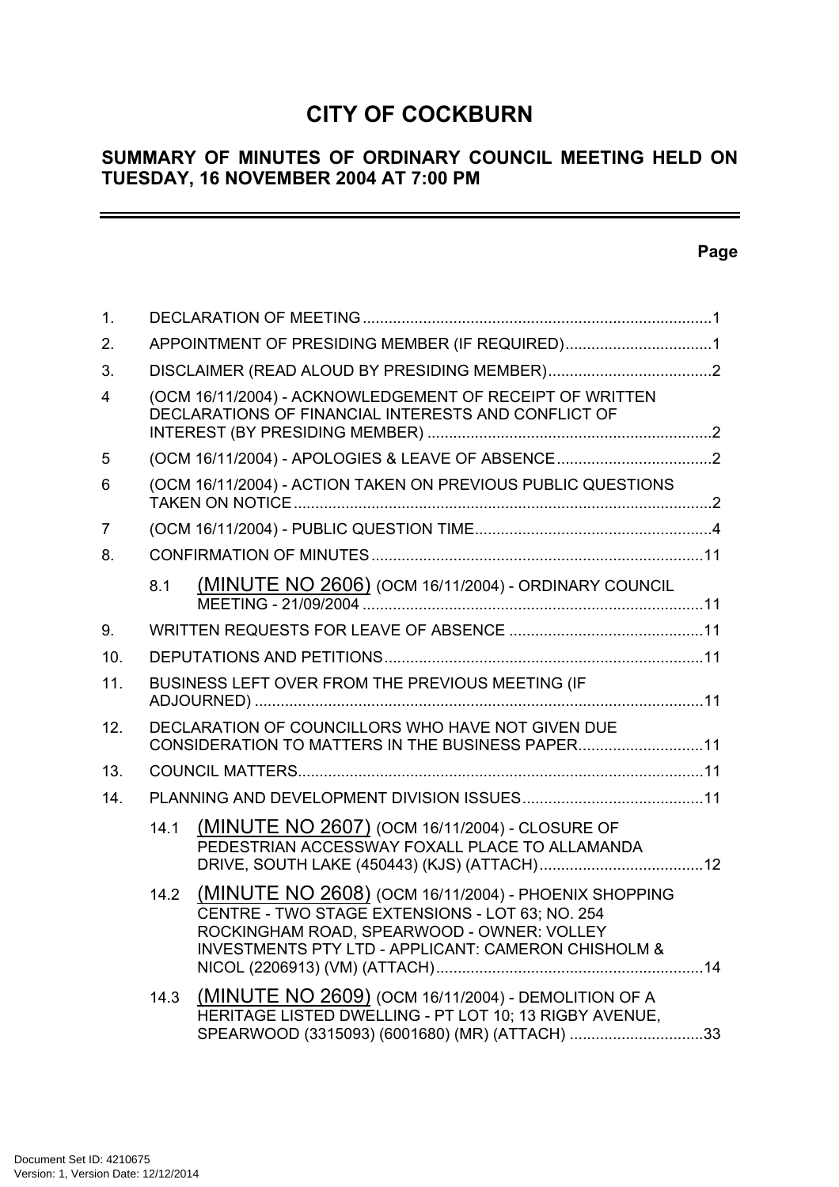# CITY OF COCKBURN

## SUMMARY OF MINUTES OF ORDINARY COUNCIL MEETING HELD ON TUESDAY, 16 NOVEMBER 2004 AT 7:00 PM

**Page**

| | | |
|---|---|---|
| 1. | DECLARATION OF MEETING | 1 |
| 2. | APPOINTMENT OF PRESIDING MEMBER (IF REQUIRED) | 1 |
| 3. | DISCLAIMER (READ ALOUD BY PRESIDING MEMBER) | 2 |
| 4 | (OCM 16/11/2004) - ACKNOWLEDGEMENT OF RECEIPT OF WRITTEN DECLARATIONS OF FINANCIAL INTERESTS AND CONFLICT OF INTEREST (BY PRESIDING MEMBER) | 2 |
| 5 | (OCM 16/11/2004) - APOLOGIES & LEAVE OF ABSENCE | 2 |
| 6 | (OCM 16/11/2004) - ACTION TAKEN ON PREVIOUS PUBLIC QUESTIONS TAKEN ON NOTICE | 2 |
| 7 | (OCM 16/11/2004) - PUBLIC QUESTION TIME | 4 |
| 8. | CONFIRMATION OF MINUTES | 11 |
| 8.1 | (MINUTE NO 2606) (OCM 16/11/2004) - ORDINARY COUNCIL MEETING - 21/09/2004 | 11 |
| 9. | WRITTEN REQUESTS FOR LEAVE OF ABSENCE | 11 |
| 10. | DEPUTATIONS AND PETITIONS | 11 |
| 11. | BUSINESS LEFT OVER FROM THE PREVIOUS MEETING (IF ADJOURNED) | 11 |
| 12. | DECLARATION OF COUNCILLORS WHO HAVE NOT GIVEN DUE CONSIDERATION TO MATTERS IN THE BUSINESS PAPER | 11 |
| 13. | COUNCIL MATTERS | 11 |
| 14. | PLANNING AND DEVELOPMENT DIVISION ISSUES | 11 |
| 14.1 | (MINUTE NO 2607) (OCM 16/11/2004) - CLOSURE OF PEDESTRIAN ACCESSWAY FOXALL PLACE TO ALLAMANDA DRIVE, SOUTH LAKE (450443) (KJS) (ATTACH) | 12 |
| 14.2 | (MINUTE NO 2608) (OCM 16/11/2004) - PHOENIX SHOPPING CENTRE - TWO STAGE EXTENSIONS - LOT 63; NO. 254 ROCKINGHAM ROAD, SPEARWOOD - OWNER: VOLLEY INVESTMENTS PTY LTD - APPLICANT: CAMERON CHISHOLM & NICOL (2206913) (VM) (ATTACH) | 14 |
| 14.3 | (MINUTE NO 2609) (OCM 16/11/2004) - DEMOLITION OF A HERITAGE LISTED DWELLING - PT LOT 10; 13 RIGBY AVENUE, SPEARWOOD (3315093) (6001680) (MR) (ATTACH) | 33 |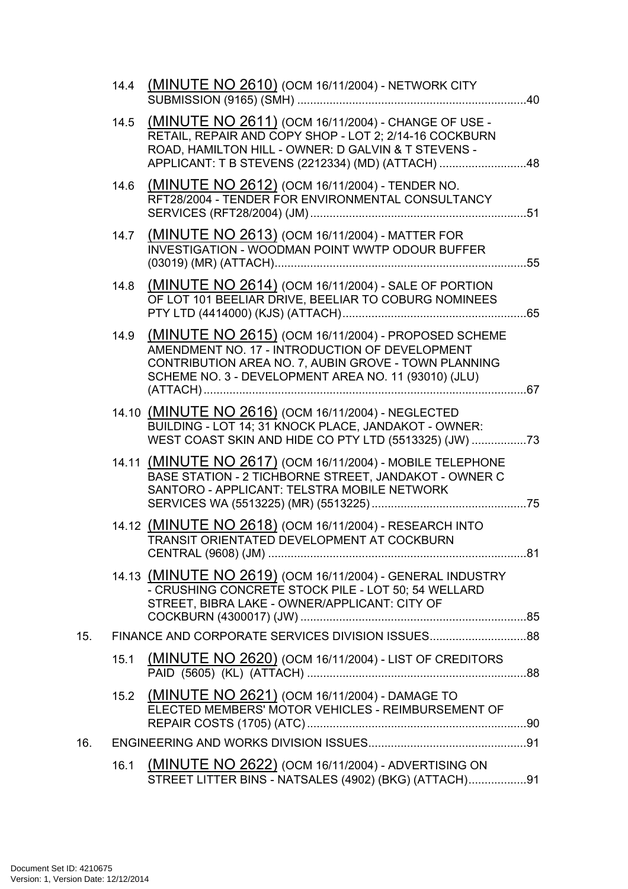14.4 (MINUTE NO 2610) (OCM 16/11/2004) - NETWORK CITY SUBMISSION (9165) (SMH) ....................................................................40

14.5 (MINUTE NO 2611) (OCM 16/11/2004) - CHANGE OF USE - RETAIL, REPAIR AND COPY SHOP - LOT 2; 2/14-16 COCKBURN ROAD, HAMILTON HILL - OWNER: D GALVIN & T STEVENS - APPLICANT: T B STEVENS (2212334) (MD) (ATTACH) ..........................48

14.6 (MINUTE NO 2612) (OCM 16/11/2004) - TENDER NO. RFT28/2004 - TENDER FOR ENVIRONMENTAL CONSULTANCY SERVICES (RFT28/2004) (JM) ..................................................................51

14.7 (MINUTE NO 2613) (OCM 16/11/2004) - MATTER FOR INVESTIGATION - WOODMAN POINT WWTP ODOUR BUFFER (03019) (MR) (ATTACH)............................................................................55

14.8 (MINUTE NO 2614) (OCM 16/11/2004) - SALE OF PORTION OF LOT 101 BEELIAR DRIVE, BEELIAR TO COBURG NOMINEES PTY LTD (4414000) (KJS) (ATTACH)........................................................65

14.9 (MINUTE NO 2615) (OCM 16/11/2004) - PROPOSED SCHEME AMENDMENT NO. 17 - INTRODUCTION OF DEVELOPMENT CONTRIBUTION AREA NO. 7, AUBIN GROVE - TOWN PLANNING SCHEME NO. 3 - DEVELOPMENT AREA NO. 11 (93010) (JLU) (ATTACH)..................................................................................................67

14.10 (MINUTE NO 2616) (OCM 16/11/2004) - NEGLECTED BUILDING - LOT 14; 31 KNOCK PLACE, JANDAKOT - OWNER: WEST COAST SKIN AND HIDE CO PTY LTD (5513325) (JW) .................73

14.11 (MINUTE NO 2617) (OCM 16/11/2004) - MOBILE TELEPHONE BASE STATION - 2 TICHBORNE STREET, JANDAKOT - OWNER C SANTORO - APPLICANT: TELSTRA MOBILE NETWORK SERVICES WA (5513225) (MR) (5513225)...............................................75

14.12 (MINUTE NO 2618) (OCM 16/11/2004) - RESEARCH INTO TRANSIT ORIENTATED DEVELOPMENT AT COCKBURN CENTRAL (9608) (JM) ...............................................................................81

14.13 (MINUTE NO 2619) (OCM 16/11/2004) - GENERAL INDUSTRY - CRUSHING CONCRETE STOCK PILE - LOT 50; 54 WELLARD STREET, BIBRA LAKE - OWNER/APPLICANT: CITY OF COCKBURN (4300017) (JW) .....................................................................85

15. FINANCE AND CORPORATE SERVICES DIVISION ISSUES.............................88

15.1 (MINUTE NO 2620) (OCM 16/11/2004) - LIST OF CREDITORS PAID (5605) (KL) (ATTACH) ...................................................................88

15.2 (MINUTE NO 2621) (OCM 16/11/2004) - DAMAGE TO ELECTED MEMBERS' MOTOR VEHICLES - REIMBURSEMENT OF REPAIR COSTS (1705) (ATC)...................................................................90

16. ENGINEERING AND WORKS DIVISION ISSUES................................................91

16.1 (MINUTE NO 2622) (OCM 16/11/2004) - ADVERTISING ON STREET LITTER BINS - NATSALES (4902) (BKG) (ATTACH)..................91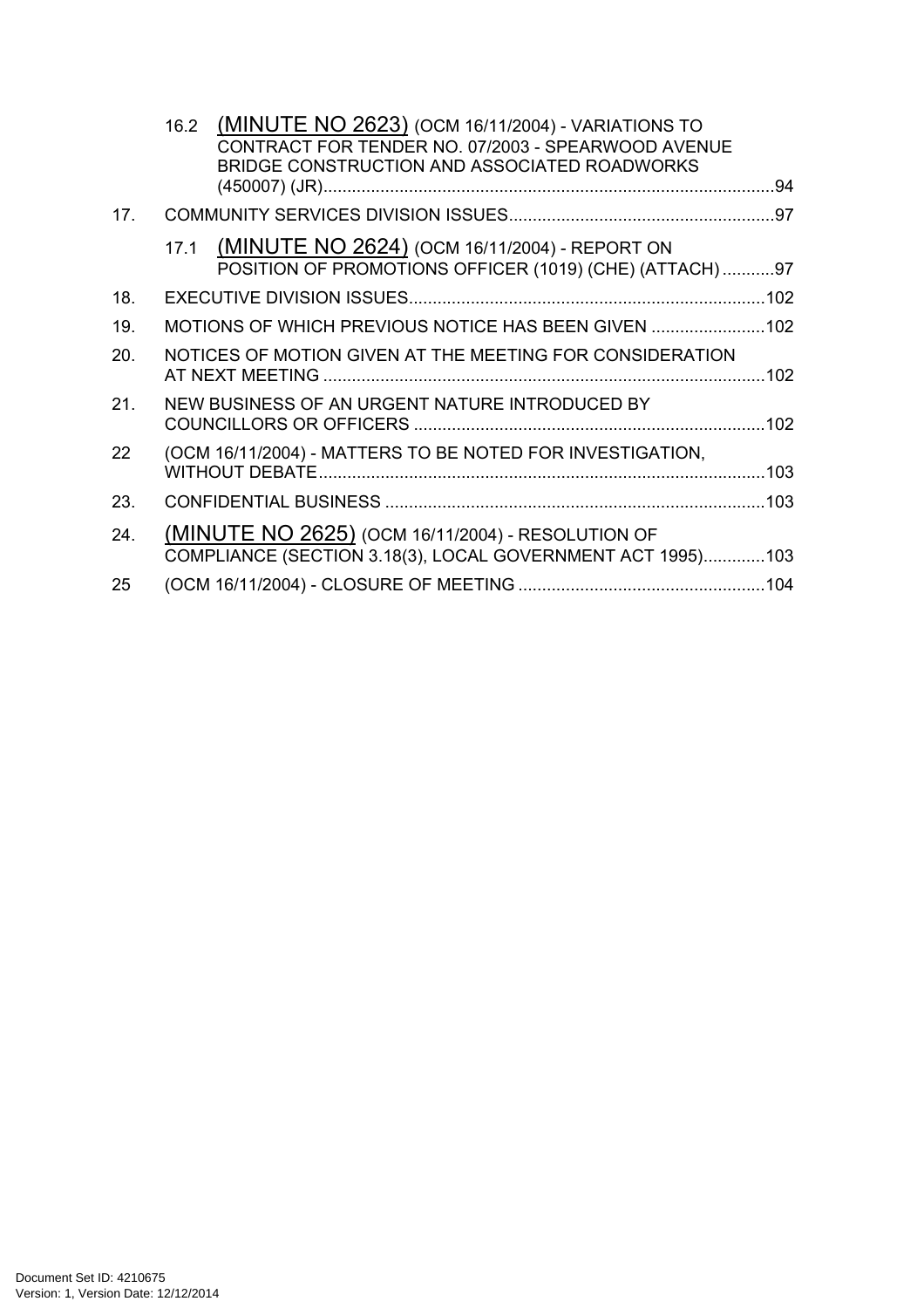16.2 (MINUTE NO 2623) (OCM 16/11/2004) - VARIATIONS TO CONTRACT FOR TENDER NO. 07/2003 - SPEARWOOD AVENUE BRIDGE CONSTRUCTION AND ASSOCIATED ROADWORKS (450007) (JR) ..... 94

17. COMMUNITY SERVICES DIVISION ISSUES ..... 97

17.1 (MINUTE NO 2624) (OCM 16/11/2004) - REPORT ON POSITION OF PROMOTIONS OFFICER (1019) (CHE) (ATTACH) ..... 97

18. EXECUTIVE DIVISION ISSUES ..... 102

19. MOTIONS OF WHICH PREVIOUS NOTICE HAS BEEN GIVEN ..... 102

20. NOTICES OF MOTION GIVEN AT THE MEETING FOR CONSIDERATION AT NEXT MEETING ..... 102

21. NEW BUSINESS OF AN URGENT NATURE INTRODUCED BY COUNCILLORS OR OFFICERS ..... 102

22 (OCM 16/11/2004) - MATTERS TO BE NOTED FOR INVESTIGATION, WITHOUT DEBATE ..... 103

23. CONFIDENTIAL BUSINESS ..... 103

24. (MINUTE NO 2625) (OCM 16/11/2004) - RESOLUTION OF COMPLIANCE (SECTION 3.18(3), LOCAL GOVERNMENT ACT 1995) ..... 103

25 (OCM 16/11/2004) - CLOSURE OF MEETING ..... 104

Document Set ID: 4210675
Version: 1, Version Date: 12/12/2014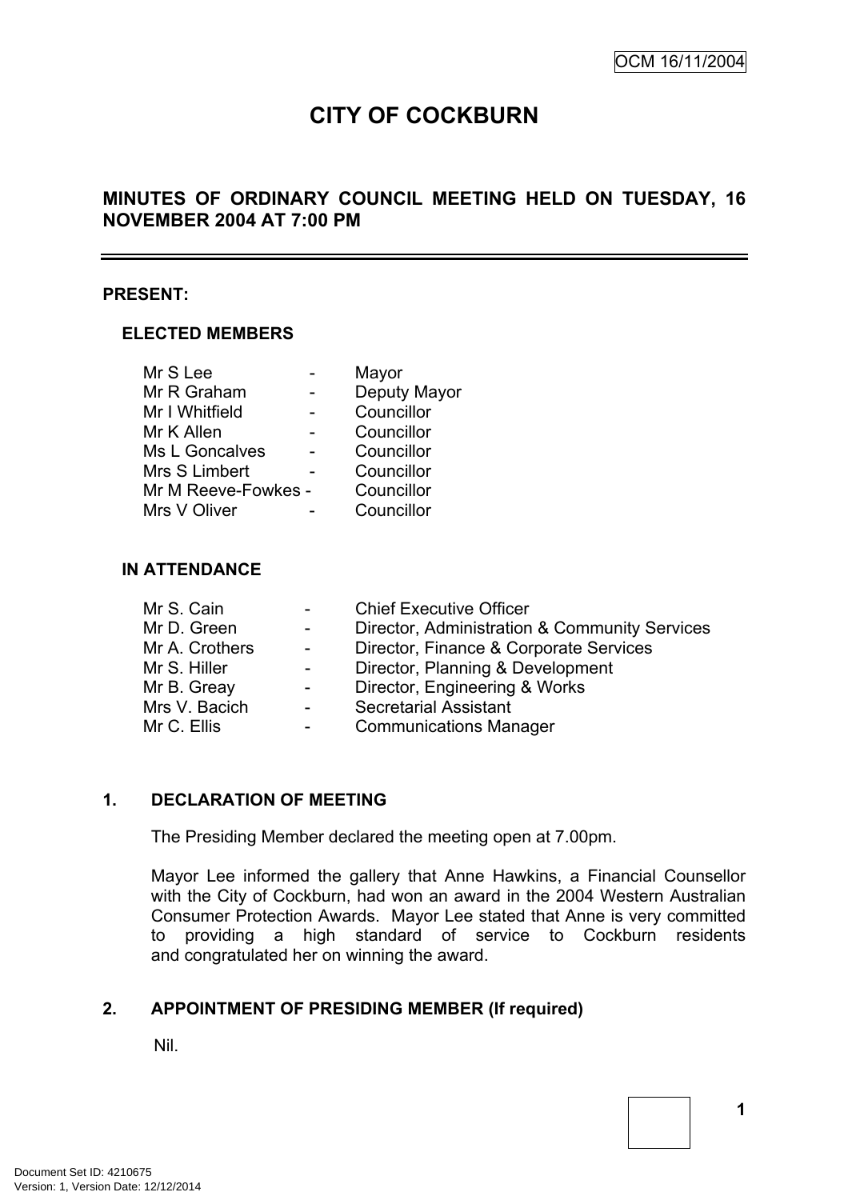OCM 16/11/2004

# CITY OF COCKBURN

## MINUTES OF ORDINARY COUNCIL MEETING HELD ON TUESDAY, 16 NOVEMBER 2004 AT 7:00 PM

**PRESENT:**

**ELECTED MEMBERS**

| | | |
|---|---|---|
| Mr S Lee | - | Mayor |
| Mr R Graham | - | Deputy Mayor |
| Mr I Whitfield | - | Councillor |
| Mr K Allen | - | Councillor |
| Ms L Goncalves | - | Councillor |
| Mrs S Limbert | - | Councillor |
| Mr M Reeve-Fowkes | - | Councillor |
| Mrs V Oliver | - | Councillor |

**IN ATTENDANCE**

| | | |
|---|---|---|
| Mr S. Cain | - | Chief Executive Officer |
| Mr D. Green | - | Director, Administration & Community Services |
| Mr A. Crothers | - | Director, Finance & Corporate Services |
| Mr S. Hiller | - | Director, Planning & Development |
| Mr B. Greay | - | Director, Engineering & Works |
| Mrs V. Bacich | - | Secretarial Assistant |
| Mr C. Ellis | - | Communications Manager |

**1. DECLARATION OF MEETING**

The Presiding Member declared the meeting open at 7.00pm.

Mayor Lee informed the gallery that Anne Hawkins, a Financial Counsellor with the City of Cockburn, had won an award in the 2004 Western Australian Consumer Protection Awards. Mayor Lee stated that Anne is very committed to providing a high standard of service to Cockburn residents and congratulated her on winning the award.

**2. APPOINTMENT OF PRESIDING MEMBER (If required)**

Nil.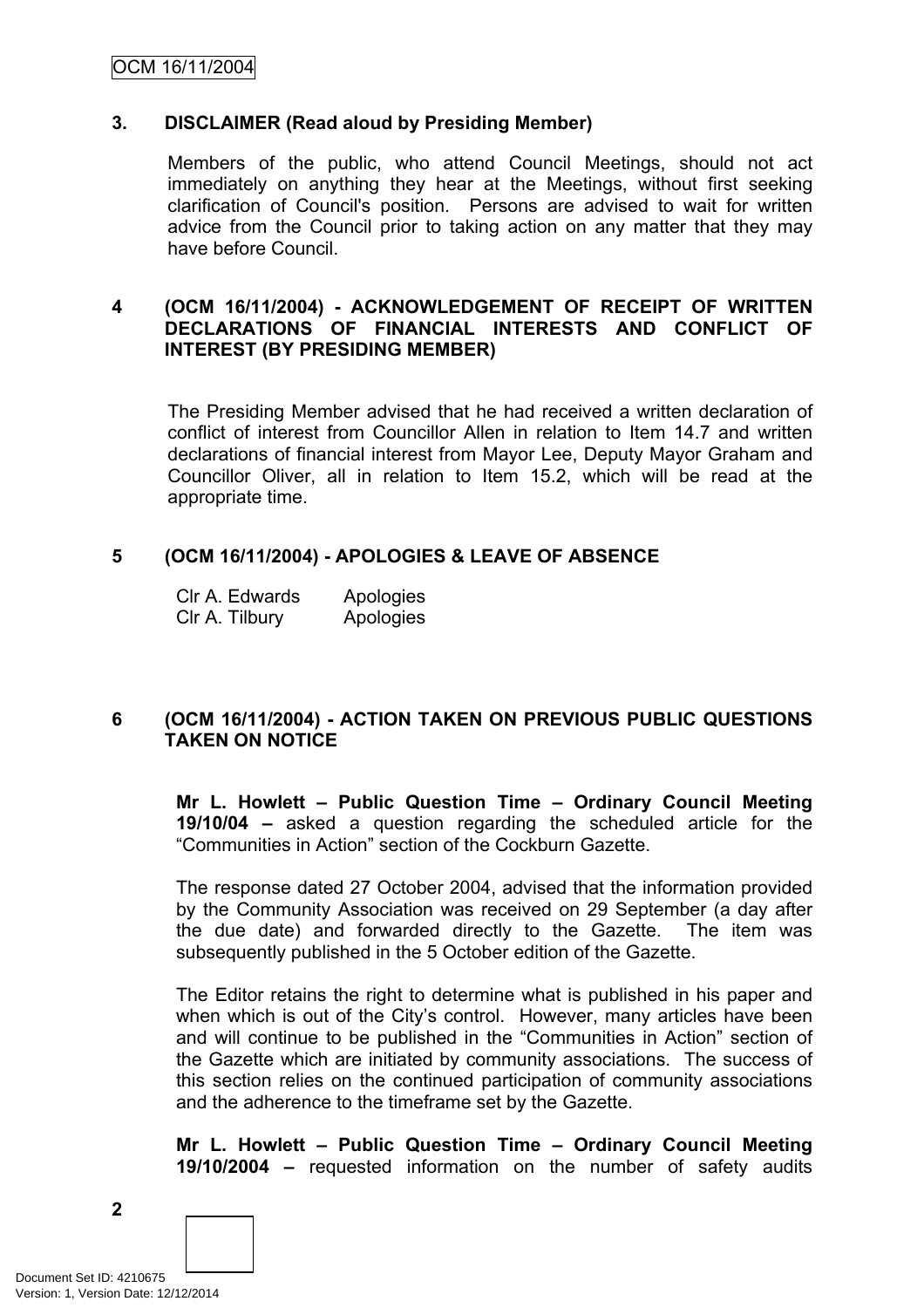## 3. DISCLAIMER (Read aloud by Presiding Member)

Members of the public, who attend Council Meetings, should not act immediately on anything they hear at the Meetings, without first seeking clarification of Council's position. Persons are advised to wait for written advice from the Council prior to taking action on any matter that they may have before Council.

## 4 (OCM 16/11/2004) - ACKNOWLEDGEMENT OF RECEIPT OF WRITTEN DECLARATIONS OF FINANCIAL INTERESTS AND CONFLICT OF INTEREST (BY PRESIDING MEMBER)

The Presiding Member advised that he had received a written declaration of conflict of interest from Councillor Allen in relation to Item 14.7 and written declarations of financial interest from Mayor Lee, Deputy Mayor Graham and Councillor Oliver, all in relation to Item 15.2, which will be read at the appropriate time.

## 5 (OCM 16/11/2004) - APOLOGIES & LEAVE OF ABSENCE

| | |
|---|---|
| Clr A. Edwards | Apologies |
| Clr A. Tilbury | Apologies |

## 6 (OCM 16/11/2004) - ACTION TAKEN ON PREVIOUS PUBLIC QUESTIONS TAKEN ON NOTICE

**Mr L. Howlett – Public Question Time – Ordinary Council Meeting 19/10/04 –** asked a question regarding the scheduled article for the "Communities in Action" section of the Cockburn Gazette.

The response dated 27 October 2004, advised that the information provided by the Community Association was received on 29 September (a day after the due date) and forwarded directly to the Gazette. The item was subsequently published in the 5 October edition of the Gazette.

The Editor retains the right to determine what is published in his paper and when which is out of the City's control. However, many articles have been and will continue to be published in the "Communities in Action" section of the Gazette which are initiated by community associations. The success of this section relies on the continued participation of community associations and the adherence to the timeframe set by the Gazette.

**Mr L. Howlett – Public Question Time – Ordinary Council Meeting 19/10/2004 –** requested information on the number of safety audits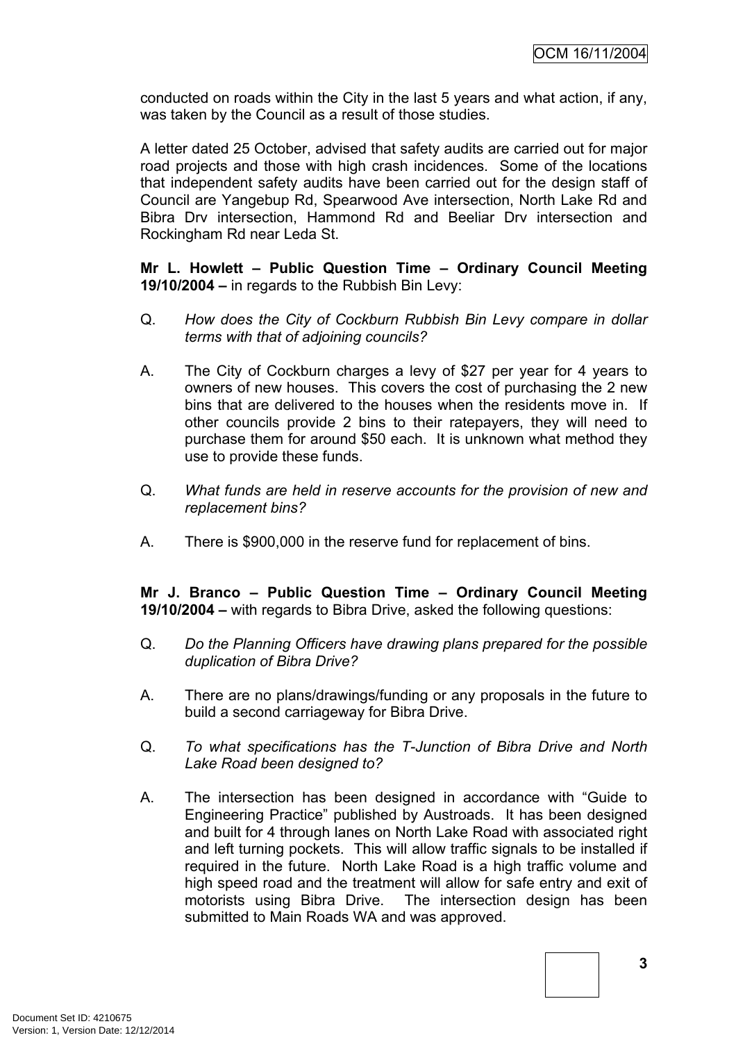conducted on roads within the City in the last 5 years and what action, if any, was taken by the Council as a result of those studies.

A letter dated 25 October, advised that safety audits are carried out for major road projects and those with high crash incidences. Some of the locations that independent safety audits have been carried out for the design staff of Council are Yangebup Rd, Spearwood Ave intersection, North Lake Rd and Bibra Drv intersection, Hammond Rd and Beeliar Drv intersection and Rockingham Rd near Leda St.

**Mr L. Howlett – Public Question Time – Ordinary Council Meeting 19/10/2004 –** in regards to the Rubbish Bin Levy:

Q. *How does the City of Cockburn Rubbish Bin Levy compare in dollar terms with that of adjoining councils?*

A. The City of Cockburn charges a levy of $27 per year for 4 years to owners of new houses. This covers the cost of purchasing the 2 new bins that are delivered to the houses when the residents move in. If other councils provide 2 bins to their ratepayers, they will need to purchase them for around $50 each. It is unknown what method they use to provide these funds.

Q. *What funds are held in reserve accounts for the provision of new and replacement bins?*

A. There is $900,000 in the reserve fund for replacement of bins.

**Mr J. Branco – Public Question Time – Ordinary Council Meeting 19/10/2004 –** with regards to Bibra Drive, asked the following questions:

Q. *Do the Planning Officers have drawing plans prepared for the possible duplication of Bibra Drive?*

A. There are no plans/drawings/funding or any proposals in the future to build a second carriageway for Bibra Drive.

Q. *To what specifications has the T-Junction of Bibra Drive and North Lake Road been designed to?*

A. The intersection has been designed in accordance with "Guide to Engineering Practice" published by Austroads. It has been designed and built for 4 through lanes on North Lake Road with associated right and left turning pockets. This will allow traffic signals to be installed if required in the future. North Lake Road is a high traffic volume and high speed road and the treatment will allow for safe entry and exit of motorists using Bibra Drive. The intersection design has been submitted to Main Roads WA and was approved.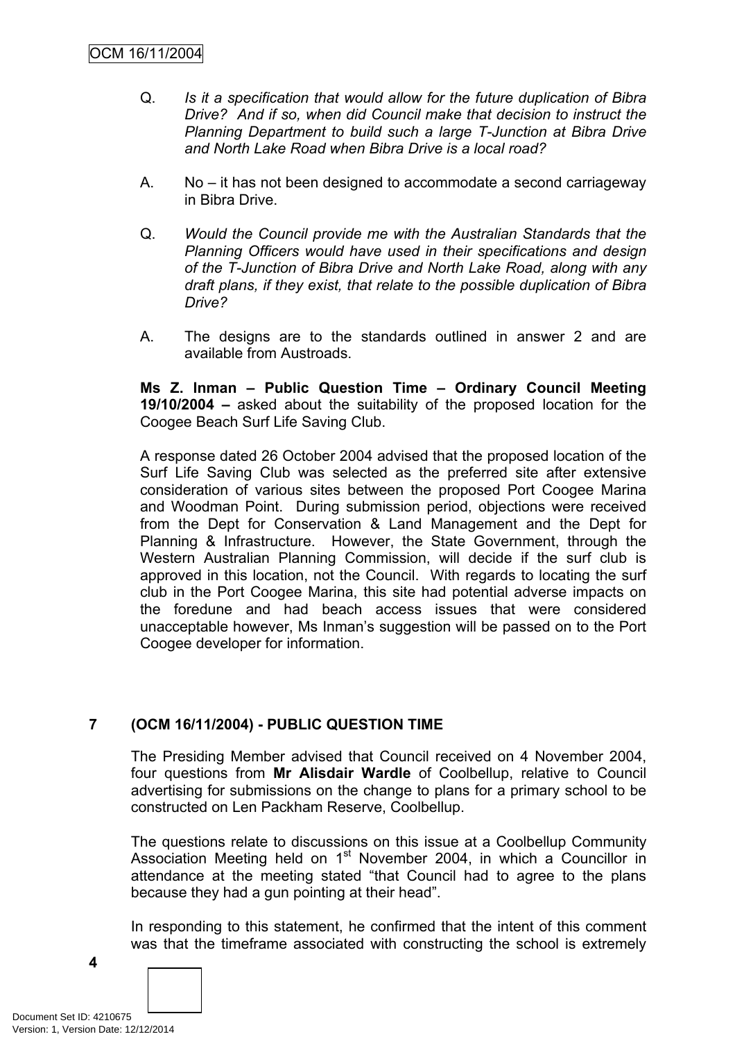Q. *Is it a specification that would allow for the future duplication of Bibra Drive? And if so, when did Council make that decision to instruct the Planning Department to build such a large T-Junction at Bibra Drive and North Lake Road when Bibra Drive is a local road?*

A. No – it has not been designed to accommodate a second carriageway in Bibra Drive.

Q. *Would the Council provide me with the Australian Standards that the Planning Officers would have used in their specifications and design of the T-Junction of Bibra Drive and North Lake Road, along with any draft plans, if they exist, that relate to the possible duplication of Bibra Drive?*

A. The designs are to the standards outlined in answer 2 and are available from Austroads.

**Ms Z. Inman – Public Question Time – Ordinary Council Meeting 19/10/2004 –** asked about the suitability of the proposed location for the Coogee Beach Surf Life Saving Club.

A response dated 26 October 2004 advised that the proposed location of the Surf Life Saving Club was selected as the preferred site after extensive consideration of various sites between the proposed Port Coogee Marina and Woodman Point. During submission period, objections were received from the Dept for Conservation & Land Management and the Dept for Planning & Infrastructure. However, the State Government, through the Western Australian Planning Commission, will decide if the surf club is approved in this location, not the Council. With regards to locating the surf club in the Port Coogee Marina, this site had potential adverse impacts on the foredune and had beach access issues that were considered unacceptable however, Ms Inman's suggestion will be passed on to the Port Coogee developer for information.

## 7 (OCM 16/11/2004) - PUBLIC QUESTION TIME

The Presiding Member advised that Council received on 4 November 2004, four questions from **Mr Alisdair Wardle** of Coolbellup, relative to Council advertising for submissions on the change to plans for a primary school to be constructed on Len Packham Reserve, Coolbellup.

The questions relate to discussions on this issue at a Coolbellup Community Association Meeting held on 1st November 2004, in which a Councillor in attendance at the meeting stated "that Council had to agree to the plans because they had a gun pointing at their head".

In responding to this statement, he confirmed that the intent of this comment was that the timeframe associated with constructing the school is extremely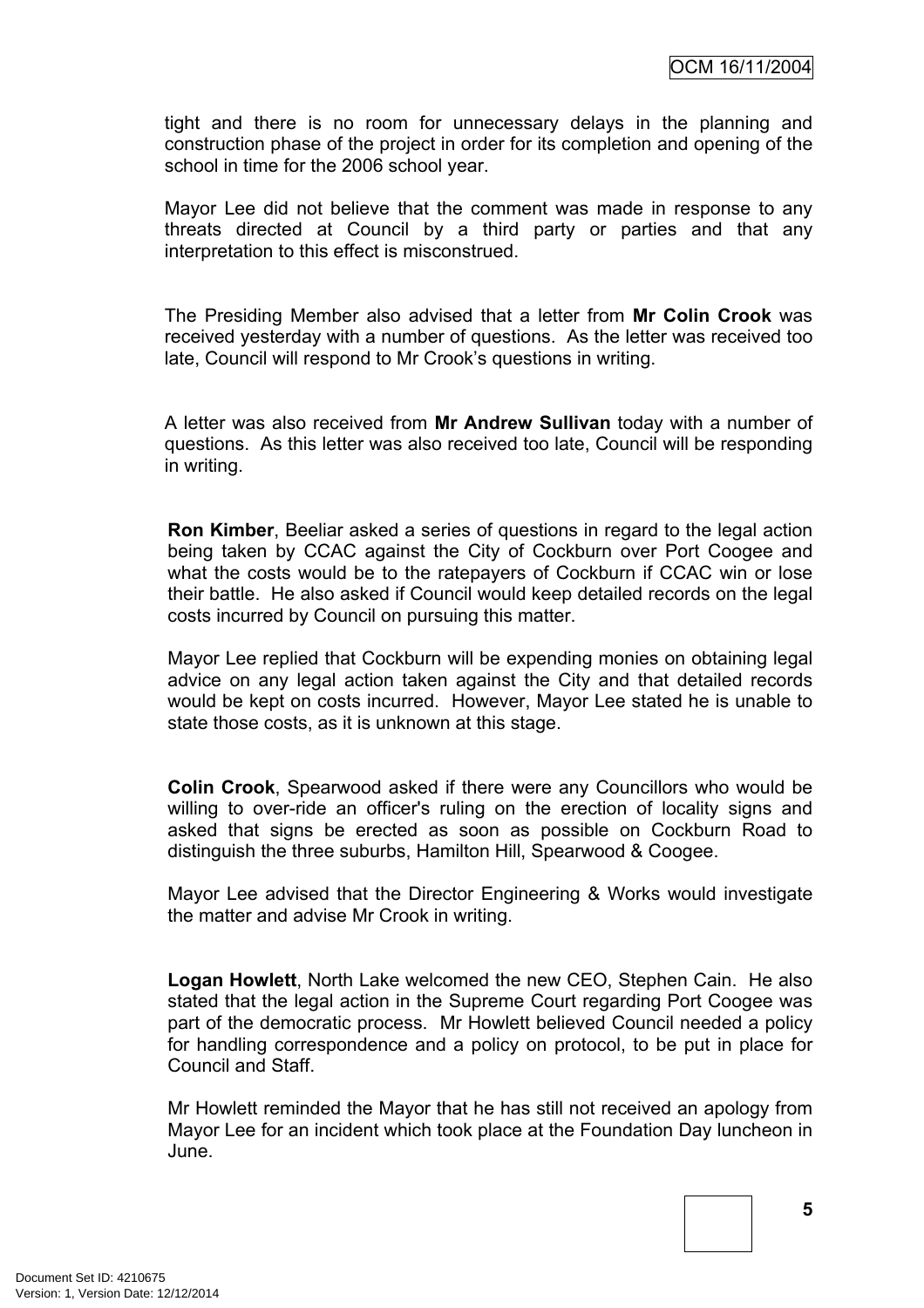tight and there is no room for unnecessary delays in the planning and construction phase of the project in order for its completion and opening of the school in time for the 2006 school year.

Mayor Lee did not believe that the comment was made in response to any threats directed at Council by a third party or parties and that any interpretation to this effect is misconstrued.

The Presiding Member also advised that a letter from **Mr Colin Crook** was received yesterday with a number of questions. As the letter was received too late, Council will respond to Mr Crook's questions in writing.

A letter was also received from **Mr Andrew Sullivan** today with a number of questions. As this letter was also received too late, Council will be responding in writing.

**Ron Kimber**, Beeliar asked a series of questions in regard to the legal action being taken by CCAC against the City of Cockburn over Port Coogee and what the costs would be to the ratepayers of Cockburn if CCAC win or lose their battle. He also asked if Council would keep detailed records on the legal costs incurred by Council on pursuing this matter.

Mayor Lee replied that Cockburn will be expending monies on obtaining legal advice on any legal action taken against the City and that detailed records would be kept on costs incurred. However, Mayor Lee stated he is unable to state those costs, as it is unknown at this stage.

**Colin Crook**, Spearwood asked if there were any Councillors who would be willing to over-ride an officer's ruling on the erection of locality signs and asked that signs be erected as soon as possible on Cockburn Road to distinguish the three suburbs, Hamilton Hill, Spearwood & Coogee.

Mayor Lee advised that the Director Engineering & Works would investigate the matter and advise Mr Crook in writing.

**Logan Howlett**, North Lake welcomed the new CEO, Stephen Cain. He also stated that the legal action in the Supreme Court regarding Port Coogee was part of the democratic process. Mr Howlett believed Council needed a policy for handling correspondence and a policy on protocol, to be put in place for Council and Staff.

Mr Howlett reminded the Mayor that he has still not received an apology from Mayor Lee for an incident which took place at the Foundation Day luncheon in June.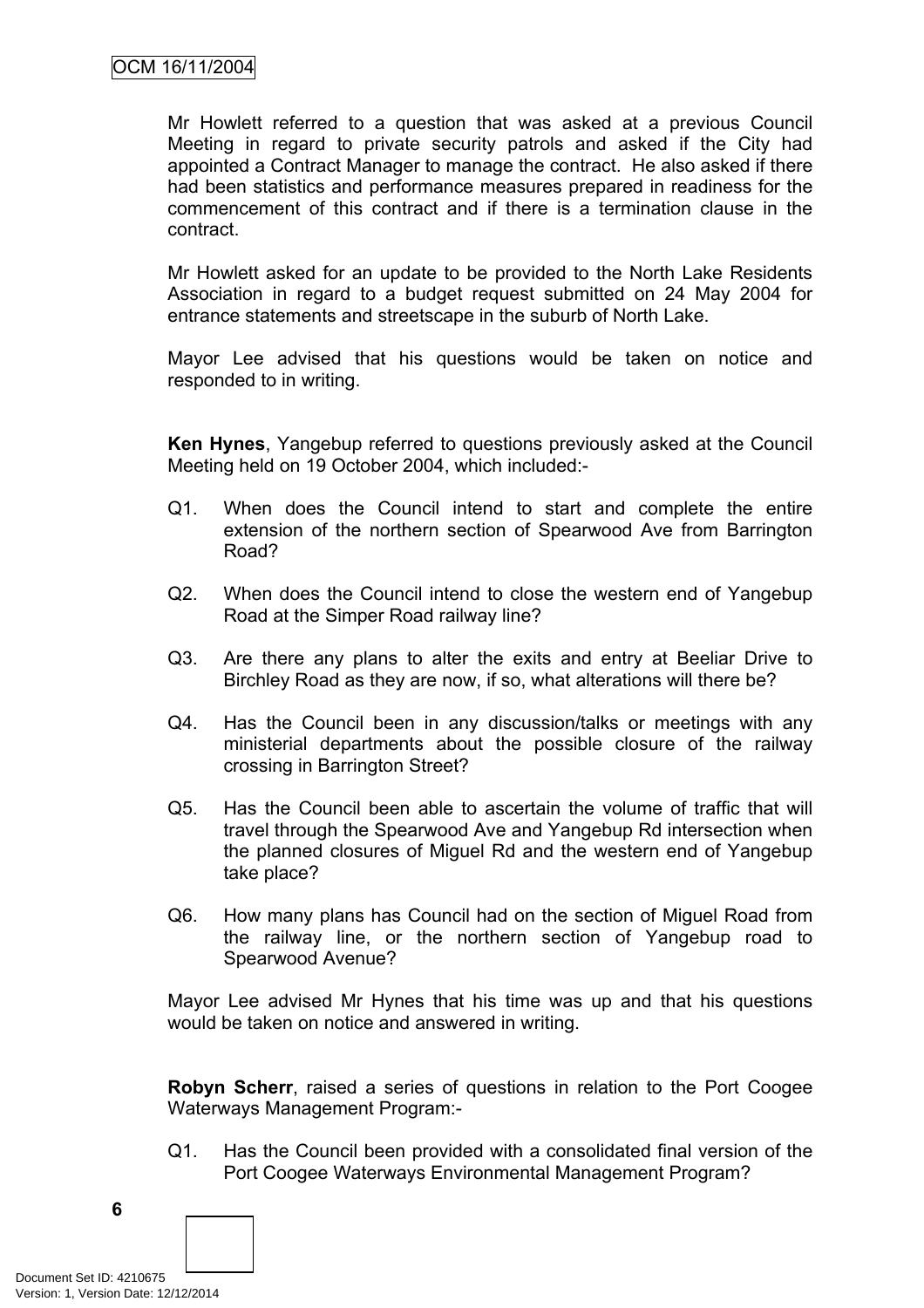Mr Howlett referred to a question that was asked at a previous Council Meeting in regard to private security patrols and asked if the City had appointed a Contract Manager to manage the contract. He also asked if there had been statistics and performance measures prepared in readiness for the commencement of this contract and if there is a termination clause in the contract.

Mr Howlett asked for an update to be provided to the North Lake Residents Association in regard to a budget request submitted on 24 May 2004 for entrance statements and streetscape in the suburb of North Lake.

Mayor Lee advised that his questions would be taken on notice and responded to in writing.

**Ken Hynes**, Yangebup referred to questions previously asked at the Council Meeting held on 19 October 2004, which included:-

Q1. When does the Council intend to start and complete the entire extension of the northern section of Spearwood Ave from Barrington Road?

Q2. When does the Council intend to close the western end of Yangebup Road at the Simper Road railway line?

Q3. Are there any plans to alter the exits and entry at Beeliar Drive to Birchley Road as they are now, if so, what alterations will there be?

Q4. Has the Council been in any discussion/talks or meetings with any ministerial departments about the possible closure of the railway crossing in Barrington Street?

Q5. Has the Council been able to ascertain the volume of traffic that will travel through the Spearwood Ave and Yangebup Rd intersection when the planned closures of Miguel Rd and the western end of Yangebup take place?

Q6. How many plans has Council had on the section of Miguel Road from the railway line, or the northern section of Yangebup road to Spearwood Avenue?

Mayor Lee advised Mr Hynes that his time was up and that his questions would be taken on notice and answered in writing.

**Robyn Scherr**, raised a series of questions in relation to the Port Coogee Waterways Management Program:-

Q1. Has the Council been provided with a consolidated final version of the Port Coogee Waterways Environmental Management Program?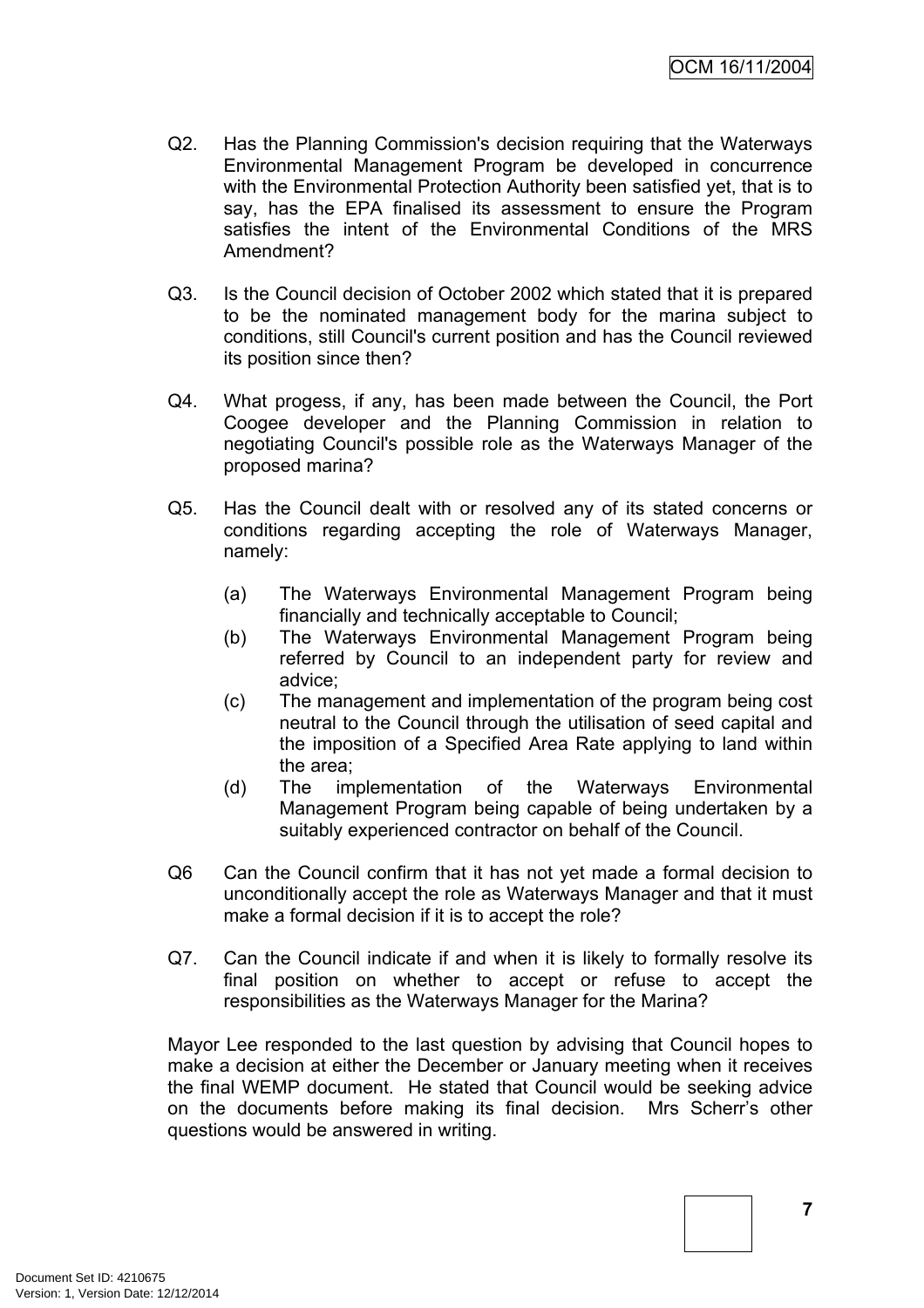Q2. Has the Planning Commission's decision requiring that the Waterways Environmental Management Program be developed in concurrence with the Environmental Protection Authority been satisfied yet, that is to say, has the EPA finalised its assessment to ensure the Program satisfies the intent of the Environmental Conditions of the MRS Amendment?

Q3. Is the Council decision of October 2002 which stated that it is prepared to be the nominated management body for the marina subject to conditions, still Council's current position and has the Council reviewed its position since then?

Q4. What progess, if any, has been made between the Council, the Port Coogee developer and the Planning Commission in relation to negotiating Council's possible role as the Waterways Manager of the proposed marina?

Q5. Has the Council dealt with or resolved any of its stated concerns or conditions regarding accepting the role of Waterways Manager, namely:

(a) The Waterways Environmental Management Program being financially and technically acceptable to Council;
(b) The Waterways Environmental Management Program being referred by Council to an independent party for review and advice;
(c) The management and implementation of the program being cost neutral to the Council through the utilisation of seed capital and the imposition of a Specified Area Rate applying to land within the area;
(d) The implementation of the Waterways Environmental Management Program being capable of being undertaken by a suitably experienced contractor on behalf of the Council.

Q6 Can the Council confirm that it has not yet made a formal decision to unconditionally accept the role as Waterways Manager and that it must make a formal decision if it is to accept the role?

Q7. Can the Council indicate if and when it is likely to formally resolve its final position on whether to accept or refuse to accept the responsibilities as the Waterways Manager for the Marina?

Mayor Lee responded to the last question by advising that Council hopes to make a decision at either the December or January meeting when it receives the final WEMP document. He stated that Council would be seeking advice on the documents before making its final decision. Mrs Scherr's other questions would be answered in writing.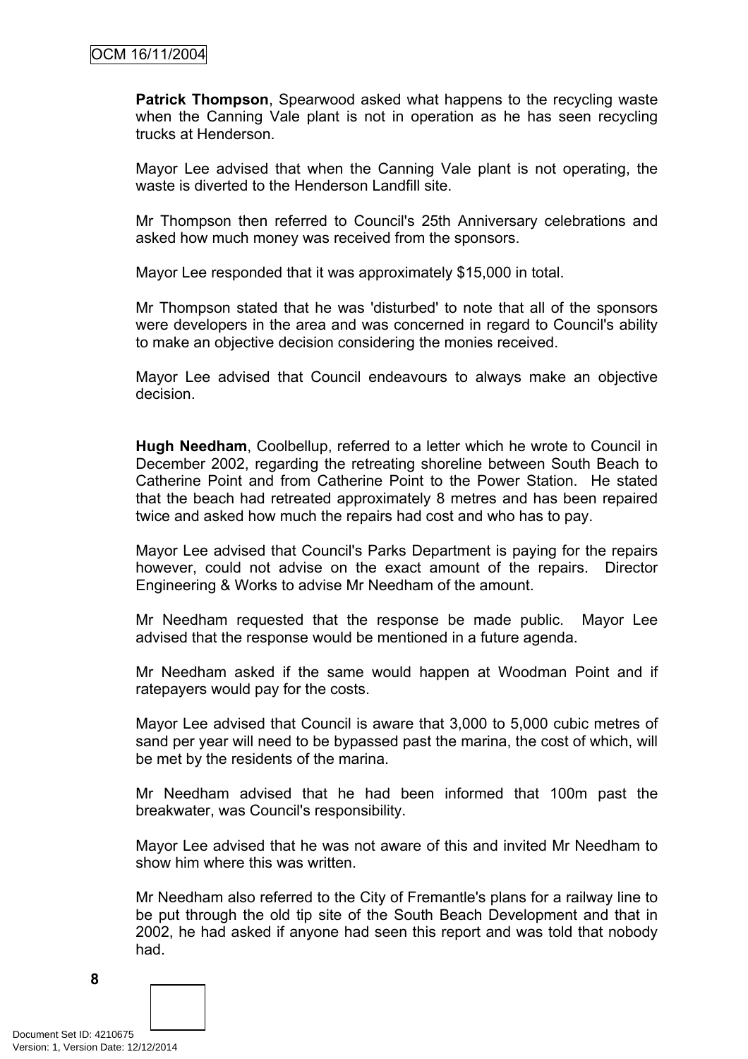**Patrick Thompson**, Spearwood asked what happens to the recycling waste when the Canning Vale plant is not in operation as he has seen recycling trucks at Henderson.

Mayor Lee advised that when the Canning Vale plant is not operating, the waste is diverted to the Henderson Landfill site.

Mr Thompson then referred to Council's 25th Anniversary celebrations and asked how much money was received from the sponsors.

Mayor Lee responded that it was approximately $15,000 in total.

Mr Thompson stated that he was 'disturbed' to note that all of the sponsors were developers in the area and was concerned in regard to Council's ability to make an objective decision considering the monies received.

Mayor Lee advised that Council endeavours to always make an objective decision.

**Hugh Needham**, Coolbellup, referred to a letter which he wrote to Council in December 2002, regarding the retreating shoreline between South Beach to Catherine Point and from Catherine Point to the Power Station. He stated that the beach had retreated approximately 8 metres and has been repaired twice and asked how much the repairs had cost and who has to pay.

Mayor Lee advised that Council's Parks Department is paying for the repairs however, could not advise on the exact amount of the repairs. Director Engineering & Works to advise Mr Needham of the amount.

Mr Needham requested that the response be made public. Mayor Lee advised that the response would be mentioned in a future agenda.

Mr Needham asked if the same would happen at Woodman Point and if ratepayers would pay for the costs.

Mayor Lee advised that Council is aware that 3,000 to 5,000 cubic metres of sand per year will need to be bypassed past the marina, the cost of which, will be met by the residents of the marina.

Mr Needham advised that he had been informed that 100m past the breakwater, was Council's responsibility.

Mayor Lee advised that he was not aware of this and invited Mr Needham to show him where this was written.

Mr Needham also referred to the City of Fremantle's plans for a railway line to be put through the old tip site of the South Beach Development and that in 2002, he had asked if anyone had seen this report and was told that nobody had.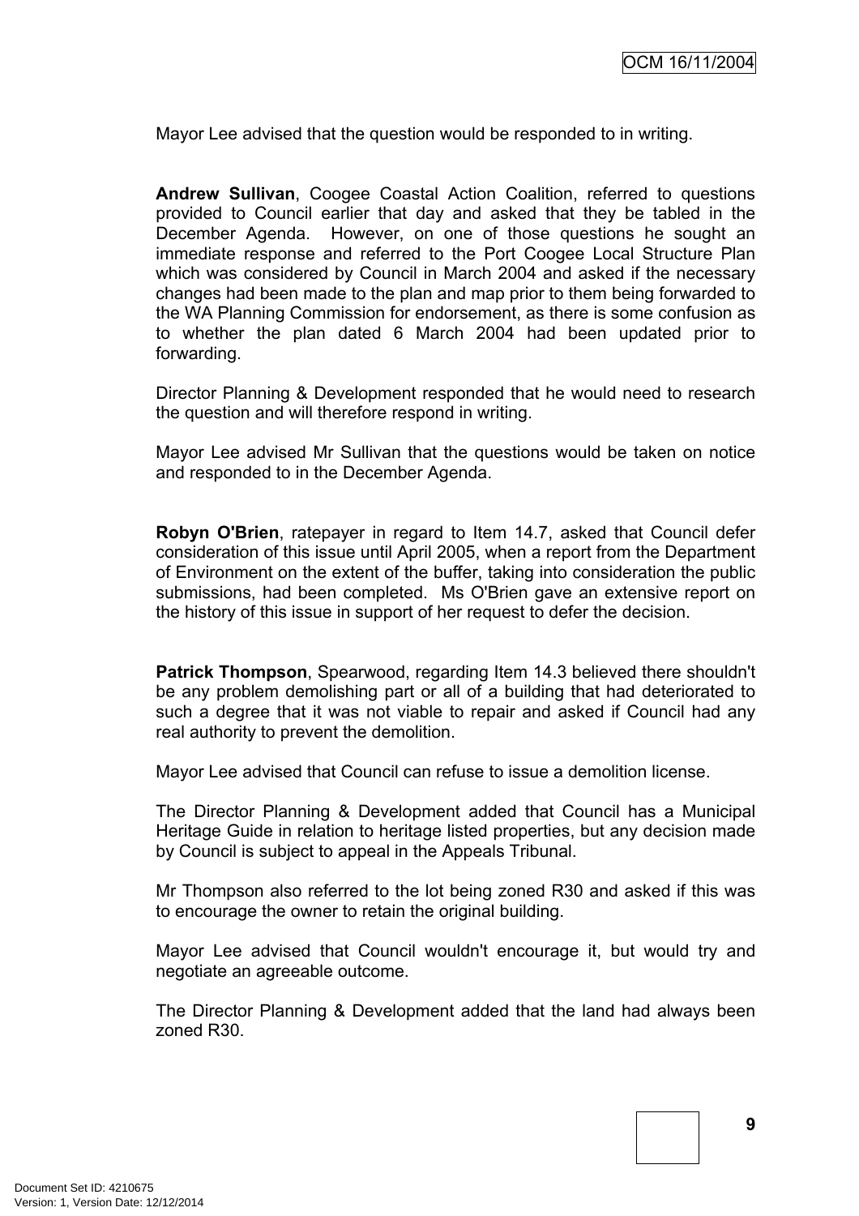Mayor Lee advised that the question would be responded to in writing.

**Andrew Sullivan**, Coogee Coastal Action Coalition, referred to questions provided to Council earlier that day and asked that they be tabled in the December Agenda. However, on one of those questions he sought an immediate response and referred to the Port Coogee Local Structure Plan which was considered by Council in March 2004 and asked if the necessary changes had been made to the plan and map prior to them being forwarded to the WA Planning Commission for endorsement, as there is some confusion as to whether the plan dated 6 March 2004 had been updated prior to forwarding.

Director Planning & Development responded that he would need to research the question and will therefore respond in writing.

Mayor Lee advised Mr Sullivan that the questions would be taken on notice and responded to in the December Agenda.

**Robyn O'Brien**, ratepayer in regard to Item 14.7, asked that Council defer consideration of this issue until April 2005, when a report from the Department of Environment on the extent of the buffer, taking into consideration the public submissions, had been completed. Ms O'Brien gave an extensive report on the history of this issue in support of her request to defer the decision.

**Patrick Thompson**, Spearwood, regarding Item 14.3 believed there shouldn't be any problem demolishing part or all of a building that had deteriorated to such a degree that it was not viable to repair and asked if Council had any real authority to prevent the demolition.

Mayor Lee advised that Council can refuse to issue a demolition license.

The Director Planning & Development added that Council has a Municipal Heritage Guide in relation to heritage listed properties, but any decision made by Council is subject to appeal in the Appeals Tribunal.

Mr Thompson also referred to the lot being zoned R30 and asked if this was to encourage the owner to retain the original building.

Mayor Lee advised that Council wouldn't encourage it, but would try and negotiate an agreeable outcome.

The Director Planning & Development added that the land had always been zoned R30.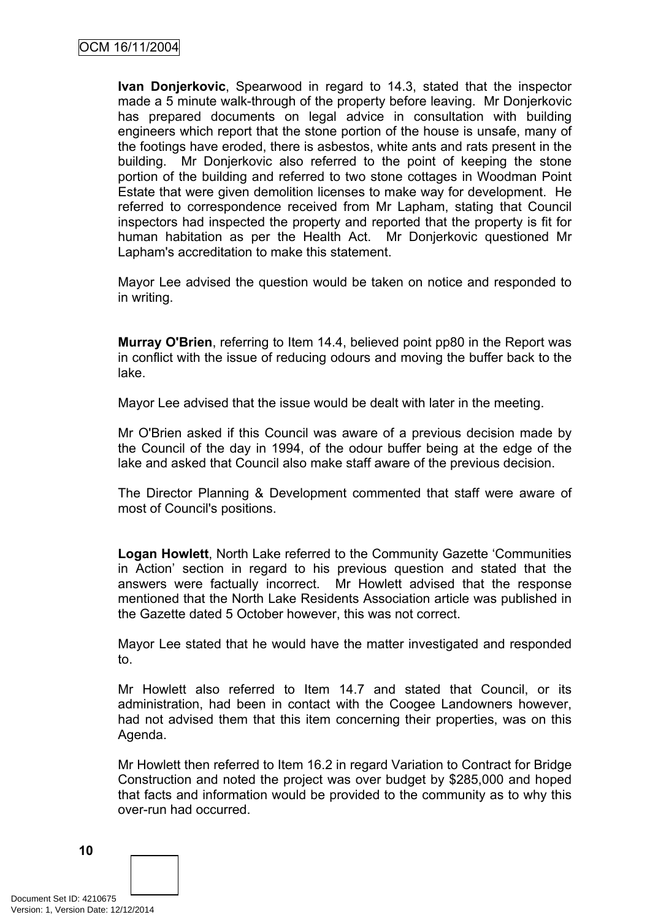**Ivan Donjerkovic**, Spearwood in regard to 14.3, stated that the inspector made a 5 minute walk-through of the property before leaving. Mr Donjerkovic has prepared documents on legal advice in consultation with building engineers which report that the stone portion of the house is unsafe, many of the footings have eroded, there is asbestos, white ants and rats present in the building. Mr Donjerkovic also referred to the point of keeping the stone portion of the building and referred to two stone cottages in Woodman Point Estate that were given demolition licenses to make way for development. He referred to correspondence received from Mr Lapham, stating that Council inspectors had inspected the property and reported that the property is fit for human habitation as per the Health Act. Mr Donjerkovic questioned Mr Lapham's accreditation to make this statement.

Mayor Lee advised the question would be taken on notice and responded to in writing.

**Murray O'Brien**, referring to Item 14.4, believed point pp80 in the Report was in conflict with the issue of reducing odours and moving the buffer back to the lake.

Mayor Lee advised that the issue would be dealt with later in the meeting.

Mr O'Brien asked if this Council was aware of a previous decision made by the Council of the day in 1994, of the odour buffer being at the edge of the lake and asked that Council also make staff aware of the previous decision.

The Director Planning & Development commented that staff were aware of most of Council's positions.

**Logan Howlett**, North Lake referred to the Community Gazette 'Communities in Action' section in regard to his previous question and stated that the answers were factually incorrect. Mr Howlett advised that the response mentioned that the North Lake Residents Association article was published in the Gazette dated 5 October however, this was not correct.

Mayor Lee stated that he would have the matter investigated and responded to.

Mr Howlett also referred to Item 14.7 and stated that Council, or its administration, had been in contact with the Coogee Landowners however, had not advised them that this item concerning their properties, was on this Agenda.

Mr Howlett then referred to Item 16.2 in regard Variation to Contract for Bridge Construction and noted the project was over budget by $285,000 and hoped that facts and information would be provided to the community as to why this over-run had occurred.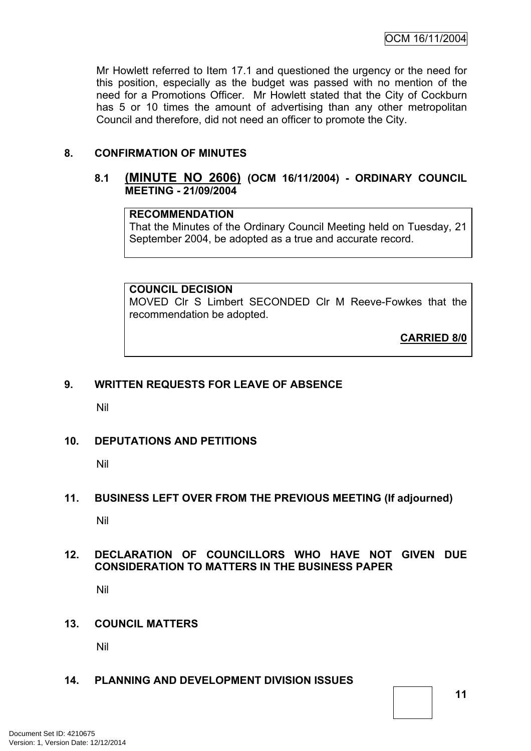Mr Howlett referred to Item 17.1 and questioned the urgency or the need for this position, especially as the budget was passed with no mention of the need for a Promotions Officer. Mr Howlett stated that the City of Cockburn has 5 or 10 times the amount of advertising than any other metropolitan Council and therefore, did not need an officer to promote the City.

## 8. CONFIRMATION OF MINUTES

### 8.1 (MINUTE NO 2606) (OCM 16/11/2004) - ORDINARY COUNCIL MEETING - 21/09/2004

**RECOMMENDATION**
That the Minutes of the Ordinary Council Meeting held on Tuesday, 21 September 2004, be adopted as a true and accurate record.

**COUNCIL DECISION**
MOVED Clr S Limbert SECONDED Clr M Reeve-Fowkes that the recommendation be adopted.

**CARRIED 8/0**

## 9. WRITTEN REQUESTS FOR LEAVE OF ABSENCE

Nil

## 10. DEPUTATIONS AND PETITIONS

Nil

## 11. BUSINESS LEFT OVER FROM THE PREVIOUS MEETING (If adjourned)

Nil

## 12. DECLARATION OF COUNCILLORS WHO HAVE NOT GIVEN DUE CONSIDERATION TO MATTERS IN THE BUSINESS PAPER

Nil

## 13. COUNCIL MATTERS

Nil

## 14. PLANNING AND DEVELOPMENT DIVISION ISSUES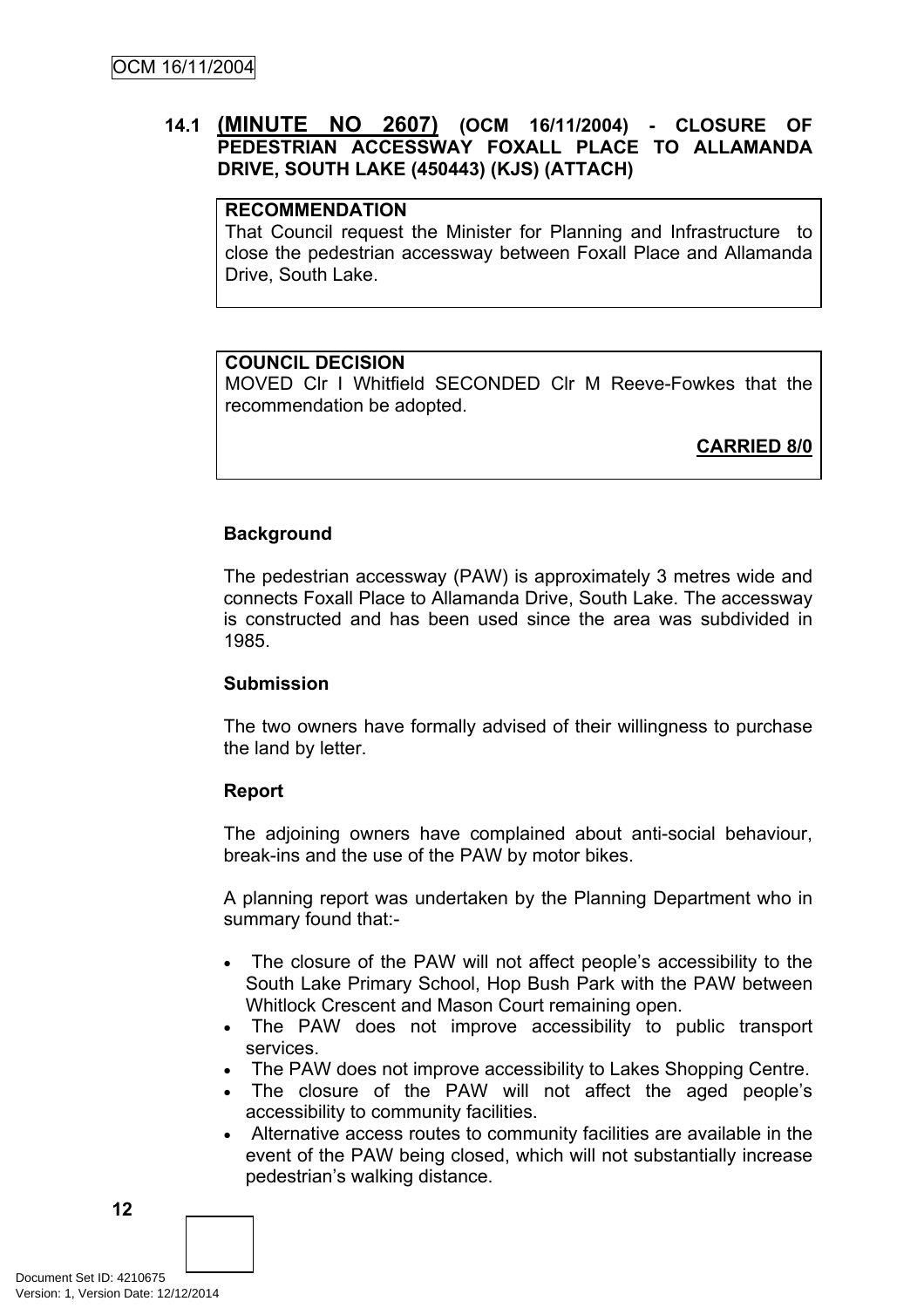### 14.1 (MINUTE NO 2607) (OCM 16/11/2004) - CLOSURE OF PEDESTRIAN ACCESSWAY FOXALL PLACE TO ALLAMANDA DRIVE, SOUTH LAKE (450443) (KJS) (ATTACH)

**RECOMMENDATION**
That Council request the Minister for Planning and Infrastructure to close the pedestrian accessway between Foxall Place and Allamanda Drive, South Lake.

**COUNCIL DECISION**
MOVED Clr I Whitfield SECONDED Clr M Reeve-Fowkes that the recommendation be adopted.

**CARRIED 8/0**

**Background**

The pedestrian accessway (PAW) is approximately 3 metres wide and connects Foxall Place to Allamanda Drive, South Lake. The accessway is constructed and has been used since the area was subdivided in 1985.

**Submission**

The two owners have formally advised of their willingness to purchase the land by letter.

**Report**

The adjoining owners have complained about anti-social behaviour, break-ins and the use of the PAW by motor bikes.

A planning report was undertaken by the Planning Department who in summary found that:-

- The closure of the PAW will not affect people's accessibility to the South Lake Primary School, Hop Bush Park with the PAW between Whitlock Crescent and Mason Court remaining open.
- The PAW does not improve accessibility to public transport services.
- The PAW does not improve accessibility to Lakes Shopping Centre.
- The closure of the PAW will not affect the aged people's accessibility to community facilities.
- Alternative access routes to community facilities are available in the event of the PAW being closed, which will not substantially increase pedestrian's walking distance.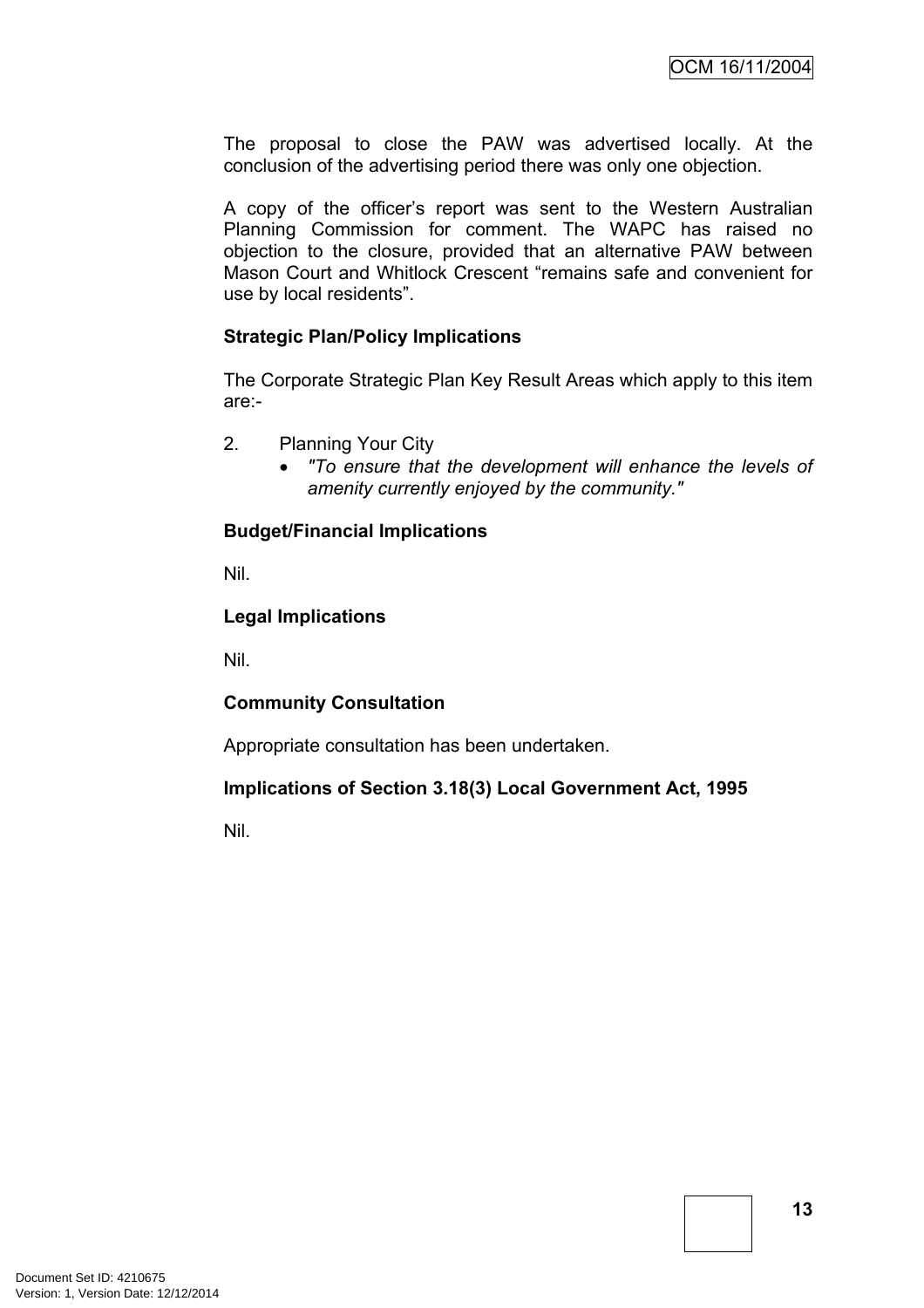The proposal to close the PAW was advertised locally. At the conclusion of the advertising period there was only one objection.

A copy of the officer's report was sent to the Western Australian Planning Commission for comment. The WAPC has raised no objection to the closure, provided that an alternative PAW between Mason Court and Whitlock Crescent "remains safe and convenient for use by local residents".

**Strategic Plan/Policy Implications**

The Corporate Strategic Plan Key Result Areas which apply to this item are:-

2. Planning Your City
   - *"To ensure that the development will enhance the levels of amenity currently enjoyed by the community."*

**Budget/Financial Implications**

Nil.

**Legal Implications**

Nil.

**Community Consultation**

Appropriate consultation has been undertaken.

**Implications of Section 3.18(3) Local Government Act, 1995**

Nil.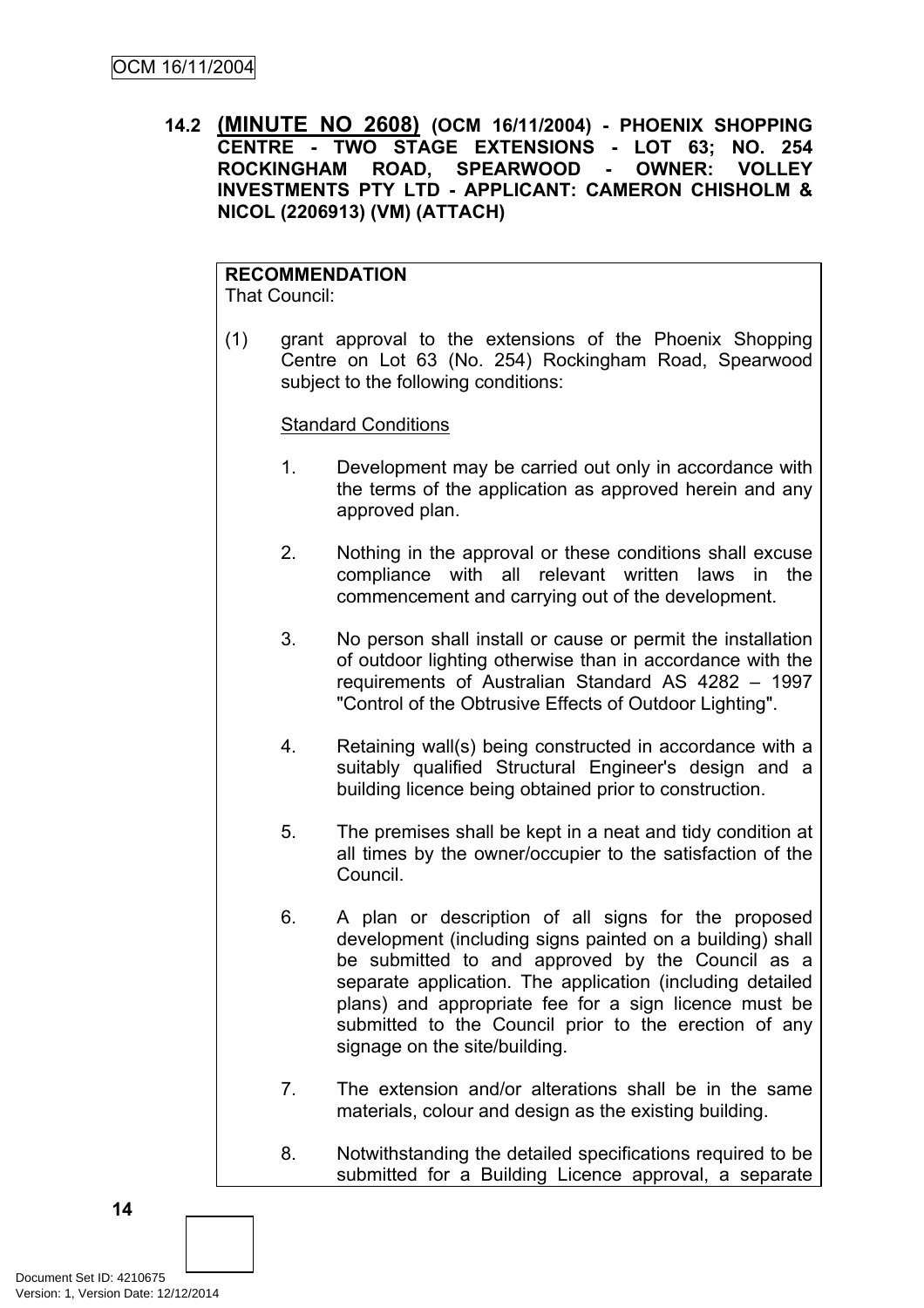### 14.2 **(MINUTE NO 2608)** (OCM 16/11/2004) - PHOENIX SHOPPING CENTRE - TWO STAGE EXTENSIONS - LOT 63; NO. 254 ROCKINGHAM ROAD, SPEARWOOD - OWNER: VOLLEY INVESTMENTS PTY LTD - APPLICANT: CAMERON CHISHOLM & NICOL (2206913) (VM) (ATTACH)

**RECOMMENDATION**
That Council:

(1) grant approval to the extensions of the Phoenix Shopping Centre on Lot 63 (No. 254) Rockingham Road, Spearwood subject to the following conditions:

Standard Conditions

1. Development may be carried out only in accordance with the terms of the application as approved herein and any approved plan.

2. Nothing in the approval or these conditions shall excuse compliance with all relevant written laws in the commencement and carrying out of the development.

3. No person shall install or cause or permit the installation of outdoor lighting otherwise than in accordance with the requirements of Australian Standard AS 4282 – 1997 "Control of the Obtrusive Effects of Outdoor Lighting".

4. Retaining wall(s) being constructed in accordance with a suitably qualified Structural Engineer's design and a building licence being obtained prior to construction.

5. The premises shall be kept in a neat and tidy condition at all times by the owner/occupier to the satisfaction of the Council.

6. A plan or description of all signs for the proposed development (including signs painted on a building) shall be submitted to and approved by the Council as a separate application. The application (including detailed plans) and appropriate fee for a sign licence must be submitted to the Council prior to the erection of any signage on the site/building.

7. The extension and/or alterations shall be in the same materials, colour and design as the existing building.

8. Notwithstanding the detailed specifications required to be submitted for a Building Licence approval, a separate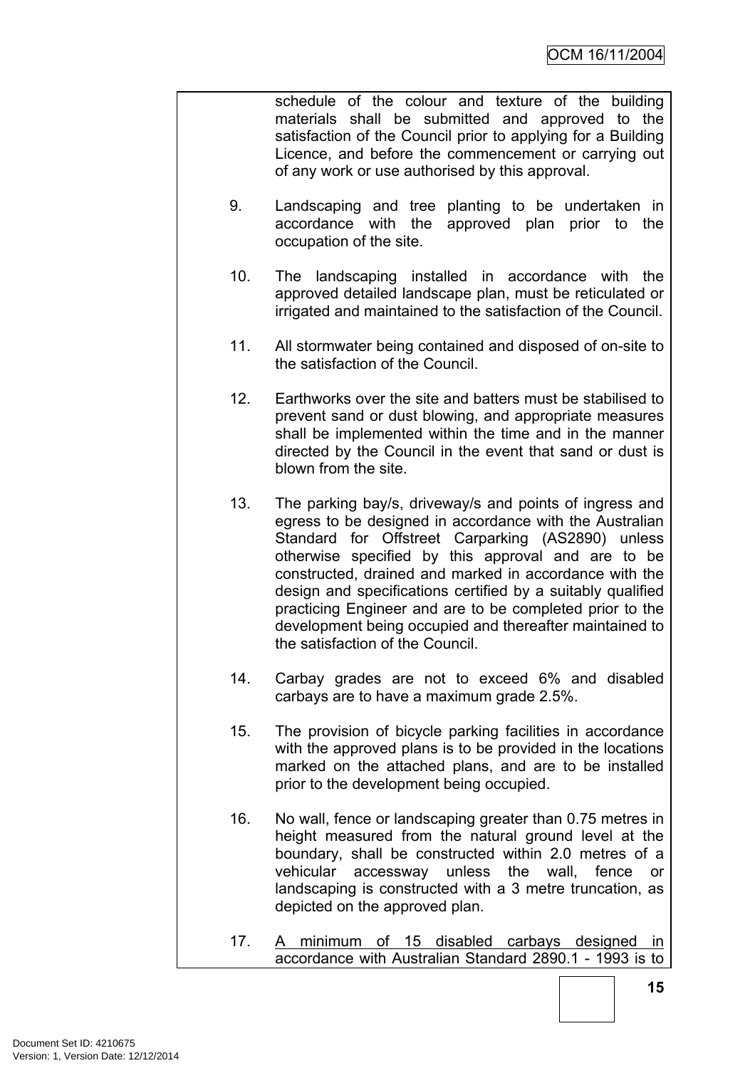schedule of the colour and texture of the building materials shall be submitted and approved to the satisfaction of the Council prior to applying for a Building Licence, and before the commencement or carrying out of any work or use authorised by this approval.

9. Landscaping and tree planting to be undertaken in accordance with the approved plan prior to the occupation of the site.

10. The landscaping installed in accordance with the approved detailed landscape plan, must be reticulated or irrigated and maintained to the satisfaction of the Council.

11. All stormwater being contained and disposed of on-site to the satisfaction of the Council.

12. Earthworks over the site and batters must be stabilised to prevent sand or dust blowing, and appropriate measures shall be implemented within the time and in the manner directed by the Council in the event that sand or dust is blown from the site.

13. The parking bay/s, driveway/s and points of ingress and egress to be designed in accordance with the Australian Standard for Offstreet Carparking (AS2890) unless otherwise specified by this approval and are to be constructed, drained and marked in accordance with the design and specifications certified by a suitably qualified practicing Engineer and are to be completed prior to the development being occupied and thereafter maintained to the satisfaction of the Council.

14. Carbay grades are not to exceed 6% and disabled carbays are to have a maximum grade 2.5%.

15. The provision of bicycle parking facilities in accordance with the approved plans is to be provided in the locations marked on the attached plans, and are to be installed prior to the development being occupied.

16. No wall, fence or landscaping greater than 0.75 metres in height measured from the natural ground level at the boundary, shall be constructed within 2.0 metres of a vehicular accessway unless the wall, fence or landscaping is constructed with a 3 metre truncation, as depicted on the approved plan.

17. <u>A minimum of 15 disabled carbays designed in accordance with Australian Standard 2890.1 - 1993 is to</u>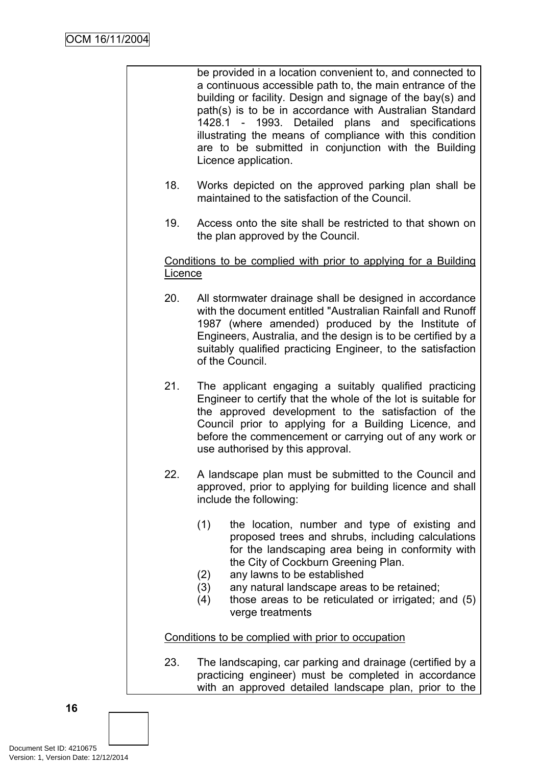be provided in a location convenient to, and connected to a continuous accessible path to, the main entrance of the building or facility. Design and signage of the bay(s) and path(s) is to be in accordance with Australian Standard 1428.1 - 1993. Detailed plans and specifications illustrating the means of compliance with this condition are to be submitted in conjunction with the Building Licence application.

18. Works depicted on the approved parking plan shall be maintained to the satisfaction of the Council.

19. Access onto the site shall be restricted to that shown on the plan approved by the Council.

<u>Conditions to be complied with prior to applying for a Building Licence</u>

20. All stormwater drainage shall be designed in accordance with the document entitled "Australian Rainfall and Runoff 1987 (where amended) produced by the Institute of Engineers, Australia, and the design is to be certified by a suitably qualified practicing Engineer, to the satisfaction of the Council.

21. The applicant engaging a suitably qualified practicing Engineer to certify that the whole of the lot is suitable for the approved development to the satisfaction of the Council prior to applying for a Building Licence, and before the commencement or carrying out of any work or use authorised by this approval.

22. A landscape plan must be submitted to the Council and approved, prior to applying for building licence and shall include the following:

    (1) the location, number and type of existing and proposed trees and shrubs, including calculations for the landscaping area being in conformity with the City of Cockburn Greening Plan.
    (2) any lawns to be established
    (3) any natural landscape areas to be retained;
    (4) those areas to be reticulated or irrigated; and (5) verge treatments

<u>Conditions to be complied with prior to occupation</u>

23. The landscaping, car parking and drainage (certified by a practicing engineer) must be completed in accordance with an approved detailed landscape plan, prior to the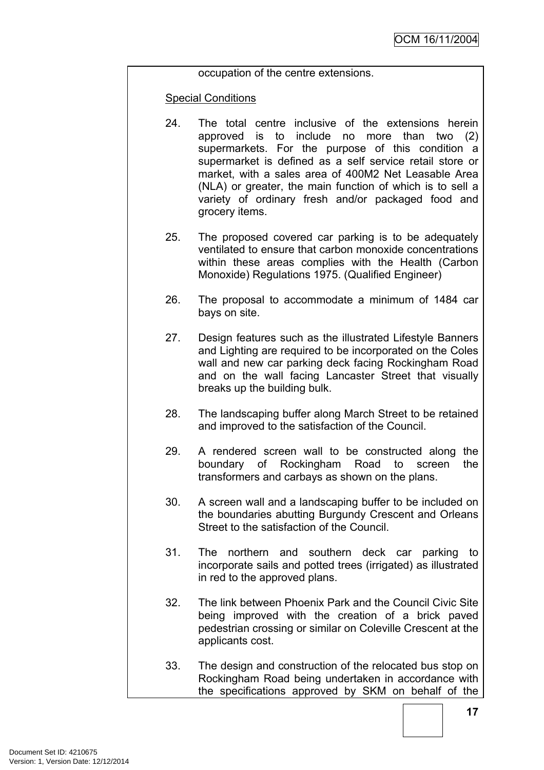occupation of the centre extensions.

Special Conditions

24. The total centre inclusive of the extensions herein approved is to include no more than two (2) supermarkets. For the purpose of this condition a supermarket is defined as a self service retail store or market, with a sales area of 400M2 Net Leasable Area (NLA) or greater, the main function of which is to sell a variety of ordinary fresh and/or packaged food and grocery items.

25. The proposed covered car parking is to be adequately ventilated to ensure that carbon monoxide concentrations within these areas complies with the Health (Carbon Monoxide) Regulations 1975. (Qualified Engineer)

26. The proposal to accommodate a minimum of 1484 car bays on site.

27. Design features such as the illustrated Lifestyle Banners and Lighting are required to be incorporated on the Coles wall and new car parking deck facing Rockingham Road and on the wall facing Lancaster Street that visually breaks up the building bulk.

28. The landscaping buffer along March Street to be retained and improved to the satisfaction of the Council.

29. A rendered screen wall to be constructed along the boundary of Rockingham Road to screen the transformers and carbays as shown on the plans.

30. A screen wall and a landscaping buffer to be included on the boundaries abutting Burgundy Crescent and Orleans Street to the satisfaction of the Council.

31. The northern and southern deck car parking to incorporate sails and potted trees (irrigated) as illustrated in red to the approved plans.

32. The link between Phoenix Park and the Council Civic Site being improved with the creation of a brick paved pedestrian crossing or similar on Coleville Crescent at the applicants cost.

33. The design and construction of the relocated bus stop on Rockingham Road being undertaken in accordance with the specifications approved by SKM on behalf of the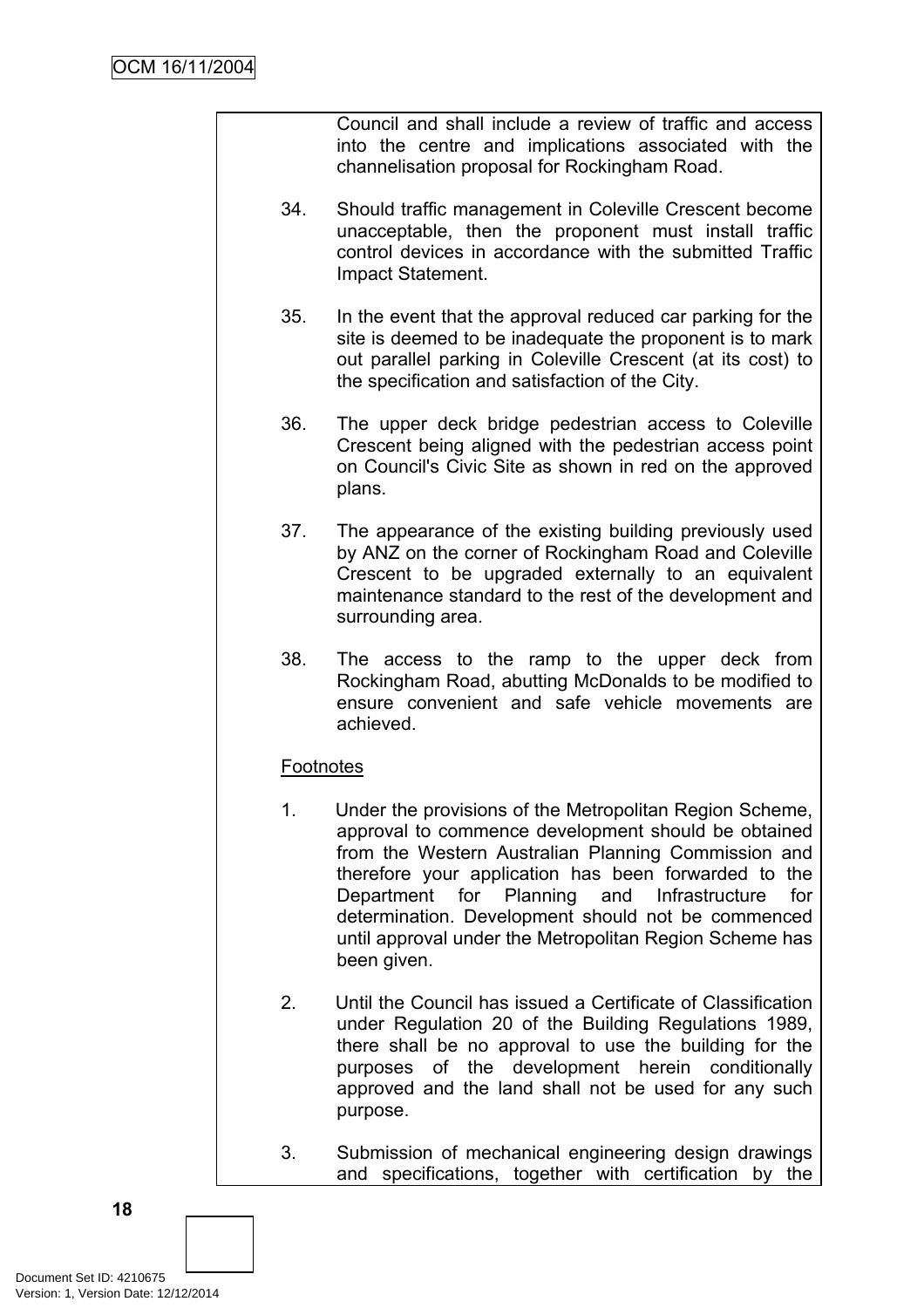Council and shall include a review of traffic and access into the centre and implications associated with the channelisation proposal for Rockingham Road.

34. Should traffic management in Coleville Crescent become unacceptable, then the proponent must install traffic control devices in accordance with the submitted Traffic Impact Statement.

35. In the event that the approval reduced car parking for the site is deemed to be inadequate the proponent is to mark out parallel parking in Coleville Crescent (at its cost) to the specification and satisfaction of the City.

36. The upper deck bridge pedestrian access to Coleville Crescent being aligned with the pedestrian access point on Council's Civic Site as shown in red on the approved plans.

37. The appearance of the existing building previously used by ANZ on the corner of Rockingham Road and Coleville Crescent to be upgraded externally to an equivalent maintenance standard to the rest of the development and surrounding area.

38. The access to the ramp to the upper deck from Rockingham Road, abutting McDonalds to be modified to ensure convenient and safe vehicle movements are achieved.

Footnotes

1. Under the provisions of the Metropolitan Region Scheme, approval to commence development should be obtained from the Western Australian Planning Commission and therefore your application has been forwarded to the Department for Planning and Infrastructure for determination. Development should not be commenced until approval under the Metropolitan Region Scheme has been given.

2. Until the Council has issued a Certificate of Classification under Regulation 20 of the Building Regulations 1989, there shall be no approval to use the building for the purposes of the development herein conditionally approved and the land shall not be used for any such purpose.

3. Submission of mechanical engineering design drawings and specifications, together with certification by the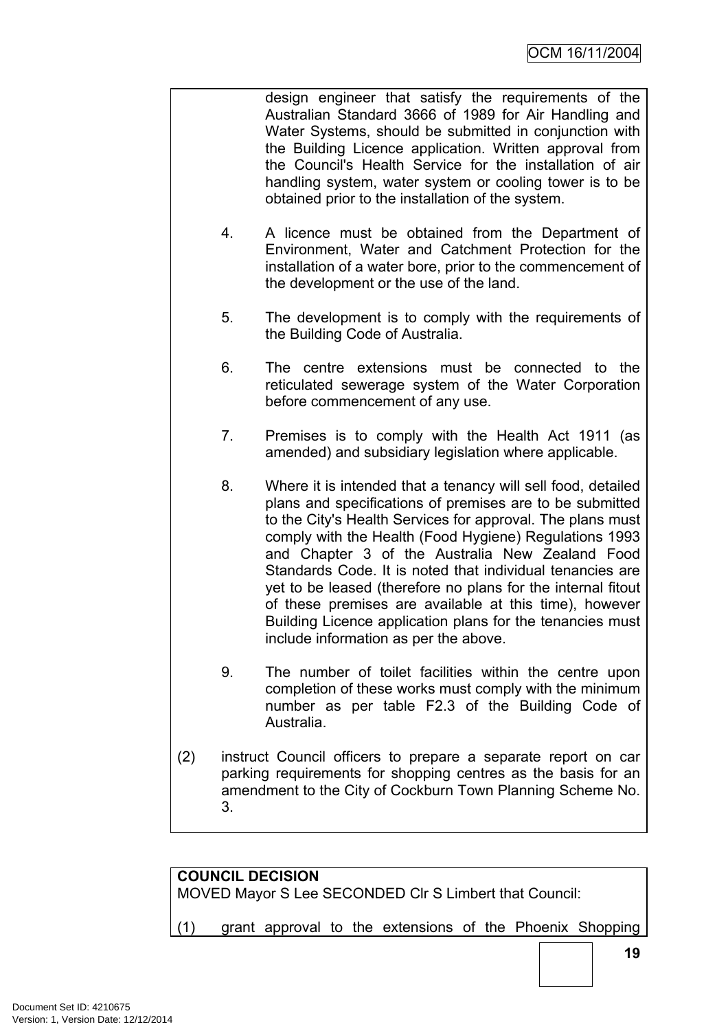design engineer that satisfy the requirements of the Australian Standard 3666 of 1989 for Air Handling and Water Systems, should be submitted in conjunction with the Building Licence application. Written approval from the Council's Health Service for the installation of air handling system, water system or cooling tower is to be obtained prior to the installation of the system.

4. A licence must be obtained from the Department of Environment, Water and Catchment Protection for the installation of a water bore, prior to the commencement of the development or the use of the land.

5. The development is to comply with the requirements of the Building Code of Australia.

6. The centre extensions must be connected to the reticulated sewerage system of the Water Corporation before commencement of any use.

7. Premises is to comply with the Health Act 1911 (as amended) and subsidiary legislation where applicable.

8. Where it is intended that a tenancy will sell food, detailed plans and specifications of premises are to be submitted to the City's Health Services for approval. The plans must comply with the Health (Food Hygiene) Regulations 1993 and Chapter 3 of the Australia New Zealand Food Standards Code. It is noted that individual tenancies are yet to be leased (therefore no plans for the internal fitout of these premises are available at this time), however Building Licence application plans for the tenancies must include information as per the above.

9. The number of toilet facilities within the centre upon completion of these works must comply with the minimum number as per table F2.3 of the Building Code of Australia.

(2) instruct Council officers to prepare a separate report on car parking requirements for shopping centres as the basis for an amendment to the City of Cockburn Town Planning Scheme No. 3.

**COUNCIL DECISION**
MOVED Mayor S Lee SECONDED Clr S Limbert that Council:

(1) grant approval to the extensions of the Phoenix Shopping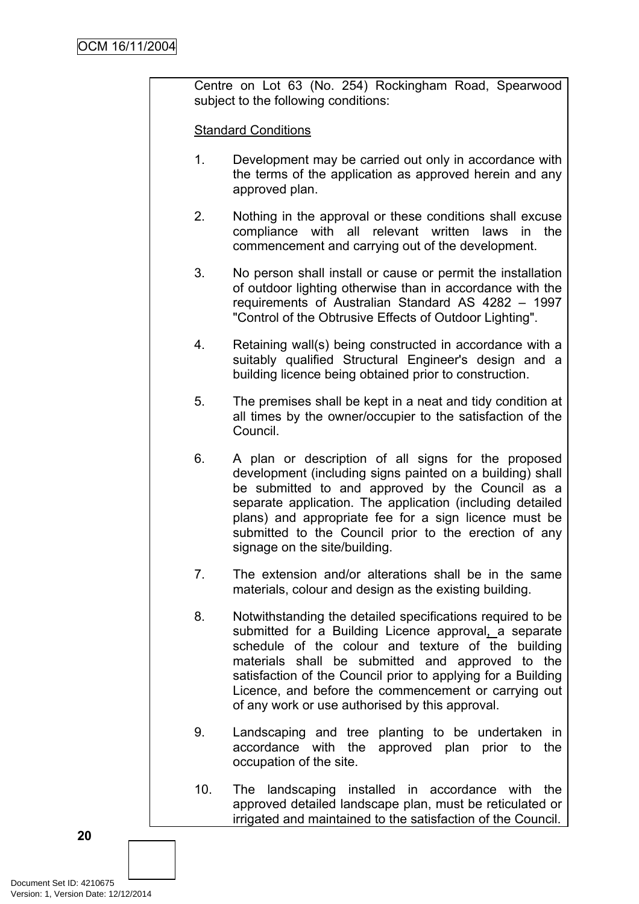Centre on Lot 63 (No. 254) Rockingham Road, Spearwood subject to the following conditions:

Standard Conditions

1. Development may be carried out only in accordance with the terms of the application as approved herein and any approved plan.

2. Nothing in the approval or these conditions shall excuse compliance with all relevant written laws in the commencement and carrying out of the development.

3. No person shall install or cause or permit the installation of outdoor lighting otherwise than in accordance with the requirements of Australian Standard AS 4282 – 1997 "Control of the Obtrusive Effects of Outdoor Lighting".

4. Retaining wall(s) being constructed in accordance with a suitably qualified Structural Engineer's design and a building licence being obtained prior to construction.

5. The premises shall be kept in a neat and tidy condition at all times by the owner/occupier to the satisfaction of the Council.

6. A plan or description of all signs for the proposed development (including signs painted on a building) shall be submitted to and approved by the Council as a separate application. The application (including detailed plans) and appropriate fee for a sign licence must be submitted to the Council prior to the erection of any signage on the site/building.

7. The extension and/or alterations shall be in the same materials, colour and design as the existing building.

8. Notwithstanding the detailed specifications required to be submitted for a Building Licence approval, a separate schedule of the colour and texture of the building materials shall be submitted and approved to the satisfaction of the Council prior to applying for a Building Licence, and before the commencement or carrying out of any work or use authorised by this approval.

9. Landscaping and tree planting to be undertaken in accordance with the approved plan prior to the occupation of the site.

10. The landscaping installed in accordance with the approved detailed landscape plan, must be reticulated or irrigated and maintained to the satisfaction of the Council.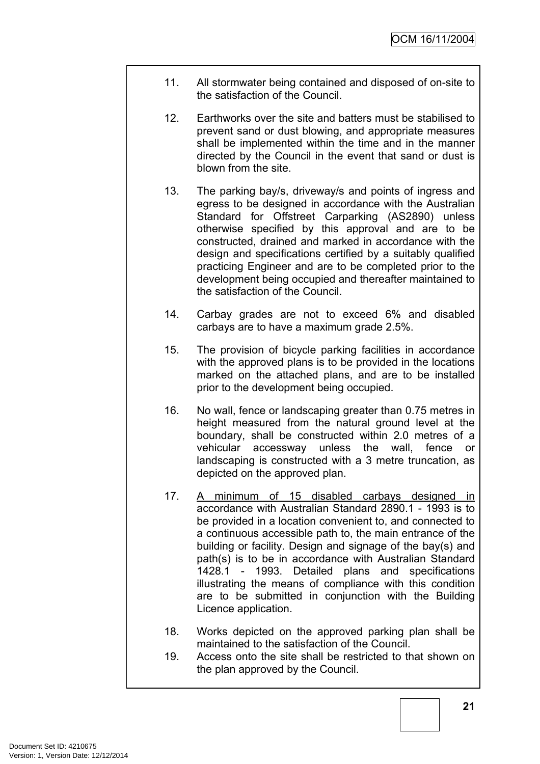11. All stormwater being contained and disposed of on-site to the satisfaction of the Council.

12. Earthworks over the site and batters must be stabilised to prevent sand or dust blowing, and appropriate measures shall be implemented within the time and in the manner directed by the Council in the event that sand or dust is blown from the site.

13. The parking bay/s, driveway/s and points of ingress and egress to be designed in accordance with the Australian Standard for Offstreet Carparking (AS2890) unless otherwise specified by this approval and are to be constructed, drained and marked in accordance with the design and specifications certified by a suitably qualified practicing Engineer and are to be completed prior to the development being occupied and thereafter maintained to the satisfaction of the Council.

14. Carbay grades are not to exceed 6% and disabled carbays are to have a maximum grade 2.5%.

15. The provision of bicycle parking facilities in accordance with the approved plans is to be provided in the locations marked on the attached plans, and are to be installed prior to the development being occupied.

16. No wall, fence or landscaping greater than 0.75 metres in height measured from the natural ground level at the boundary, shall be constructed within 2.0 metres of a vehicular accessway unless the wall, fence or landscaping is constructed with a 3 metre truncation, as depicted on the approved plan.

17. <u>A minimum of 15 disabled carbays designed in</u> accordance with Australian Standard 2890.1 - 1993 is to be provided in a location convenient to, and connected to a continuous accessible path to, the main entrance of the building or facility. Design and signage of the bay(s) and path(s) is to be in accordance with Australian Standard 1428.1 - 1993. Detailed plans and specifications illustrating the means of compliance with this condition are to be submitted in conjunction with the Building Licence application.

18. Works depicted on the approved parking plan shall be maintained to the satisfaction of the Council.

19. Access onto the site shall be restricted to that shown on the plan approved by the Council.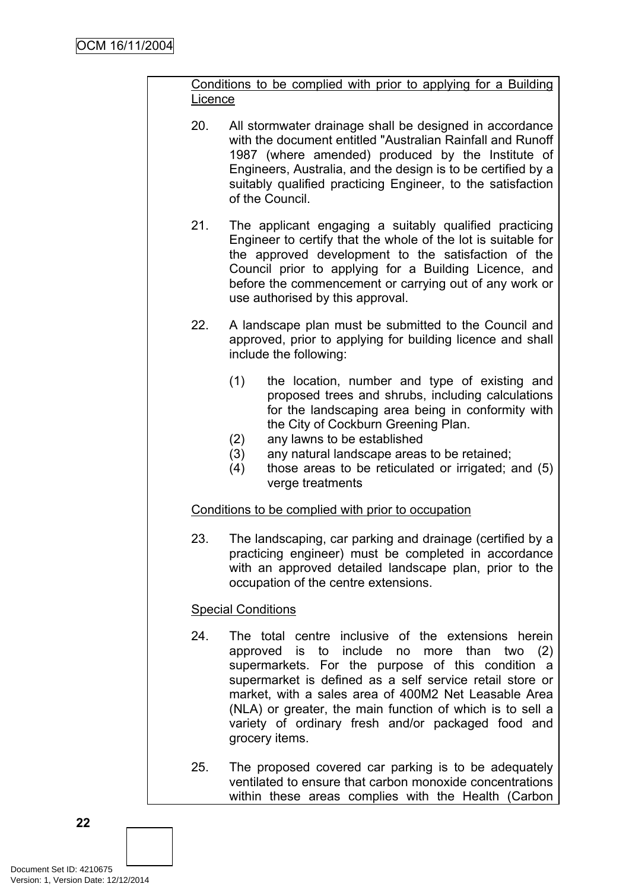Conditions to be complied with prior to applying for a Building Licence

20. All stormwater drainage shall be designed in accordance with the document entitled "Australian Rainfall and Runoff 1987 (where amended) produced by the Institute of Engineers, Australia, and the design is to be certified by a suitably qualified practicing Engineer, to the satisfaction of the Council.

21. The applicant engaging a suitably qualified practicing Engineer to certify that the whole of the lot is suitable for the approved development to the satisfaction of the Council prior to applying for a Building Licence, and before the commencement or carrying out of any work or use authorised by this approval.

22. A landscape plan must be submitted to the Council and approved, prior to applying for building licence and shall include the following:

    (1) the location, number and type of existing and proposed trees and shrubs, including calculations for the landscaping area being in conformity with the City of Cockburn Greening Plan.
    (2) any lawns to be established
    (3) any natural landscape areas to be retained;
    (4) those areas to be reticulated or irrigated; and (5) verge treatments

Conditions to be complied with prior to occupation

23. The landscaping, car parking and drainage (certified by a practicing engineer) must be completed in accordance with an approved detailed landscape plan, prior to the occupation of the centre extensions.

Special Conditions

24. The total centre inclusive of the extensions herein approved is to include no more than two (2) supermarkets. For the purpose of this condition a supermarket is defined as a self service retail store or market, with a sales area of 400M2 Net Leasable Area (NLA) or greater, the main function of which is to sell a variety of ordinary fresh and/or packaged food and grocery items.

25. The proposed covered car parking is to be adequately ventilated to ensure that carbon monoxide concentrations within these areas complies with the Health (Carbon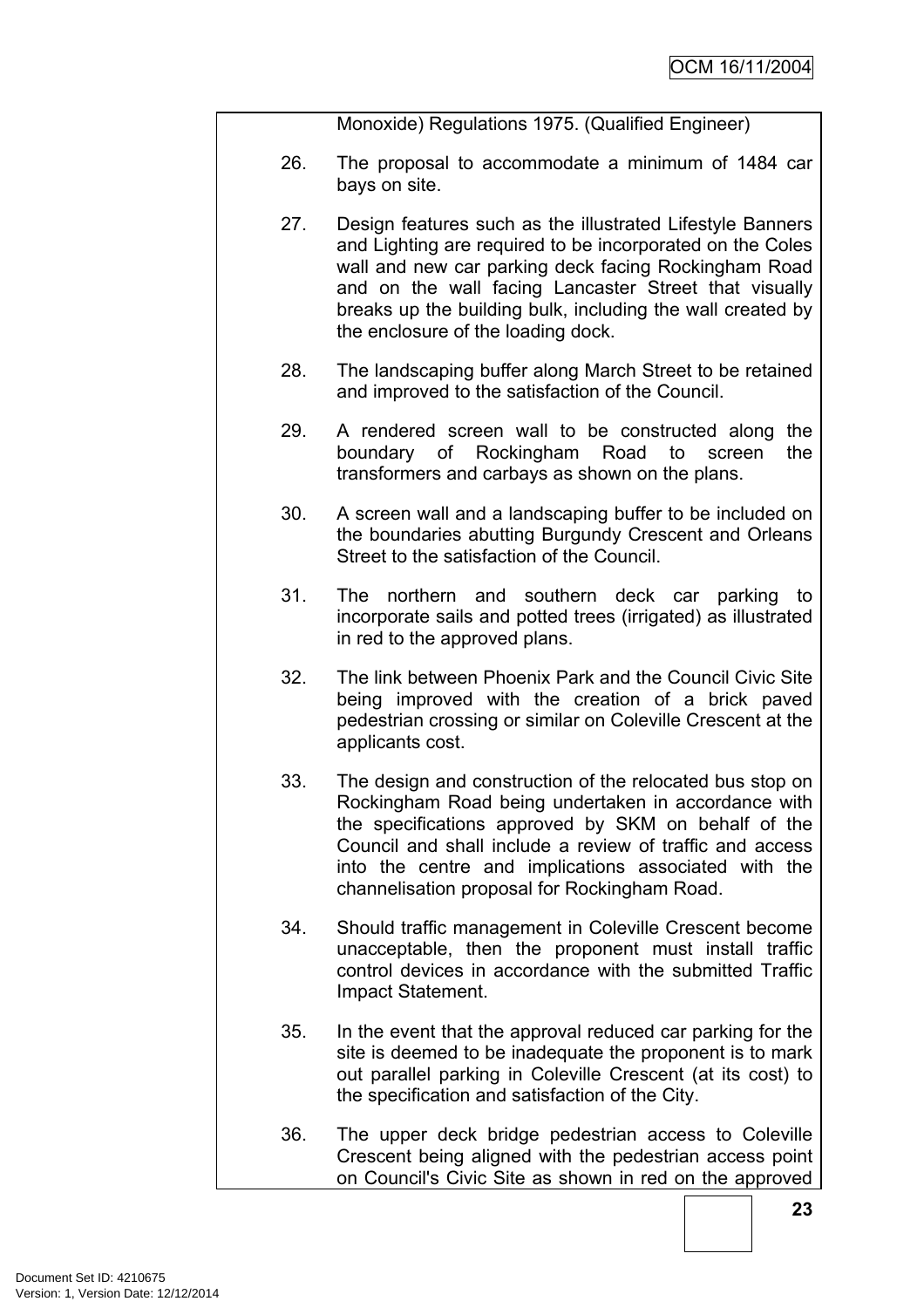Monoxide) Regulations 1975. (Qualified Engineer)

26. The proposal to accommodate a minimum of 1484 car bays on site.

27. Design features such as the illustrated Lifestyle Banners and Lighting are required to be incorporated on the Coles wall and new car parking deck facing Rockingham Road and on the wall facing Lancaster Street that visually breaks up the building bulk, including the wall created by the enclosure of the loading dock.

28. The landscaping buffer along March Street to be retained and improved to the satisfaction of the Council.

29. A rendered screen wall to be constructed along the boundary of Rockingham Road to screen the transformers and carbays as shown on the plans.

30. A screen wall and a landscaping buffer to be included on the boundaries abutting Burgundy Crescent and Orleans Street to the satisfaction of the Council.

31. The northern and southern deck car parking to incorporate sails and potted trees (irrigated) as illustrated in red to the approved plans.

32. The link between Phoenix Park and the Council Civic Site being improved with the creation of a brick paved pedestrian crossing or similar on Coleville Crescent at the applicants cost.

33. The design and construction of the relocated bus stop on Rockingham Road being undertaken in accordance with the specifications approved by SKM on behalf of the Council and shall include a review of traffic and access into the centre and implications associated with the channelisation proposal for Rockingham Road.

34. Should traffic management in Coleville Crescent become unacceptable, then the proponent must install traffic control devices in accordance with the submitted Traffic Impact Statement.

35. In the event that the approval reduced car parking for the site is deemed to be inadequate the proponent is to mark out parallel parking in Coleville Crescent (at its cost) to the specification and satisfaction of the City.

36. The upper deck bridge pedestrian access to Coleville Crescent being aligned with the pedestrian access point on Council's Civic Site as shown in red on the approved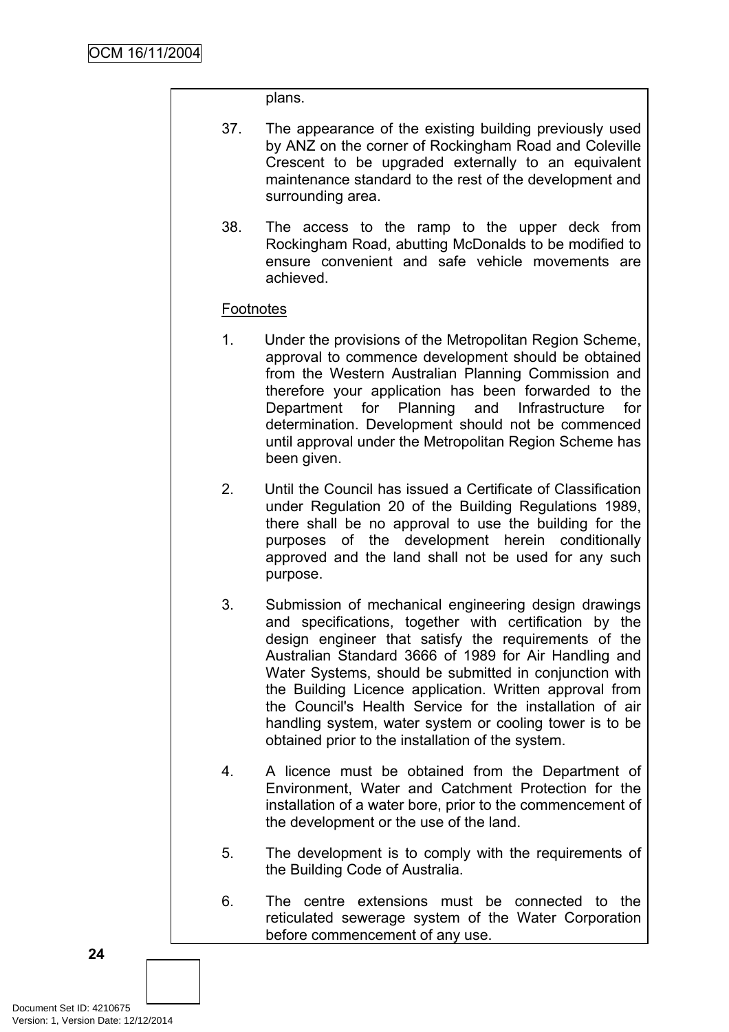plans.

37. The appearance of the existing building previously used by ANZ on the corner of Rockingham Road and Coleville Crescent to be upgraded externally to an equivalent maintenance standard to the rest of the development and surrounding area.

38. The access to the ramp to the upper deck from Rockingham Road, abutting McDonalds to be modified to ensure convenient and safe vehicle movements are achieved.

Footnotes

1. Under the provisions of the Metropolitan Region Scheme, approval to commence development should be obtained from the Western Australian Planning Commission and therefore your application has been forwarded to the Department for Planning and Infrastructure for determination. Development should not be commenced until approval under the Metropolitan Region Scheme has been given.

2. Until the Council has issued a Certificate of Classification under Regulation 20 of the Building Regulations 1989, there shall be no approval to use the building for the purposes of the development herein conditionally approved and the land shall not be used for any such purpose.

3. Submission of mechanical engineering design drawings and specifications, together with certification by the design engineer that satisfy the requirements of the Australian Standard 3666 of 1989 for Air Handling and Water Systems, should be submitted in conjunction with the Building Licence application. Written approval from the Council's Health Service for the installation of air handling system, water system or cooling tower is to be obtained prior to the installation of the system.

4. A licence must be obtained from the Department of Environment, Water and Catchment Protection for the installation of a water bore, prior to the commencement of the development or the use of the land.

5. The development is to comply with the requirements of the Building Code of Australia.

6. The centre extensions must be connected to the reticulated sewerage system of the Water Corporation before commencement of any use.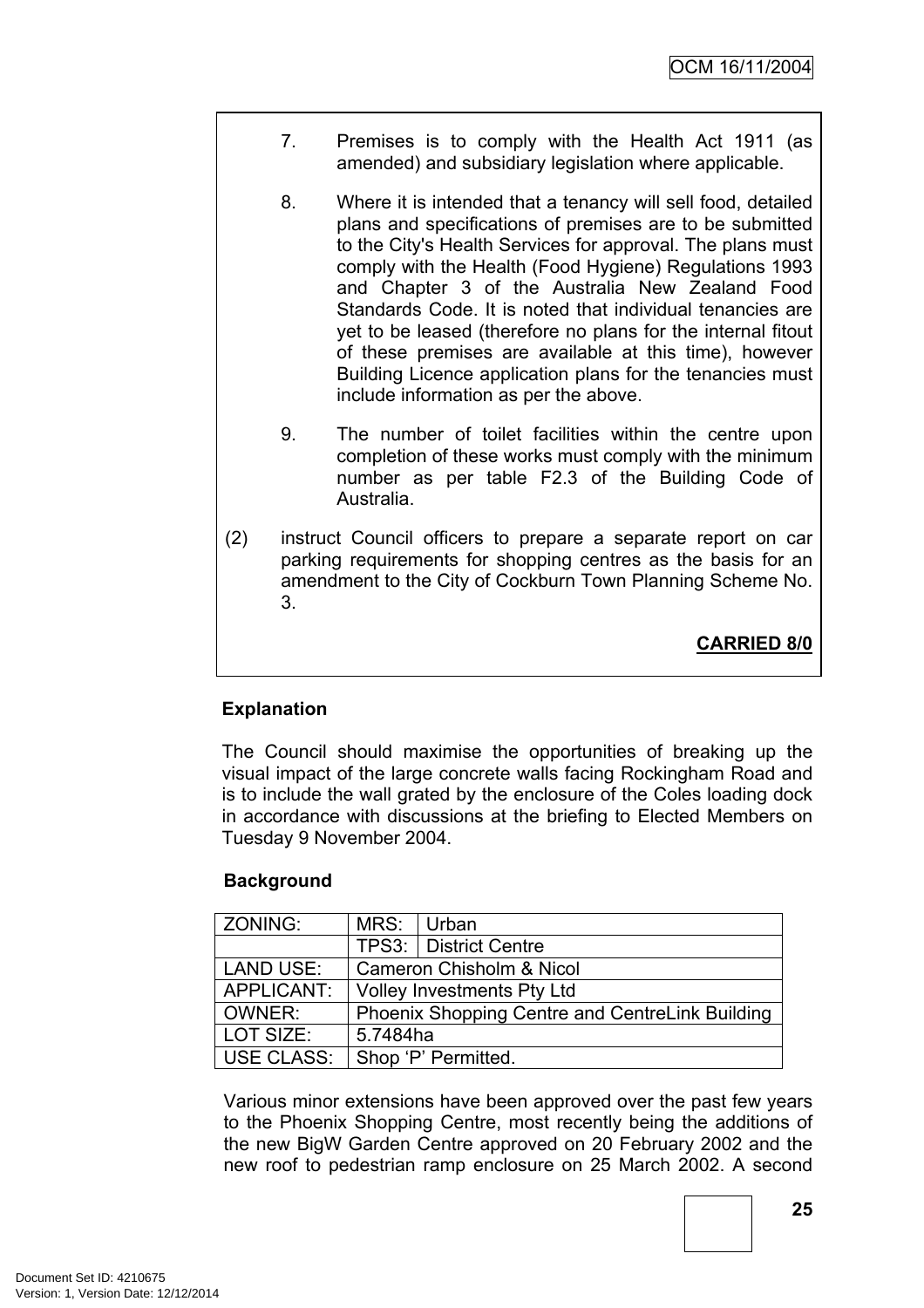7. Premises is to comply with the Health Act 1911 (as amended) and subsidiary legislation where applicable.

8. Where it is intended that a tenancy will sell food, detailed plans and specifications of premises are to be submitted to the City's Health Services for approval. The plans must comply with the Health (Food Hygiene) Regulations 1993 and Chapter 3 of the Australia New Zealand Food Standards Code. It is noted that individual tenancies are yet to be leased (therefore no plans for the internal fitout of these premises are available at this time), however Building Licence application plans for the tenancies must include information as per the above.

9. The number of toilet facilities within the centre upon completion of these works must comply with the minimum number as per table F2.3 of the Building Code of Australia.

(2) instruct Council officers to prepare a separate report on car parking requirements for shopping centres as the basis for an amendment to the City of Cockburn Town Planning Scheme No. 3.

**CARRIED 8/0**

**Explanation**

The Council should maximise the opportunities of breaking up the visual impact of the large concrete walls facing Rockingham Road and is to include the wall grated by the enclosure of the Coles loading dock in accordance with discussions at the briefing to Elected Members on Tuesday 9 November 2004.

**Background**

| ZONING: | MRS: | Urban |
|---|---|---|
| | TPS3: | District Centre |
| LAND USE: | Cameron Chisholm & Nicol | |
| APPLICANT: | Volley Investments Pty Ltd | |
| OWNER: | Phoenix Shopping Centre and CentreLink Building | |
| LOT SIZE: | 5.7484ha | |
| USE CLASS: | Shop 'P' Permitted. | |

Various minor extensions have been approved over the past few years to the Phoenix Shopping Centre, most recently being the additions of the new BigW Garden Centre approved on 20 February 2002 and the new roof to pedestrian ramp enclosure on 25 March 2002. A second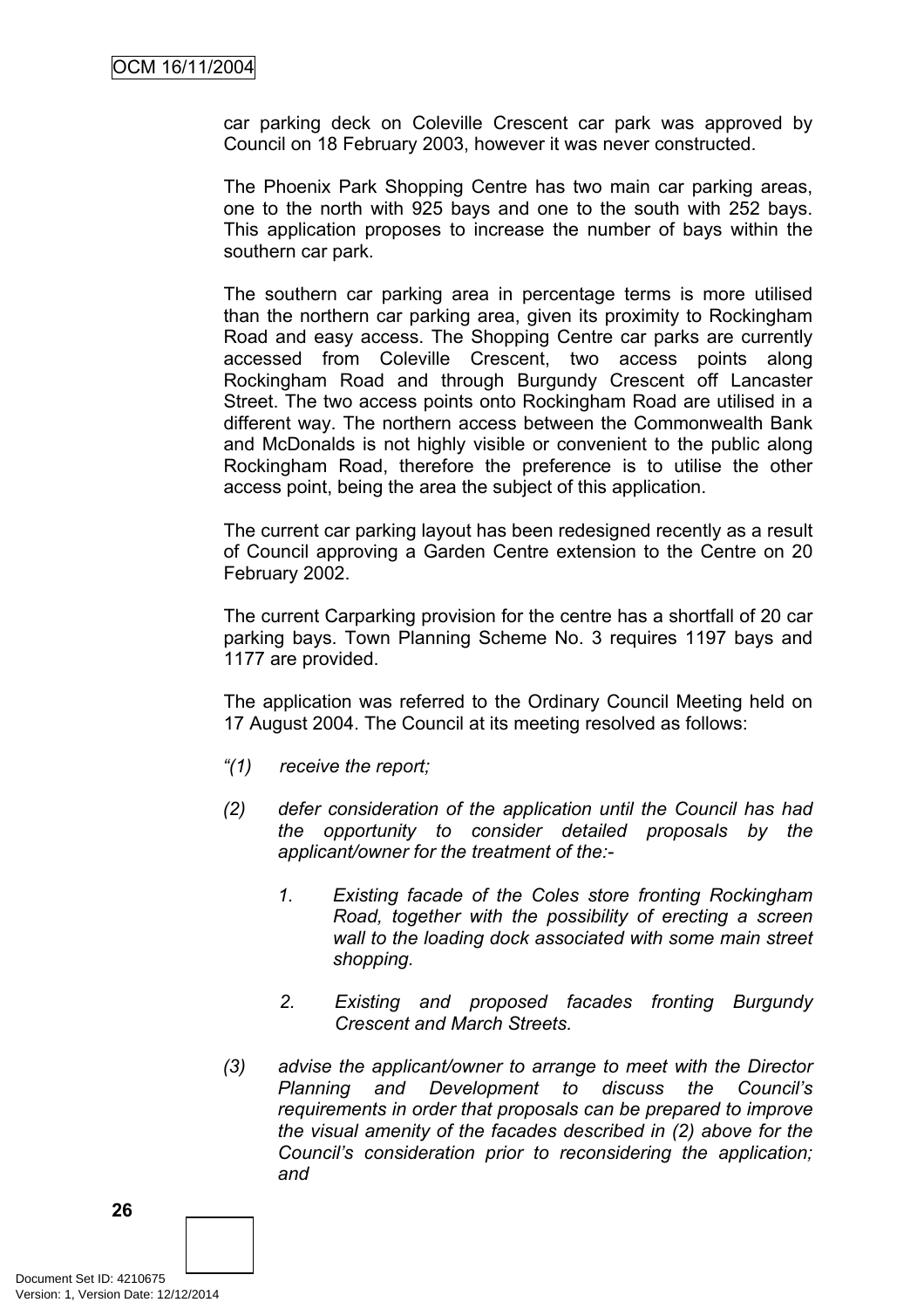car parking deck on Coleville Crescent car park was approved by Council on 18 February 2003, however it was never constructed.

The Phoenix Park Shopping Centre has two main car parking areas, one to the north with 925 bays and one to the south with 252 bays. This application proposes to increase the number of bays within the southern car park.

The southern car parking area in percentage terms is more utilised than the northern car parking area, given its proximity to Rockingham Road and easy access. The Shopping Centre car parks are currently accessed from Coleville Crescent, two access points along Rockingham Road and through Burgundy Crescent off Lancaster Street. The two access points onto Rockingham Road are utilised in a different way. The northern access between the Commonwealth Bank and McDonalds is not highly visible or convenient to the public along Rockingham Road, therefore the preference is to utilise the other access point, being the area the subject of this application.

The current car parking layout has been redesigned recently as a result of Council approving a Garden Centre extension to the Centre on 20 February 2002.

The current Carparking provision for the centre has a shortfall of 20 car parking bays. Town Planning Scheme No. 3 requires 1197 bays and 1177 are provided.

The application was referred to the Ordinary Council Meeting held on 17 August 2004. The Council at its meeting resolved as follows:

*"(1) receive the report;*

*(2) defer consideration of the application until the Council has had the opportunity to consider detailed proposals by the applicant/owner for the treatment of the:-*

*1. Existing facade of the Coles store fronting Rockingham Road, together with the possibility of erecting a screen wall to the loading dock associated with some main street shopping.*

*2. Existing and proposed facades fronting Burgundy Crescent and March Streets.*

*(3) advise the applicant/owner to arrange to meet with the Director Planning and Development to discuss the Council's requirements in order that proposals can be prepared to improve the visual amenity of the facades described in (2) above for the Council's consideration prior to reconsidering the application; and*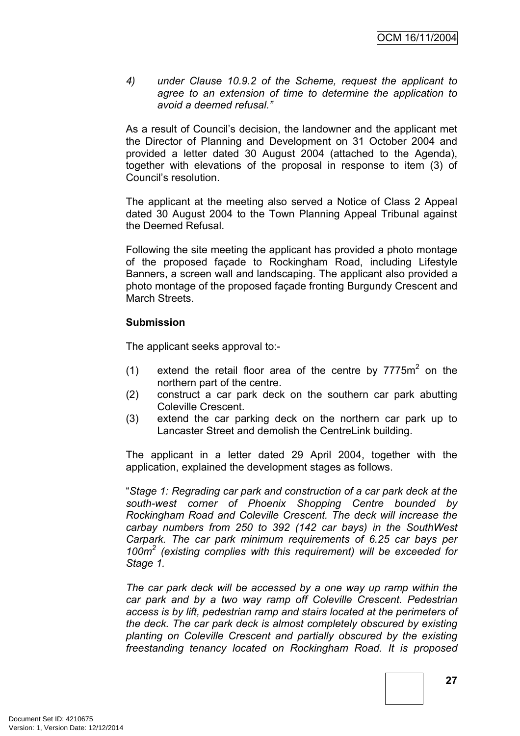4) *under Clause 10.9.2 of the Scheme, request the applicant to agree to an extension of time to determine the application to avoid a deemed refusal."*

As a result of Council's decision, the landowner and the applicant met the Director of Planning and Development on 31 October 2004 and provided a letter dated 30 August 2004 (attached to the Agenda), together with elevations of the proposal in response to item (3) of Council's resolution.

The applicant at the meeting also served a Notice of Class 2 Appeal dated 30 August 2004 to the Town Planning Appeal Tribunal against the Deemed Refusal.

Following the site meeting the applicant has provided a photo montage of the proposed façade to Rockingham Road, including Lifestyle Banners, a screen wall and landscaping. The applicant also provided a photo montage of the proposed façade fronting Burgundy Crescent and March Streets.

**Submission**

The applicant seeks approval to:-

(1) extend the retail floor area of the centre by 7775m$^2$ on the northern part of the centre.
(2) construct a car park deck on the southern car park abutting Coleville Crescent.
(3) extend the car parking deck on the northern car park up to Lancaster Street and demolish the CentreLink building.

The applicant in a letter dated 29 April 2004, together with the application, explained the development stages as follows.

"*Stage 1: Regrading car park and construction of a car park deck at the south-west corner of Phoenix Shopping Centre bounded by Rockingham Road and Coleville Crescent. The deck will increase the carbay numbers from 250 to 392 (142 car bays) in the SouthWest Carpark. The car park minimum requirements of 6.25 car bays per 100m$^2$ (existing complies with this requirement) will be exceeded for Stage 1.*

*The car park deck will be accessed by a one way up ramp within the car park and by a two way ramp off Coleville Crescent. Pedestrian access is by lift, pedestrian ramp and stairs located at the perimeters of the deck. The car park deck is almost completely obscured by existing planting on Coleville Crescent and partially obscured by the existing freestanding tenancy located on Rockingham Road. It is proposed*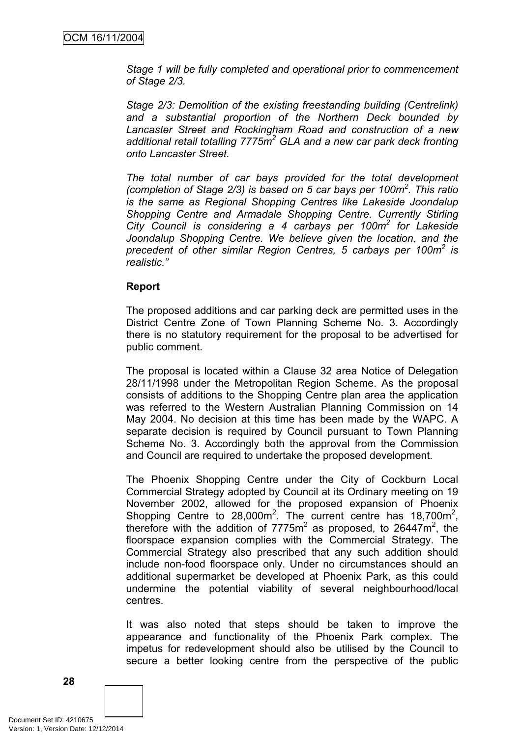*Stage 1 will be fully completed and operational prior to commencement of Stage 2/3.*

*Stage 2/3: Demolition of the existing freestanding building (Centrelink) and a substantial proportion of the Northern Deck bounded by Lancaster Street and Rockingham Road and construction of a new additional retail totalling 7775m$^2$ GLA and a new car park deck fronting onto Lancaster Street.*

*The total number of car bays provided for the total development (completion of Stage 2/3) is based on 5 car bays per 100m$^2$. This ratio is the same as Regional Shopping Centres like Lakeside Joondalup Shopping Centre and Armadale Shopping Centre. Currently Stirling City Council is considering a 4 carbays per 100m$^2$ for Lakeside Joondalup Shopping Centre. We believe given the location, and the precedent of other similar Region Centres, 5 carbays per 100m$^2$ is realistic."*

**Report**

The proposed additions and car parking deck are permitted uses in the District Centre Zone of Town Planning Scheme No. 3. Accordingly there is no statutory requirement for the proposal to be advertised for public comment.

The proposal is located within a Clause 32 area Notice of Delegation 28/11/1998 under the Metropolitan Region Scheme. As the proposal consists of additions to the Shopping Centre plan area the application was referred to the Western Australian Planning Commission on 14 May 2004. No decision at this time has been made by the WAPC. A separate decision is required by Council pursuant to Town Planning Scheme No. 3. Accordingly both the approval from the Commission and Council are required to undertake the proposed development.

The Phoenix Shopping Centre under the City of Cockburn Local Commercial Strategy adopted by Council at its Ordinary meeting on 19 November 2002, allowed for the proposed expansion of Phoenix Shopping Centre to 28,000m$^2$. The current centre has 18,700m$^2$, therefore with the addition of 7775m$^2$ as proposed, to 26447m$^2$, the floorspace expansion complies with the Commercial Strategy. The Commercial Strategy also prescribed that any such addition should include non-food floorspace only. Under no circumstances should an additional supermarket be developed at Phoenix Park, as this could undermine the potential viability of several neighbourhood/local centres.

It was also noted that steps should be taken to improve the appearance and functionality of the Phoenix Park complex. The impetus for redevelopment should also be utilised by the Council to secure a better looking centre from the perspective of the public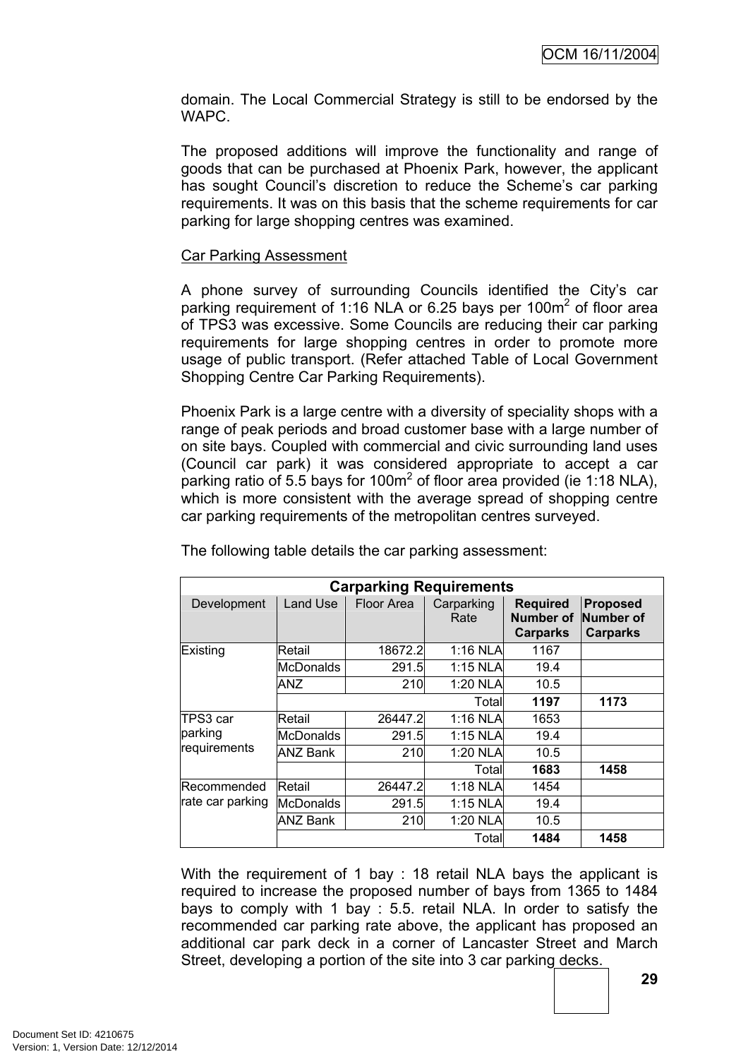domain. The Local Commercial Strategy is still to be endorsed by the WAPC.

The proposed additions will improve the functionality and range of goods that can be purchased at Phoenix Park, however, the applicant has sought Council's discretion to reduce the Scheme's car parking requirements. It was on this basis that the scheme requirements for car parking for large shopping centres was examined.

<u>Car Parking Assessment</u>

A phone survey of surrounding Councils identified the City's car parking requirement of 1:16 NLA or 6.25 bays per 100m$^2$ of floor area of TPS3 was excessive. Some Councils are reducing their car parking requirements for large shopping centres in order to promote more usage of public transport. (Refer attached Table of Local Government Shopping Centre Car Parking Requirements).

Phoenix Park is a large centre with a diversity of speciality shops with a range of peak periods and broad customer base with a large number of on site bays. Coupled with commercial and civic surrounding land uses (Council car park) it was considered appropriate to accept a car parking ratio of 5.5 bays for 100m$^2$ of floor area provided (ie 1:18 NLA), which is more consistent with the average spread of shopping centre car parking requirements of the metropolitan centres surveyed.

The following table details the car parking assessment:

| **Carparking Requirements** | | | | | |
|---|---|---|---|---|---|
| Development | Land Use | Floor Area | Carparking Rate | **Required Number of Carparks** | **Proposed Number of Carparks** |
| Existing | Retail | 18672.2 | 1:16 NLA | 1167 | |
| | McDonalds | 291.5 | 1:15 NLA | 19.4 | |
| | ANZ | 210 | 1:20 NLA | 10.5 | |
| | | | Total | **1197** | **1173** |
| TPS3 car parking requirements | Retail | 26447.2 | 1:16 NLA | 1653 | |
| | McDonalds | 291.5 | 1:15 NLA | 19.4 | |
| | ANZ Bank | 210 | 1:20 NLA | 10.5 | |
| | | | Total | **1683** | **1458** |
| Recommended rate car parking | Retail | 26447.2 | 1:18 NLA | 1454 | |
| | McDonalds | 291.5 | 1:15 NLA | 19.4 | |
| | ANZ Bank | 210 | 1:20 NLA | 10.5 | |
| | | | Total | **1484** | **1458** |

With the requirement of 1 bay : 18 retail NLA bays the applicant is required to increase the proposed number of bays from 1365 to 1484 bays to comply with 1 bay : 5.5. retail NLA. In order to satisfy the recommended car parking rate above, the applicant has proposed an additional car park deck in a corner of Lancaster Street and March Street, developing a portion of the site into 3 car parking decks.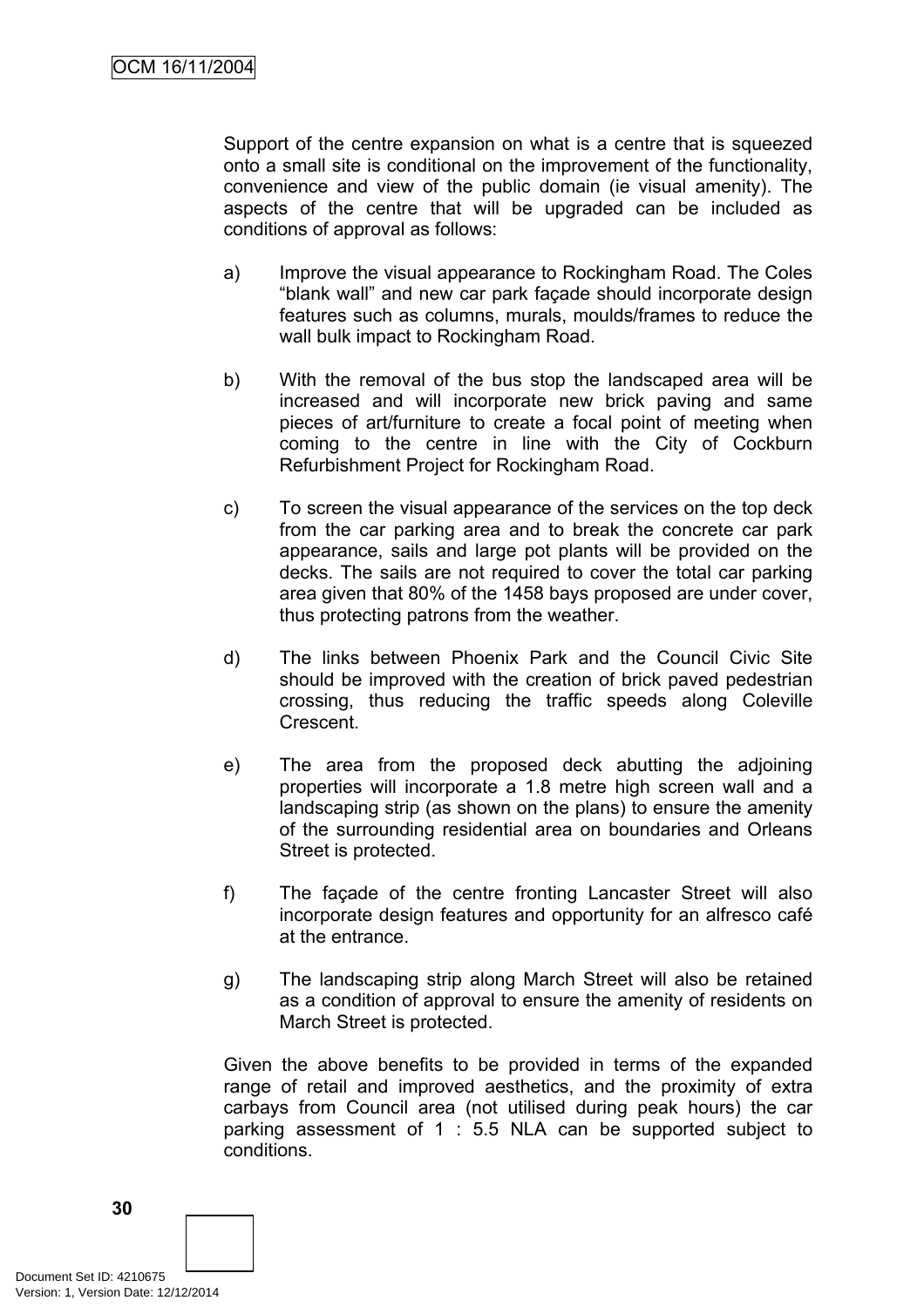Support of the centre expansion on what is a centre that is squeezed onto a small site is conditional on the improvement of the functionality, convenience and view of the public domain (ie visual amenity). The aspects of the centre that will be upgraded can be included as conditions of approval as follows:

a) Improve the visual appearance to Rockingham Road. The Coles "blank wall" and new car park façade should incorporate design features such as columns, murals, moulds/frames to reduce the wall bulk impact to Rockingham Road.

b) With the removal of the bus stop the landscaped area will be increased and will incorporate new brick paving and same pieces of art/furniture to create a focal point of meeting when coming to the centre in line with the City of Cockburn Refurbishment Project for Rockingham Road.

c) To screen the visual appearance of the services on the top deck from the car parking area and to break the concrete car park appearance, sails and large pot plants will be provided on the decks. The sails are not required to cover the total car parking area given that 80% of the 1458 bays proposed are under cover, thus protecting patrons from the weather.

d) The links between Phoenix Park and the Council Civic Site should be improved with the creation of brick paved pedestrian crossing, thus reducing the traffic speeds along Coleville Crescent.

e) The area from the proposed deck abutting the adjoining properties will incorporate a 1.8 metre high screen wall and a landscaping strip (as shown on the plans) to ensure the amenity of the surrounding residential area on boundaries and Orleans Street is protected.

f) The façade of the centre fronting Lancaster Street will also incorporate design features and opportunity for an alfresco café at the entrance.

g) The landscaping strip along March Street will also be retained as a condition of approval to ensure the amenity of residents on March Street is protected.

Given the above benefits to be provided in terms of the expanded range of retail and improved aesthetics, and the proximity of extra carbays from Council area (not utilised during peak hours) the car parking assessment of 1 : 5.5 NLA can be supported subject to conditions.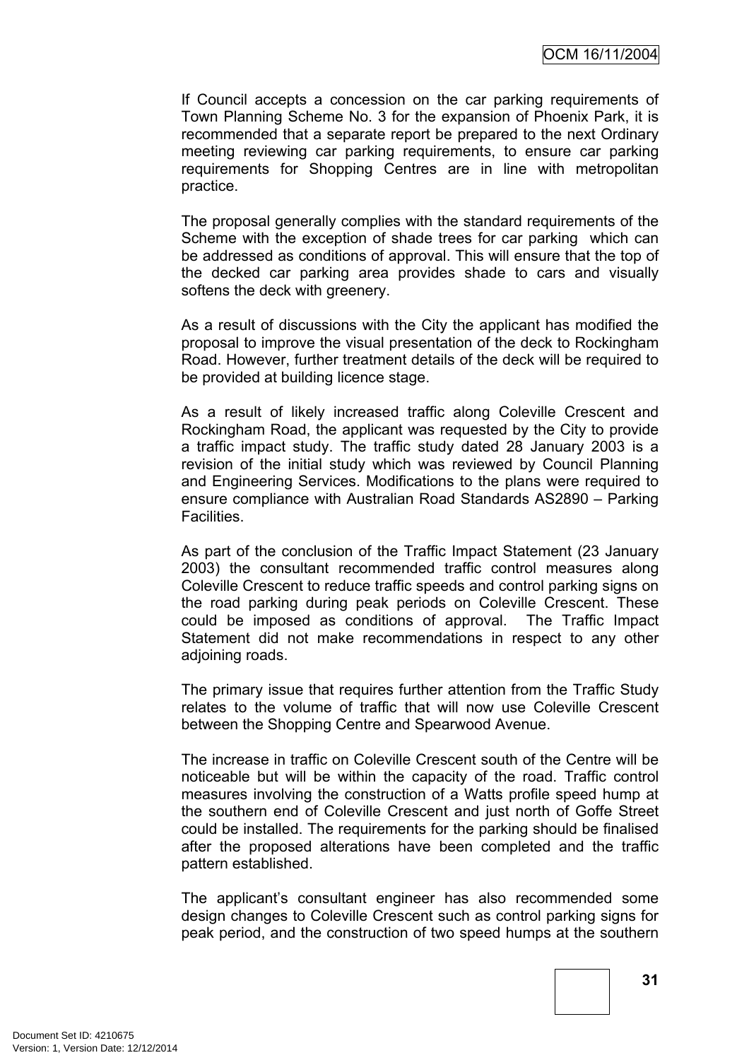If Council accepts a concession on the car parking requirements of Town Planning Scheme No. 3 for the expansion of Phoenix Park, it is recommended that a separate report be prepared to the next Ordinary meeting reviewing car parking requirements, to ensure car parking requirements for Shopping Centres are in line with metropolitan practice.

The proposal generally complies with the standard requirements of the Scheme with the exception of shade trees for car parking which can be addressed as conditions of approval. This will ensure that the top of the decked car parking area provides shade to cars and visually softens the deck with greenery.

As a result of discussions with the City the applicant has modified the proposal to improve the visual presentation of the deck to Rockingham Road. However, further treatment details of the deck will be required to be provided at building licence stage.

As a result of likely increased traffic along Coleville Crescent and Rockingham Road, the applicant was requested by the City to provide a traffic impact study. The traffic study dated 28 January 2003 is a revision of the initial study which was reviewed by Council Planning and Engineering Services. Modifications to the plans were required to ensure compliance with Australian Road Standards AS2890 – Parking Facilities.

As part of the conclusion of the Traffic Impact Statement (23 January 2003) the consultant recommended traffic control measures along Coleville Crescent to reduce traffic speeds and control parking signs on the road parking during peak periods on Coleville Crescent. These could be imposed as conditions of approval. The Traffic Impact Statement did not make recommendations in respect to any other adjoining roads.

The primary issue that requires further attention from the Traffic Study relates to the volume of traffic that will now use Coleville Crescent between the Shopping Centre and Spearwood Avenue.

The increase in traffic on Coleville Crescent south of the Centre will be noticeable but will be within the capacity of the road. Traffic control measures involving the construction of a Watts profile speed hump at the southern end of Coleville Crescent and just north of Goffe Street could be installed. The requirements for the parking should be finalised after the proposed alterations have been completed and the traffic pattern established.

The applicant's consultant engineer has also recommended some design changes to Coleville Crescent such as control parking signs for peak period, and the construction of two speed humps at the southern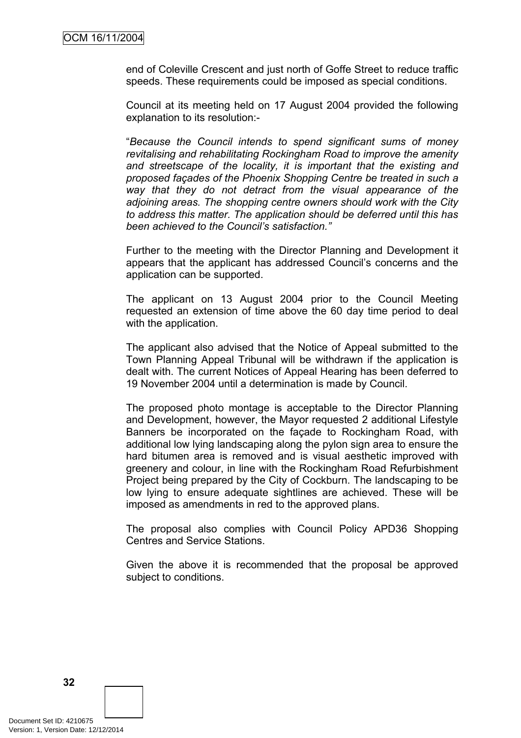end of Coleville Crescent and just north of Goffe Street to reduce traffic speeds. These requirements could be imposed as special conditions.

Council at its meeting held on 17 August 2004 provided the following explanation to its resolution:-

"*Because the Council intends to spend significant sums of money revitalising and rehabilitating Rockingham Road to improve the amenity and streetscape of the locality, it is important that the existing and proposed façades of the Phoenix Shopping Centre be treated in such a way that they do not detract from the visual appearance of the adjoining areas. The shopping centre owners should work with the City to address this matter. The application should be deferred until this has been achieved to the Council's satisfaction.*"

Further to the meeting with the Director Planning and Development it appears that the applicant has addressed Council's concerns and the application can be supported.

The applicant on 13 August 2004 prior to the Council Meeting requested an extension of time above the 60 day time period to deal with the application.

The applicant also advised that the Notice of Appeal submitted to the Town Planning Appeal Tribunal will be withdrawn if the application is dealt with. The current Notices of Appeal Hearing has been deferred to 19 November 2004 until a determination is made by Council.

The proposed photo montage is acceptable to the Director Planning and Development, however, the Mayor requested 2 additional Lifestyle Banners be incorporated on the façade to Rockingham Road, with additional low lying landscaping along the pylon sign area to ensure the hard bitumen area is removed and is visual aesthetic improved with greenery and colour, in line with the Rockingham Road Refurbishment Project being prepared by the City of Cockburn. The landscaping to be low lying to ensure adequate sightlines are achieved. These will be imposed as amendments in red to the approved plans.

The proposal also complies with Council Policy APD36 Shopping Centres and Service Stations.

Given the above it is recommended that the proposal be approved subject to conditions.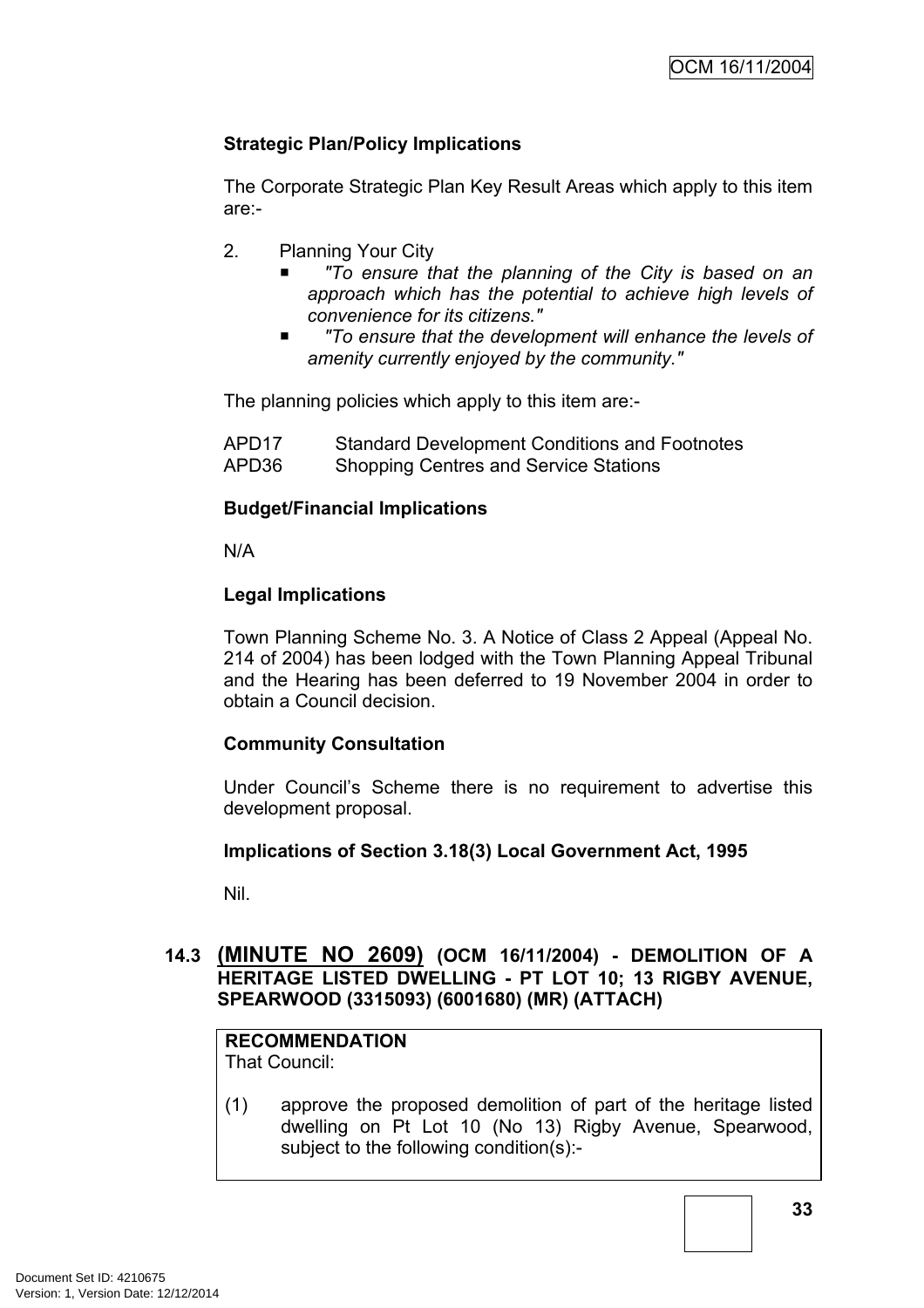**Strategic Plan/Policy Implications**

The Corporate Strategic Plan Key Result Areas which apply to this item are:-

2. Planning Your City
   - *"To ensure that the planning of the City is based on an approach which has the potential to achieve high levels of convenience for its citizens."*
   - *"To ensure that the development will enhance the levels of amenity currently enjoyed by the community."*

The planning policies which apply to this item are:-

APD17 Standard Development Conditions and Footnotes
APD36 Shopping Centres and Service Stations

**Budget/Financial Implications**

N/A

**Legal Implications**

Town Planning Scheme No. 3. A Notice of Class 2 Appeal (Appeal No. 214 of 2004) has been lodged with the Town Planning Appeal Tribunal and the Hearing has been deferred to 19 November 2004 in order to obtain a Council decision.

**Community Consultation**

Under Council's Scheme there is no requirement to advertise this development proposal.

**Implications of Section 3.18(3) Local Government Act, 1995**

Nil.

## 14.3 (MINUTE NO 2609) (OCM 16/11/2004) - DEMOLITION OF A HERITAGE LISTED DWELLING - PT LOT 10; 13 RIGBY AVENUE, SPEARWOOD (3315093) (6001680) (MR) (ATTACH)

**RECOMMENDATION**
That Council:

(1) approve the proposed demolition of part of the heritage listed dwelling on Pt Lot 10 (No 13) Rigby Avenue, Spearwood, subject to the following condition(s):-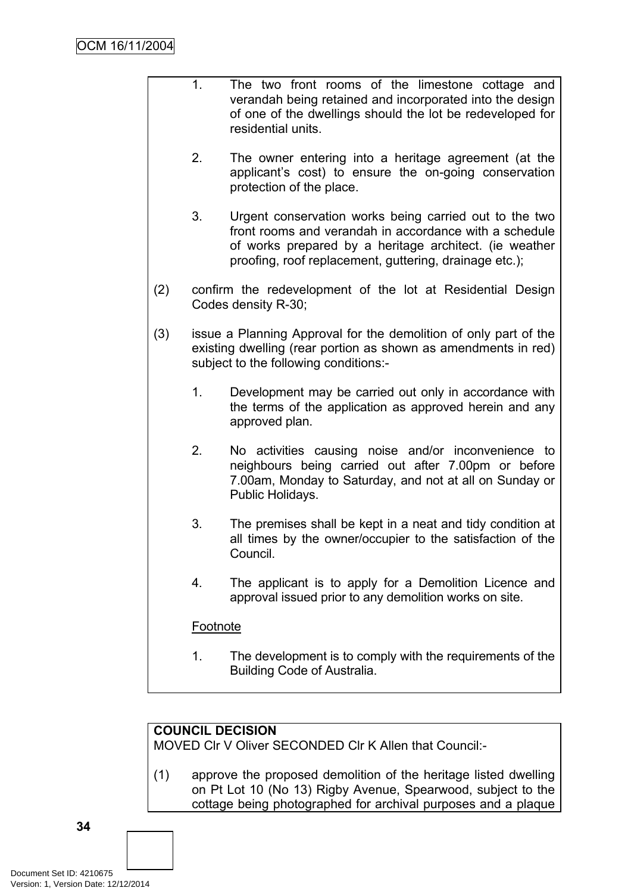1. The two front rooms of the limestone cottage and verandah being retained and incorporated into the design of one of the dwellings should the lot be redeveloped for residential units.

2. The owner entering into a heritage agreement (at the applicant's cost) to ensure the on-going conservation protection of the place.

3. Urgent conservation works being carried out to the two front rooms and verandah in accordance with a schedule of works prepared by a heritage architect. (ie weather proofing, roof replacement, guttering, drainage etc.);

(2) confirm the redevelopment of the lot at Residential Design Codes density R-30;

(3) issue a Planning Approval for the demolition of only part of the existing dwelling (rear portion as shown as amendments in red) subject to the following conditions:-

1. Development may be carried out only in accordance with the terms of the application as approved herein and any approved plan.

2. No activities causing noise and/or inconvenience to neighbours being carried out after 7.00pm or before 7.00am, Monday to Saturday, and not at all on Sunday or Public Holidays.

3. The premises shall be kept in a neat and tidy condition at all times by the owner/occupier to the satisfaction of the Council.

4. The applicant is to apply for a Demolition Licence and approval issued prior to any demolition works on site.

Footnote

1. The development is to comply with the requirements of the Building Code of Australia.

**COUNCIL DECISION**

MOVED Clr V Oliver SECONDED Clr K Allen that Council:-

(1) approve the proposed demolition of the heritage listed dwelling on Pt Lot 10 (No 13) Rigby Avenue, Spearwood, subject to the cottage being photographed for archival purposes and a plaque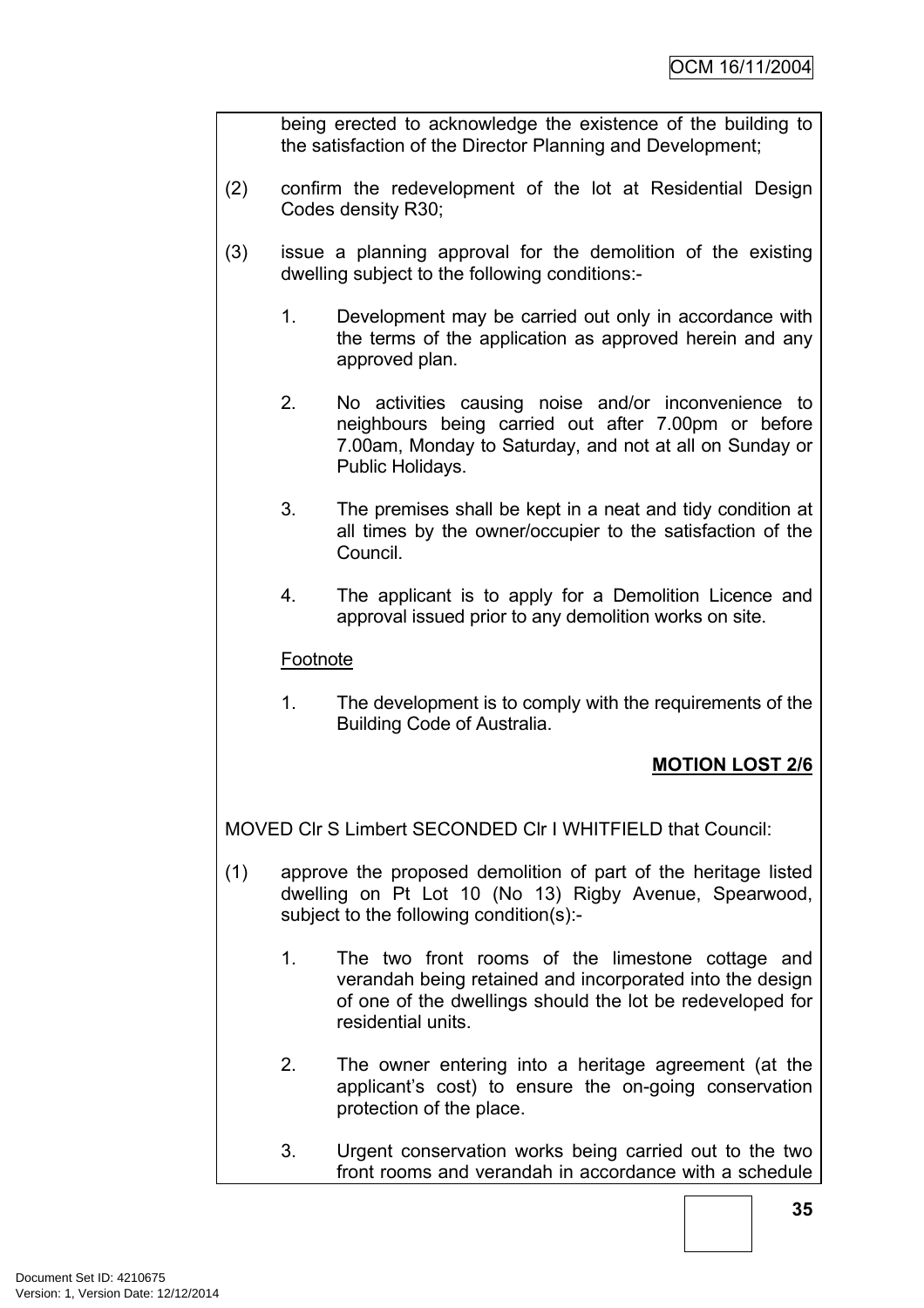being erected to acknowledge the existence of the building to the satisfaction of the Director Planning and Development;

(2) confirm the redevelopment of the lot at Residential Design Codes density R30;

(3) issue a planning approval for the demolition of the existing dwelling subject to the following conditions:-

1. Development may be carried out only in accordance with the terms of the application as approved herein and any approved plan.

2. No activities causing noise and/or inconvenience to neighbours being carried out after 7.00pm or before 7.00am, Monday to Saturday, and not at all on Sunday or Public Holidays.

3. The premises shall be kept in a neat and tidy condition at all times by the owner/occupier to the satisfaction of the Council.

4. The applicant is to apply for a Demolition Licence and approval issued prior to any demolition works on site.

Footnote

1. The development is to comply with the requirements of the Building Code of Australia.

**MOTION LOST 2/6**

MOVED Clr S Limbert SECONDED Clr I WHITFIELD that Council:

(1) approve the proposed demolition of part of the heritage listed dwelling on Pt Lot 10 (No 13) Rigby Avenue, Spearwood, subject to the following condition(s):-

1. The two front rooms of the limestone cottage and verandah being retained and incorporated into the design of one of the dwellings should the lot be redeveloped for residential units.

2. The owner entering into a heritage agreement (at the applicant's cost) to ensure the on-going conservation protection of the place.

3. Urgent conservation works being carried out to the two front rooms and verandah in accordance with a schedule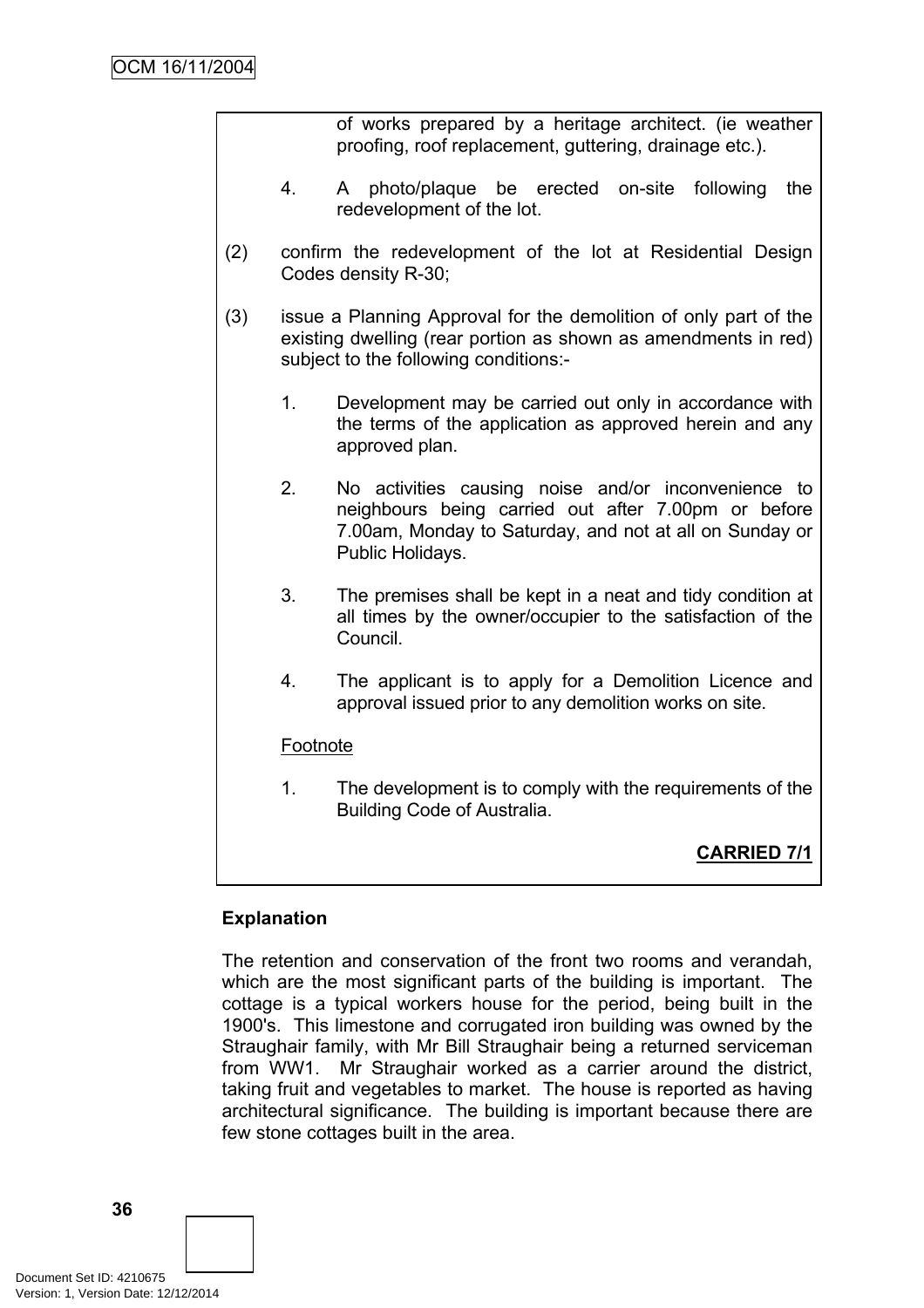of works prepared by a heritage architect. (ie weather proofing, roof replacement, guttering, drainage etc.).

4. A photo/plaque be erected on-site following the redevelopment of the lot.

(2) confirm the redevelopment of the lot at Residential Design Codes density R-30;

(3) issue a Planning Approval for the demolition of only part of the existing dwelling (rear portion as shown as amendments in red) subject to the following conditions:-

1. Development may be carried out only in accordance with the terms of the application as approved herein and any approved plan.

2. No activities causing noise and/or inconvenience to neighbours being carried out after 7.00pm or before 7.00am, Monday to Saturday, and not at all on Sunday or Public Holidays.

3. The premises shall be kept in a neat and tidy condition at all times by the owner/occupier to the satisfaction of the Council.

4. The applicant is to apply for a Demolition Licence and approval issued prior to any demolition works on site.

Footnote

1. The development is to comply with the requirements of the Building Code of Australia.

**CARRIED 7/1**

**Explanation**

The retention and conservation of the front two rooms and verandah, which are the most significant parts of the building is important. The cottage is a typical workers house for the period, being built in the 1900's. This limestone and corrugated iron building was owned by the Straughair family, with Mr Bill Straughair being a returned serviceman from WW1. Mr Straughair worked as a carrier around the district, taking fruit and vegetables to market. The house is reported as having architectural significance. The building is important because there are few stone cottages built in the area.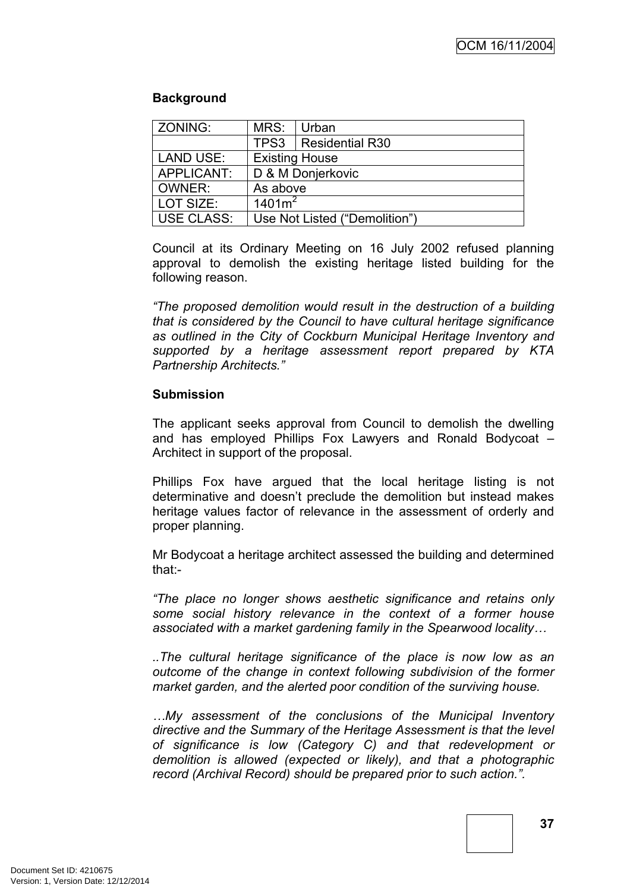**Background**

| ZONING: | MRS: | Urban |
|---|---|---|
| | TPS3 | Residential R30 |
| LAND USE: | Existing House | |
| APPLICANT: | D & M Donjerkovic | |
| OWNER: | As above | |
| LOT SIZE: | 1401m$^2$ | |
| USE CLASS: | Use Not Listed (“Demolition”) | |

Council at its Ordinary Meeting on 16 July 2002 refused planning approval to demolish the existing heritage listed building for the following reason.

*“The proposed demolition would result in the destruction of a building that is considered by the Council to have cultural heritage significance as outlined in the City of Cockburn Municipal Heritage Inventory and supported by a heritage assessment report prepared by KTA Partnership Architects.”*

**Submission**

The applicant seeks approval from Council to demolish the dwelling and has employed Phillips Fox Lawyers and Ronald Bodycoat – Architect in support of the proposal.

Phillips Fox have argued that the local heritage listing is not determinative and doesn’t preclude the demolition but instead makes heritage values factor of relevance in the assessment of orderly and proper planning.

Mr Bodycoat a heritage architect assessed the building and determined that:-

*“The place no longer shows aesthetic significance and retains only some social history relevance in the context of a former house associated with a market gardening family in the Spearwood locality…*

*..The cultural heritage significance of the place is now low as an outcome of the change in context following subdivision of the former market garden, and the alerted poor condition of the surviving house.*

*…My assessment of the conclusions of the Municipal Inventory directive and the Summary of the Heritage Assessment is that the level of significance is low (Category C) and that redevelopment or demolition is allowed (expected or likely), and that a photographic record (Archival Record) should be prepared prior to such action.”.*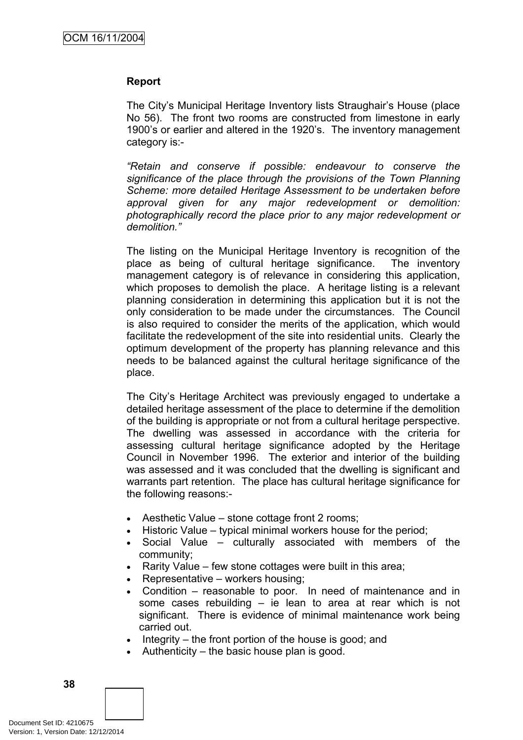**Report**

The City's Municipal Heritage Inventory lists Straughair's House (place No 56). The front two rooms are constructed from limestone in early 1900's or earlier and altered in the 1920's. The inventory management category is:-

*"Retain and conserve if possible: endeavour to conserve the significance of the place through the provisions of the Town Planning Scheme: more detailed Heritage Assessment to be undertaken before approval given for any major redevelopment or demolition: photographically record the place prior to any major redevelopment or demolition."*

The listing on the Municipal Heritage Inventory is recognition of the place as being of cultural heritage significance. The inventory management category is of relevance in considering this application, which proposes to demolish the place. A heritage listing is a relevant planning consideration in determining this application but it is not the only consideration to be made under the circumstances. The Council is also required to consider the merits of the application, which would facilitate the redevelopment of the site into residential units. Clearly the optimum development of the property has planning relevance and this needs to be balanced against the cultural heritage significance of the place.

The City's Heritage Architect was previously engaged to undertake a detailed heritage assessment of the place to determine if the demolition of the building is appropriate or not from a cultural heritage perspective. The dwelling was assessed in accordance with the criteria for assessing cultural heritage significance adopted by the Heritage Council in November 1996. The exterior and interior of the building was assessed and it was concluded that the dwelling is significant and warrants part retention. The place has cultural heritage significance for the following reasons:-

- Aesthetic Value – stone cottage front 2 rooms;
- Historic Value – typical minimal workers house for the period;
- Social Value – culturally associated with members of the community;
- Rarity Value – few stone cottages were built in this area;
- Representative – workers housing;
- Condition – reasonable to poor. In need of maintenance and in some cases rebuilding – ie lean to area at rear which is not significant. There is evidence of minimal maintenance work being carried out.
- Integrity – the front portion of the house is good; and
- Authenticity – the basic house plan is good.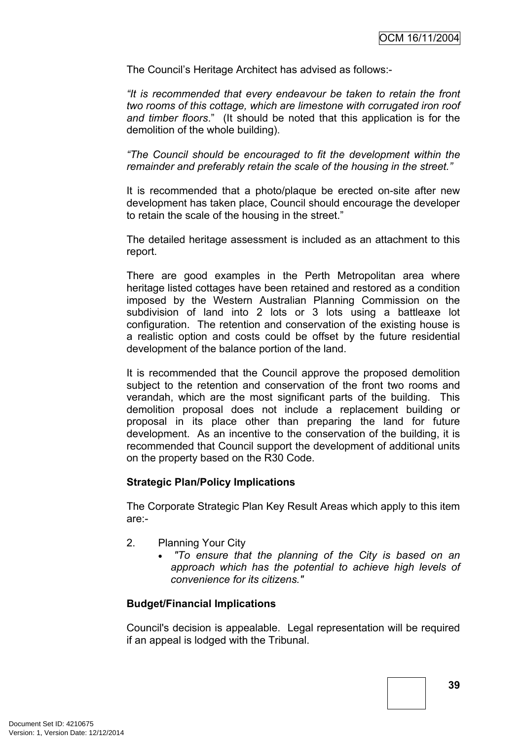The Council's Heritage Architect has advised as follows:-

*"It is recommended that every endeavour be taken to retain the front two rooms of this cottage, which are limestone with corrugated iron roof and timber floors*." (It should be noted that this application is for the demolition of the whole building).

*"The Council should be encouraged to fit the development within the remainder and preferably retain the scale of the housing in the street."*

It is recommended that a photo/plaque be erected on-site after new development has taken place, Council should encourage the developer to retain the scale of the housing in the street."

The detailed heritage assessment is included as an attachment to this report.

There are good examples in the Perth Metropolitan area where heritage listed cottages have been retained and restored as a condition imposed by the Western Australian Planning Commission on the subdivision of land into 2 lots or 3 lots using a battleaxe lot configuration. The retention and conservation of the existing house is a realistic option and costs could be offset by the future residential development of the balance portion of the land.

It is recommended that the Council approve the proposed demolition subject to the retention and conservation of the front two rooms and verandah, which are the most significant parts of the building. This demolition proposal does not include a replacement building or proposal in its place other than preparing the land for future development. As an incentive to the conservation of the building, it is recommended that Council support the development of additional units on the property based on the R30 Code.

**Strategic Plan/Policy Implications**

The Corporate Strategic Plan Key Result Areas which apply to this item are:-

2. Planning Your City
   - *"To ensure that the planning of the City is based on an approach which has the potential to achieve high levels of convenience for its citizens."*

**Budget/Financial Implications**

Council's decision is appealable. Legal representation will be required if an appeal is lodged with the Tribunal.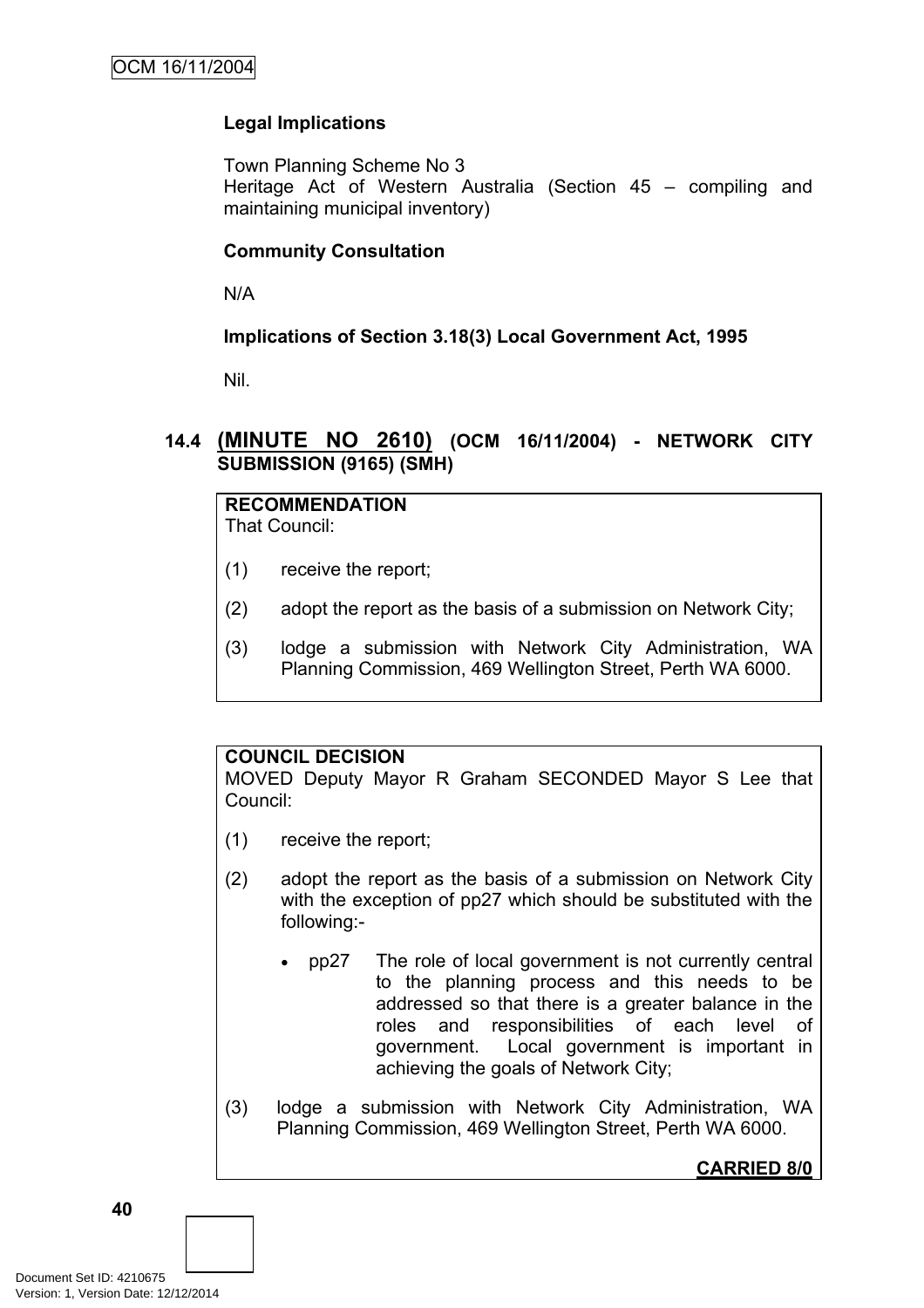**Legal Implications**

Town Planning Scheme No 3
Heritage Act of Western Australia (Section 45 – compiling and maintaining municipal inventory)

**Community Consultation**

N/A

**Implications of Section 3.18(3) Local Government Act, 1995**

Nil.

## 14.4 (MINUTE NO 2610) (OCM 16/11/2004) - NETWORK CITY SUBMISSION (9165) (SMH)

**RECOMMENDATION**
That Council:

(1) receive the report;

(2) adopt the report as the basis of a submission on Network City;

(3) lodge a submission with Network City Administration, WA Planning Commission, 469 Wellington Street, Perth WA 6000.

**COUNCIL DECISION**
MOVED Deputy Mayor R Graham SECONDED Mayor S Lee that Council:

(1) receive the report;

(2) adopt the report as the basis of a submission on Network City with the exception of pp27 which should be substituted with the following:-

- pp27 The role of local government is not currently central to the planning process and this needs to be addressed so that there is a greater balance in the roles and responsibilities of each level of government. Local government is important in achieving the goals of Network City;

(3) lodge a submission with Network City Administration, WA Planning Commission, 469 Wellington Street, Perth WA 6000.

**CARRIED 8/0**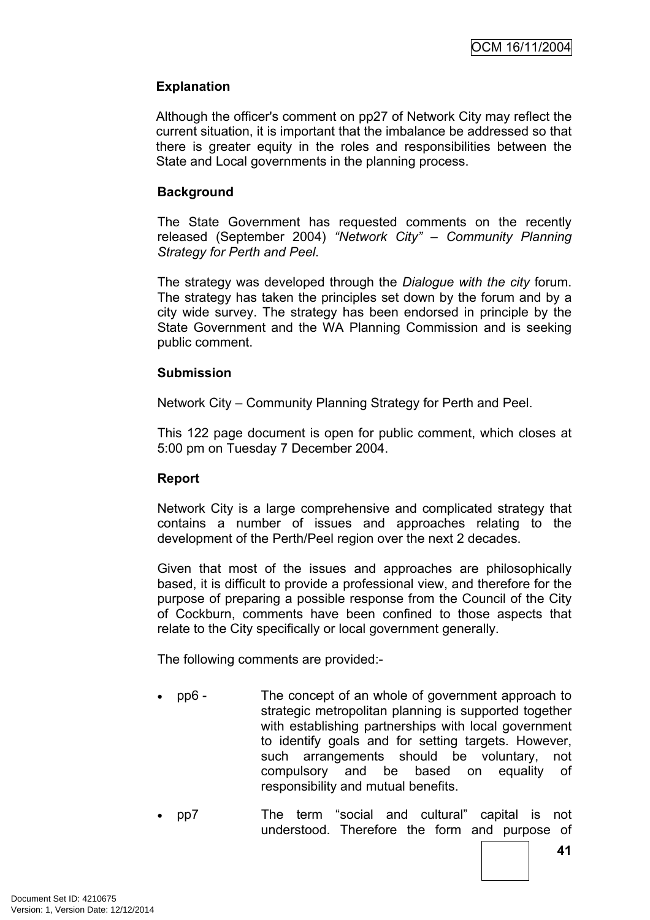**Explanation**

Although the officer's comment on pp27 of Network City may reflect the current situation, it is important that the imbalance be addressed so that there is greater equity in the roles and responsibilities between the State and Local governments in the planning process.

**Background**

The State Government has requested comments on the recently released (September 2004) *"Network City" – Community Planning Strategy for Perth and Peel*.

The strategy was developed through the *Dialogue with the city* forum. The strategy has taken the principles set down by the forum and by a city wide survey. The strategy has been endorsed in principle by the State Government and the WA Planning Commission and is seeking public comment.

**Submission**

Network City – Community Planning Strategy for Perth and Peel.

This 122 page document is open for public comment, which closes at 5:00 pm on Tuesday 7 December 2004.

**Report**

Network City is a large comprehensive and complicated strategy that contains a number of issues and approaches relating to the development of the Perth/Peel region over the next 2 decades.

Given that most of the issues and approaches are philosophically based, it is difficult to provide a professional view, and therefore for the purpose of preparing a possible response from the Council of the City of Cockburn, comments have been confined to those aspects that relate to the City specifically or local government generally.

The following comments are provided:-

- pp6 - The concept of an whole of government approach to strategic metropolitan planning is supported together with establishing partnerships with local government to identify goals and for setting targets. However, such arrangements should be voluntary, not compulsory and be based on equality of responsibility and mutual benefits.
- pp7 The term "social and cultural" capital is not understood. Therefore the form and purpose of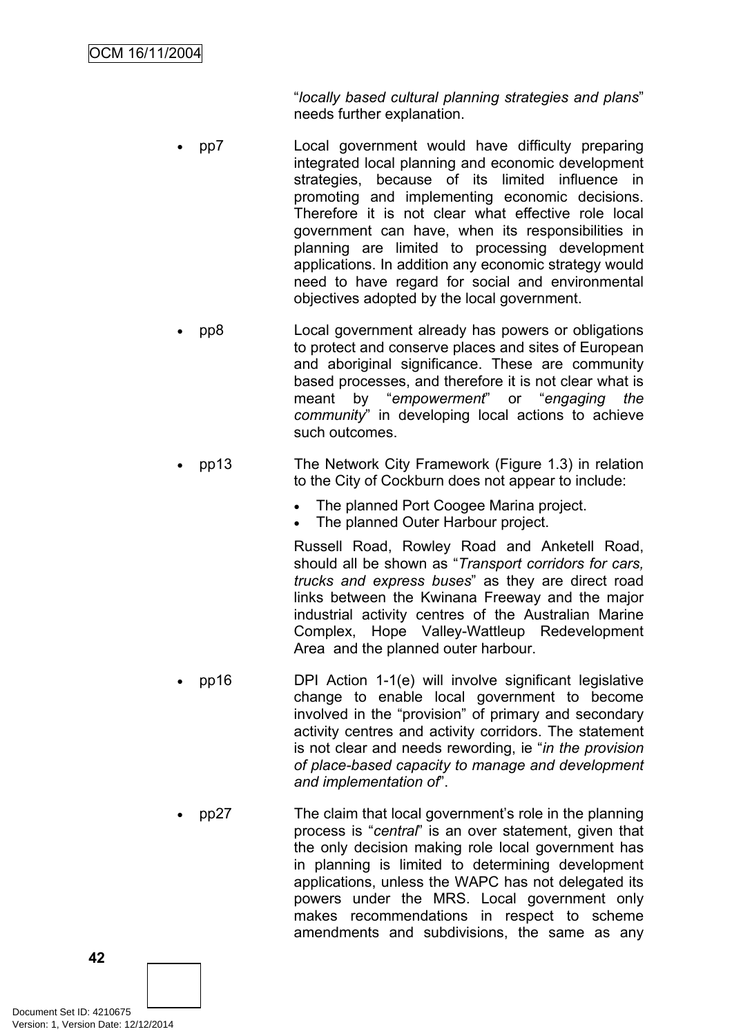"*locally based cultural planning strategies and plans*" needs further explanation.

- pp7 Local government would have difficulty preparing integrated local planning and economic development strategies, because of its limited influence in promoting and implementing economic decisions. Therefore it is not clear what effective role local government can have, when its responsibilities in planning are limited to processing development applications. In addition any economic strategy would need to have regard for social and environmental objectives adopted by the local government.

- pp8 Local government already has powers or obligations to protect and conserve places and sites of European and aboriginal significance. These are community based processes, and therefore it is not clear what is meant by "*empowerment*" or "*engaging the community*" in developing local actions to achieve such outcomes.

- pp13 The Network City Framework (Figure 1.3) in relation to the City of Cockburn does not appear to include:

  - The planned Port Coogee Marina project.
  - The planned Outer Harbour project.

  Russell Road, Rowley Road and Anketell Road, should all be shown as "*Transport corridors for cars, trucks and express buses*" as they are direct road links between the Kwinana Freeway and the major industrial activity centres of the Australian Marine Complex, Hope Valley-Wattleup Redevelopment Area and the planned outer harbour.

- pp16 DPI Action 1-1(e) will involve significant legislative change to enable local government to become involved in the "provision" of primary and secondary activity centres and activity corridors. The statement is not clear and needs rewording, ie "*in the provision of place-based capacity to manage and development and implementation of*".

- pp27 The claim that local government's role in the planning process is "*central*" is an over statement, given that the only decision making role local government has in planning is limited to determining development applications, unless the WAPC has not delegated its powers under the MRS. Local government only makes recommendations in respect to scheme amendments and subdivisions, the same as any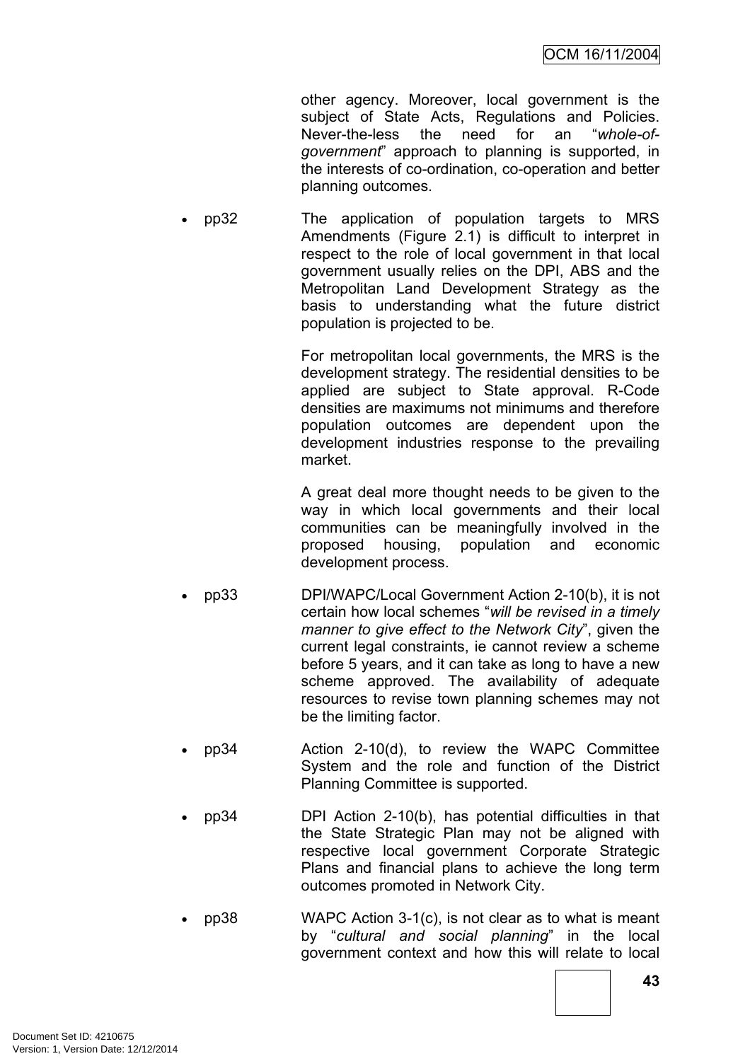other agency. Moreover, local government is the subject of State Acts, Regulations and Policies. Never-the-less the need for an "*whole-of-government*" approach to planning is supported, in the interests of co-ordination, co-operation and better planning outcomes.

- pp32 The application of population targets to MRS Amendments (Figure 2.1) is difficult to interpret in respect to the role of local government in that local government usually relies on the DPI, ABS and the Metropolitan Land Development Strategy as the basis to understanding what the future district population is projected to be.

  For metropolitan local governments, the MRS is the development strategy. The residential densities to be applied are subject to State approval. R-Code densities are maximums not minimums and therefore population outcomes are dependent upon the development industries response to the prevailing market.

  A great deal more thought needs to be given to the way in which local governments and their local communities can be meaningfully involved in the proposed housing, population and economic development process.

- pp33 DPI/WAPC/Local Government Action 2-10(b), it is not certain how local schemes "*will be revised in a timely manner to give effect to the Network City*", given the current legal constraints, ie cannot review a scheme before 5 years, and it can take as long to have a new scheme approved. The availability of adequate resources to revise town planning schemes may not be the limiting factor.

- pp34 Action 2-10(d), to review the WAPC Committee System and the role and function of the District Planning Committee is supported.

- pp34 DPI Action 2-10(b), has potential difficulties in that the State Strategic Plan may not be aligned with respective local government Corporate Strategic Plans and financial plans to achieve the long term outcomes promoted in Network City.

- pp38 WAPC Action 3-1(c), is not clear as to what is meant by "*cultural and social planning*" in the local government context and how this will relate to local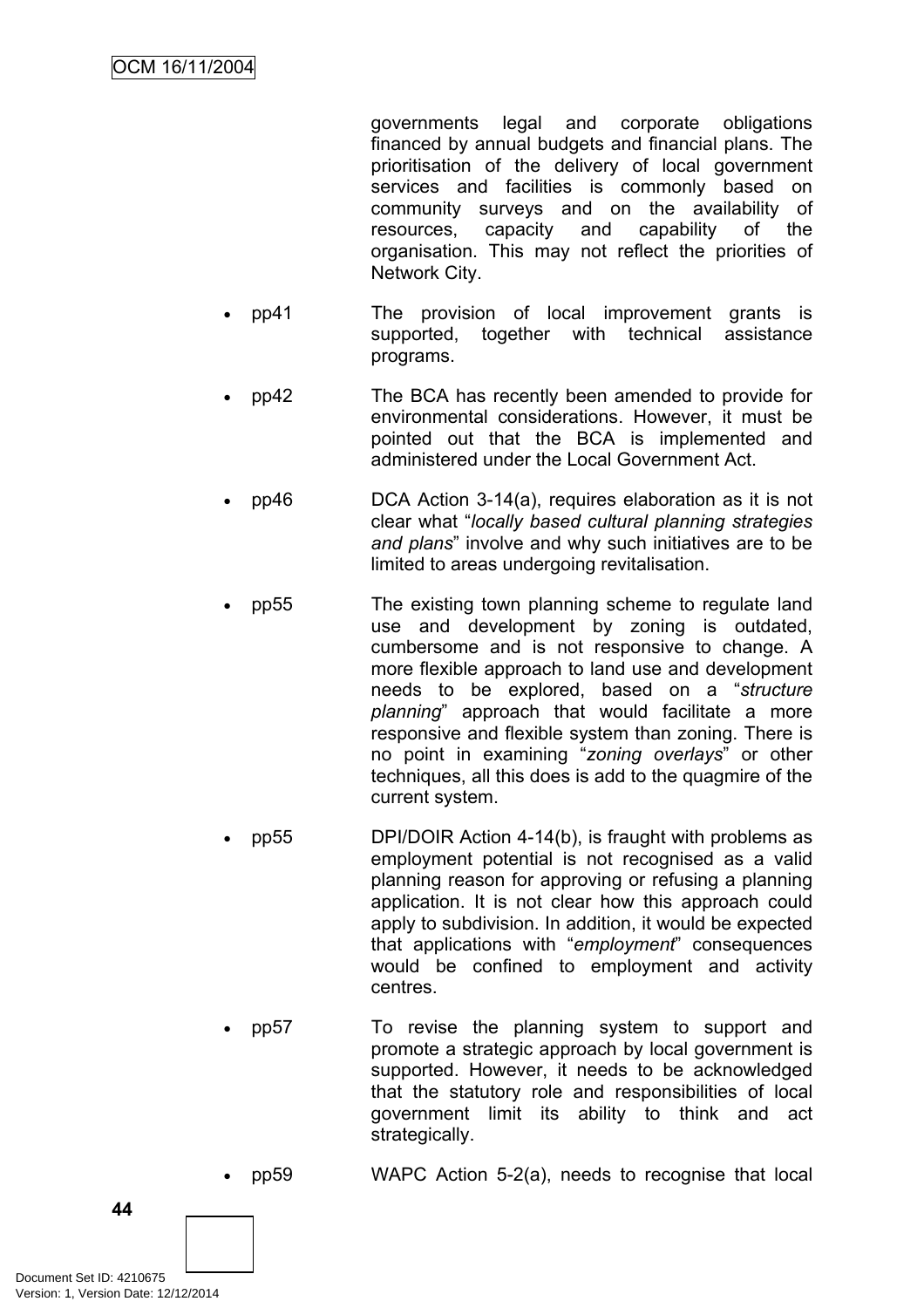governments legal and corporate obligations financed by annual budgets and financial plans. The prioritisation of the delivery of local government services and facilities is commonly based on community surveys and on the availability of resources, capacity and capability of the organisation. This may not reflect the priorities of Network City.

- pp41 The provision of local improvement grants is supported, together with technical assistance programs.

- pp42 The BCA has recently been amended to provide for environmental considerations. However, it must be pointed out that the BCA is implemented and administered under the Local Government Act.

- pp46 DCA Action 3-14(a), requires elaboration as it is not clear what "*locally based cultural planning strategies and plans*" involve and why such initiatives are to be limited to areas undergoing revitalisation.

- pp55 The existing town planning scheme to regulate land use and development by zoning is outdated, cumbersome and is not responsive to change. A more flexible approach to land use and development needs to be explored, based on a "*structure planning*" approach that would facilitate a more responsive and flexible system than zoning. There is no point in examining "*zoning overlays*" or other techniques, all this does is add to the quagmire of the current system.

- pp55 DPI/DOIR Action 4-14(b), is fraught with problems as employment potential is not recognised as a valid planning reason for approving or refusing a planning application. It is not clear how this approach could apply to subdivision. In addition, it would be expected that applications with "*employment*" consequences would be confined to employment and activity centres.

- pp57 To revise the planning system to support and promote a strategic approach by local government is supported. However, it needs to be acknowledged that the statutory role and responsibilities of local government limit its ability to think and act strategically.

- pp59 WAPC Action 5-2(a), needs to recognise that local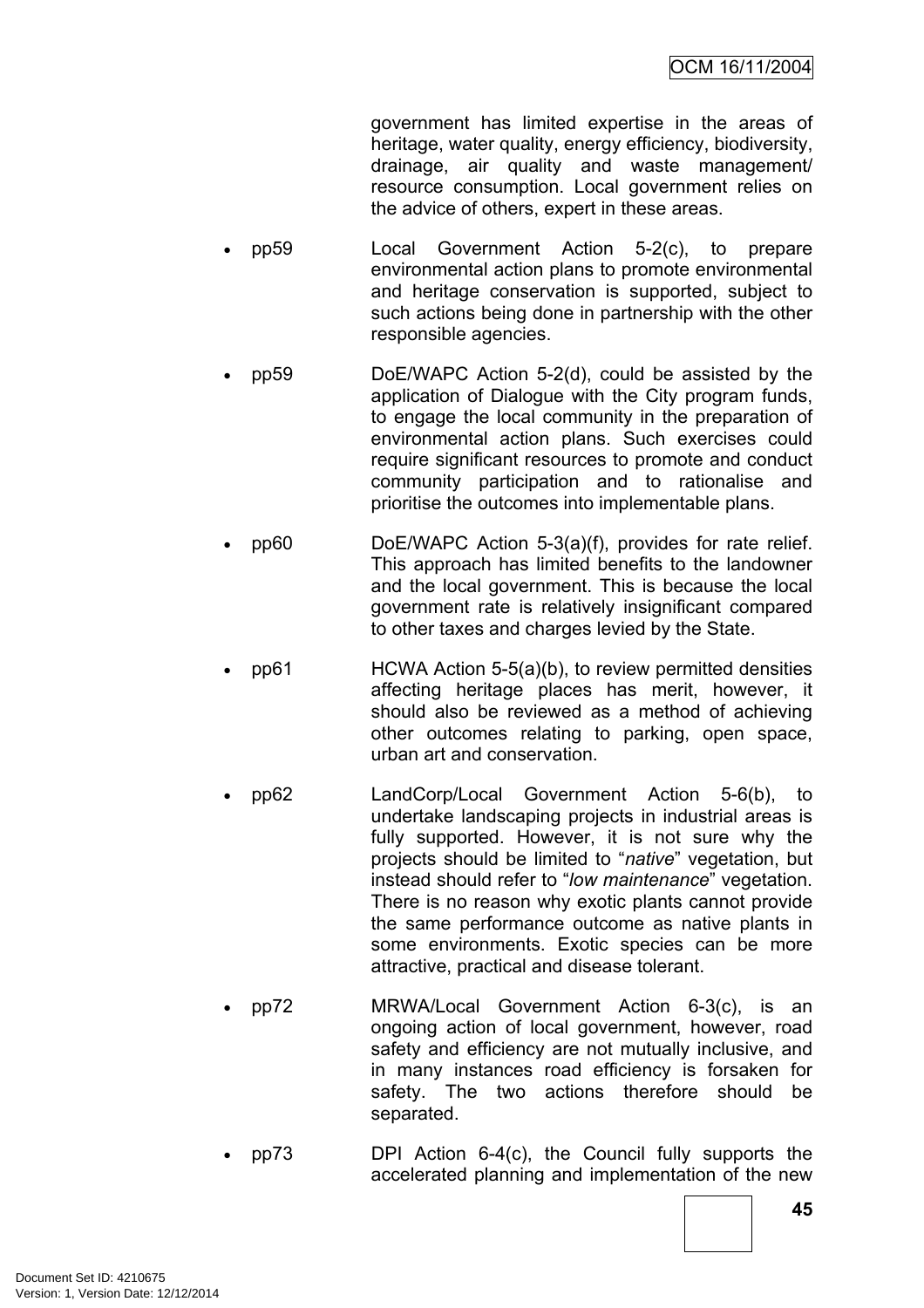government has limited expertise in the areas of heritage, water quality, energy efficiency, biodiversity, drainage, air quality and waste management/ resource consumption. Local government relies on the advice of others, expert in these areas.

- pp59 Local Government Action 5-2(c), to prepare environmental action plans to promote environmental and heritage conservation is supported, subject to such actions being done in partnership with the other responsible agencies.

- pp59 DoE/WAPC Action 5-2(d), could be assisted by the application of Dialogue with the City program funds, to engage the local community in the preparation of environmental action plans. Such exercises could require significant resources to promote and conduct community participation and to rationalise and prioritise the outcomes into implementable plans.

- pp60 DoE/WAPC Action 5-3(a)(f), provides for rate relief. This approach has limited benefits to the landowner and the local government. This is because the local government rate is relatively insignificant compared to other taxes and charges levied by the State.

- pp61 HCWA Action 5-5(a)(b), to review permitted densities affecting heritage places has merit, however, it should also be reviewed as a method of achieving other outcomes relating to parking, open space, urban art and conservation.

- pp62 LandCorp/Local Government Action 5-6(b), to undertake landscaping projects in industrial areas is fully supported. However, it is not sure why the projects should be limited to "*native*" vegetation, but instead should refer to "*low maintenance*" vegetation. There is no reason why exotic plants cannot provide the same performance outcome as native plants in some environments. Exotic species can be more attractive, practical and disease tolerant.

- pp72 MRWA/Local Government Action 6-3(c), is an ongoing action of local government, however, road safety and efficiency are not mutually inclusive, and in many instances road efficiency is forsaken for safety. The two actions therefore should be separated.

- pp73 DPI Action 6-4(c), the Council fully supports the accelerated planning and implementation of the new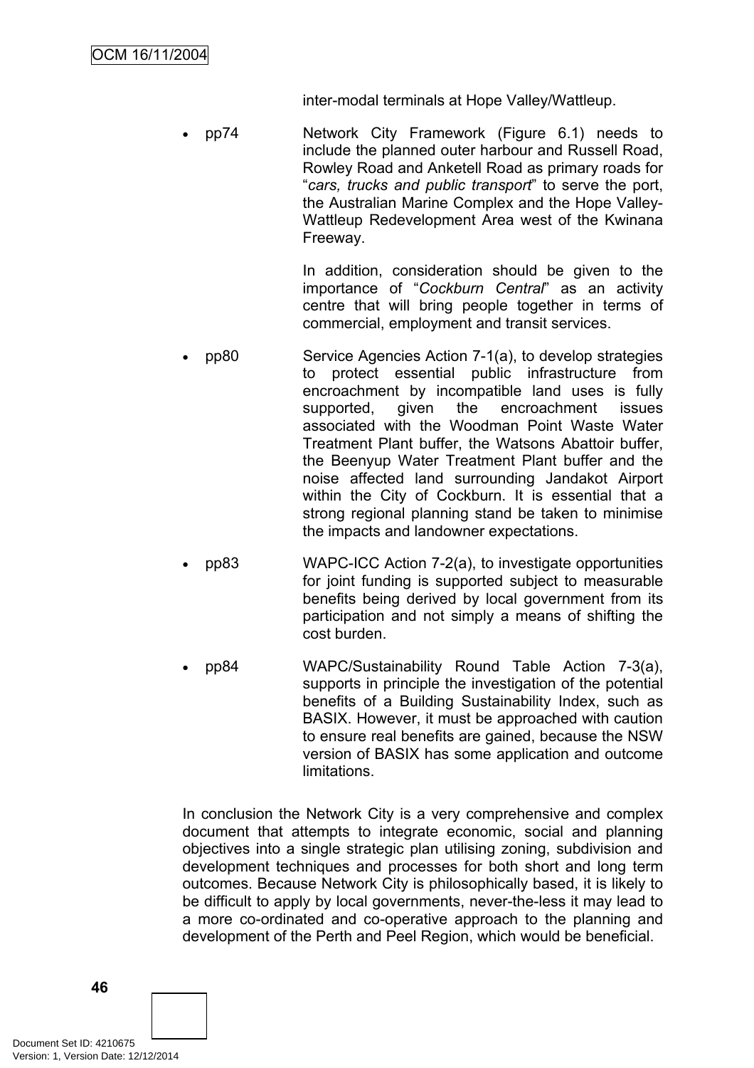inter-modal terminals at Hope Valley/Wattleup.

- pp74 Network City Framework (Figure 6.1) needs to include the planned outer harbour and Russell Road, Rowley Road and Anketell Road as primary roads for "*cars, trucks and public transport*" to serve the port, the Australian Marine Complex and the Hope Valley-Wattleup Redevelopment Area west of the Kwinana Freeway.

  In addition, consideration should be given to the importance of "*Cockburn Central*" as an activity centre that will bring people together in terms of commercial, employment and transit services.

- pp80 Service Agencies Action 7-1(a), to develop strategies to protect essential public infrastructure from encroachment by incompatible land uses is fully supported, given the encroachment issues associated with the Woodman Point Waste Water Treatment Plant buffer, the Watsons Abattoir buffer, the Beenyup Water Treatment Plant buffer and the noise affected land surrounding Jandakot Airport within the City of Cockburn. It is essential that a strong regional planning stand be taken to minimise the impacts and landowner expectations.

- pp83 WAPC-ICC Action 7-2(a), to investigate opportunities for joint funding is supported subject to measurable benefits being derived by local government from its participation and not simply a means of shifting the cost burden.

- pp84 WAPC/Sustainability Round Table Action 7-3(a), supports in principle the investigation of the potential benefits of a Building Sustainability Index, such as BASIX. However, it must be approached with caution to ensure real benefits are gained, because the NSW version of BASIX has some application and outcome limitations.

In conclusion the Network City is a very comprehensive and complex document that attempts to integrate economic, social and planning objectives into a single strategic plan utilising zoning, subdivision and development techniques and processes for both short and long term outcomes. Because Network City is philosophically based, it is likely to be difficult to apply by local governments, never-the-less it may lead to a more co-ordinated and co-operative approach to the planning and development of the Perth and Peel Region, which would be beneficial.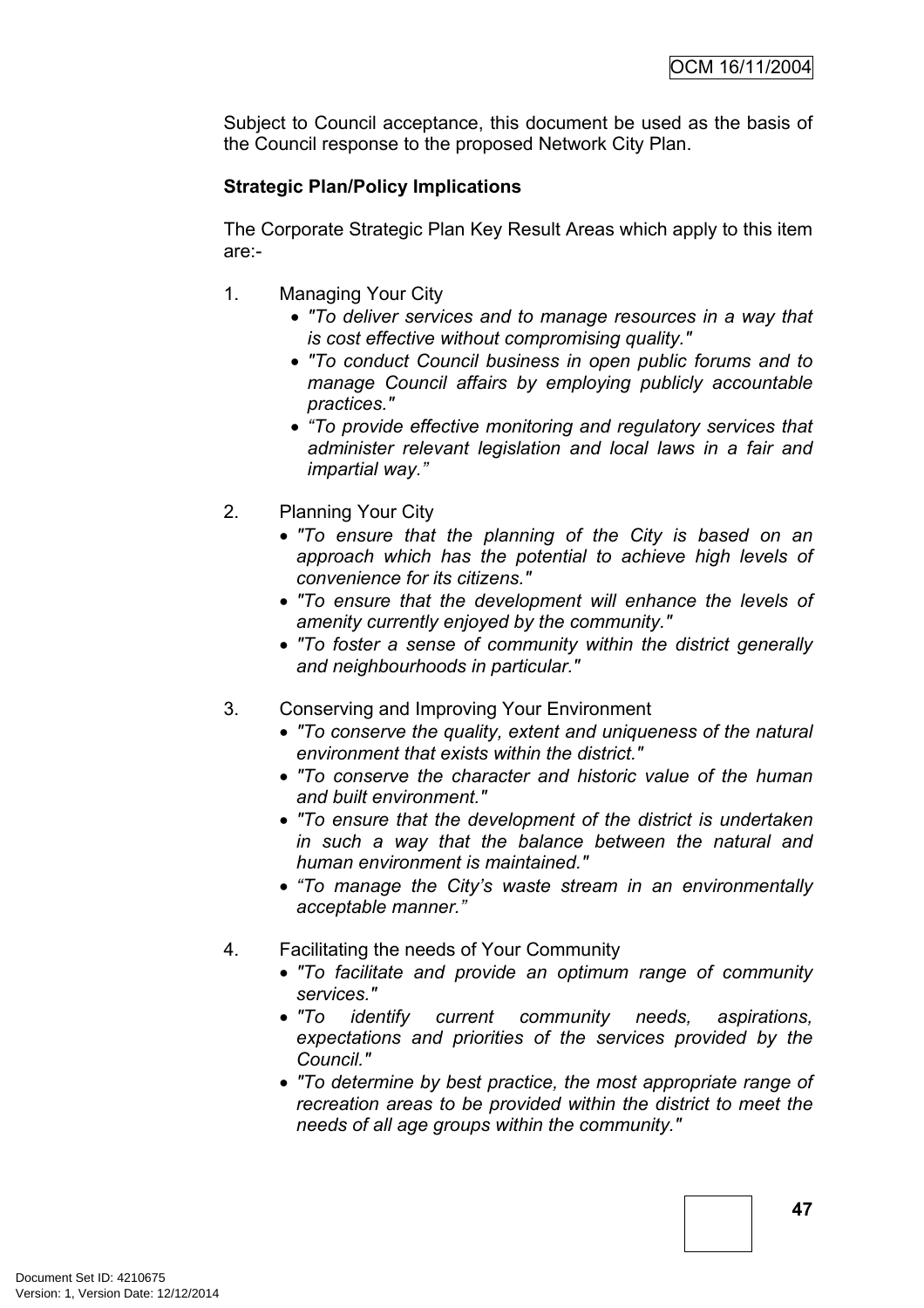Subject to Council acceptance, this document be used as the basis of the Council response to the proposed Network City Plan.

**Strategic Plan/Policy Implications**

The Corporate Strategic Plan Key Result Areas which apply to this item are:-

1. Managing Your City
   - *"To deliver services and to manage resources in a way that is cost effective without compromising quality."*
   - *"To conduct Council business in open public forums and to manage Council affairs by employing publicly accountable practices."*
   - *"To provide effective monitoring and regulatory services that administer relevant legislation and local laws in a fair and impartial way."*

2. Planning Your City
   - *"To ensure that the planning of the City is based on an approach which has the potential to achieve high levels of convenience for its citizens."*
   - *"To ensure that the development will enhance the levels of amenity currently enjoyed by the community."*
   - *"To foster a sense of community within the district generally and neighbourhoods in particular."*

3. Conserving and Improving Your Environment
   - *"To conserve the quality, extent and uniqueness of the natural environment that exists within the district."*
   - *"To conserve the character and historic value of the human and built environment."*
   - *"To ensure that the development of the district is undertaken in such a way that the balance between the natural and human environment is maintained."*
   - *"To manage the City's waste stream in an environmentally acceptable manner."*

4. Facilitating the needs of Your Community
   - *"To facilitate and provide an optimum range of community services."*
   - *"To identify current community needs, aspirations, expectations and priorities of the services provided by the Council."*
   - *"To determine by best practice, the most appropriate range of recreation areas to be provided within the district to meet the needs of all age groups within the community."*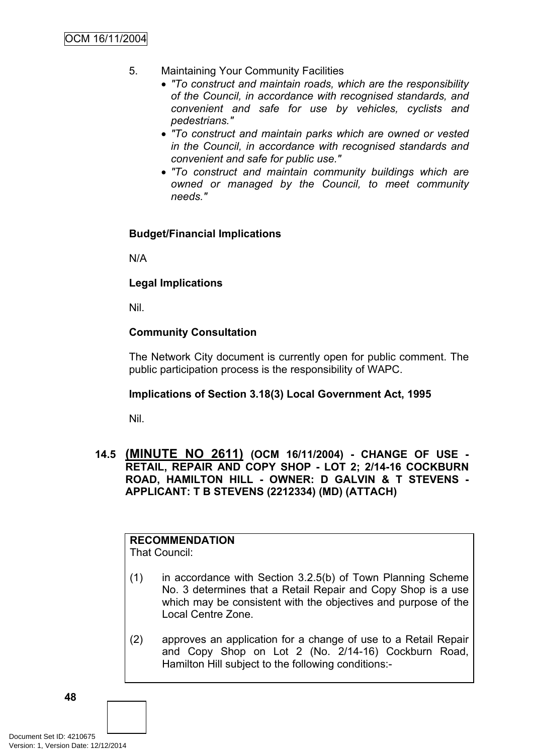5. Maintaining Your Community Facilities
   - *"To construct and maintain roads, which are the responsibility of the Council, in accordance with recognised standards, and convenient and safe for use by vehicles, cyclists and pedestrians."*
   - *"To construct and maintain parks which are owned or vested in the Council, in accordance with recognised standards and convenient and safe for public use."*
   - *"To construct and maintain community buildings which are owned or managed by the Council, to meet community needs."*

**Budget/Financial Implications**

N/A

**Legal Implications**

Nil.

**Community Consultation**

The Network City document is currently open for public comment. The public participation process is the responsibility of WAPC.

**Implications of Section 3.18(3) Local Government Act, 1995**

Nil.

### 14.5 **(MINUTE NO 2611) (OCM 16/11/2004) - CHANGE OF USE - RETAIL, REPAIR AND COPY SHOP - LOT 2; 2/14-16 COCKBURN ROAD, HAMILTON HILL - OWNER: D GALVIN & T STEVENS - APPLICANT: T B STEVENS (2212334) (MD) (ATTACH)**

**RECOMMENDATION**
That Council:

(1) in accordance with Section 3.2.5(b) of Town Planning Scheme No. 3 determines that a Retail Repair and Copy Shop is a use which may be consistent with the objectives and purpose of the Local Centre Zone.

(2) approves an application for a change of use to a Retail Repair and Copy Shop on Lot 2 (No. 2/14-16) Cockburn Road, Hamilton Hill subject to the following conditions:-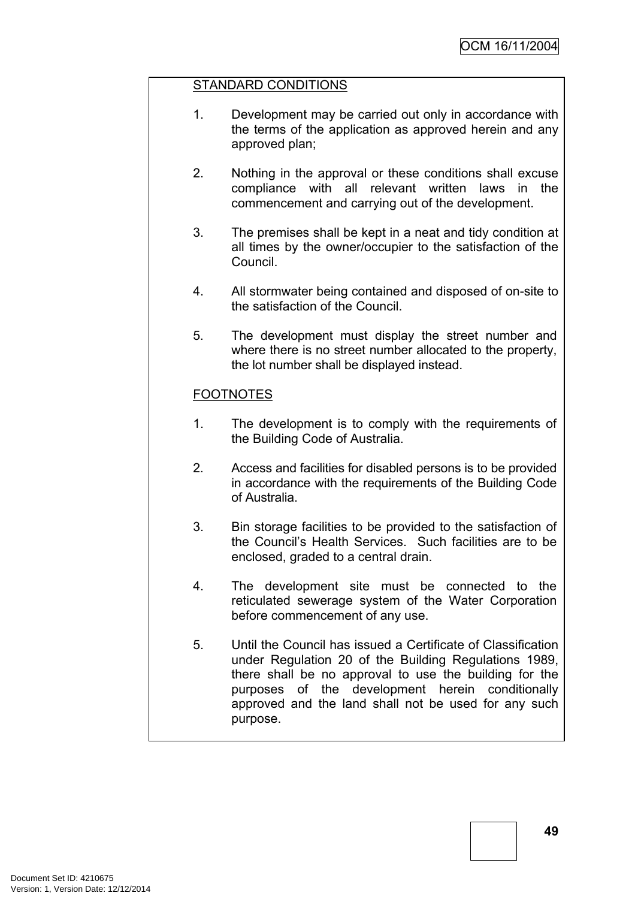STANDARD CONDITIONS

1. Development may be carried out only in accordance with the terms of the application as approved herein and any approved plan;

2. Nothing in the approval or these conditions shall excuse compliance with all relevant written laws in the commencement and carrying out of the development.

3. The premises shall be kept in a neat and tidy condition at all times by the owner/occupier to the satisfaction of the Council.

4. All stormwater being contained and disposed of on-site to the satisfaction of the Council.

5. The development must display the street number and where there is no street number allocated to the property, the lot number shall be displayed instead.

FOOTNOTES

1. The development is to comply with the requirements of the Building Code of Australia.

2. Access and facilities for disabled persons is to be provided in accordance with the requirements of the Building Code of Australia.

3. Bin storage facilities to be provided to the satisfaction of the Council's Health Services. Such facilities are to be enclosed, graded to a central drain.

4. The development site must be connected to the reticulated sewerage system of the Water Corporation before commencement of any use.

5. Until the Council has issued a Certificate of Classification under Regulation 20 of the Building Regulations 1989, there shall be no approval to use the building for the purposes of the development herein conditionally approved and the land shall not be used for any such purpose.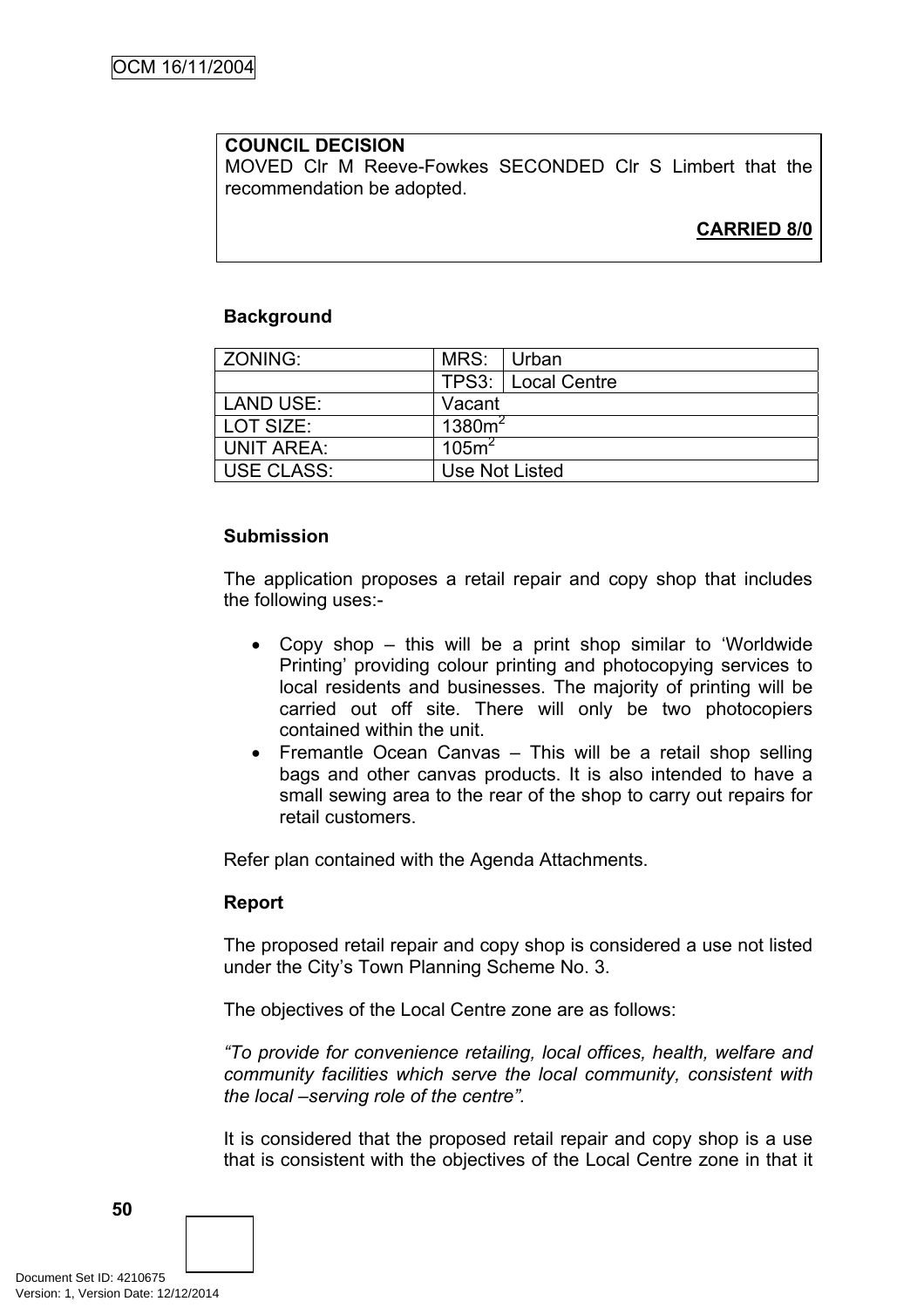**COUNCIL DECISION**
MOVED Clr M Reeve-Fowkes SECONDED Clr S Limbert that the recommendation be adopted.

**CARRIED 8/0**

**Background**

| ZONING: | MRS: | Urban |
|---|---|---|
| | TPS3: | Local Centre |
| LAND USE: | Vacant | |
| LOT SIZE: | 1380m$^2$ | |
| UNIT AREA: | 105m$^2$ | |
| USE CLASS: | Use Not Listed | |

**Submission**

The application proposes a retail repair and copy shop that includes the following uses:-

- Copy shop – this will be a print shop similar to 'Worldwide Printing' providing colour printing and photocopying services to local residents and businesses. The majority of printing will be carried out off site. There will only be two photocopiers contained within the unit.
- Fremantle Ocean Canvas – This will be a retail shop selling bags and other canvas products. It is also intended to have a small sewing area to the rear of the shop to carry out repairs for retail customers.

Refer plan contained with the Agenda Attachments.

**Report**

The proposed retail repair and copy shop is considered a use not listed under the City's Town Planning Scheme No. 3.

The objectives of the Local Centre zone are as follows:

*"To provide for convenience retailing, local offices, health, welfare and community facilities which serve the local community, consistent with the local –serving role of the centre".*

It is considered that the proposed retail repair and copy shop is a use that is consistent with the objectives of the Local Centre zone in that it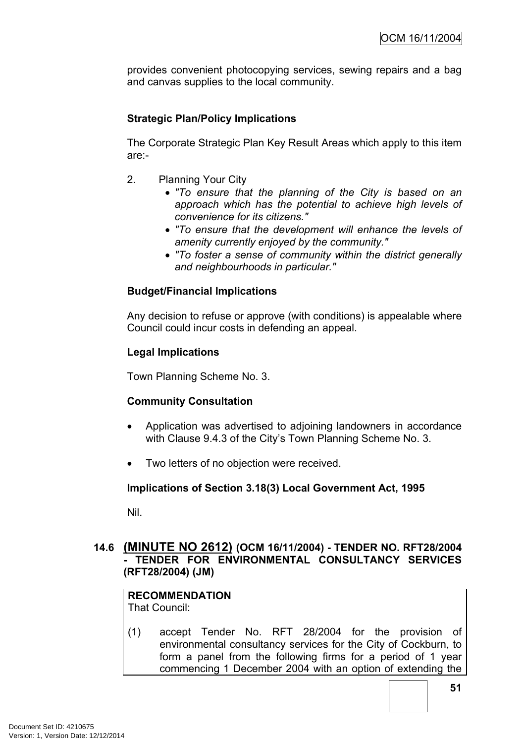provides convenient photocopying services, sewing repairs and a bag and canvas supplies to the local community.

**Strategic Plan/Policy Implications**

The Corporate Strategic Plan Key Result Areas which apply to this item are:-

2. Planning Your City
   - *"To ensure that the planning of the City is based on an approach which has the potential to achieve high levels of convenience for its citizens."*
   - *"To ensure that the development will enhance the levels of amenity currently enjoyed by the community."*
   - *"To foster a sense of community within the district generally and neighbourhoods in particular."*

**Budget/Financial Implications**

Any decision to refuse or approve (with conditions) is appealable where Council could incur costs in defending an appeal.

**Legal Implications**

Town Planning Scheme No. 3.

**Community Consultation**

- Application was advertised to adjoining landowners in accordance with Clause 9.4.3 of the City's Town Planning Scheme No. 3.
- Two letters of no objection were received.

**Implications of Section 3.18(3) Local Government Act, 1995**

Nil.

### 14.6 (MINUTE NO 2612) (OCM 16/11/2004) - TENDER NO. RFT28/2004 - TENDER FOR ENVIRONMENTAL CONSULTANCY SERVICES (RFT28/2004) (JM)

**RECOMMENDATION**
That Council:

(1) accept Tender No. RFT 28/2004 for the provision of environmental consultancy services for the City of Cockburn, to form a panel from the following firms for a period of 1 year commencing 1 December 2004 with an option of extending the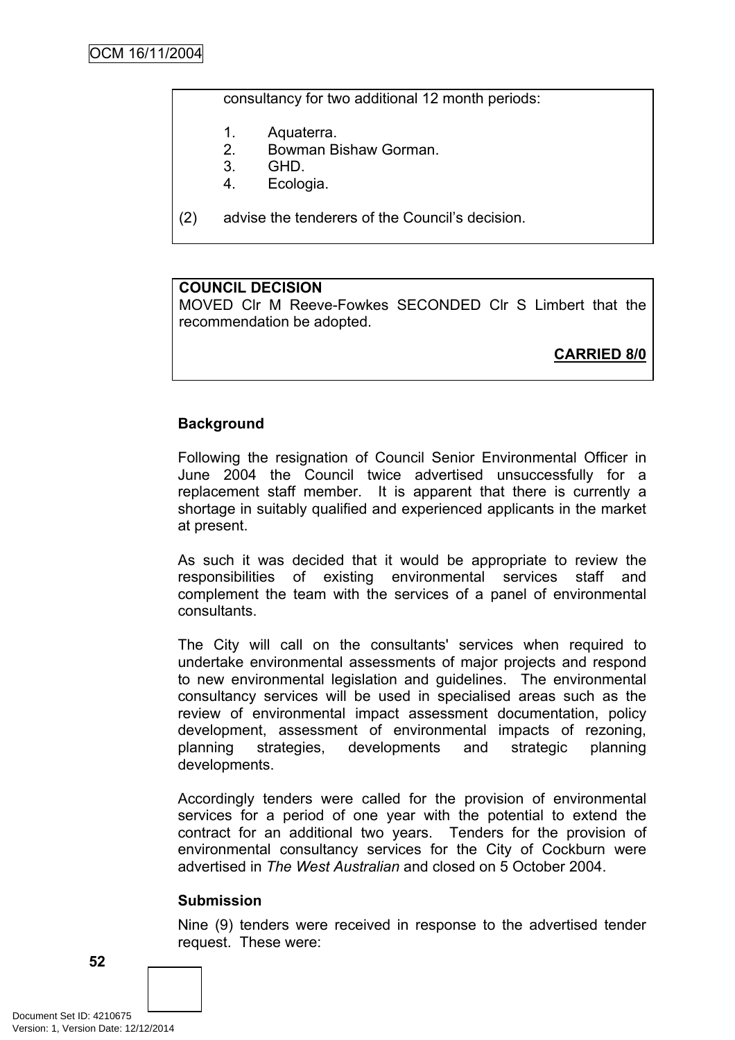consultancy for two additional 12 month periods:

1. Aquaterra.
2. Bowman Bishaw Gorman.
3. GHD.
4. Ecologia.

(2) advise the tenderers of the Council's decision.

**COUNCIL DECISION**
MOVED Clr M Reeve-Fowkes SECONDED Clr S Limbert that the recommendation be adopted.

**CARRIED 8/0**

**Background**

Following the resignation of Council Senior Environmental Officer in June 2004 the Council twice advertised unsuccessfully for a replacement staff member. It is apparent that there is currently a shortage in suitably qualified and experienced applicants in the market at present.

As such it was decided that it would be appropriate to review the responsibilities of existing environmental services staff and complement the team with the services of a panel of environmental consultants.

The City will call on the consultants' services when required to undertake environmental assessments of major projects and respond to new environmental legislation and guidelines. The environmental consultancy services will be used in specialised areas such as the review of environmental impact assessment documentation, policy development, assessment of environmental impacts of rezoning, planning strategies, developments and strategic planning developments.

Accordingly tenders were called for the provision of environmental services for a period of one year with the potential to extend the contract for an additional two years. Tenders for the provision of environmental consultancy services for the City of Cockburn were advertised in *The West Australian* and closed on 5 October 2004.

**Submission**

Nine (9) tenders were received in response to the advertised tender request. These were: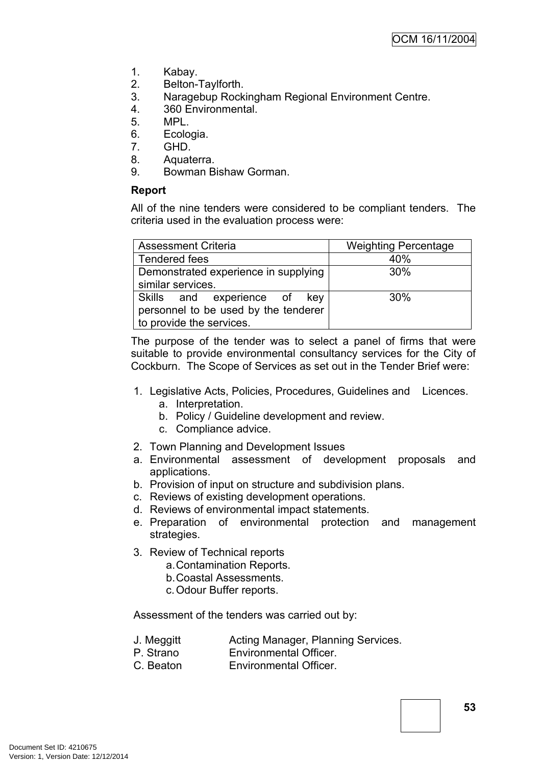1. Kabay.
2. Belton-Taylforth.
3. Naragebup Rockingham Regional Environment Centre.
4. 360 Environmental.
5. MPL.
6. Ecologia.
7. GHD.
8. Aquaterra.
9. Bowman Bishaw Gorman.

**Report**

All of the nine tenders were considered to be compliant tenders. The criteria used in the evaluation process were:

| Assessment Criteria | Weighting Percentage |
|---|---|
| Tendered fees | 40% |
| Demonstrated experience in supplying similar services. | 30% |
| Skills and experience of key personnel to be used by the tenderer to provide the services. | 30% |

The purpose of the tender was to select a panel of firms that were suitable to provide environmental consultancy services for the City of Cockburn. The Scope of Services as set out in the Tender Brief were:

1. Legislative Acts, Policies, Procedures, Guidelines and Licences.
   a. Interpretation.
   b. Policy / Guideline development and review.
   c. Compliance advice.

2. Town Planning and Development Issues
   a. Environmental assessment of development proposals and applications.
   b. Provision of input on structure and subdivision plans.
   c. Reviews of existing development operations.
   d. Reviews of environmental impact statements.
   e. Preparation of environmental protection and management strategies.

3. Review of Technical reports
   a. Contamination Reports.
   b. Coastal Assessments.
   c. Odour Buffer reports.

Assessment of the tenders was carried out by:

| | |
|---|---|
| J. Meggitt | Acting Manager, Planning Services. |
| P. Strano | Environmental Officer. |
| C. Beaton | Environmental Officer. |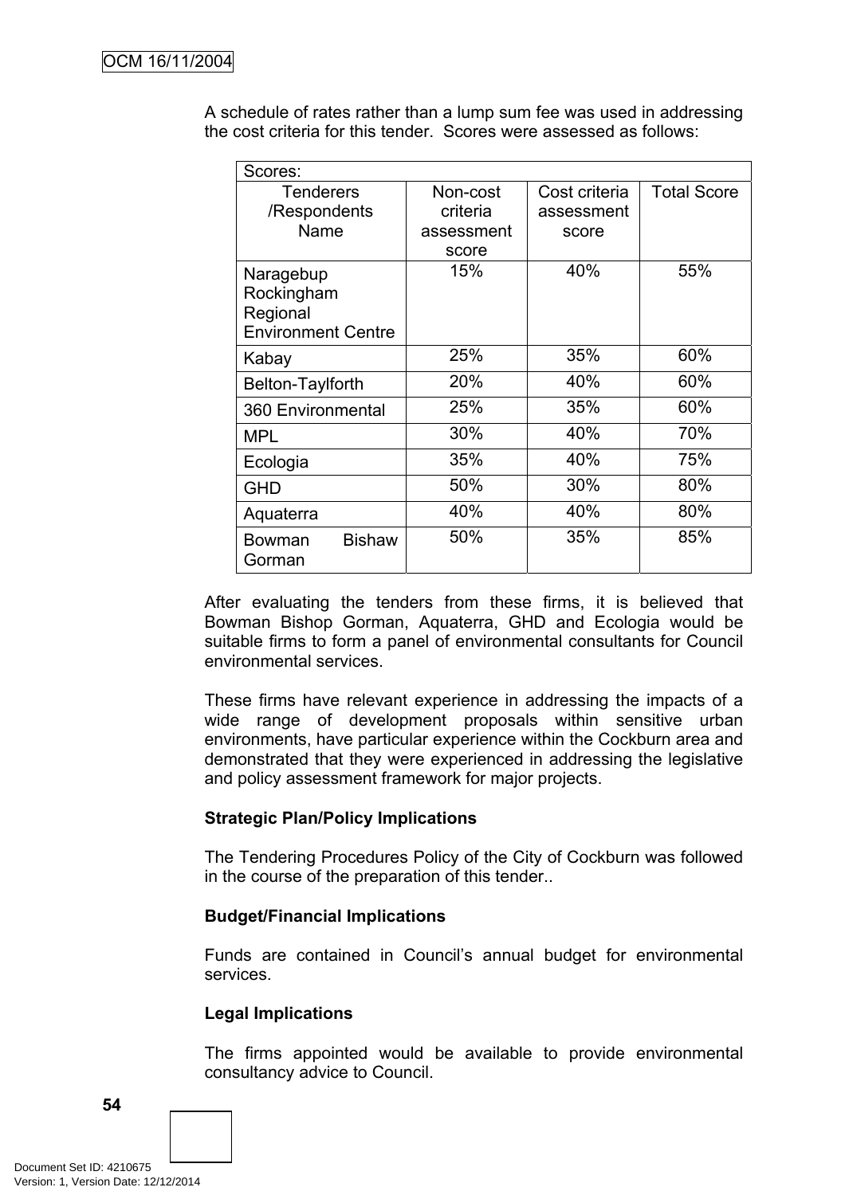A schedule of rates rather than a lump sum fee was used in addressing the cost criteria for this tender. Scores were assessed as follows:

| Scores: | | | |
|---|---|---|---|
| Tenderers /Respondents Name | Non-cost criteria assessment score | Cost criteria assessment score | Total Score |
| Naragebup Rockingham Regional Environment Centre | 15% | 40% | 55% |
| Kabay | 25% | 35% | 60% |
| Belton-Taylforth | 20% | 40% | 60% |
| 360 Environmental | 25% | 35% | 60% |
| MPL | 30% | 40% | 70% |
| Ecologia | 35% | 40% | 75% |
| GHD | 50% | 30% | 80% |
| Aquaterra | 40% | 40% | 80% |
| Bowman Bishaw Gorman | 50% | 35% | 85% |

After evaluating the tenders from these firms, it is believed that Bowman Bishop Gorman, Aquaterra, GHD and Ecologia would be suitable firms to form a panel of environmental consultants for Council environmental services.

These firms have relevant experience in addressing the impacts of a wide range of development proposals within sensitive urban environments, have particular experience within the Cockburn area and demonstrated that they were experienced in addressing the legislative and policy assessment framework for major projects.

**Strategic Plan/Policy Implications**

The Tendering Procedures Policy of the City of Cockburn was followed in the course of the preparation of this tender..

**Budget/Financial Implications**

Funds are contained in Council's annual budget for environmental services.

**Legal Implications**

The firms appointed would be available to provide environmental consultancy advice to Council.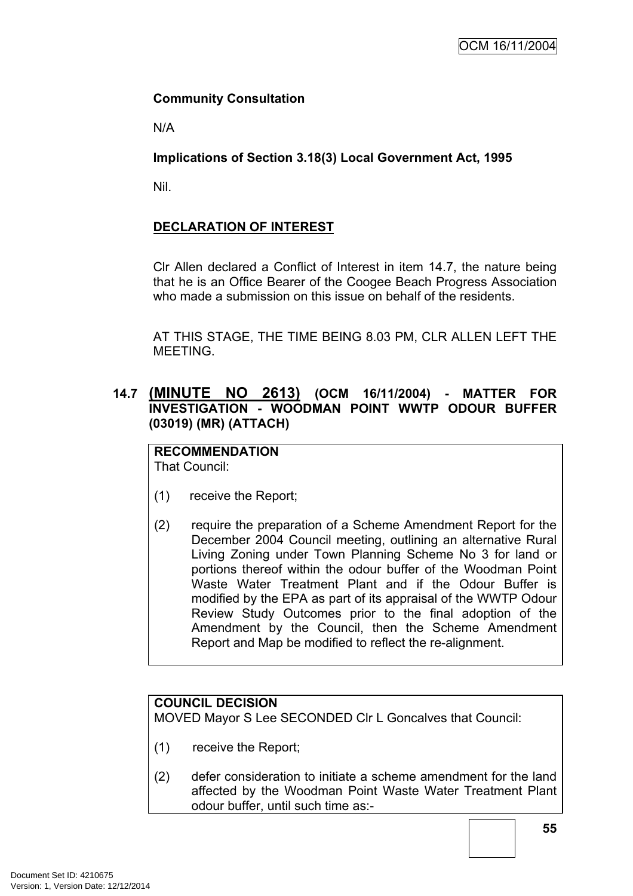**Community Consultation**

N/A

**Implications of Section 3.18(3) Local Government Act, 1995**

Nil.

**DECLARATION OF INTEREST**

Clr Allen declared a Conflict of Interest in item 14.7, the nature being that he is an Office Bearer of the Coogee Beach Progress Association who made a submission on this issue on behalf of the residents.

AT THIS STAGE, THE TIME BEING 8.03 PM, CLR ALLEN LEFT THE MEETING.

### 14.7 (MINUTE NO 2613) (OCM 16/11/2004) - MATTER FOR INVESTIGATION - WOODMAN POINT WWTP ODOUR BUFFER (03019) (MR) (ATTACH)

**RECOMMENDATION**
That Council:

(1) receive the Report;

(2) require the preparation of a Scheme Amendment Report for the December 2004 Council meeting, outlining an alternative Rural Living Zoning under Town Planning Scheme No 3 for land or portions thereof within the odour buffer of the Woodman Point Waste Water Treatment Plant and if the Odour Buffer is modified by the EPA as part of its appraisal of the WWTP Odour Review Study Outcomes prior to the final adoption of the Amendment by the Council, then the Scheme Amendment Report and Map be modified to reflect the re-alignment.

**COUNCIL DECISION**
MOVED Mayor S Lee SECONDED Clr L Goncalves that Council:

(1) receive the Report;

(2) defer consideration to initiate a scheme amendment for the land affected by the Woodman Point Waste Water Treatment Plant odour buffer, until such time as:-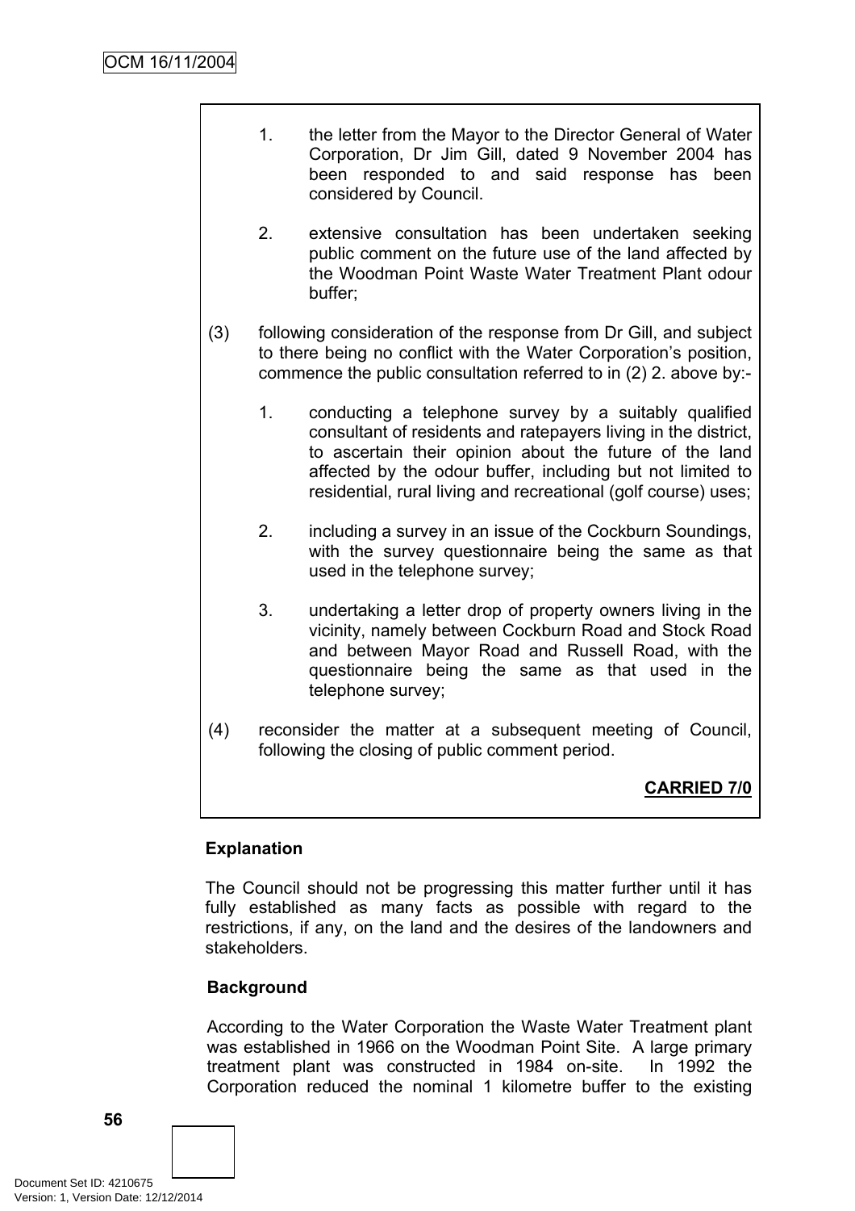1. the letter from the Mayor to the Director General of Water Corporation, Dr Jim Gill, dated 9 November 2004 has been responded to and said response has been considered by Council.

2. extensive consultation has been undertaken seeking public comment on the future use of the land affected by the Woodman Point Waste Water Treatment Plant odour buffer;

(3) following consideration of the response from Dr Gill, and subject to there being no conflict with the Water Corporation's position, commence the public consultation referred to in (2) 2. above by:-

1. conducting a telephone survey by a suitably qualified consultant of residents and ratepayers living in the district, to ascertain their opinion about the future of the land affected by the odour buffer, including but not limited to residential, rural living and recreational (golf course) uses;

2. including a survey in an issue of the Cockburn Soundings, with the survey questionnaire being the same as that used in the telephone survey;

3. undertaking a letter drop of property owners living in the vicinity, namely between Cockburn Road and Stock Road and between Mayor Road and Russell Road, with the questionnaire being the same as that used in the telephone survey;

(4) reconsider the matter at a subsequent meeting of Council, following the closing of public comment period.

**CARRIED 7/0**

**Explanation**

The Council should not be progressing this matter further until it has fully established as many facts as possible with regard to the restrictions, if any, on the land and the desires of the landowners and stakeholders.

**Background**

According to the Water Corporation the Waste Water Treatment plant was established in 1966 on the Woodman Point Site. A large primary treatment plant was constructed in 1984 on-site. In 1992 the Corporation reduced the nominal 1 kilometre buffer to the existing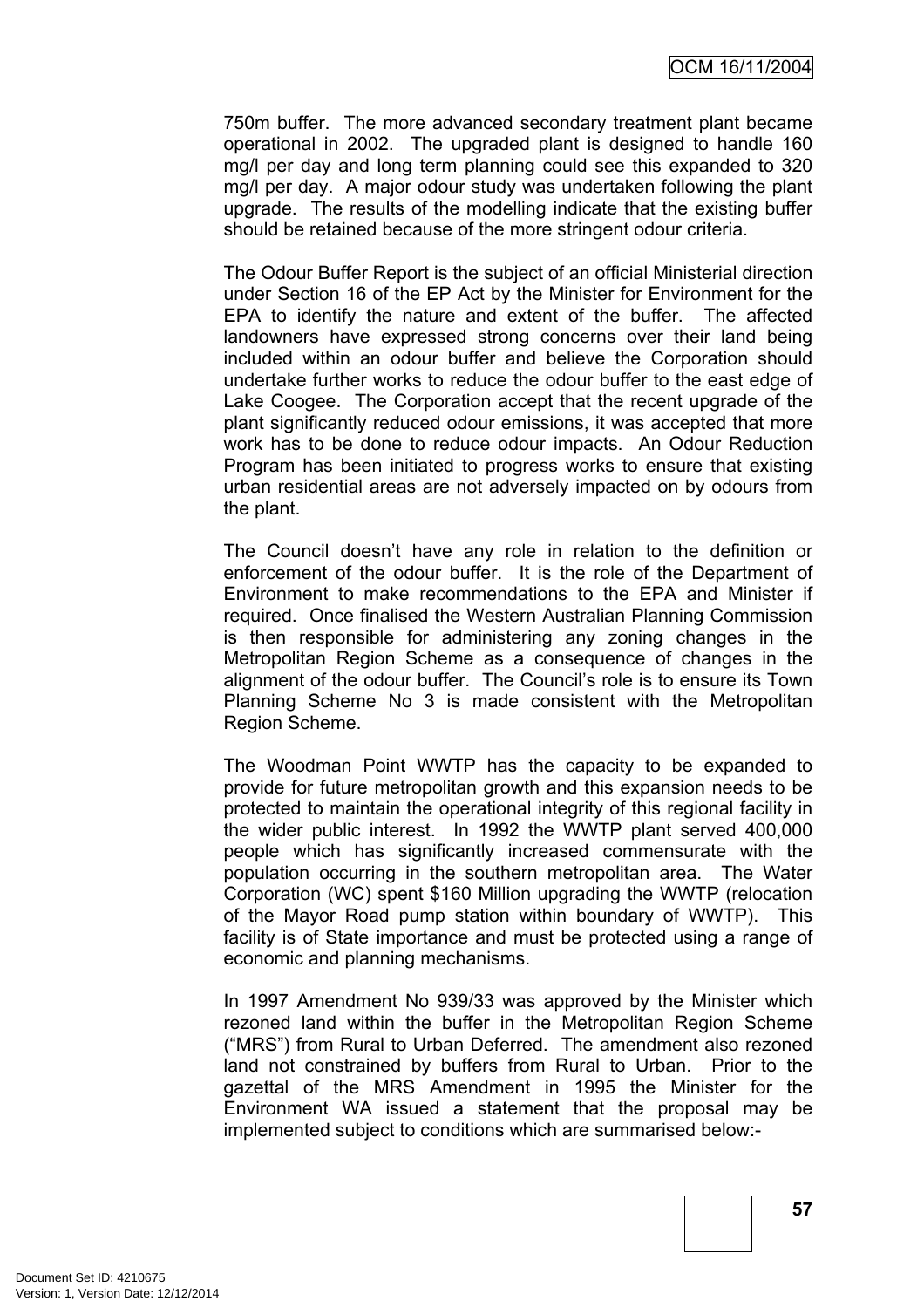750m buffer. The more advanced secondary treatment plant became operational in 2002. The upgraded plant is designed to handle 160 mg/l per day and long term planning could see this expanded to 320 mg/l per day. A major odour study was undertaken following the plant upgrade. The results of the modelling indicate that the existing buffer should be retained because of the more stringent odour criteria.

The Odour Buffer Report is the subject of an official Ministerial direction under Section 16 of the EP Act by the Minister for Environment for the EPA to identify the nature and extent of the buffer. The affected landowners have expressed strong concerns over their land being included within an odour buffer and believe the Corporation should undertake further works to reduce the odour buffer to the east edge of Lake Coogee. The Corporation accept that the recent upgrade of the plant significantly reduced odour emissions, it was accepted that more work has to be done to reduce odour impacts. An Odour Reduction Program has been initiated to progress works to ensure that existing urban residential areas are not adversely impacted on by odours from the plant.

The Council doesn't have any role in relation to the definition or enforcement of the odour buffer. It is the role of the Department of Environment to make recommendations to the EPA and Minister if required. Once finalised the Western Australian Planning Commission is then responsible for administering any zoning changes in the Metropolitan Region Scheme as a consequence of changes in the alignment of the odour buffer. The Council's role is to ensure its Town Planning Scheme No 3 is made consistent with the Metropolitan Region Scheme.

The Woodman Point WWTP has the capacity to be expanded to provide for future metropolitan growth and this expansion needs to be protected to maintain the operational integrity of this regional facility in the wider public interest. In 1992 the WWTP plant served 400,000 people which has significantly increased commensurate with the population occurring in the southern metropolitan area. The Water Corporation (WC) spent $160 Million upgrading the WWTP (relocation of the Mayor Road pump station within boundary of WWTP). This facility is of State importance and must be protected using a range of economic and planning mechanisms.

In 1997 Amendment No 939/33 was approved by the Minister which rezoned land within the buffer in the Metropolitan Region Scheme ("MRS") from Rural to Urban Deferred. The amendment also rezoned land not constrained by buffers from Rural to Urban. Prior to the gazettal of the MRS Amendment in 1995 the Minister for the Environment WA issued a statement that the proposal may be implemented subject to conditions which are summarised below:-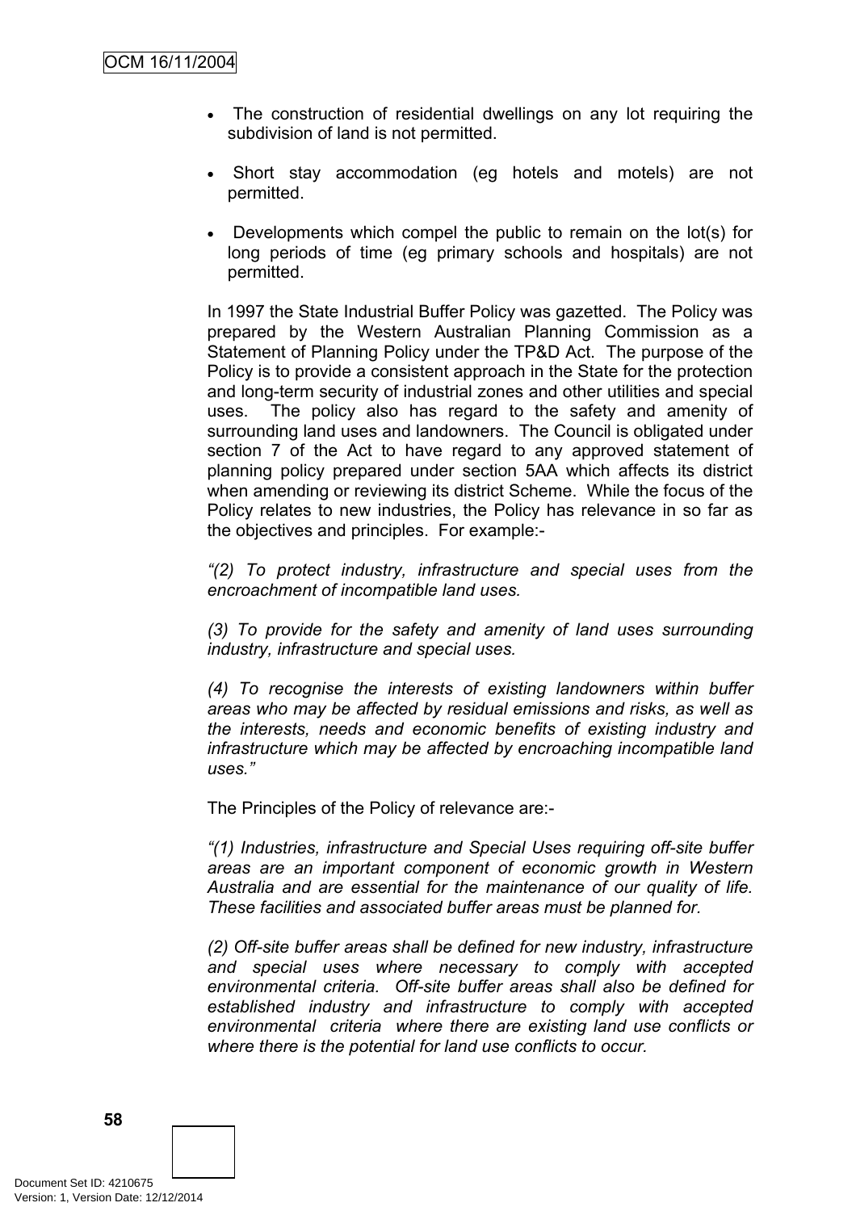- The construction of residential dwellings on any lot requiring the subdivision of land is not permitted.

- Short stay accommodation (eg hotels and motels) are not permitted.

- Developments which compel the public to remain on the lot(s) for long periods of time (eg primary schools and hospitals) are not permitted.

In 1997 the State Industrial Buffer Policy was gazetted. The Policy was prepared by the Western Australian Planning Commission as a Statement of Planning Policy under the TP&D Act. The purpose of the Policy is to provide a consistent approach in the State for the protection and long-term security of industrial zones and other utilities and special uses. The policy also has regard to the safety and amenity of surrounding land uses and landowners. The Council is obligated under section 7 of the Act to have regard to any approved statement of planning policy prepared under section 5AA which affects its district when amending or reviewing its district Scheme. While the focus of the Policy relates to new industries, the Policy has relevance in so far as the objectives and principles. For example:-

*"(2) To protect industry, infrastructure and special uses from the encroachment of incompatible land uses.*

*(3) To provide for the safety and amenity of land uses surrounding industry, infrastructure and special uses.*

*(4) To recognise the interests of existing landowners within buffer areas who may be affected by residual emissions and risks, as well as the interests, needs and economic benefits of existing industry and infrastructure which may be affected by encroaching incompatible land uses."*

The Principles of the Policy of relevance are:-

*"(1) Industries, infrastructure and Special Uses requiring off-site buffer areas are an important component of economic growth in Western Australia and are essential for the maintenance of our quality of life. These facilities and associated buffer areas must be planned for.*

*(2) Off-site buffer areas shall be defined for new industry, infrastructure and special uses where necessary to comply with accepted environmental criteria. Off-site buffer areas shall also be defined for established industry and infrastructure to comply with accepted environmental criteria where there are existing land use conflicts or where there is the potential for land use conflicts to occur.*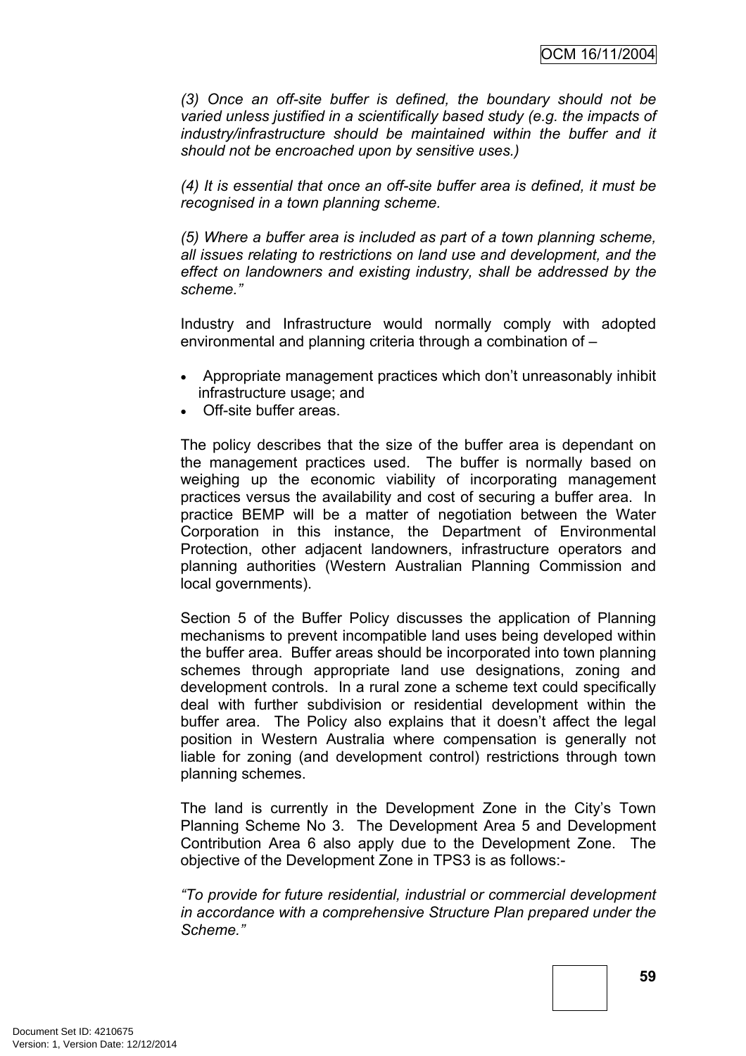*(3) Once an off-site buffer is defined, the boundary should not be varied unless justified in a scientifically based study (e.g. the impacts of industry/infrastructure should be maintained within the buffer and it should not be encroached upon by sensitive uses.)*

*(4) It is essential that once an off-site buffer area is defined, it must be recognised in a town planning scheme.*

*(5) Where a buffer area is included as part of a town planning scheme, all issues relating to restrictions on land use and development, and the effect on landowners and existing industry, shall be addressed by the scheme."*

Industry and Infrastructure would normally comply with adopted environmental and planning criteria through a combination of –

- Appropriate management practices which don't unreasonably inhibit infrastructure usage; and
- Off-site buffer areas.

The policy describes that the size of the buffer area is dependant on the management practices used. The buffer is normally based on weighing up the economic viability of incorporating management practices versus the availability and cost of securing a buffer area. In practice BEMP will be a matter of negotiation between the Water Corporation in this instance, the Department of Environmental Protection, other adjacent landowners, infrastructure operators and planning authorities (Western Australian Planning Commission and local governments).

Section 5 of the Buffer Policy discusses the application of Planning mechanisms to prevent incompatible land uses being developed within the buffer area. Buffer areas should be incorporated into town planning schemes through appropriate land use designations, zoning and development controls. In a rural zone a scheme text could specifically deal with further subdivision or residential development within the buffer area. The Policy also explains that it doesn't affect the legal position in Western Australia where compensation is generally not liable for zoning (and development control) restrictions through town planning schemes.

The land is currently in the Development Zone in the City's Town Planning Scheme No 3. The Development Area 5 and Development Contribution Area 6 also apply due to the Development Zone. The objective of the Development Zone in TPS3 is as follows:-

*"To provide for future residential, industrial or commercial development in accordance with a comprehensive Structure Plan prepared under the Scheme."*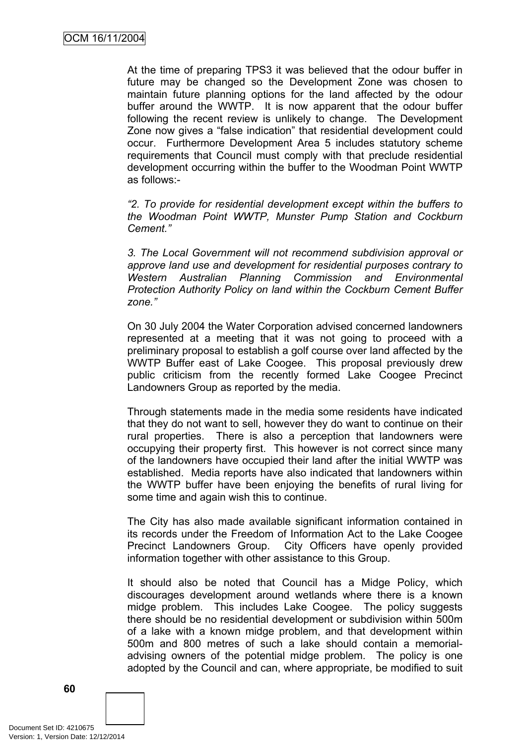At the time of preparing TPS3 it was believed that the odour buffer in future may be changed so the Development Zone was chosen to maintain future planning options for the land affected by the odour buffer around the WWTP. It is now apparent that the odour buffer following the recent review is unlikely to change. The Development Zone now gives a "false indication" that residential development could occur. Furthermore Development Area 5 includes statutory scheme requirements that Council must comply with that preclude residential development occurring within the buffer to the Woodman Point WWTP as follows:-

*"2. To provide for residential development except within the buffers to the Woodman Point WWTP, Munster Pump Station and Cockburn Cement."*

*3. The Local Government will not recommend subdivision approval or approve land use and development for residential purposes contrary to Western Australian Planning Commission and Environmental Protection Authority Policy on land within the Cockburn Cement Buffer zone."*

On 30 July 2004 the Water Corporation advised concerned landowners represented at a meeting that it was not going to proceed with a preliminary proposal to establish a golf course over land affected by the WWTP Buffer east of Lake Coogee. This proposal previously drew public criticism from the recently formed Lake Coogee Precinct Landowners Group as reported by the media.

Through statements made in the media some residents have indicated that they do not want to sell, however they do want to continue on their rural properties. There is also a perception that landowners were occupying their property first. This however is not correct since many of the landowners have occupied their land after the initial WWTP was established. Media reports have also indicated that landowners within the WWTP buffer have been enjoying the benefits of rural living for some time and again wish this to continue.

The City has also made available significant information contained in its records under the Freedom of Information Act to the Lake Coogee Precinct Landowners Group. City Officers have openly provided information together with other assistance to this Group.

It should also be noted that Council has a Midge Policy, which discourages development around wetlands where there is a known midge problem. This includes Lake Coogee. The policy suggests there should be no residential development or subdivision within 500m of a lake with a known midge problem, and that development within 500m and 800 metres of such a lake should contain a memorial-advising owners of the potential midge problem. The policy is one adopted by the Council and can, where appropriate, be modified to suit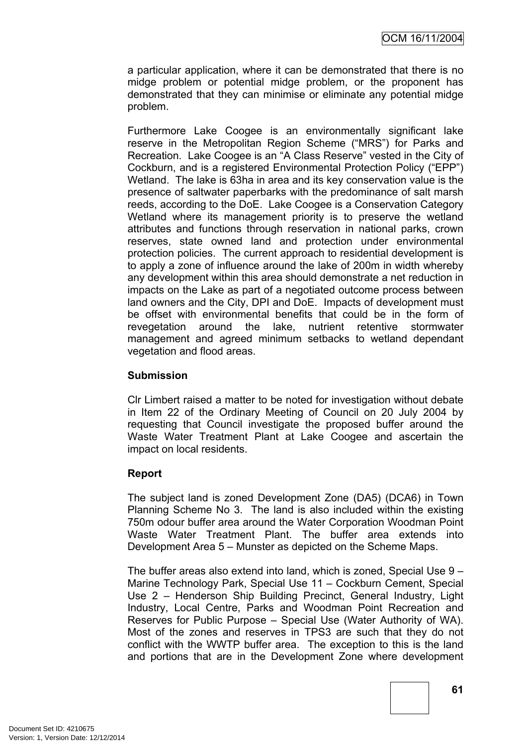a particular application, where it can be demonstrated that there is no midge problem or potential midge problem, or the proponent has demonstrated that they can minimise or eliminate any potential midge problem.

Furthermore Lake Coogee is an environmentally significant lake reserve in the Metropolitan Region Scheme ("MRS") for Parks and Recreation. Lake Coogee is an "A Class Reserve" vested in the City of Cockburn, and is a registered Environmental Protection Policy ("EPP") Wetland. The lake is 63ha in area and its key conservation value is the presence of saltwater paperbarks with the predominance of salt marsh reeds, according to the DoE. Lake Coogee is a Conservation Category Wetland where its management priority is to preserve the wetland attributes and functions through reservation in national parks, crown reserves, state owned land and protection under environmental protection policies. The current approach to residential development is to apply a zone of influence around the lake of 200m in width whereby any development within this area should demonstrate a net reduction in impacts on the Lake as part of a negotiated outcome process between land owners and the City, DPI and DoE. Impacts of development must be offset with environmental benefits that could be in the form of revegetation around the lake, nutrient retentive stormwater management and agreed minimum setbacks to wetland dependant vegetation and flood areas.

**Submission**

Clr Limbert raised a matter to be noted for investigation without debate in Item 22 of the Ordinary Meeting of Council on 20 July 2004 by requesting that Council investigate the proposed buffer around the Waste Water Treatment Plant at Lake Coogee and ascertain the impact on local residents.

**Report**

The subject land is zoned Development Zone (DA5) (DCA6) in Town Planning Scheme No 3. The land is also included within the existing 750m odour buffer area around the Water Corporation Woodman Point Waste Water Treatment Plant. The buffer area extends into Development Area 5 – Munster as depicted on the Scheme Maps.

The buffer areas also extend into land, which is zoned, Special Use 9 – Marine Technology Park, Special Use 11 – Cockburn Cement, Special Use 2 – Henderson Ship Building Precinct, General Industry, Light Industry, Local Centre, Parks and Woodman Point Recreation and Reserves for Public Purpose – Special Use (Water Authority of WA). Most of the zones and reserves in TPS3 are such that they do not conflict with the WWTP buffer area. The exception to this is the land and portions that are in the Development Zone where development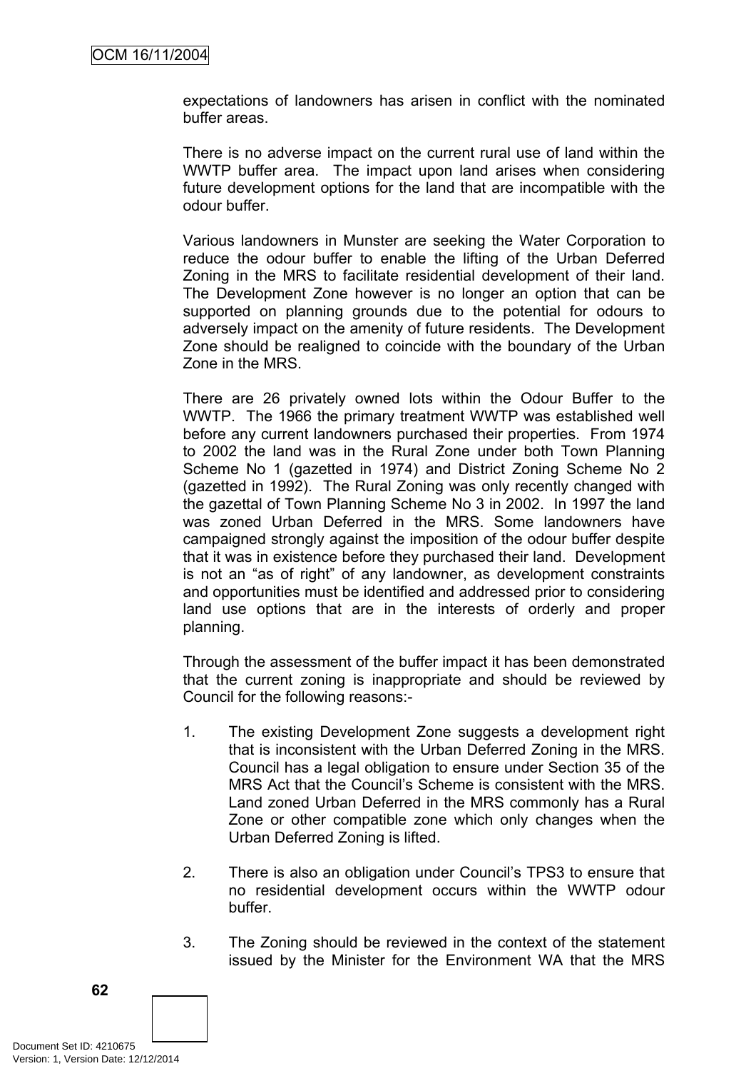expectations of landowners has arisen in conflict with the nominated buffer areas.

There is no adverse impact on the current rural use of land within the WWTP buffer area. The impact upon land arises when considering future development options for the land that are incompatible with the odour buffer.

Various landowners in Munster are seeking the Water Corporation to reduce the odour buffer to enable the lifting of the Urban Deferred Zoning in the MRS to facilitate residential development of their land. The Development Zone however is no longer an option that can be supported on planning grounds due to the potential for odours to adversely impact on the amenity of future residents. The Development Zone should be realigned to coincide with the boundary of the Urban Zone in the MRS.

There are 26 privately owned lots within the Odour Buffer to the WWTP. The 1966 the primary treatment WWTP was established well before any current landowners purchased their properties. From 1974 to 2002 the land was in the Rural Zone under both Town Planning Scheme No 1 (gazetted in 1974) and District Zoning Scheme No 2 (gazetted in 1992). The Rural Zoning was only recently changed with the gazettal of Town Planning Scheme No 3 in 2002. In 1997 the land was zoned Urban Deferred in the MRS. Some landowners have campaigned strongly against the imposition of the odour buffer despite that it was in existence before they purchased their land. Development is not an "as of right" of any landowner, as development constraints and opportunities must be identified and addressed prior to considering land use options that are in the interests of orderly and proper planning.

Through the assessment of the buffer impact it has been demonstrated that the current zoning is inappropriate and should be reviewed by Council for the following reasons:-

1. The existing Development Zone suggests a development right that is inconsistent with the Urban Deferred Zoning in the MRS. Council has a legal obligation to ensure under Section 35 of the MRS Act that the Council's Scheme is consistent with the MRS. Land zoned Urban Deferred in the MRS commonly has a Rural Zone or other compatible zone which only changes when the Urban Deferred Zoning is lifted.

2. There is also an obligation under Council's TPS3 to ensure that no residential development occurs within the WWTP odour buffer.

3. The Zoning should be reviewed in the context of the statement issued by the Minister for the Environment WA that the MRS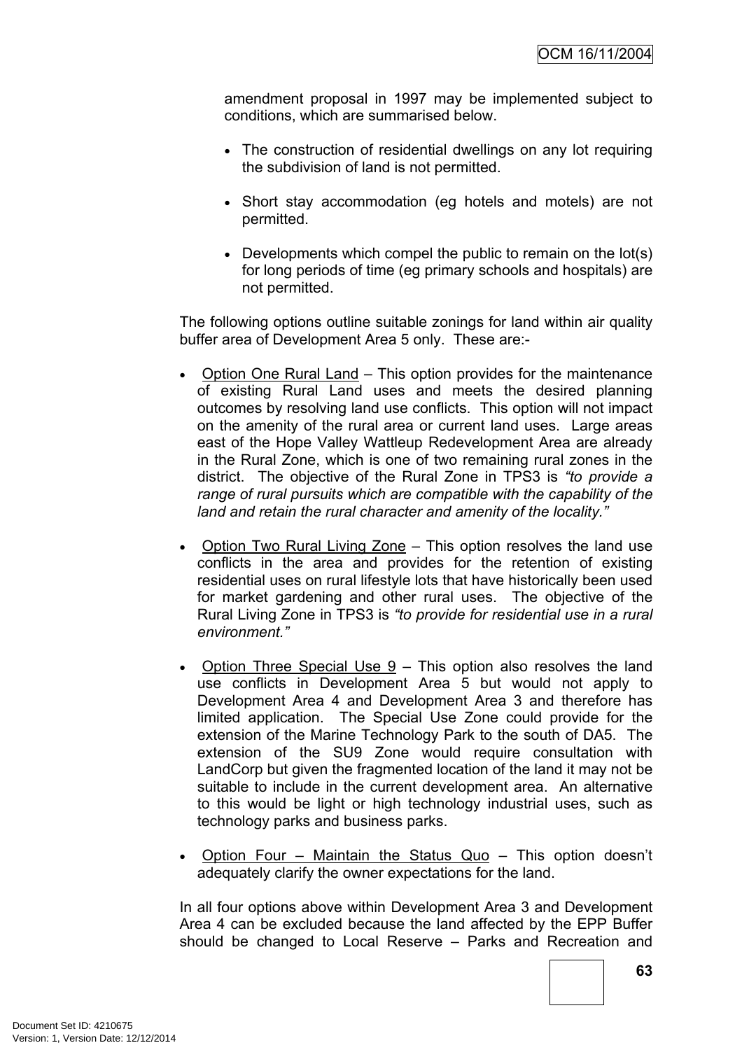amendment proposal in 1997 may be implemented subject to conditions, which are summarised below.

- The construction of residential dwellings on any lot requiring the subdivision of land is not permitted.
- Short stay accommodation (eg hotels and motels) are not permitted.
- Developments which compel the public to remain on the lot(s) for long periods of time (eg primary schools and hospitals) are not permitted.

The following options outline suitable zonings for land within air quality buffer area of Development Area 5 only. These are:-

- Option One Rural Land – This option provides for the maintenance of existing Rural Land uses and meets the desired planning outcomes by resolving land use conflicts. This option will not impact on the amenity of the rural area or current land uses. Large areas east of the Hope Valley Wattleup Redevelopment Area are already in the Rural Zone, which is one of two remaining rural zones in the district. The objective of the Rural Zone in TPS3 is *"to provide a range of rural pursuits which are compatible with the capability of the land and retain the rural character and amenity of the locality."*
- Option Two Rural Living Zone – This option resolves the land use conflicts in the area and provides for the retention of existing residential uses on rural lifestyle lots that have historically been used for market gardening and other rural uses. The objective of the Rural Living Zone in TPS3 is *"to provide for residential use in a rural environment."*
- Option Three Special Use 9 – This option also resolves the land use conflicts in Development Area 5 but would not apply to Development Area 4 and Development Area 3 and therefore has limited application. The Special Use Zone could provide for the extension of the Marine Technology Park to the south of DA5. The extension of the SU9 Zone would require consultation with LandCorp but given the fragmented location of the land it may not be suitable to include in the current development area. An alternative to this would be light or high technology industrial uses, such as technology parks and business parks.
- Option Four – Maintain the Status Quo – This option doesn't adequately clarify the owner expectations for the land.

In all four options above within Development Area 3 and Development Area 4 can be excluded because the land affected by the EPP Buffer should be changed to Local Reserve – Parks and Recreation and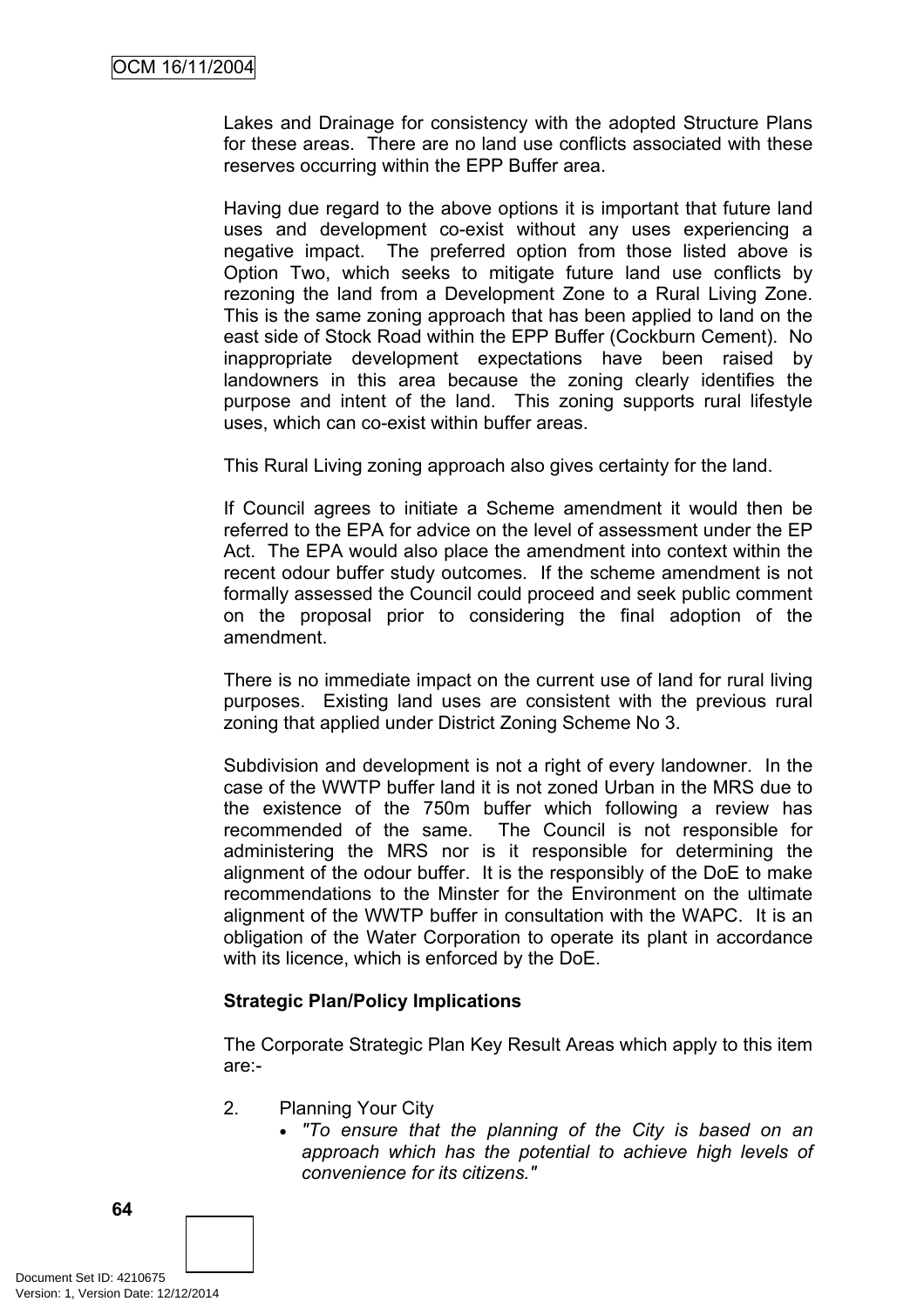Lakes and Drainage for consistency with the adopted Structure Plans for these areas. There are no land use conflicts associated with these reserves occurring within the EPP Buffer area.

Having due regard to the above options it is important that future land uses and development co-exist without any uses experiencing a negative impact. The preferred option from those listed above is Option Two, which seeks to mitigate future land use conflicts by rezoning the land from a Development Zone to a Rural Living Zone. This is the same zoning approach that has been applied to land on the east side of Stock Road within the EPP Buffer (Cockburn Cement). No inappropriate development expectations have been raised by landowners in this area because the zoning clearly identifies the purpose and intent of the land. This zoning supports rural lifestyle uses, which can co-exist within buffer areas.

This Rural Living zoning approach also gives certainty for the land.

If Council agrees to initiate a Scheme amendment it would then be referred to the EPA for advice on the level of assessment under the EP Act. The EPA would also place the amendment into context within the recent odour buffer study outcomes. If the scheme amendment is not formally assessed the Council could proceed and seek public comment on the proposal prior to considering the final adoption of the amendment.

There is no immediate impact on the current use of land for rural living purposes. Existing land uses are consistent with the previous rural zoning that applied under District Zoning Scheme No 3.

Subdivision and development is not a right of every landowner. In the case of the WWTP buffer land it is not zoned Urban in the MRS due to the existence of the 750m buffer which following a review has recommended of the same. The Council is not responsible for administering the MRS nor is it responsible for determining the alignment of the odour buffer. It is the responsibly of the DoE to make recommendations to the Minster for the Environment on the ultimate alignment of the WWTP buffer in consultation with the WAPC. It is an obligation of the Water Corporation to operate its plant in accordance with its licence, which is enforced by the DoE.

**Strategic Plan/Policy Implications**

The Corporate Strategic Plan Key Result Areas which apply to this item are:-

2. Planning Your City
   - *"To ensure that the planning of the City is based on an approach which has the potential to achieve high levels of convenience for its citizens."*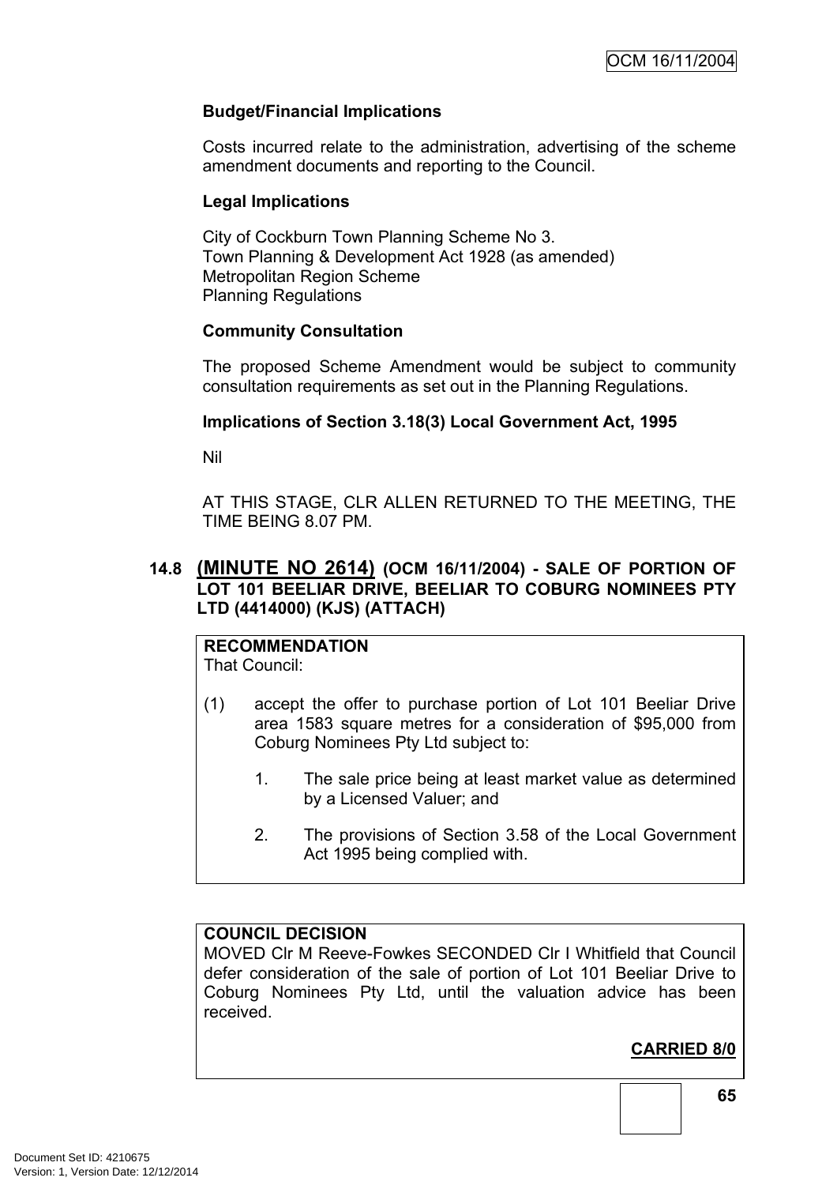**Budget/Financial Implications**

Costs incurred relate to the administration, advertising of the scheme amendment documents and reporting to the Council.

**Legal Implications**

City of Cockburn Town Planning Scheme No 3.
Town Planning & Development Act 1928 (as amended)
Metropolitan Region Scheme
Planning Regulations

**Community Consultation**

The proposed Scheme Amendment would be subject to community consultation requirements as set out in the Planning Regulations.

**Implications of Section 3.18(3) Local Government Act, 1995**

Nil

AT THIS STAGE, CLR ALLEN RETURNED TO THE MEETING, THE TIME BEING 8.07 PM.

### 14.8 (MINUTE NO 2614) (OCM 16/11/2004) - SALE OF PORTION OF LOT 101 BEELIAR DRIVE, BEELIAR TO COBURG NOMINEES PTY LTD (4414000) (KJS) (ATTACH)

**RECOMMENDATION**
That Council:

(1) accept the offer to purchase portion of Lot 101 Beeliar Drive area 1583 square metres for a consideration of $95,000 from Coburg Nominees Pty Ltd subject to:

1. The sale price being at least market value as determined by a Licensed Valuer; and

2. The provisions of Section 3.58 of the Local Government Act 1995 being complied with.

**COUNCIL DECISION**
MOVED Clr M Reeve-Fowkes SECONDED Clr I Whitfield that Council defer consideration of the sale of portion of Lot 101 Beeliar Drive to Coburg Nominees Pty Ltd, until the valuation advice has been received.

**CARRIED 8/0**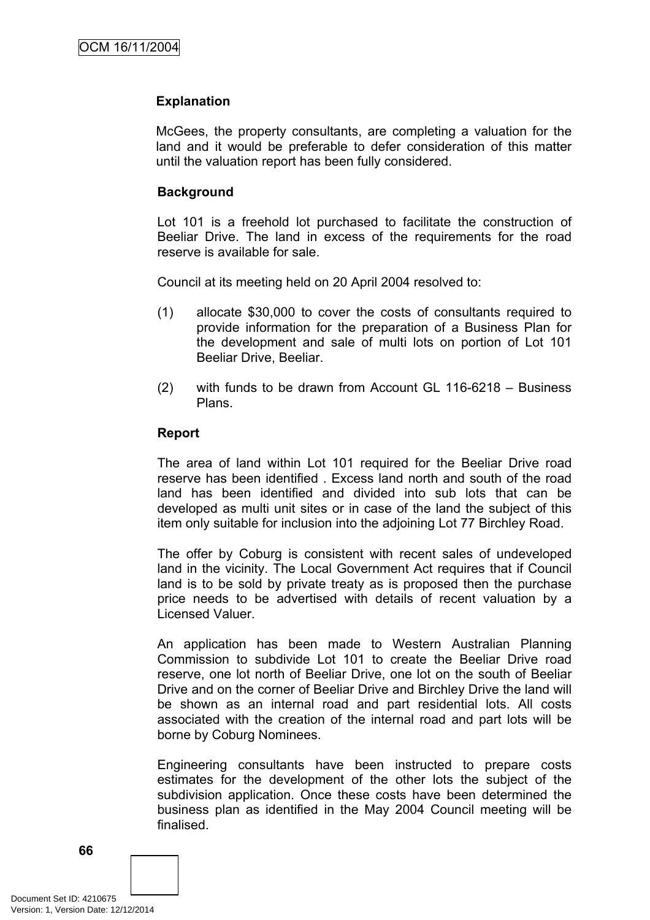**Explanation**

McGees, the property consultants, are completing a valuation for the land and it would be preferable to defer consideration of this matter until the valuation report has been fully considered.

**Background**

Lot 101 is a freehold lot purchased to facilitate the construction of Beeliar Drive. The land in excess of the requirements for the road reserve is available for sale.

Council at its meeting held on 20 April 2004 resolved to:

(1) allocate $30,000 to cover the costs of consultants required to provide information for the preparation of a Business Plan for the development and sale of multi lots on portion of Lot 101 Beeliar Drive, Beeliar.

(2) with funds to be drawn from Account GL 116-6218 – Business Plans.

**Report**

The area of land within Lot 101 required for the Beeliar Drive road reserve has been identified . Excess land north and south of the road land has been identified and divided into sub lots that can be developed as multi unit sites or in case of the land the subject of this item only suitable for inclusion into the adjoining Lot 77 Birchley Road.

The offer by Coburg is consistent with recent sales of undeveloped land in the vicinity. The Local Government Act requires that if Council land is to be sold by private treaty as is proposed then the purchase price needs to be advertised with details of recent valuation by a Licensed Valuer.

An application has been made to Western Australian Planning Commission to subdivide Lot 101 to create the Beeliar Drive road reserve, one lot north of Beeliar Drive, one lot on the south of Beeliar Drive and on the corner of Beeliar Drive and Birchley Drive the land will be shown as an internal road and part residential lots. All costs associated with the creation of the internal road and part lots will be borne by Coburg Nominees.

Engineering consultants have been instructed to prepare costs estimates for the development of the other lots the subject of the subdivision application. Once these costs have been determined the business plan as identified in the May 2004 Council meeting will be finalised.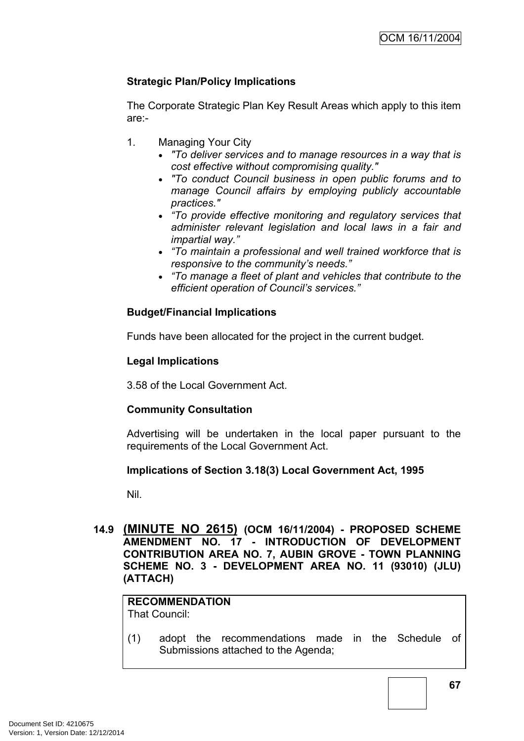**Strategic Plan/Policy Implications**

The Corporate Strategic Plan Key Result Areas which apply to this item are:-

1. Managing Your City
   - *"To deliver services and to manage resources in a way that is cost effective without compromising quality."*
   - *"To conduct Council business in open public forums and to manage Council affairs by employing publicly accountable practices."*
   - *"To provide effective monitoring and regulatory services that administer relevant legislation and local laws in a fair and impartial way."*
   - *"To maintain a professional and well trained workforce that is responsive to the community's needs."*
   - *"To manage a fleet of plant and vehicles that contribute to the efficient operation of Council's services."*

**Budget/Financial Implications**

Funds have been allocated for the project in the current budget.

**Legal Implications**

3.58 of the Local Government Act.

**Community Consultation**

Advertising will be undertaken in the local paper pursuant to the requirements of the Local Government Act.

**Implications of Section 3.18(3) Local Government Act, 1995**

Nil.

### 14.9 (MINUTE NO 2615) (OCM 16/11/2004) - PROPOSED SCHEME AMENDMENT NO. 17 - INTRODUCTION OF DEVELOPMENT CONTRIBUTION AREA NO. 7, AUBIN GROVE - TOWN PLANNING SCHEME NO. 3 - DEVELOPMENT AREA NO. 11 (93010) (JLU) (ATTACH)

**RECOMMENDATION**
That Council:

(1) adopt the recommendations made in the Schedule of Submissions attached to the Agenda;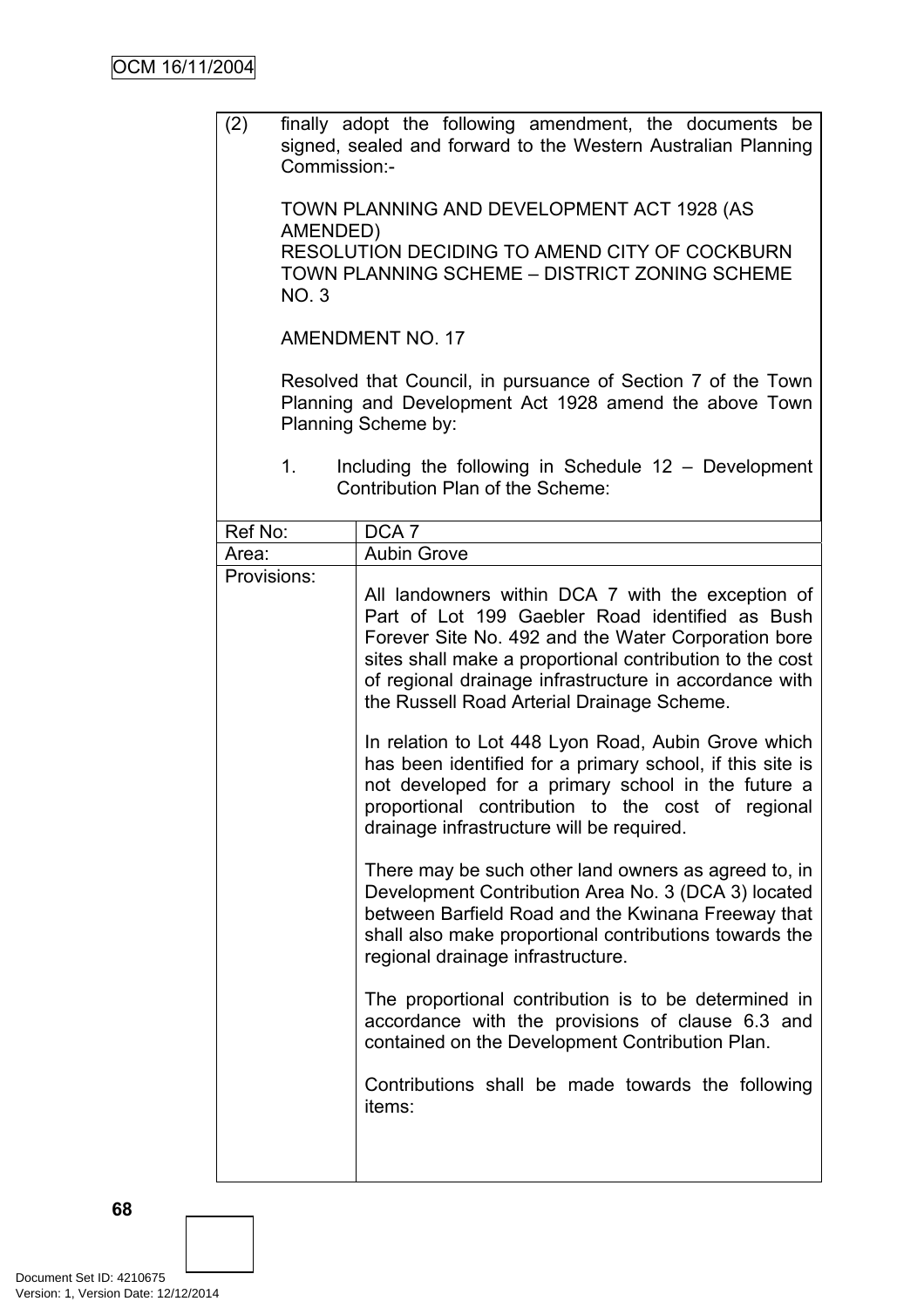(2) finally adopt the following amendment, the documents be signed, sealed and forward to the Western Australian Planning Commission:-

TOWN PLANNING AND DEVELOPMENT ACT 1928 (AS AMENDED)
RESOLUTION DECIDING TO AMEND CITY OF COCKBURN TOWN PLANNING SCHEME – DISTRICT ZONING SCHEME NO. 3

AMENDMENT NO. 17

Resolved that Council, in pursuance of Section 7 of the Town Planning and Development Act 1928 amend the above Town Planning Scheme by:

1. Including the following in Schedule 12 – Development Contribution Plan of the Scheme:

| Ref No: | DCA 7 |
|---|---|
| Area: | Aubin Grove |
| Provisions: | All landowners within DCA 7 with the exception of Part of Lot 199 Gaebler Road identified as Bush Forever Site No. 492 and the Water Corporation bore sites shall make a proportional contribution to the cost of regional drainage infrastructure in accordance with the Russell Road Arterial Drainage Scheme.<br><br>In relation to Lot 448 Lyon Road, Aubin Grove which has been identified for a primary school, if this site is not developed for a primary school in the future a proportional contribution to the cost of regional drainage infrastructure will be required.<br><br>There may be such other land owners as agreed to, in Development Contribution Area No. 3 (DCA 3) located between Barfield Road and the Kwinana Freeway that shall also make proportional contributions towards the regional drainage infrastructure.<br><br>The proportional contribution is to be determined in accordance with the provisions of clause 6.3 and contained on the Development Contribution Plan.<br><br>Contributions shall be made towards the following items: |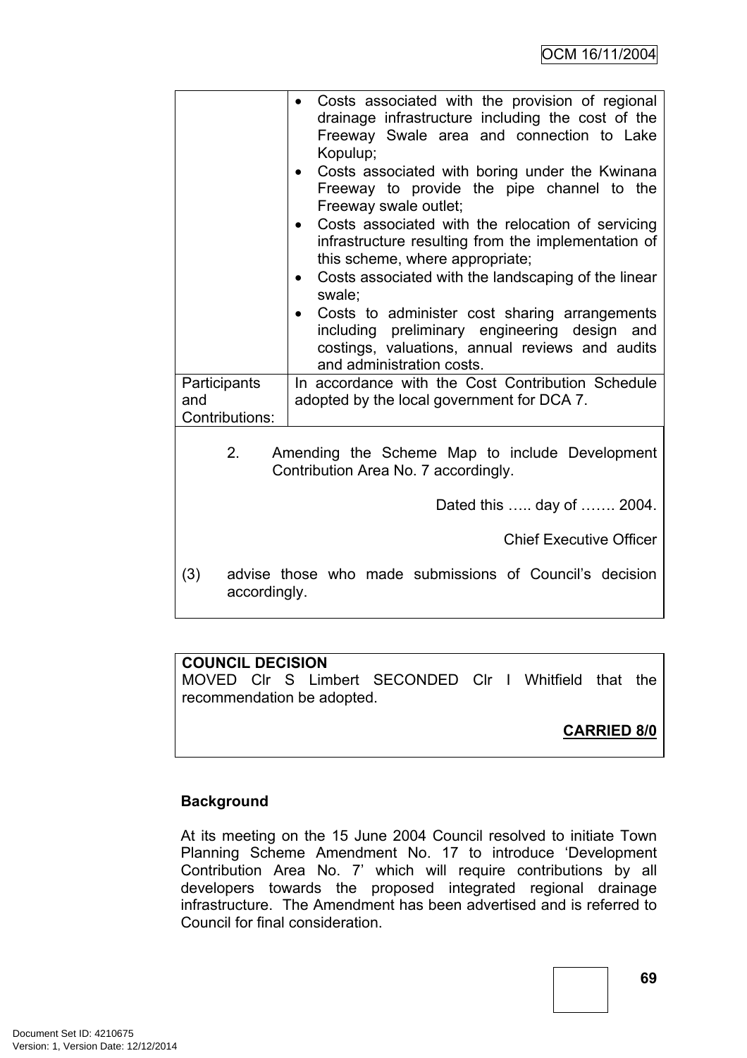| | |
|---|---|
| | • Costs associated with the provision of regional drainage infrastructure including the cost of the Freeway Swale area and connection to Lake Kopulup;<br>• Costs associated with boring under the Kwinana Freeway to provide the pipe channel to the Freeway swale outlet;<br>• Costs associated with the relocation of servicing infrastructure resulting from the implementation of this scheme, where appropriate;<br>• Costs associated with the landscaping of the linear swale;<br>• Costs to administer cost sharing arrangements including preliminary engineering design and costings, valuations, annual reviews and audits and administration costs. |
| Participants and Contributions: | In accordance with the Cost Contribution Schedule adopted by the local government for DCA 7. |

2. Amending the Scheme Map to include Development Contribution Area No. 7 accordingly.

Dated this ….. day of ……. 2004.

Chief Executive Officer

(3) advise those who made submissions of Council's decision accordingly.

**COUNCIL DECISION**
MOVED Clr S Limbert SECONDED Clr I Whitfield that the recommendation be adopted.

**CARRIED 8/0**

**Background**

At its meeting on the 15 June 2004 Council resolved to initiate Town Planning Scheme Amendment No. 17 to introduce 'Development Contribution Area No. 7' which will require contributions by all developers towards the proposed integrated regional drainage infrastructure. The Amendment has been advertised and is referred to Council for final consideration.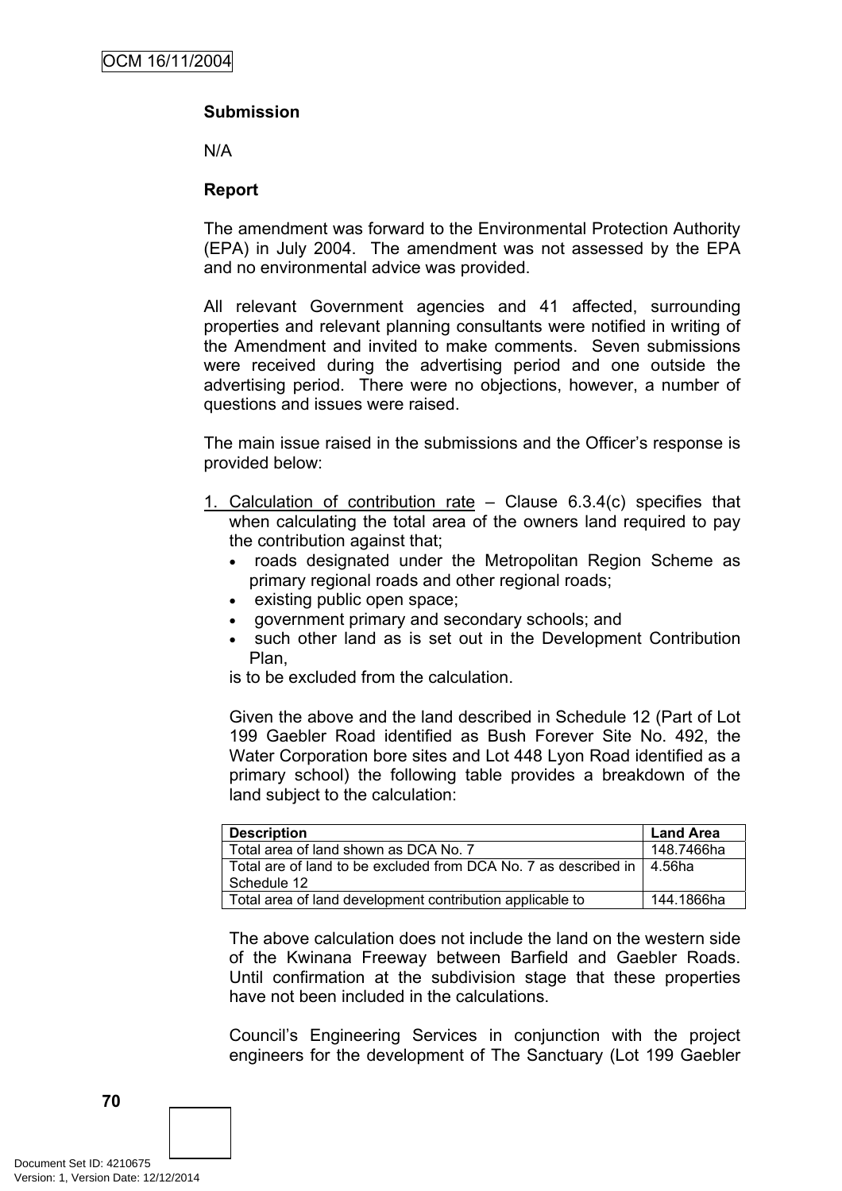**Submission**

N/A

**Report**

The amendment was forward to the Environmental Protection Authority (EPA) in July 2004. The amendment was not assessed by the EPA and no environmental advice was provided.

All relevant Government agencies and 41 affected, surrounding properties and relevant planning consultants were notified in writing of the Amendment and invited to make comments. Seven submissions were received during the advertising period and one outside the advertising period. There were no objections, however, a number of questions and issues were raised.

The main issue raised in the submissions and the Officer's response is provided below:

1. <u>Calculation of contribution rate</u> – Clause 6.3.4(c) specifies that when calculating the total area of the owners land required to pay the contribution against that;
   - roads designated under the Metropolitan Region Scheme as primary regional roads and other regional roads;
   - existing public open space;
   - government primary and secondary schools; and
   - such other land as is set out in the Development Contribution Plan,

   is to be excluded from the calculation.

   Given the above and the land described in Schedule 12 (Part of Lot 199 Gaebler Road identified as Bush Forever Site No. 492, the Water Corporation bore sites and Lot 448 Lyon Road identified as a primary school) the following table provides a breakdown of the land subject to the calculation:

   | Description | Land Area |
   |---|---|
   | Total area of land shown as DCA No. 7 | 148.7466ha |
   | Total are of land to be excluded from DCA No. 7 as described in Schedule 12 | 4.56ha |
   | Total area of land development contribution applicable to | 144.1866ha |

   The above calculation does not include the land on the western side of the Kwinana Freeway between Barfield and Gaebler Roads. Until confirmation at the subdivision stage that these properties have not been included in the calculations.

   Council's Engineering Services in conjunction with the project engineers for the development of The Sanctuary (Lot 199 Gaebler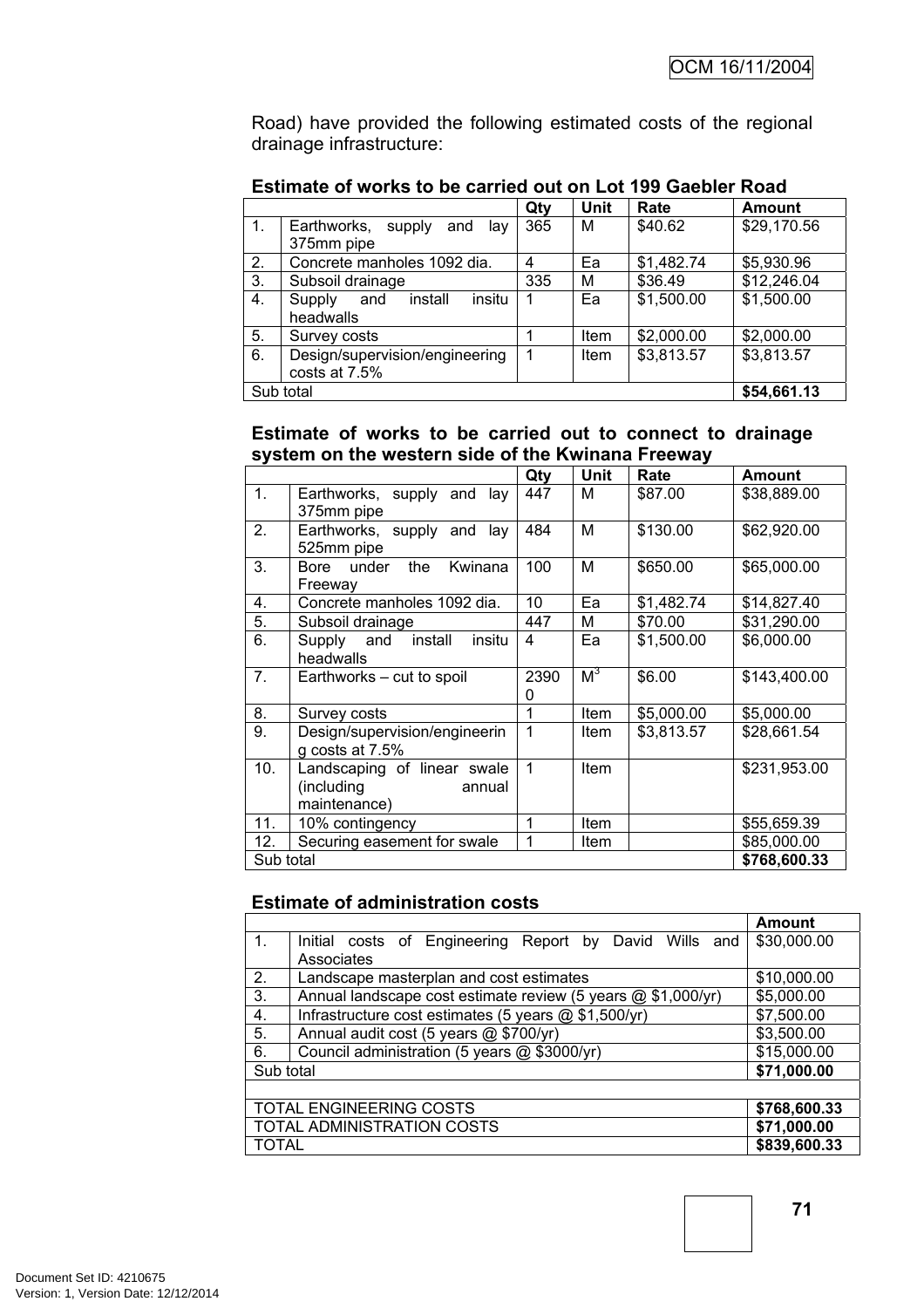Road) have provided the following estimated costs of the regional drainage infrastructure:

**Estimate of works to be carried out on Lot 199 Gaebler Road**

| | | Qty | Unit | Rate | Amount |
|---|---|---|---|---|---|
| 1. | Earthworks, supply and lay 375mm pipe | 365 | M | $40.62 | $29,170.56 |
| 2. | Concrete manholes 1092 dia. | 4 | Ea | $1,482.74 | $5,930.96 |
| 3. | Subsoil drainage | 335 | M | $36.49 | $12,246.04 |
| 4. | Supply and install insitu headwalls | 1 | Ea | $1,500.00 | $1,500.00 |
| 5. | Survey costs | 1 | Item | $2,000.00 | $2,000.00 |
| 6. | Design/supervision/engineering costs at 7.5% | 1 | Item | $3,813.57 | $3,813.57 |
| Sub total | | | | | **$54,661.13** |

**Estimate of works to be carried out to connect to drainage system on the western side of the Kwinana Freeway**

| | | Qty | Unit | Rate | Amount |
|---|---|---|---|---|---|
| 1. | Earthworks, supply and lay 375mm pipe | 447 | M | $87.00 | $38,889.00 |
| 2. | Earthworks, supply and lay 525mm pipe | 484 | M | $130.00 | $62,920.00 |
| 3. | Bore under the Kwinana Freeway | 100 | M | $650.00 | $65,000.00 |
| 4. | Concrete manholes 1092 dia. | 10 | Ea | $1,482.74 | $14,827.40 |
| 5. | Subsoil drainage | 447 | M | $70.00 | $31,290.00 |
| 6. | Supply and install insitu headwalls | 4 | Ea | $1,500.00 | $6,000.00 |
| 7. | Earthworks – cut to spoil | 23900 | $M^3$ | $6.00 | $143,400.00 |
| 8. | Survey costs | 1 | Item | $5,000.00 | $5,000.00 |
| 9. | Design/supervision/engineering costs at 7.5% | 1 | Item | $3,813.57 | $28,661.54 |
| 10. | Landscaping of linear swale (including annual maintenance) | 1 | Item | | $231,953.00 |
| 11. | 10% contingency | 1 | Item | | $55,659.39 |
| 12. | Securing easement for swale | 1 | Item | | $85,000.00 |
| Sub total | | | | | **$768,600.33** |

**Estimate of administration costs**

| | | Amount |
|---|---|---|
| 1. | Initial costs of Engineering Report by David Wills and Associates | $30,000.00 |
| 2. | Landscape masterplan and cost estimates | $10,000.00 |
| 3. | Annual landscape cost estimate review (5 years @ $1,000/yr) | $5,000.00 |
| 4. | Infrastructure cost estimates (5 years @ $1,500/yr) | $7,500.00 |
| 5. | Annual audit cost (5 years @ $700/yr) | $3,500.00 |
| 6. | Council administration (5 years @ $3000/yr) | $15,000.00 |
| Sub total | | **$71,000.00** |
| | | |
| TOTAL ENGINEERING COSTS | | **$768,600.33** |
| TOTAL ADMINISTRATION COSTS | | **$71,000.00** |
| TOTAL | | **$839,600.33** |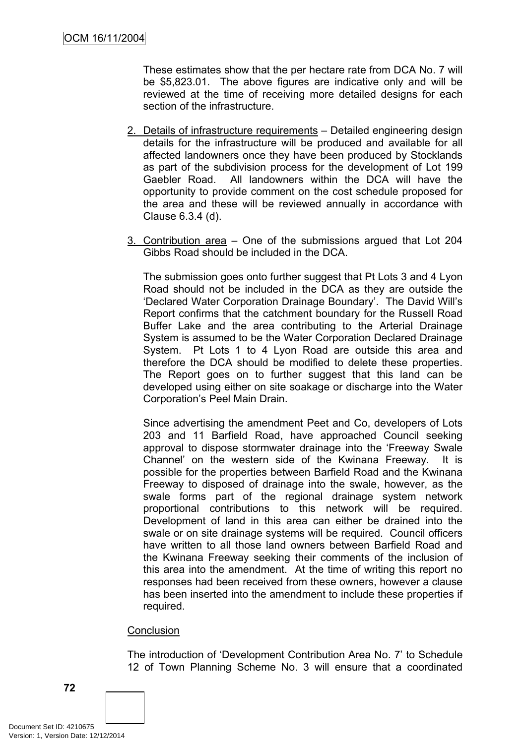These estimates show that the per hectare rate from DCA No. 7 will be $5,823.01. The above figures are indicative only and will be reviewed at the time of receiving more detailed designs for each section of the infrastructure.

2. Details of infrastructure requirements – Detailed engineering design details for the infrastructure will be produced and available for all affected landowners once they have been produced by Stocklands as part of the subdivision process for the development of Lot 199 Gaebler Road. All landowners within the DCA will have the opportunity to provide comment on the cost schedule proposed for the area and these will be reviewed annually in accordance with Clause 6.3.4 (d).

3. Contribution area – One of the submissions argued that Lot 204 Gibbs Road should be included in the DCA.

   The submission goes onto further suggest that Pt Lots 3 and 4 Lyon Road should not be included in the DCA as they are outside the 'Declared Water Corporation Drainage Boundary'. The David Will's Report confirms that the catchment boundary for the Russell Road Buffer Lake and the area contributing to the Arterial Drainage System is assumed to be the Water Corporation Declared Drainage System. Pt Lots 1 to 4 Lyon Road are outside this area and therefore the DCA should be modified to delete these properties. The Report goes on to further suggest that this land can be developed using either on site soakage or discharge into the Water Corporation's Peel Main Drain.

   Since advertising the amendment Peet and Co, developers of Lots 203 and 11 Barfield Road, have approached Council seeking approval to dispose stormwater drainage into the 'Freeway Swale Channel' on the western side of the Kwinana Freeway. It is possible for the properties between Barfield Road and the Kwinana Freeway to disposed of drainage into the swale, however, as the swale forms part of the regional drainage system network proportional contributions to this network will be required. Development of land in this area can either be drained into the swale or on site drainage systems will be required. Council officers have written to all those land owners between Barfield Road and the Kwinana Freeway seeking their comments of the inclusion of this area into the amendment. At the time of writing this report no responses had been received from these owners, however a clause has been inserted into the amendment to include these properties if required.

Conclusion

The introduction of 'Development Contribution Area No. 7' to Schedule 12 of Town Planning Scheme No. 3 will ensure that a coordinated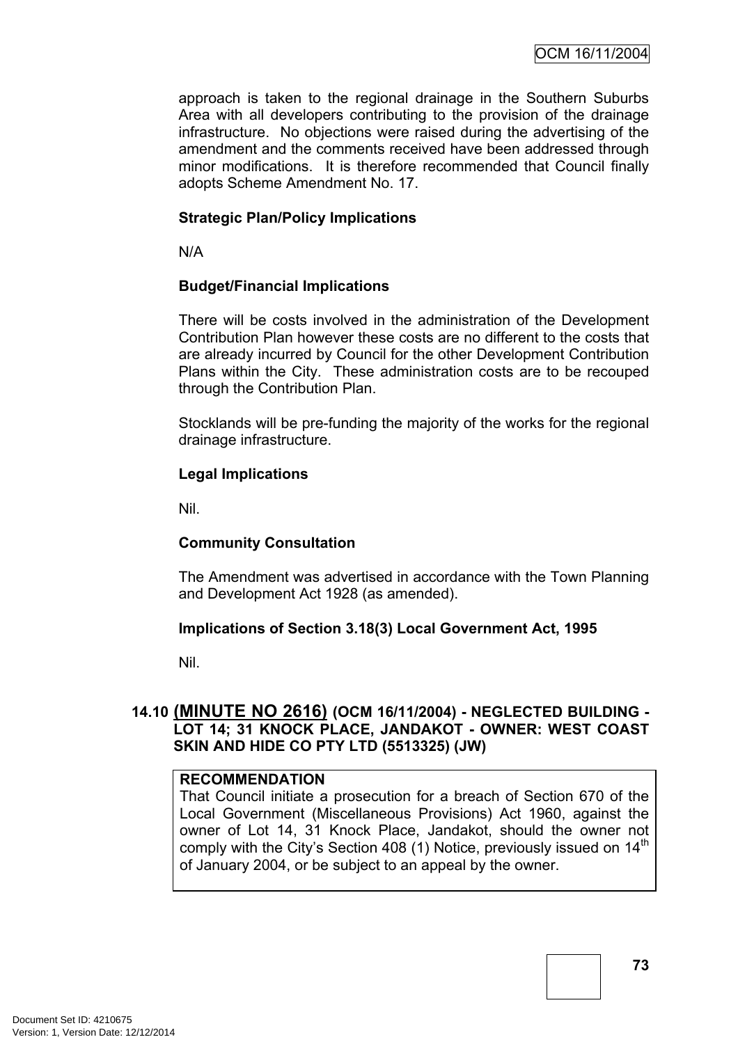approach is taken to the regional drainage in the Southern Suburbs Area with all developers contributing to the provision of the drainage infrastructure. No objections were raised during the advertising of the amendment and the comments received have been addressed through minor modifications. It is therefore recommended that Council finally adopts Scheme Amendment No. 17.

**Strategic Plan/Policy Implications**

N/A

**Budget/Financial Implications**

There will be costs involved in the administration of the Development Contribution Plan however these costs are no different to the costs that are already incurred by Council for the other Development Contribution Plans within the City. These administration costs are to be recouped through the Contribution Plan.

Stocklands will be pre-funding the majority of the works for the regional drainage infrastructure.

**Legal Implications**

Nil.

**Community Consultation**

The Amendment was advertised in accordance with the Town Planning and Development Act 1928 (as amended).

**Implications of Section 3.18(3) Local Government Act, 1995**

Nil.

### 14.10 (MINUTE NO 2616) (OCM 16/11/2004) - NEGLECTED BUILDING - LOT 14; 31 KNOCK PLACE, JANDAKOT - OWNER: WEST COAST SKIN AND HIDE CO PTY LTD (5513325) (JW)

**RECOMMENDATION**
That Council initiate a prosecution for a breach of Section 670 of the Local Government (Miscellaneous Provisions) Act 1960, against the owner of Lot 14, 31 Knock Place, Jandakot, should the owner not comply with the City's Section 408 (1) Notice, previously issued on 14th of January 2004, or be subject to an appeal by the owner.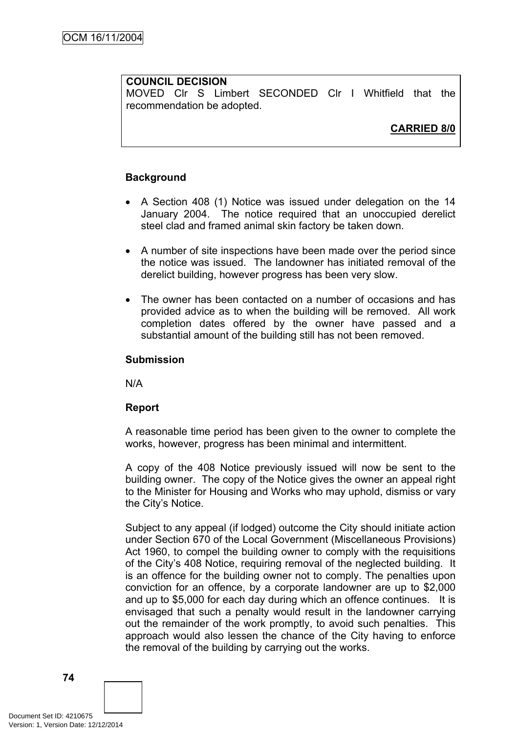**COUNCIL DECISION**
MOVED Clr S Limbert SECONDED Clr I Whitfield that the recommendation be adopted.

**CARRIED 8/0**

**Background**

- A Section 408 (1) Notice was issued under delegation on the 14 January 2004. The notice required that an unoccupied derelict steel clad and framed animal skin factory be taken down.

- A number of site inspections have been made over the period since the notice was issued. The landowner has initiated removal of the derelict building, however progress has been very slow.

- The owner has been contacted on a number of occasions and has provided advice as to when the building will be removed. All work completion dates offered by the owner have passed and a substantial amount of the building still has not been removed.

**Submission**

N/A

**Report**

A reasonable time period has been given to the owner to complete the works, however, progress has been minimal and intermittent.

A copy of the 408 Notice previously issued will now be sent to the building owner. The copy of the Notice gives the owner an appeal right to the Minister for Housing and Works who may uphold, dismiss or vary the City's Notice.

Subject to any appeal (if lodged) outcome the City should initiate action under Section 670 of the Local Government (Miscellaneous Provisions) Act 1960, to compel the building owner to comply with the requisitions of the City's 408 Notice, requiring removal of the neglected building. It is an offence for the building owner not to comply. The penalties upon conviction for an offence, by a corporate landowner are up to $2,000 and up to $5,000 for each day during which an offence continues. It is envisaged that such a penalty would result in the landowner carrying out the remainder of the work promptly, to avoid such penalties. This approach would also lessen the chance of the City having to enforce the removal of the building by carrying out the works.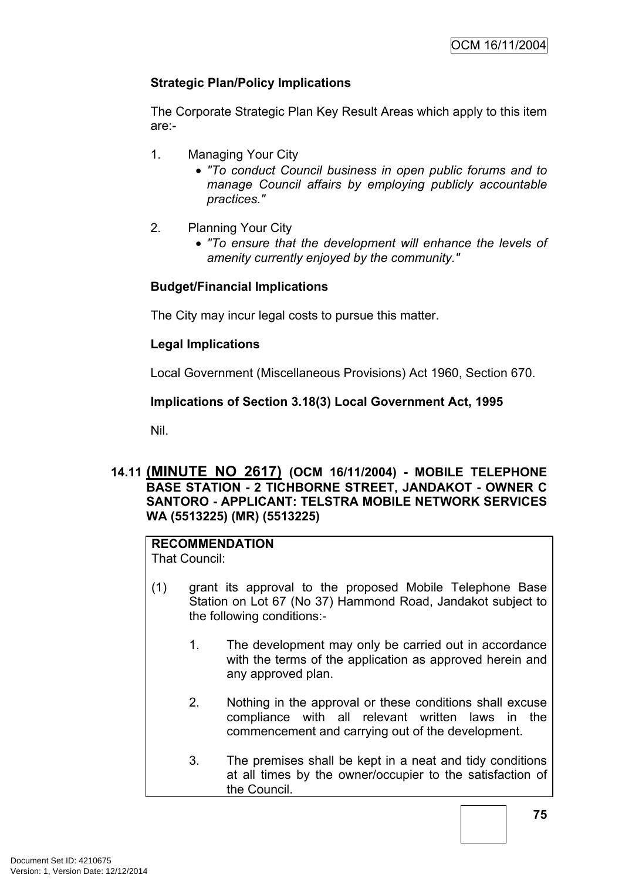**Strategic Plan/Policy Implications**

The Corporate Strategic Plan Key Result Areas which apply to this item are:-

1. Managing Your City
   - *"To conduct Council business in open public forums and to manage Council affairs by employing publicly accountable practices."*

2. Planning Your City
   - *"To ensure that the development will enhance the levels of amenity currently enjoyed by the community."*

**Budget/Financial Implications**

The City may incur legal costs to pursue this matter.

**Legal Implications**

Local Government (Miscellaneous Provisions) Act 1960, Section 670.

**Implications of Section 3.18(3) Local Government Act, 1995**

Nil.

**14.11 (MINUTE NO 2617) (OCM 16/11/2004) - MOBILE TELEPHONE BASE STATION - 2 TICHBORNE STREET, JANDAKOT - OWNER C SANTORO - APPLICANT: TELSTRA MOBILE NETWORK SERVICES WA (5513225) (MR) (5513225)**

**RECOMMENDATION**
That Council:

(1) grant its approval to the proposed Mobile Telephone Base Station on Lot 67 (No 37) Hammond Road, Jandakot subject to the following conditions:-

   1. The development may only be carried out in accordance with the terms of the application as approved herein and any approved plan.

   2. Nothing in the approval or these conditions shall excuse compliance with all relevant written laws in the commencement and carrying out of the development.

   3. The premises shall be kept in a neat and tidy conditions at all times by the owner/occupier to the satisfaction of the Council.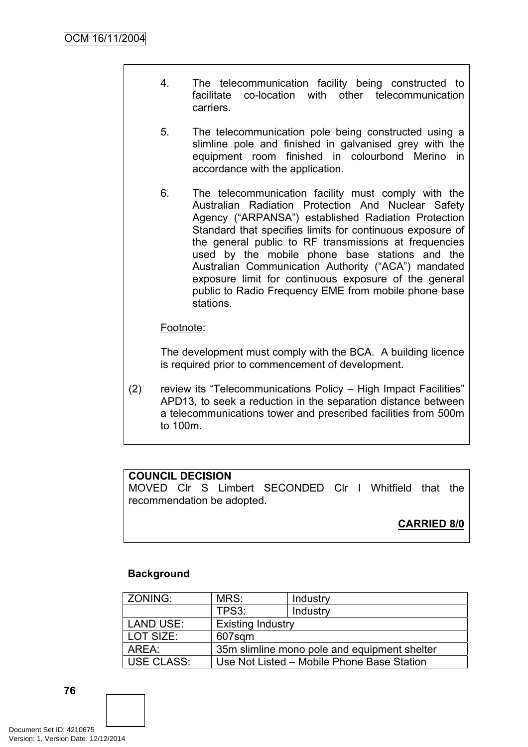4. The telecommunication facility being constructed to facilitate co-location with other telecommunication carriers.

5. The telecommunication pole being constructed using a slimline pole and finished in galvanised grey with the equipment room finished in colourbond Merino in accordance with the application.

6. The telecommunication facility must comply with the Australian Radiation Protection And Nuclear Safety Agency ("ARPANSA") established Radiation Protection Standard that specifies limits for continuous exposure of the general public to RF transmissions at frequencies used by the mobile phone base stations and the Australian Communication Authority ("ACA") mandated exposure limit for continuous exposure of the general public to Radio Frequency EME from mobile phone base stations.

Footnote:

The development must comply with the BCA. A building licence is required prior to commencement of development.

(2) review its "Telecommunications Policy – High Impact Facilities" APD13, to seek a reduction in the separation distance between a telecommunications tower and prescribed facilities from 500m to 100m.

**COUNCIL DECISION**
MOVED Clr S Limbert SECONDED Clr I Whitfield that the recommendation be adopted.

**CARRIED 8/0**

**Background**

| ZONING: | MRS: | Industry |
|---|---|---|
| | TPS3: | Industry |
| LAND USE: | Existing Industry | |
| LOT SIZE: | 607sqm | |
| AREA: | 35m slimline mono pole and equipment shelter | |
| USE CLASS: | Use Not Listed – Mobile Phone Base Station | |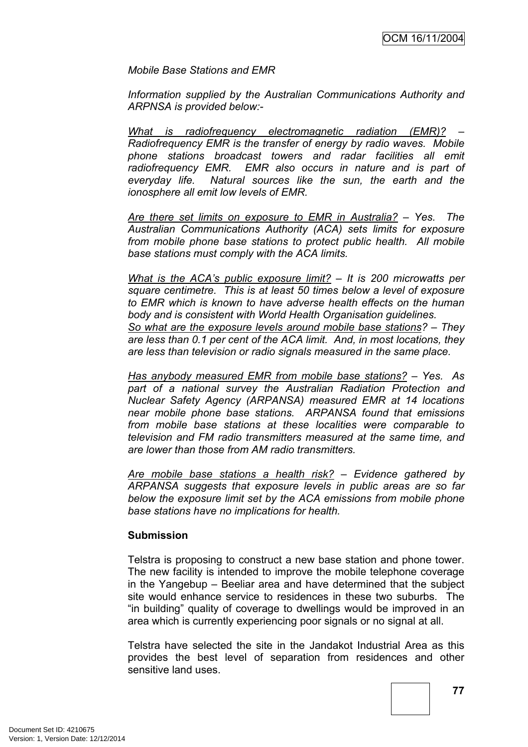*Mobile Base Stations and EMR*

*Information supplied by the Australian Communications Authority and ARPNSA is provided below:-*

*What is radiofrequency electromagnetic radiation (EMR)? – Radiofrequency EMR is the transfer of energy by radio waves. Mobile phone stations broadcast towers and radar facilities all emit radiofrequency EMR. EMR also occurs in nature and is part of everyday life. Natural sources like the sun, the earth and the ionosphere all emit low levels of EMR.*

*Are there set limits on exposure to EMR in Australia? – Yes. The Australian Communications Authority (ACA) sets limits for exposure from mobile phone base stations to protect public health. All mobile base stations must comply with the ACA limits.*

*What is the ACA's public exposure limit? – It is 200 microwatts per square centimetre. This is at least 50 times below a level of exposure to EMR which is known to have adverse health effects on the human body and is consistent with World Health Organisation guidelines.*
*So what are the exposure levels around mobile base stations? – They are less than 0.1 per cent of the ACA limit. And, in most locations, they are less than television or radio signals measured in the same place.*

*Has anybody measured EMR from mobile base stations? – Yes. As part of a national survey the Australian Radiation Protection and Nuclear Safety Agency (ARPANSA) measured EMR at 14 locations near mobile phone base stations. ARPANSA found that emissions from mobile base stations at these localities were comparable to television and FM radio transmitters measured at the same time, and are lower than those from AM radio transmitters.*

*Are mobile base stations a health risk? – Evidence gathered by ARPANSA suggests that exposure levels in public areas are so far below the exposure limit set by the ACA emissions from mobile phone base stations have no implications for health.*

**Submission**

Telstra is proposing to construct a new base station and phone tower. The new facility is intended to improve the mobile telephone coverage in the Yangebup – Beeliar area and have determined that the subject site would enhance service to residences in these two suburbs. The "in building" quality of coverage to dwellings would be improved in an area which is currently experiencing poor signals or no signal at all.

Telstra have selected the site in the Jandakot Industrial Area as this provides the best level of separation from residences and other sensitive land uses.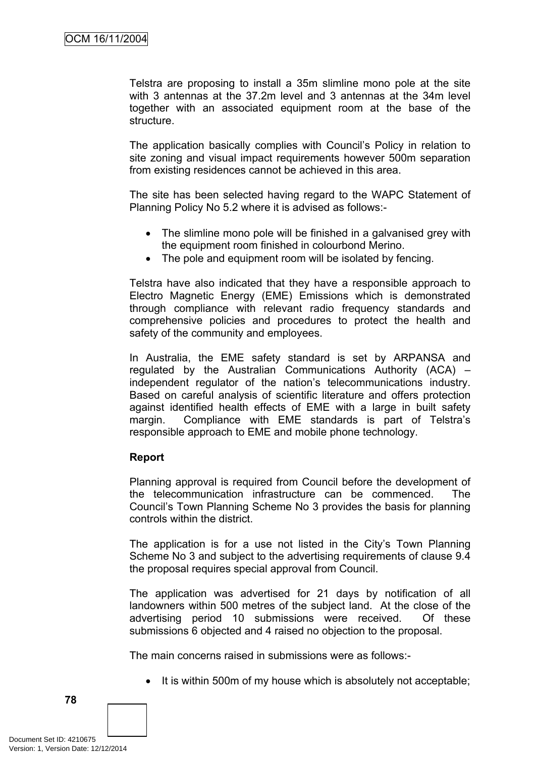Telstra are proposing to install a 35m slimline mono pole at the site with 3 antennas at the 37.2m level and 3 antennas at the 34m level together with an associated equipment room at the base of the structure.

The application basically complies with Council's Policy in relation to site zoning and visual impact requirements however 500m separation from existing residences cannot be achieved in this area.

The site has been selected having regard to the WAPC Statement of Planning Policy No 5.2 where it is advised as follows:-

- The slimline mono pole will be finished in a galvanised grey with the equipment room finished in colourbond Merino.
- The pole and equipment room will be isolated by fencing.

Telstra have also indicated that they have a responsible approach to Electro Magnetic Energy (EME) Emissions which is demonstrated through compliance with relevant radio frequency standards and comprehensive policies and procedures to protect the health and safety of the community and employees.

In Australia, the EME safety standard is set by ARPANSA and regulated by the Australian Communications Authority (ACA) – independent regulator of the nation's telecommunications industry. Based on careful analysis of scientific literature and offers protection against identified health effects of EME with a large in built safety margin. Compliance with EME standards is part of Telstra's responsible approach to EME and mobile phone technology.

**Report**

Planning approval is required from Council before the development of the telecommunication infrastructure can be commenced. The Council's Town Planning Scheme No 3 provides the basis for planning controls within the district.

The application is for a use not listed in the City's Town Planning Scheme No 3 and subject to the advertising requirements of clause 9.4 the proposal requires special approval from Council.

The application was advertised for 21 days by notification of all landowners within 500 metres of the subject land. At the close of the advertising period 10 submissions were received. Of these submissions 6 objected and 4 raised no objection to the proposal.

The main concerns raised in submissions were as follows:-

- It is within 500m of my house which is absolutely not acceptable;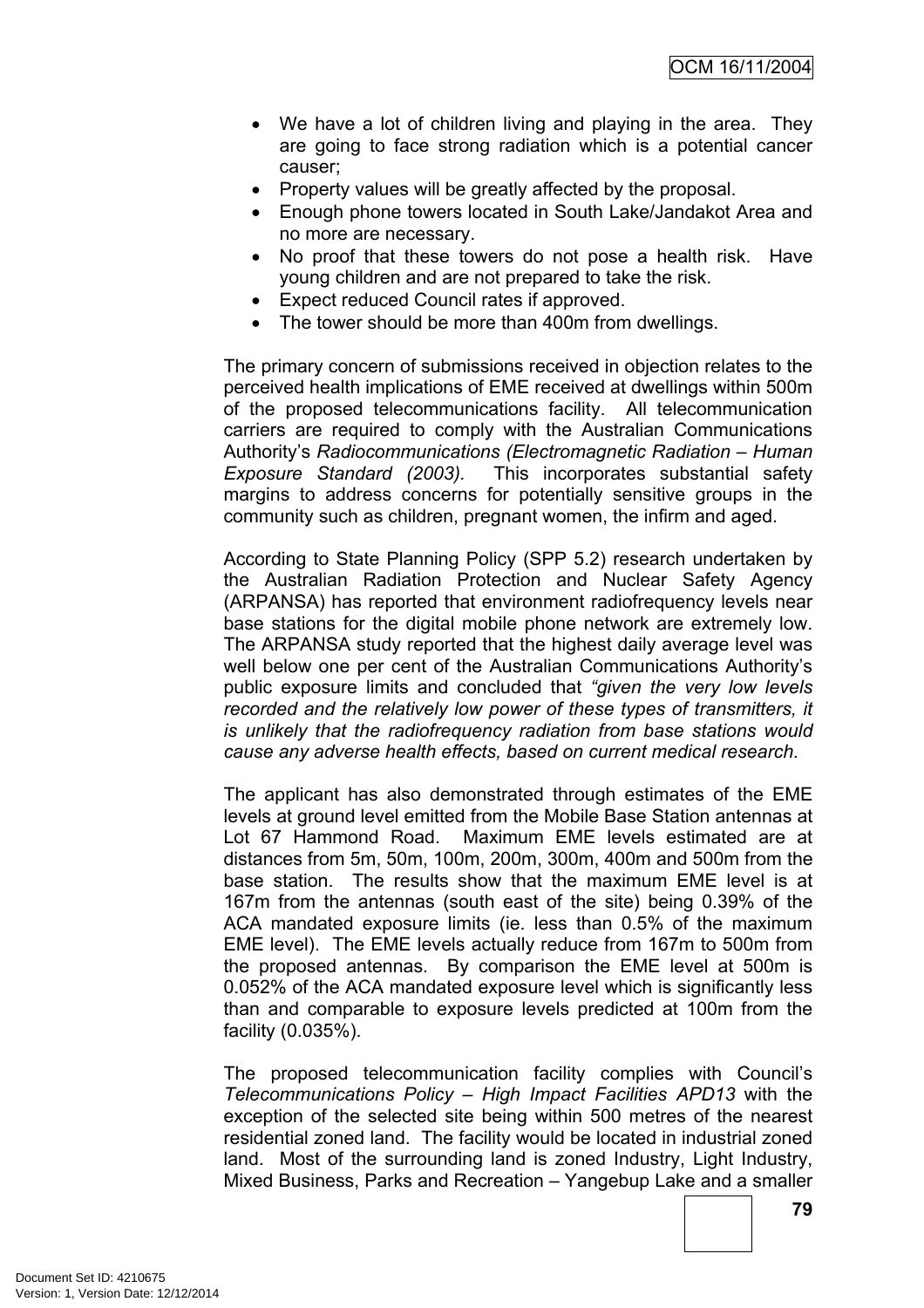- We have a lot of children living and playing in the area. They are going to face strong radiation which is a potential cancer causer;
- Property values will be greatly affected by the proposal.
- Enough phone towers located in South Lake/Jandakot Area and no more are necessary.
- No proof that these towers do not pose a health risk. Have young children and are not prepared to take the risk.
- Expect reduced Council rates if approved.
- The tower should be more than 400m from dwellings.

The primary concern of submissions received in objection relates to the perceived health implications of EME received at dwellings within 500m of the proposed telecommunications facility. All telecommunication carriers are required to comply with the Australian Communications Authority's *Radiocommunications (Electromagnetic Radiation – Human Exposure Standard (2003).* This incorporates substantial safety margins to address concerns for potentially sensitive groups in the community such as children, pregnant women, the infirm and aged.

According to State Planning Policy (SPP 5.2) research undertaken by the Australian Radiation Protection and Nuclear Safety Agency (ARPANSA) has reported that environment radiofrequency levels near base stations for the digital mobile phone network are extremely low. The ARPANSA study reported that the highest daily average level was well below one per cent of the Australian Communications Authority's public exposure limits and concluded that *"given the very low levels recorded and the relatively low power of these types of transmitters, it is unlikely that the radiofrequency radiation from base stations would cause any adverse health effects, based on current medical research.*

The applicant has also demonstrated through estimates of the EME levels at ground level emitted from the Mobile Base Station antennas at Lot 67 Hammond Road. Maximum EME levels estimated are at distances from 5m, 50m, 100m, 200m, 300m, 400m and 500m from the base station. The results show that the maximum EME level is at 167m from the antennas (south east of the site) being 0.39% of the ACA mandated exposure limits (ie. less than 0.5% of the maximum EME level). The EME levels actually reduce from 167m to 500m from the proposed antennas. By comparison the EME level at 500m is 0.052% of the ACA mandated exposure level which is significantly less than and comparable to exposure levels predicted at 100m from the facility (0.035%).

The proposed telecommunication facility complies with Council's *Telecommunications Policy – High Impact Facilities APD13* with the exception of the selected site being within 500 metres of the nearest residential zoned land. The facility would be located in industrial zoned land. Most of the surrounding land is zoned Industry, Light Industry, Mixed Business, Parks and Recreation – Yangebup Lake and a smaller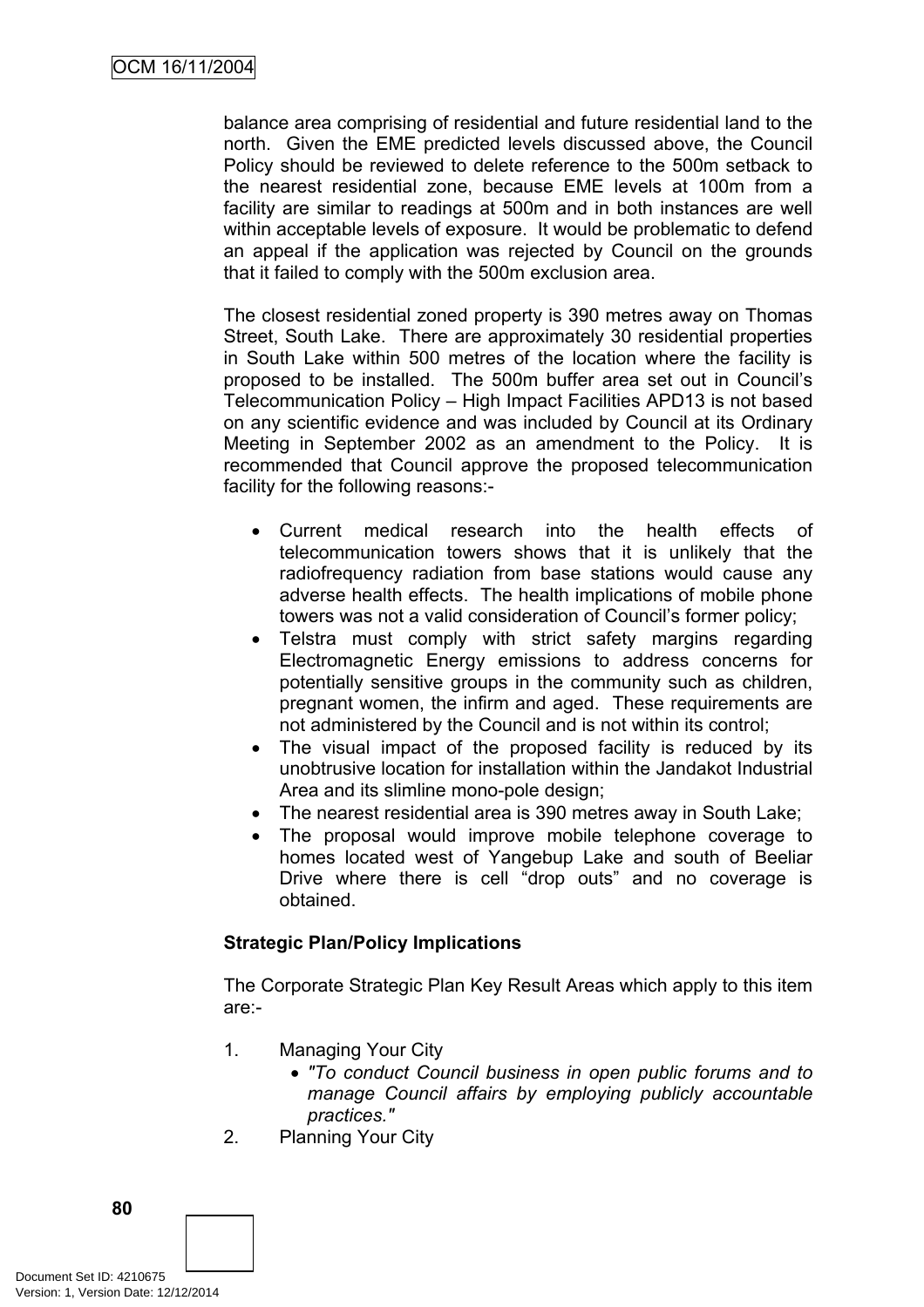balance area comprising of residential and future residential land to the north. Given the EME predicted levels discussed above, the Council Policy should be reviewed to delete reference to the 500m setback to the nearest residential zone, because EME levels at 100m from a facility are similar to readings at 500m and in both instances are well within acceptable levels of exposure. It would be problematic to defend an appeal if the application was rejected by Council on the grounds that it failed to comply with the 500m exclusion area.

The closest residential zoned property is 390 metres away on Thomas Street, South Lake. There are approximately 30 residential properties in South Lake within 500 metres of the location where the facility is proposed to be installed. The 500m buffer area set out in Council's Telecommunication Policy – High Impact Facilities APD13 is not based on any scientific evidence and was included by Council at its Ordinary Meeting in September 2002 as an amendment to the Policy. It is recommended that Council approve the proposed telecommunication facility for the following reasons:-

- Current medical research into the health effects of telecommunication towers shows that it is unlikely that the radiofrequency radiation from base stations would cause any adverse health effects. The health implications of mobile phone towers was not a valid consideration of Council's former policy;
- Telstra must comply with strict safety margins regarding Electromagnetic Energy emissions to address concerns for potentially sensitive groups in the community such as children, pregnant women, the infirm and aged. These requirements are not administered by the Council and is not within its control;
- The visual impact of the proposed facility is reduced by its unobtrusive location for installation within the Jandakot Industrial Area and its slimline mono-pole design;
- The nearest residential area is 390 metres away in South Lake;
- The proposal would improve mobile telephone coverage to homes located west of Yangebup Lake and south of Beeliar Drive where there is cell "drop outs" and no coverage is obtained.

**Strategic Plan/Policy Implications**

The Corporate Strategic Plan Key Result Areas which apply to this item are:-

1. Managing Your City
   - *"To conduct Council business in open public forums and to manage Council affairs by employing publicly accountable practices."*
2. Planning Your City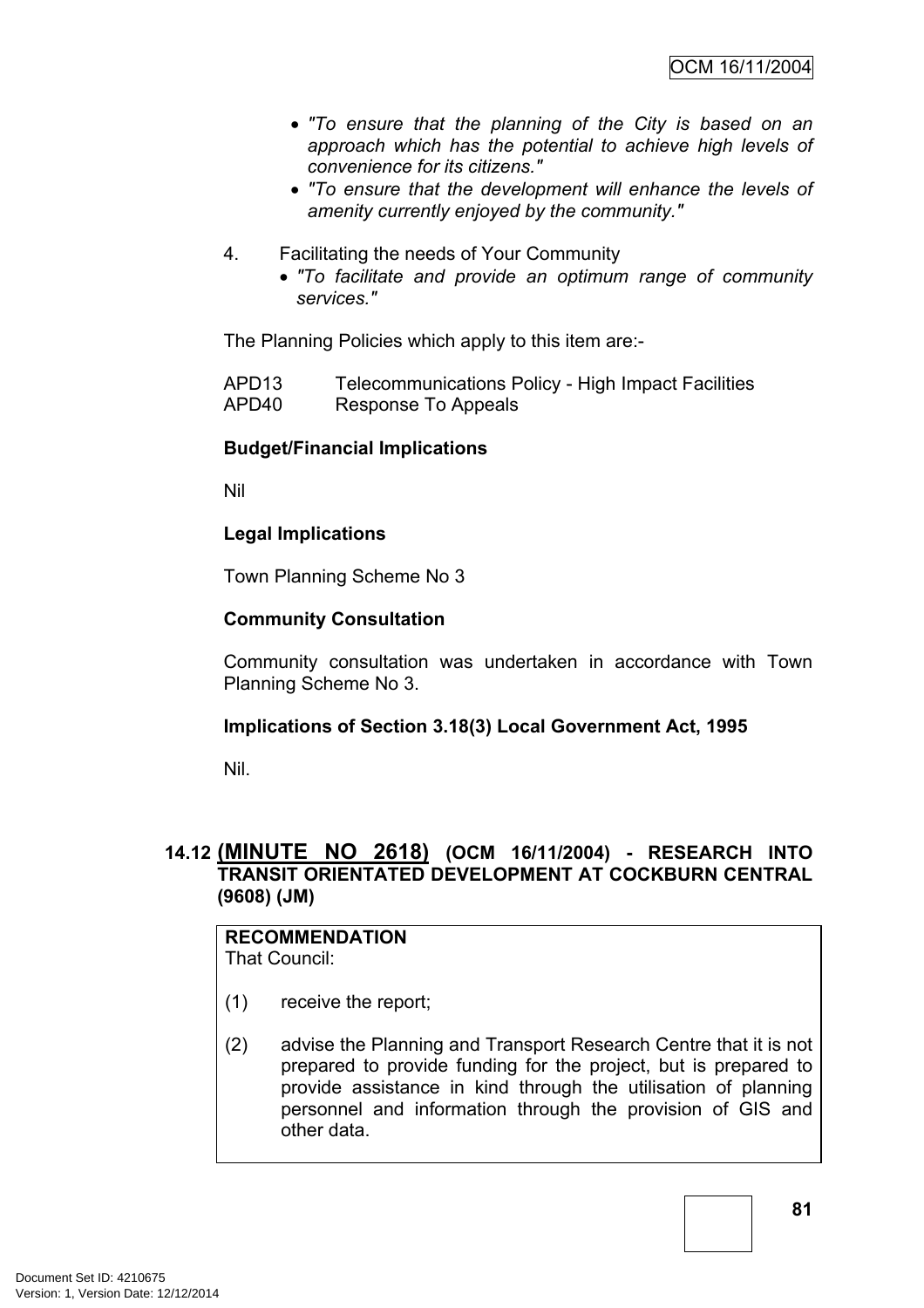- *"To ensure that the planning of the City is based on an approach which has the potential to achieve high levels of convenience for its citizens."*
- *"To ensure that the development will enhance the levels of amenity currently enjoyed by the community."*

4. Facilitating the needs of Your Community
   - *"To facilitate and provide an optimum range of community services."*

The Planning Policies which apply to this item are:-

APD13 Telecommunications Policy - High Impact Facilities
APD40 Response To Appeals

**Budget/Financial Implications**

Nil

**Legal Implications**

Town Planning Scheme No 3

**Community Consultation**

Community consultation was undertaken in accordance with Town Planning Scheme No 3.

**Implications of Section 3.18(3) Local Government Act, 1995**

Nil.

### 14.12 (MINUTE NO 2618) (OCM 16/11/2004) - RESEARCH INTO TRANSIT ORIENTATED DEVELOPMENT AT COCKBURN CENTRAL (9608) (JM)

**RECOMMENDATION**
That Council:

(1) receive the report;

(2) advise the Planning and Transport Research Centre that it is not prepared to provide funding for the project, but is prepared to provide assistance in kind through the utilisation of planning personnel and information through the provision of GIS and other data.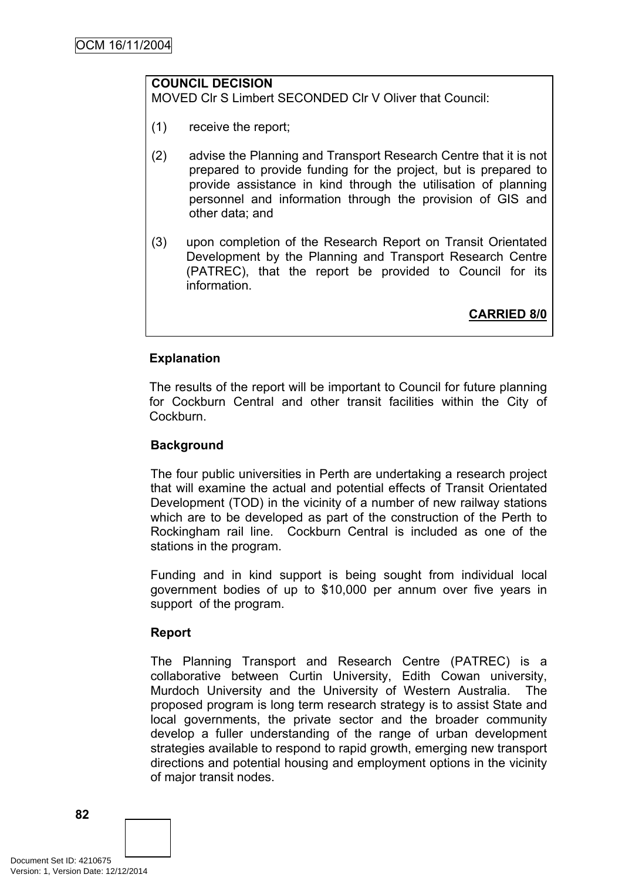**COUNCIL DECISION**
MOVED Clr S Limbert SECONDED Clr V Oliver that Council:

(1) receive the report;

(2) advise the Planning and Transport Research Centre that it is not prepared to provide funding for the project, but is prepared to provide assistance in kind through the utilisation of planning personnel and information through the provision of GIS and other data; and

(3) upon completion of the Research Report on Transit Orientated Development by the Planning and Transport Research Centre (PATREC), that the report be provided to Council for its information.

**CARRIED 8/0**

**Explanation**

The results of the report will be important to Council for future planning for Cockburn Central and other transit facilities within the City of Cockburn.

**Background**

The four public universities in Perth are undertaking a research project that will examine the actual and potential effects of Transit Orientated Development (TOD) in the vicinity of a number of new railway stations which are to be developed as part of the construction of the Perth to Rockingham rail line. Cockburn Central is included as one of the stations in the program.

Funding and in kind support is being sought from individual local government bodies of up to $10,000 per annum over five years in support of the program.

**Report**

The Planning Transport and Research Centre (PATREC) is a collaborative between Curtin University, Edith Cowan university, Murdoch University and the University of Western Australia. The proposed program is long term research strategy is to assist State and local governments, the private sector and the broader community develop a fuller understanding of the range of urban development strategies available to respond to rapid growth, emerging new transport directions and potential housing and employment options in the vicinity of major transit nodes.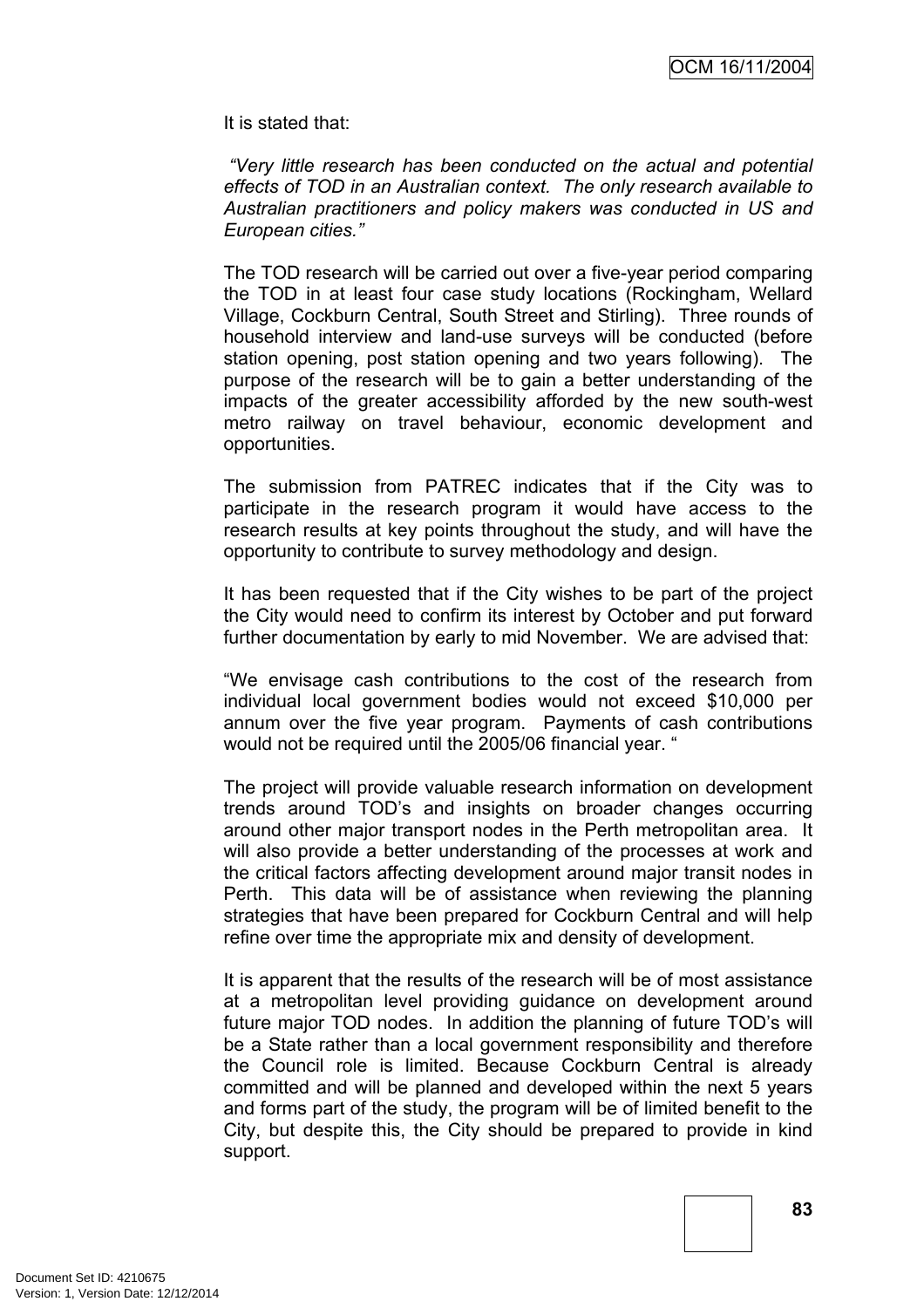It is stated that:

*"Very little research has been conducted on the actual and potential effects of TOD in an Australian context. The only research available to Australian practitioners and policy makers was conducted in US and European cities."*

The TOD research will be carried out over a five-year period comparing the TOD in at least four case study locations (Rockingham, Wellard Village, Cockburn Central, South Street and Stirling). Three rounds of household interview and land-use surveys will be conducted (before station opening, post station opening and two years following). The purpose of the research will be to gain a better understanding of the impacts of the greater accessibility afforded by the new south-west metro railway on travel behaviour, economic development and opportunities.

The submission from PATREC indicates that if the City was to participate in the research program it would have access to the research results at key points throughout the study, and will have the opportunity to contribute to survey methodology and design.

It has been requested that if the City wishes to be part of the project the City would need to confirm its interest by October and put forward further documentation by early to mid November. We are advised that:

"We envisage cash contributions to the cost of the research from individual local government bodies would not exceed $10,000 per annum over the five year program. Payments of cash contributions would not be required until the 2005/06 financial year. "

The project will provide valuable research information on development trends around TOD's and insights on broader changes occurring around other major transport nodes in the Perth metropolitan area. It will also provide a better understanding of the processes at work and the critical factors affecting development around major transit nodes in Perth. This data will be of assistance when reviewing the planning strategies that have been prepared for Cockburn Central and will help refine over time the appropriate mix and density of development.

It is apparent that the results of the research will be of most assistance at a metropolitan level providing guidance on development around future major TOD nodes. In addition the planning of future TOD's will be a State rather than a local government responsibility and therefore the Council role is limited. Because Cockburn Central is already committed and will be planned and developed within the next 5 years and forms part of the study, the program will be of limited benefit to the City, but despite this, the City should be prepared to provide in kind support.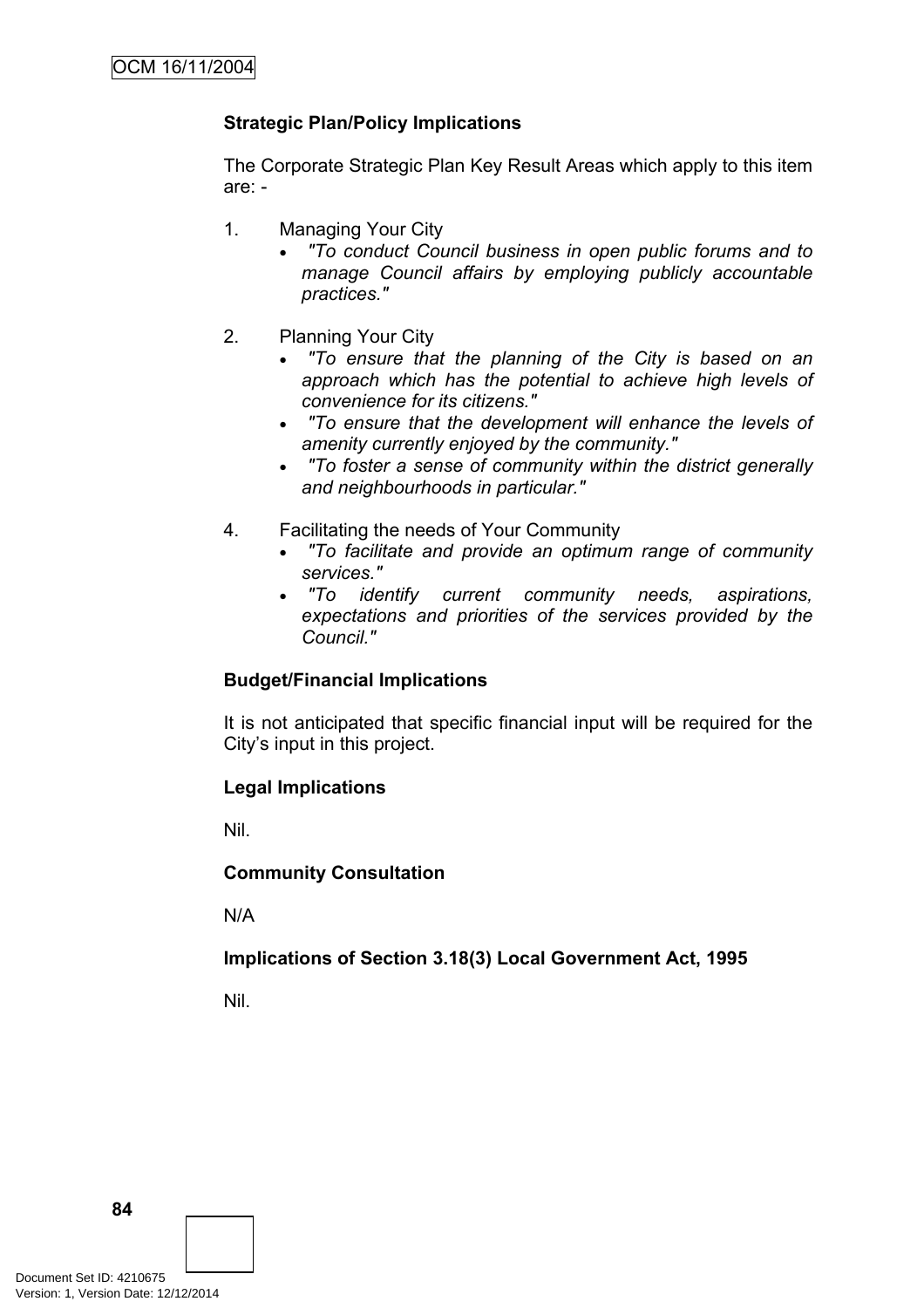**Strategic Plan/Policy Implications**

The Corporate Strategic Plan Key Result Areas which apply to this item are: -

1. Managing Your City
   - *"To conduct Council business in open public forums and to manage Council affairs by employing publicly accountable practices."*

2. Planning Your City
   - *"To ensure that the planning of the City is based on an approach which has the potential to achieve high levels of convenience for its citizens."*
   - *"To ensure that the development will enhance the levels of amenity currently enjoyed by the community."*
   - *"To foster a sense of community within the district generally and neighbourhoods in particular."*

4. Facilitating the needs of Your Community
   - *"To facilitate and provide an optimum range of community services."*
   - *"To identify current community needs, aspirations, expectations and priorities of the services provided by the Council."*

**Budget/Financial Implications**

It is not anticipated that specific financial input will be required for the City's input in this project.

**Legal Implications**

Nil.

**Community Consultation**

N/A

**Implications of Section 3.18(3) Local Government Act, 1995**

Nil.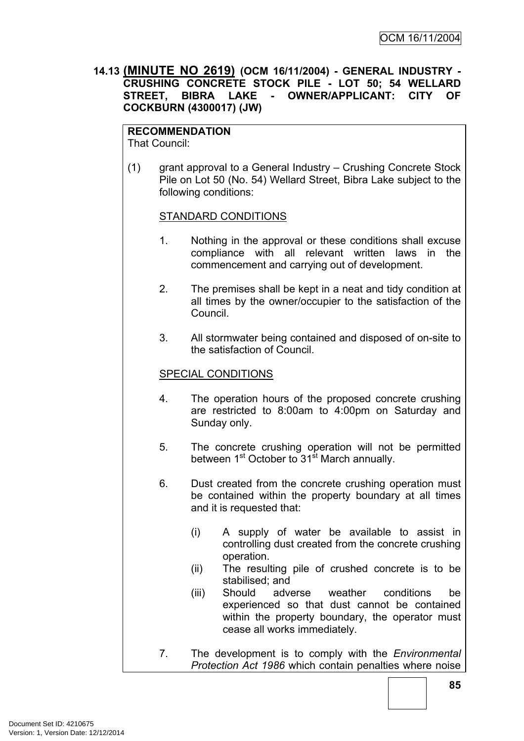## 14.13 (MINUTE NO 2619) (OCM 16/11/2004) - GENERAL INDUSTRY - CRUSHING CONCRETE STOCK PILE - LOT 50; 54 WELLARD STREET, BIBRA LAKE - OWNER/APPLICANT: CITY OF COCKBURN (4300017) (JW)

**RECOMMENDATION**
That Council:

(1) grant approval to a General Industry – Crushing Concrete Stock Pile on Lot 50 (No. 54) Wellard Street, Bibra Lake subject to the following conditions:

STANDARD CONDITIONS

1. Nothing in the approval or these conditions shall excuse compliance with all relevant written laws in the commencement and carrying out of development.

2. The premises shall be kept in a neat and tidy condition at all times by the owner/occupier to the satisfaction of the Council.

3. All stormwater being contained and disposed of on-site to the satisfaction of Council.

SPECIAL CONDITIONS

4. The operation hours of the proposed concrete crushing are restricted to 8:00am to 4:00pm on Saturday and Sunday only.

5. The concrete crushing operation will not be permitted between 1st October to 31st March annually.

6. Dust created from the concrete crushing operation must be contained within the property boundary at all times and it is requested that:

   (i) A supply of water be available to assist in controlling dust created from the concrete crushing operation.
   (ii) The resulting pile of crushed concrete is to be stabilised; and
   (iii) Should adverse weather conditions be experienced so that dust cannot be contained within the property boundary, the operator must cease all works immediately.

7. The development is to comply with the *Environmental Protection Act 1986* which contain penalties where noise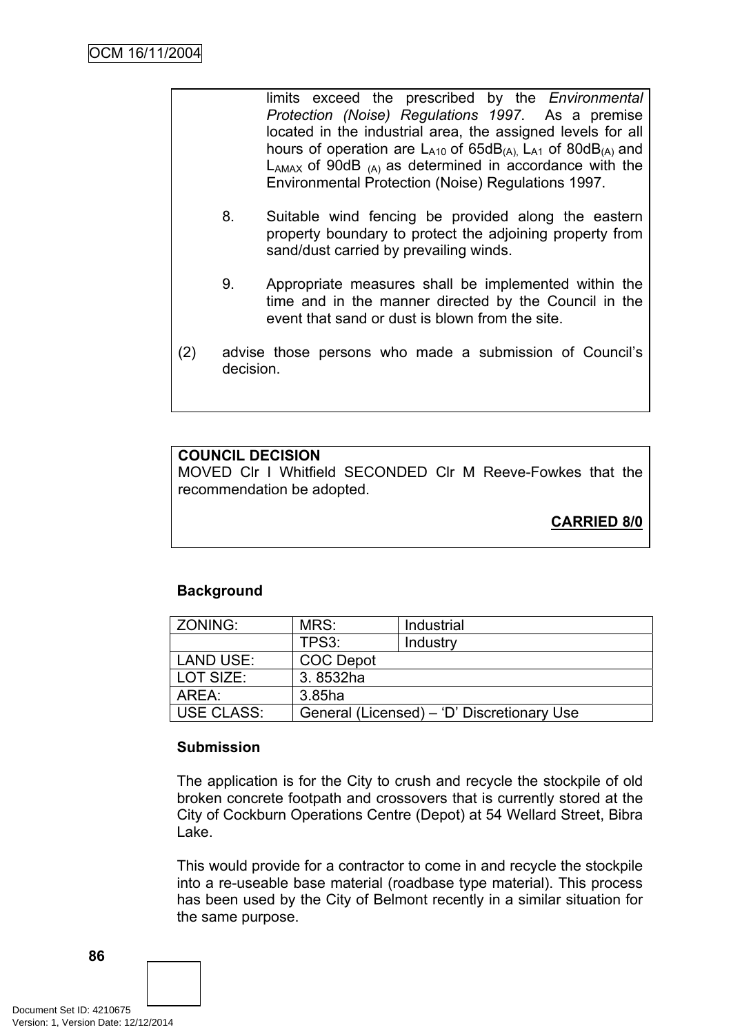limits exceed the prescribed by the *Environmental Protection (Noise) Regulations 1997*. As a premise located in the industrial area, the assigned levels for all hours of operation are $L_{A10}$ of 65dB$_{(A)}$, $L_{A1}$ of 80dB$_{(A)}$ and $L_{AMAX}$ of 90dB $_{(A)}$ as determined in accordance with the Environmental Protection (Noise) Regulations 1997.

8. Suitable wind fencing be provided along the eastern property boundary to protect the adjoining property from sand/dust carried by prevailing winds.

9. Appropriate measures shall be implemented within the time and in the manner directed by the Council in the event that sand or dust is blown from the site.

(2) advise those persons who made a submission of Council's decision.

**COUNCIL DECISION**
MOVED Clr I Whitfield SECONDED Clr M Reeve-Fowkes that the recommendation be adopted.

**CARRIED 8/0**

**Background**

| ZONING: | MRS: | Industrial |
|---|---|---|
| | TPS3: | Industry |
| LAND USE: | COC Depot | |
| LOT SIZE: | 3. 8532ha | |
| AREA: | 3.85ha | |
| USE CLASS: | General (Licensed) – 'D' Discretionary Use | |

**Submission**

The application is for the City to crush and recycle the stockpile of old broken concrete footpath and crossovers that is currently stored at the City of Cockburn Operations Centre (Depot) at 54 Wellard Street, Bibra Lake.

This would provide for a contractor to come in and recycle the stockpile into a re-useable base material (roadbase type material). This process has been used by the City of Belmont recently in a similar situation for the same purpose.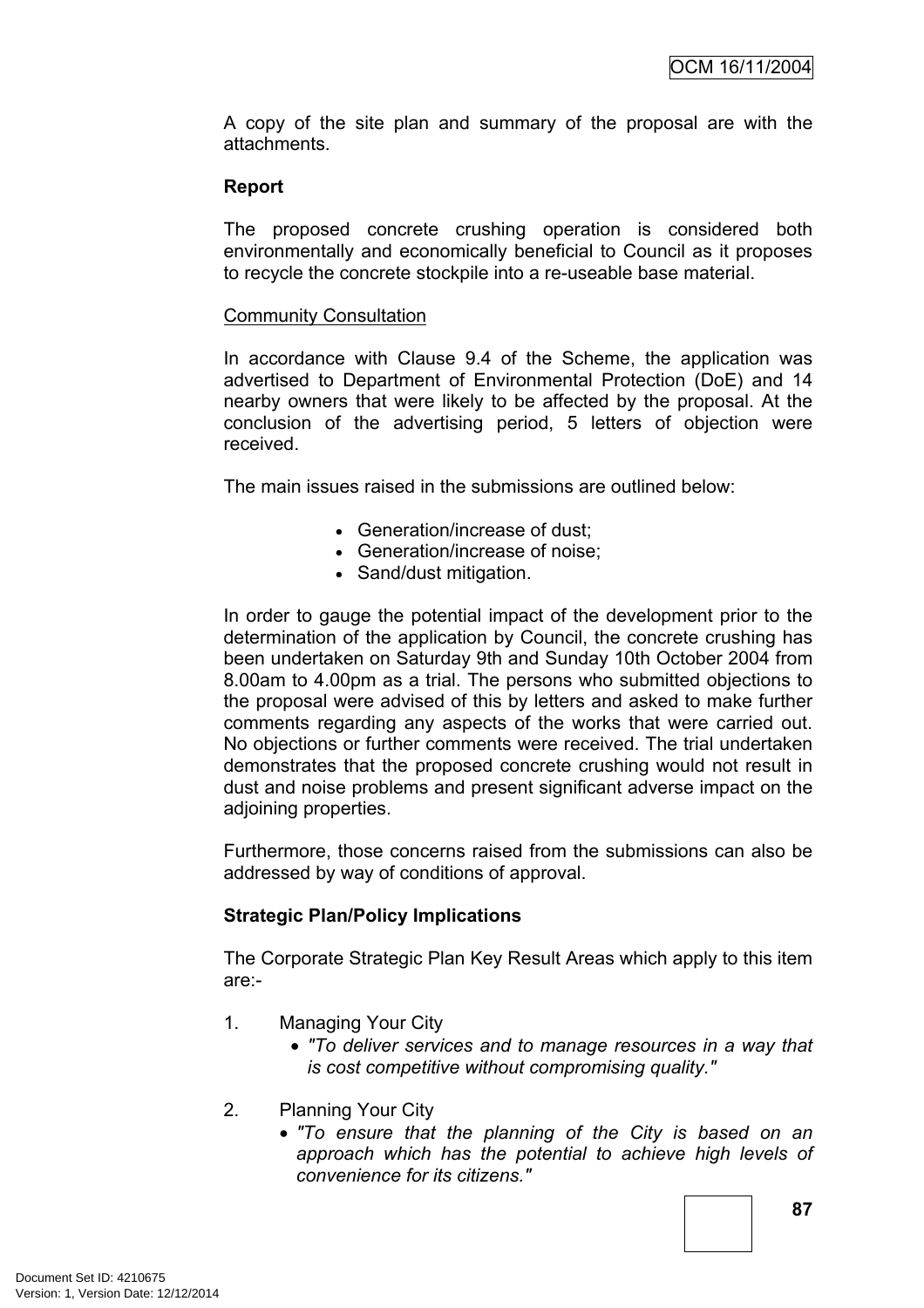A copy of the site plan and summary of the proposal are with the attachments.

**Report**

The proposed concrete crushing operation is considered both environmentally and economically beneficial to Council as it proposes to recycle the concrete stockpile into a re-useable base material.

Community Consultation

In accordance with Clause 9.4 of the Scheme, the application was advertised to Department of Environmental Protection (DoE) and 14 nearby owners that were likely to be affected by the proposal. At the conclusion of the advertising period, 5 letters of objection were received.

The main issues raised in the submissions are outlined below:

- Generation/increase of dust;
- Generation/increase of noise;
- Sand/dust mitigation.

In order to gauge the potential impact of the development prior to the determination of the application by Council, the concrete crushing has been undertaken on Saturday 9th and Sunday 10th October 2004 from 8.00am to 4.00pm as a trial. The persons who submitted objections to the proposal were advised of this by letters and asked to make further comments regarding any aspects of the works that were carried out. No objections or further comments were received. The trial undertaken demonstrates that the proposed concrete crushing would not result in dust and noise problems and present significant adverse impact on the adjoining properties.

Furthermore, those concerns raised from the submissions can also be addressed by way of conditions of approval.

**Strategic Plan/Policy Implications**

The Corporate Strategic Plan Key Result Areas which apply to this item are:-

1. Managing Your City
   - *"To deliver services and to manage resources in a way that is cost competitive without compromising quality."*

2. Planning Your City
   - *"To ensure that the planning of the City is based on an approach which has the potential to achieve high levels of convenience for its citizens."*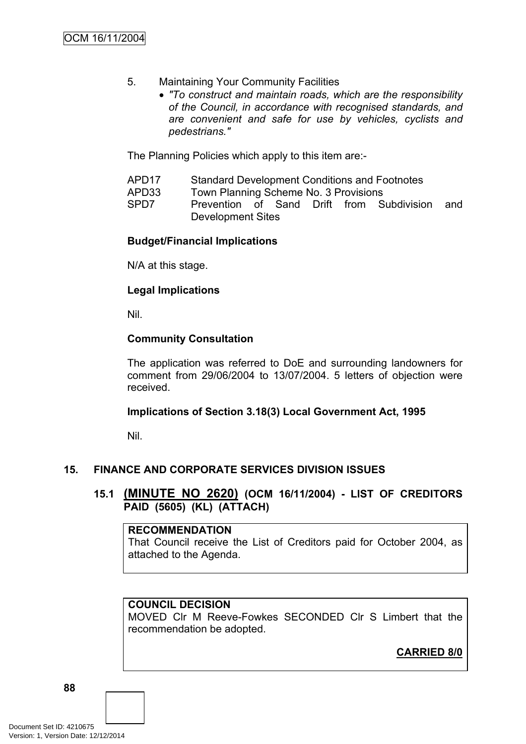5. Maintaining Your Community Facilities
   - *"To construct and maintain roads, which are the responsibility of the Council, in accordance with recognised standards, and are convenient and safe for use by vehicles, cyclists and pedestrians."*

The Planning Policies which apply to this item are:-

| | |
|---|---|
| APD17 | Standard Development Conditions and Footnotes |
| APD33 | Town Planning Scheme No. 3 Provisions |
| SPD7 | Prevention of Sand Drift from Subdivision and Development Sites |

**Budget/Financial Implications**

N/A at this stage.

**Legal Implications**

Nil.

**Community Consultation**

The application was referred to DoE and surrounding landowners for comment from 29/06/2004 to 13/07/2004. 5 letters of objection were received.

**Implications of Section 3.18(3) Local Government Act, 1995**

Nil.

## 15. FINANCE AND CORPORATE SERVICES DIVISION ISSUES

### 15.1 (MINUTE NO 2620) (OCM 16/11/2004) - LIST OF CREDITORS PAID (5605) (KL) (ATTACH)

**RECOMMENDATION**
That Council receive the List of Creditors paid for October 2004, as attached to the Agenda.

**COUNCIL DECISION**
MOVED Clr M Reeve-Fowkes SECONDED Clr S Limbert that the recommendation be adopted.

**CARRIED 8/0**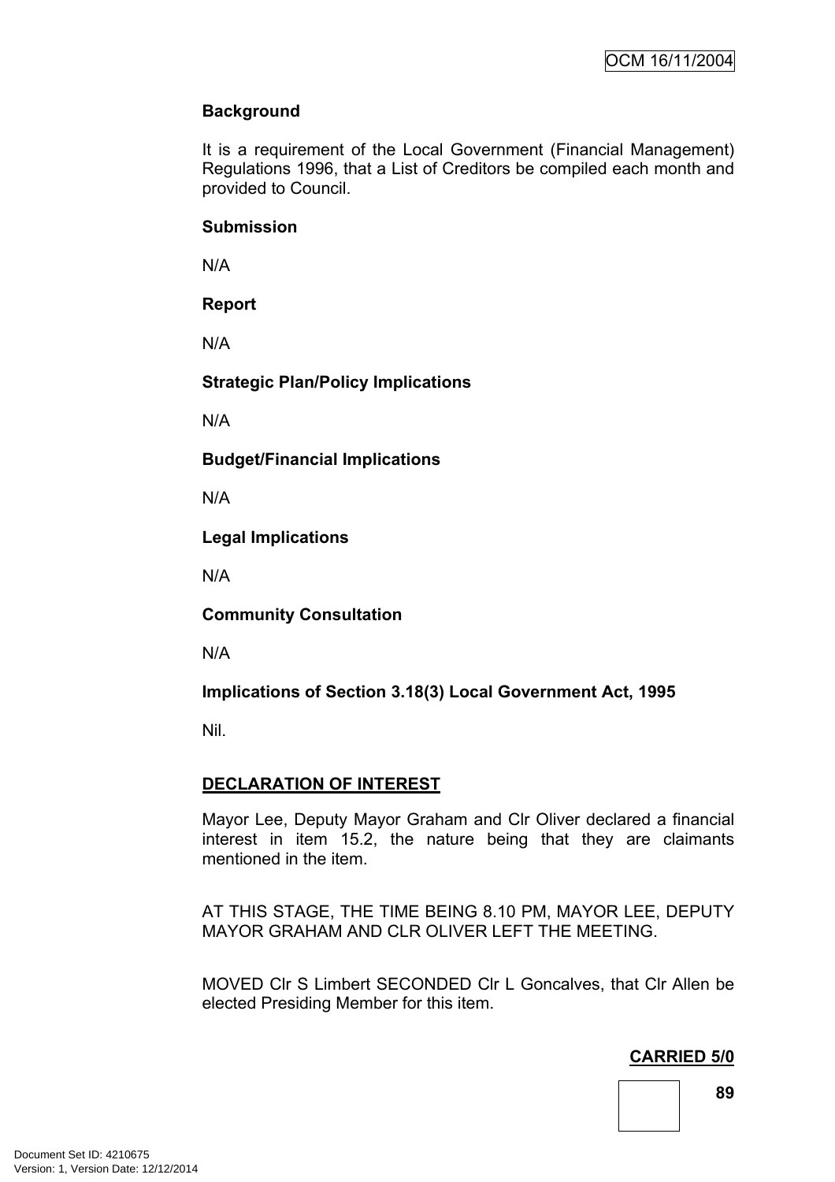**Background**

It is a requirement of the Local Government (Financial Management) Regulations 1996, that a List of Creditors be compiled each month and provided to Council.

**Submission**

N/A

**Report**

N/A

**Strategic Plan/Policy Implications**

N/A

**Budget/Financial Implications**

N/A

**Legal Implications**

N/A

**Community Consultation**

N/A

**Implications of Section 3.18(3) Local Government Act, 1995**

Nil.

**DECLARATION OF INTEREST**

Mayor Lee, Deputy Mayor Graham and Clr Oliver declared a financial interest in item 15.2, the nature being that they are claimants mentioned in the item.

AT THIS STAGE, THE TIME BEING 8.10 PM, MAYOR LEE, DEPUTY MAYOR GRAHAM AND CLR OLIVER LEFT THE MEETING.

MOVED Clr S Limbert SECONDED Clr L Goncalves, that Clr Allen be elected Presiding Member for this item.

**CARRIED 5/0**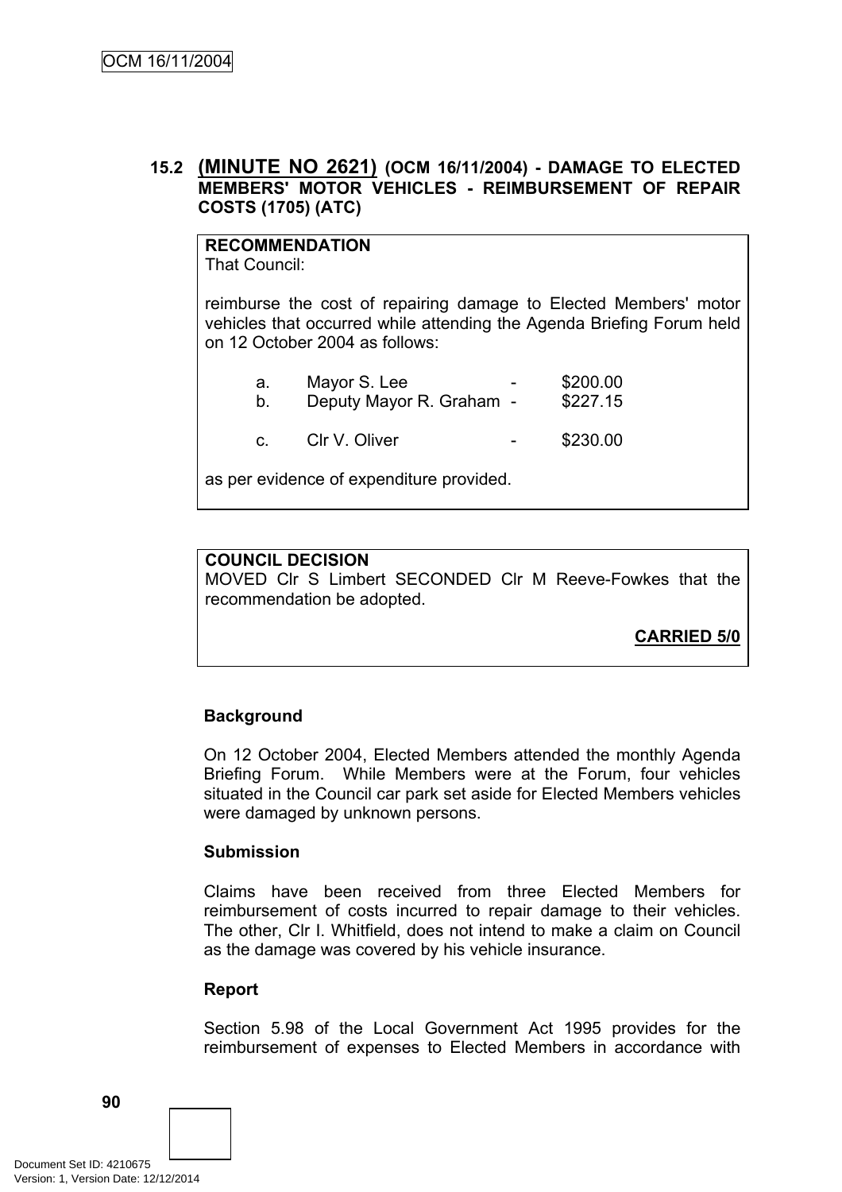## 15.2 (MINUTE NO 2621) (OCM 16/11/2004) - DAMAGE TO ELECTED MEMBERS' MOTOR VEHICLES - REIMBURSEMENT OF REPAIR COSTS (1705) (ATC)

**RECOMMENDATION**
That Council:

reimburse the cost of repairing damage to Elected Members' motor vehicles that occurred while attending the Agenda Briefing Forum held on 12 October 2004 as follows:

a. Mayor S. Lee - $200.00
b. Deputy Mayor R. Graham - $227.15
c. Clr V. Oliver - $230.00

as per evidence of expenditure provided.

**COUNCIL DECISION**
MOVED Clr S Limbert SECONDED Clr M Reeve-Fowkes that the recommendation be adopted.

**CARRIED 5/0**

**Background**

On 12 October 2004, Elected Members attended the monthly Agenda Briefing Forum. While Members were at the Forum, four vehicles situated in the Council car park set aside for Elected Members vehicles were damaged by unknown persons.

**Submission**

Claims have been received from three Elected Members for reimbursement of costs incurred to repair damage to their vehicles. The other, Clr I. Whitfield, does not intend to make a claim on Council as the damage was covered by his vehicle insurance.

**Report**

Section 5.98 of the Local Government Act 1995 provides for the reimbursement of expenses to Elected Members in accordance with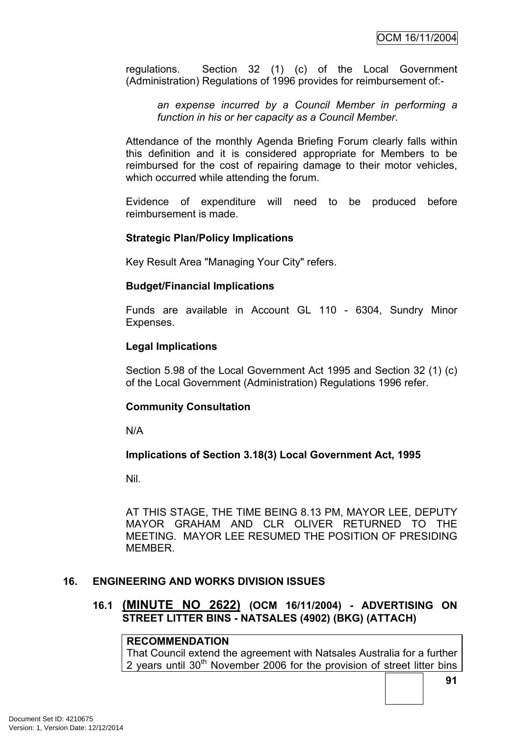regulations. Section 32 (1) (c) of the Local Government (Administration) Regulations of 1996 provides for reimbursement of:-

> *an expense incurred by a Council Member in performing a function in his or her capacity as a Council Member.*

Attendance of the monthly Agenda Briefing Forum clearly falls within this definition and it is considered appropriate for Members to be reimbursed for the cost of repairing damage to their motor vehicles, which occurred while attending the forum.

Evidence of expenditure will need to be produced before reimbursement is made.

**Strategic Plan/Policy Implications**

Key Result Area "Managing Your City" refers.

**Budget/Financial Implications**

Funds are available in Account GL 110 - 6304, Sundry Minor Expenses.

**Legal Implications**

Section 5.98 of the Local Government Act 1995 and Section 32 (1) (c) of the Local Government (Administration) Regulations 1996 refer.

**Community Consultation**

N/A

**Implications of Section 3.18(3) Local Government Act, 1995**

Nil.

AT THIS STAGE, THE TIME BEING 8.13 PM, MAYOR LEE, DEPUTY MAYOR GRAHAM AND CLR OLIVER RETURNED TO THE MEETING. MAYOR LEE RESUMED THE POSITION OF PRESIDING MEMBER.

## 16. ENGINEERING AND WORKS DIVISION ISSUES

### 16.1 <u>(MINUTE NO 2622)</u> (OCM 16/11/2004) - ADVERTISING ON STREET LITTER BINS - NATSALES (4902) (BKG) (ATTACH)

**RECOMMENDATION**
That Council extend the agreement with Natsales Australia for a further 2 years until 30th November 2006 for the provision of street litter bins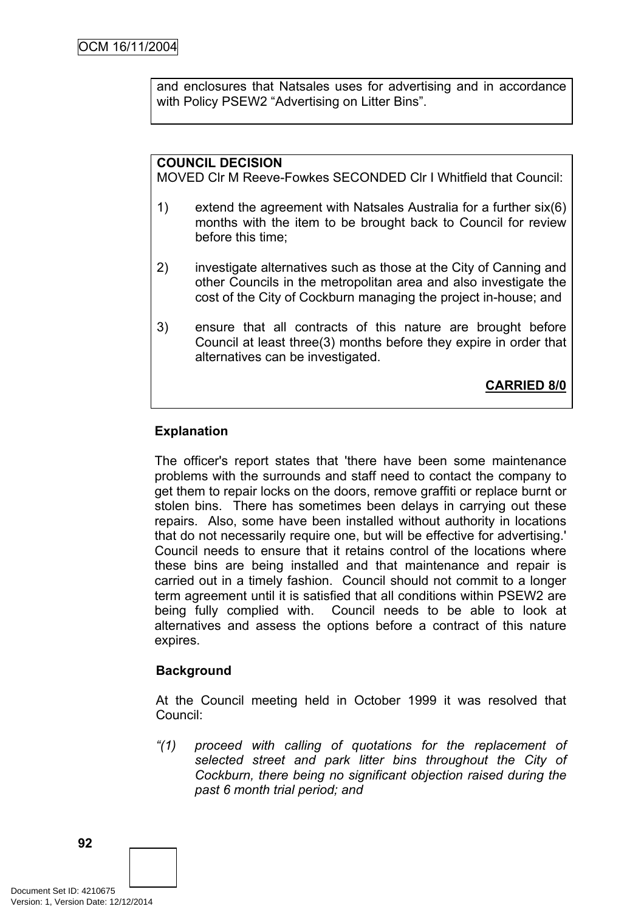and enclosures that Natsales uses for advertising and in accordance with Policy PSEW2 “Advertising on Litter Bins”.

**COUNCIL DECISION**
MOVED Clr M Reeve-Fowkes SECONDED Clr I Whitfield that Council:

1) extend the agreement with Natsales Australia for a further six(6) months with the item to be brought back to Council for review before this time;

2) investigate alternatives such as those at the City of Canning and other Councils in the metropolitan area and also investigate the cost of the City of Cockburn managing the project in-house; and

3) ensure that all contracts of this nature are brought before Council at least three(3) months before they expire in order that alternatives can be investigated.

**CARRIED 8/0**

**Explanation**

The officer's report states that 'there have been some maintenance problems with the surrounds and staff need to contact the company to get them to repair locks on the doors, remove graffiti or replace burnt or stolen bins. There has sometimes been delays in carrying out these repairs. Also, some have been installed without authority in locations that do not necessarily require one, but will be effective for advertising.' Council needs to ensure that it retains control of the locations where these bins are being installed and that maintenance and repair is carried out in a timely fashion. Council should not commit to a longer term agreement until it is satisfied that all conditions within PSEW2 are being fully complied with. Council needs to be able to look at alternatives and assess the options before a contract of this nature expires.

**Background**

At the Council meeting held in October 1999 it was resolved that Council:

*“(1) proceed with calling of quotations for the replacement of selected street and park litter bins throughout the City of Cockburn, there being no significant objection raised during the past 6 month trial period; and*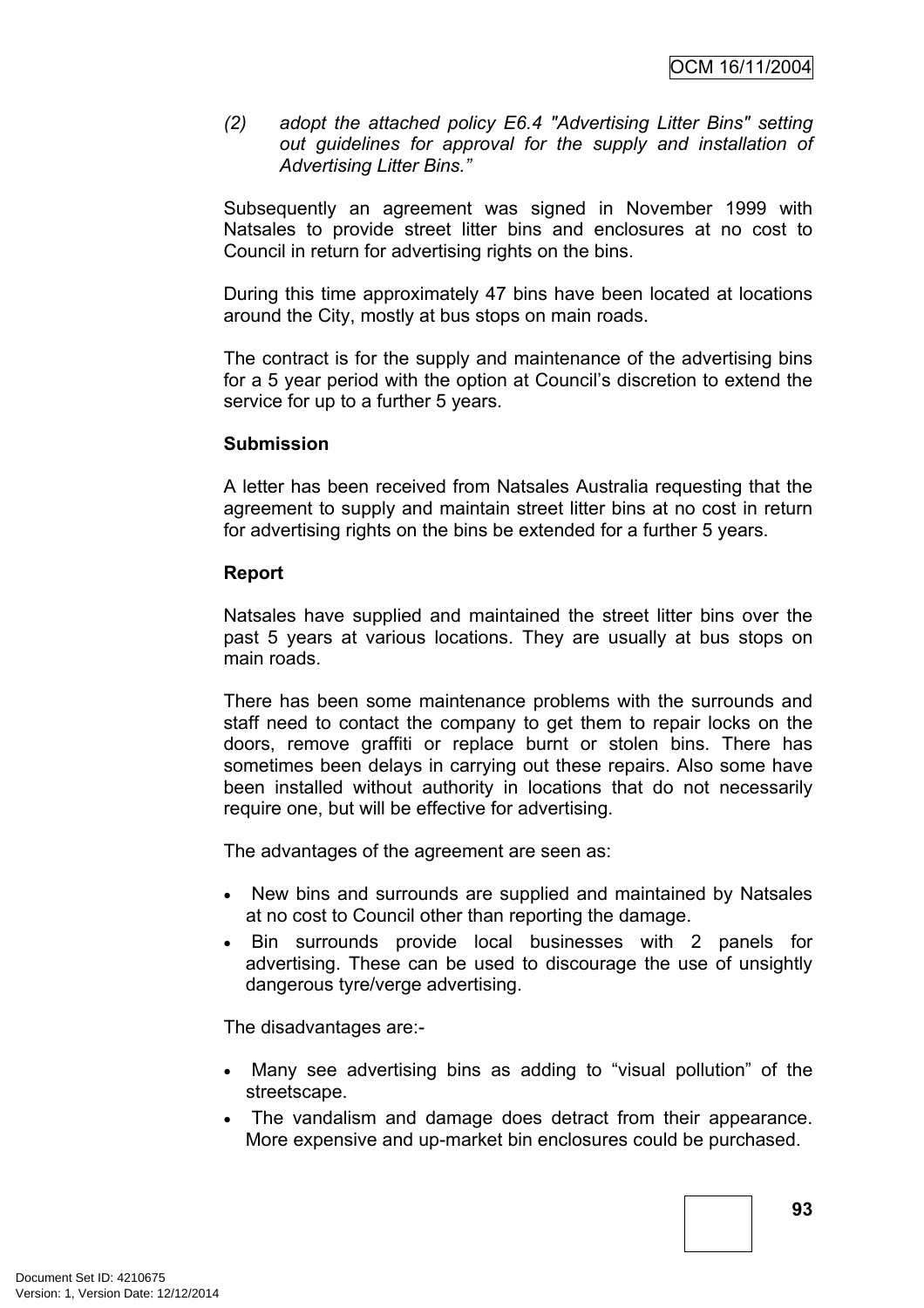*(2) adopt the attached policy E6.4 "Advertising Litter Bins" setting out guidelines for approval for the supply and installation of Advertising Litter Bins."*

Subsequently an agreement was signed in November 1999 with Natsales to provide street litter bins and enclosures at no cost to Council in return for advertising rights on the bins.

During this time approximately 47 bins have been located at locations around the City, mostly at bus stops on main roads.

The contract is for the supply and maintenance of the advertising bins for a 5 year period with the option at Council's discretion to extend the service for up to a further 5 years.

**Submission**

A letter has been received from Natsales Australia requesting that the agreement to supply and maintain street litter bins at no cost in return for advertising rights on the bins be extended for a further 5 years.

**Report**

Natsales have supplied and maintained the street litter bins over the past 5 years at various locations. They are usually at bus stops on main roads.

There has been some maintenance problems with the surrounds and staff need to contact the company to get them to repair locks on the doors, remove graffiti or replace burnt or stolen bins. There has sometimes been delays in carrying out these repairs. Also some have been installed without authority in locations that do not necessarily require one, but will be effective for advertising.

The advantages of the agreement are seen as:

- New bins and surrounds are supplied and maintained by Natsales at no cost to Council other than reporting the damage.
- Bin surrounds provide local businesses with 2 panels for advertising. These can be used to discourage the use of unsightly dangerous tyre/verge advertising.

The disadvantages are:-

- Many see advertising bins as adding to "visual pollution" of the streetscape.
- The vandalism and damage does detract from their appearance. More expensive and up-market bin enclosures could be purchased.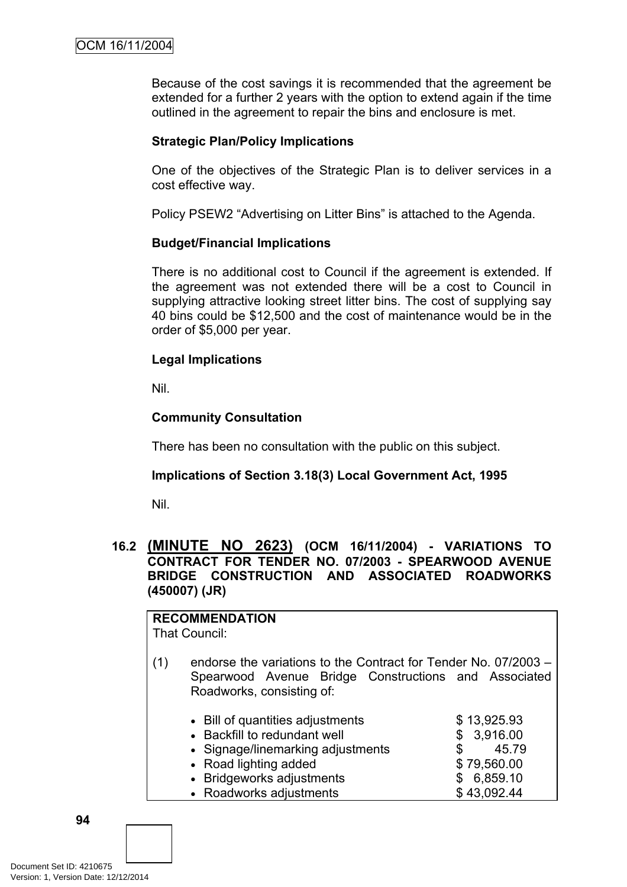Because of the cost savings it is recommended that the agreement be extended for a further 2 years with the option to extend again if the time outlined in the agreement to repair the bins and enclosure is met.

**Strategic Plan/Policy Implications**

One of the objectives of the Strategic Plan is to deliver services in a cost effective way.

Policy PSEW2 "Advertising on Litter Bins" is attached to the Agenda.

**Budget/Financial Implications**

There is no additional cost to Council if the agreement is extended. If the agreement was not extended there will be a cost to Council in supplying attractive looking street litter bins. The cost of supplying say 40 bins could be $12,500 and the cost of maintenance would be in the order of $5,000 per year.

**Legal Implications**

Nil.

**Community Consultation**

There has been no consultation with the public on this subject.

**Implications of Section 3.18(3) Local Government Act, 1995**

Nil.

## 16.2 (MINUTE NO 2623) (OCM 16/11/2004) - VARIATIONS TO CONTRACT FOR TENDER NO. 07/2003 - SPEARWOOD AVENUE BRIDGE CONSTRUCTION AND ASSOCIATED ROADWORKS (450007) (JR)

**RECOMMENDATION**
That Council:

(1) endorse the variations to the Contract for Tender No. 07/2003 – Spearwood Avenue Bridge Constructions and Associated Roadworks, consisting of:

- Bill of quantities adjustments $ 13,925.93
- Backfill to redundant well $ 3,916.00
- Signage/linemarking adjustments $ 45.79
- Road lighting added $ 79,560.00
- Bridgeworks adjustments $ 6,859.10
- Roadworks adjustments $ 43,092.44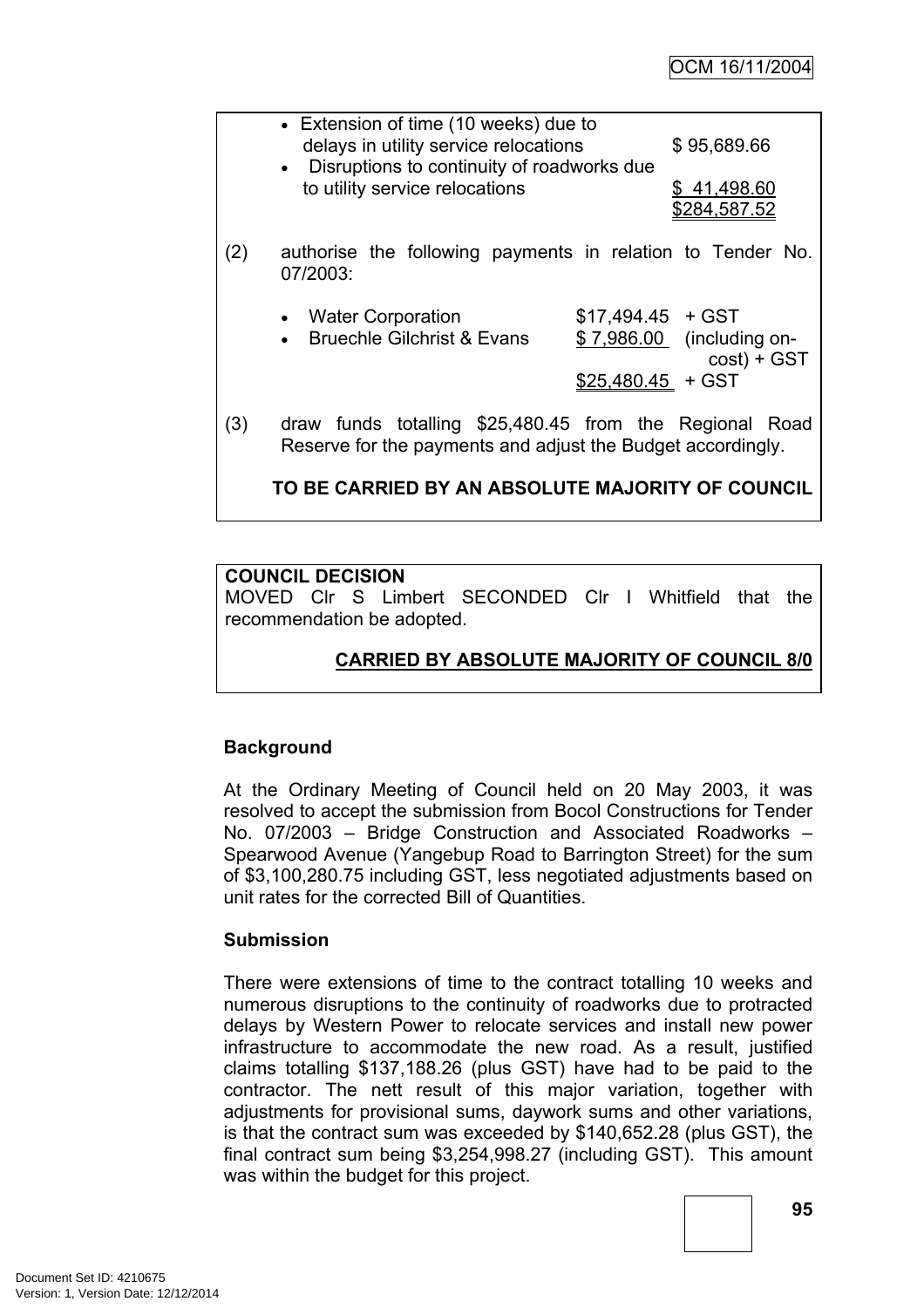- Extension of time (10 weeks) due to delays in utility service relocations $95,689.66
- Disruptions to continuity of roadworks due to utility service relocations $ 41,498.60

$284,587.52

(2) authorise the following payments in relation to Tender No. 07/2003:

| | | |
|---|---|---|
| • Water Corporation | $17,494.45 | + GST |
| • Bruechle Gilchrist & Evans | $ 7,986.00 | (including on-cost) + GST |
| | $25,480.45 | + GST |

(3) draw funds totalling $25,480.45 from the Regional Road Reserve for the payments and adjust the Budget accordingly.

**TO BE CARRIED BY AN ABSOLUTE MAJORITY OF COUNCIL**

**COUNCIL DECISION**

MOVED Clr S Limbert SECONDED Clr I Whitfield that the recommendation be adopted.

**CARRIED BY ABSOLUTE MAJORITY OF COUNCIL 8/0**

**Background**

At the Ordinary Meeting of Council held on 20 May 2003, it was resolved to accept the submission from Bocol Constructions for Tender No. 07/2003 – Bridge Construction and Associated Roadworks – Spearwood Avenue (Yangebup Road to Barrington Street) for the sum of $3,100,280.75 including GST, less negotiated adjustments based on unit rates for the corrected Bill of Quantities.

**Submission**

There were extensions of time to the contract totalling 10 weeks and numerous disruptions to the continuity of roadworks due to protracted delays by Western Power to relocate services and install new power infrastructure to accommodate the new road. As a result, justified claims totalling $137,188.26 (plus GST) have had to be paid to the contractor. The nett result of this major variation, together with adjustments for provisional sums, daywork sums and other variations, is that the contract sum was exceeded by $140,652.28 (plus GST), the final contract sum being $3,254,998.27 (including GST). This amount was within the budget for this project.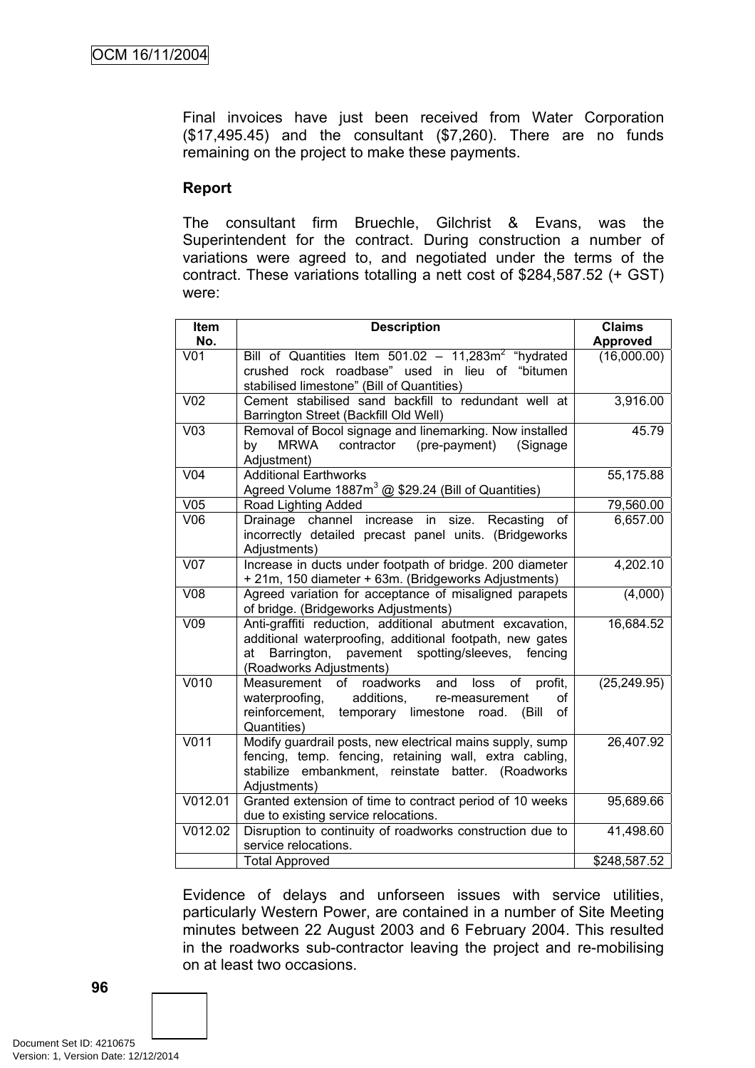Final invoices have just been received from Water Corporation ($17,495.45) and the consultant ($7,260). There are no funds remaining on the project to make these payments.

**Report**

The consultant firm Bruechle, Gilchrist & Evans, was the Superintendent for the contract. During construction a number of variations were agreed to, and negotiated under the terms of the contract. These variations totalling a nett cost of $284,587.52 (+ GST) were:

| Item No. | Description | Claims Approved |
|---|---|---|
| V01 | Bill of Quantities Item 501.02 – 11,283m$^2$ "hydrated crushed rock roadbase" used in lieu of "bitumen stabilised limestone" (Bill of Quantities) | (16,000.00) |
| V02 | Cement stabilised sand backfill to redundant well at Barrington Street (Backfill Old Well) | 3,916.00 |
| V03 | Removal of Bocol signage and linemarking. Now installed by MRWA contractor (pre-payment) (Signage Adjustment) | 45.79 |
| V04 | Additional Earthworks<br>Agreed Volume 1887m$^3$ @ $29.24 (Bill of Quantities) | 55,175.88 |
| V05 | Road Lighting Added | 79,560.00 |
| V06 | Drainage channel increase in size. Recasting of incorrectly detailed precast panel units. (Bridgeworks Adjustments) | 6,657.00 |
| V07 | Increase in ducts under footpath of bridge. 200 diameter + 21m, 150 diameter + 63m. (Bridgeworks Adjustments) | 4,202.10 |
| V08 | Agreed variation for acceptance of misaligned parapets of bridge. (Bridgeworks Adjustments) | (4,000) |
| V09 | Anti-graffiti reduction, additional abutment excavation, additional waterproofing, additional footpath, new gates at Barrington, pavement spotting/sleeves, fencing (Roadworks Adjustments) | 16,684.52 |
| V010 | Measurement of roadworks and loss of profit, waterproofing, additions, re-measurement of reinforcement, temporary limestone road. (Bill of Quantities) | (25,249.95) |
| V011 | Modify guardrail posts, new electrical mains supply, sump fencing, temp. fencing, retaining wall, extra cabling, stabilize embankment, reinstate batter. (Roadworks Adjustments) | 26,407.92 |
| V012.01 | Granted extension of time to contract period of 10 weeks due to existing service relocations. | 95,689.66 |
| V012.02 | Disruption to continuity of roadworks construction due to service relocations. | 41,498.60 |
| | Total Approved | $248,587.52 |

Evidence of delays and unforseen issues with service utilities, particularly Western Power, are contained in a number of Site Meeting minutes between 22 August 2003 and 6 February 2004. This resulted in the roadworks sub-contractor leaving the project and re-mobilising on at least two occasions.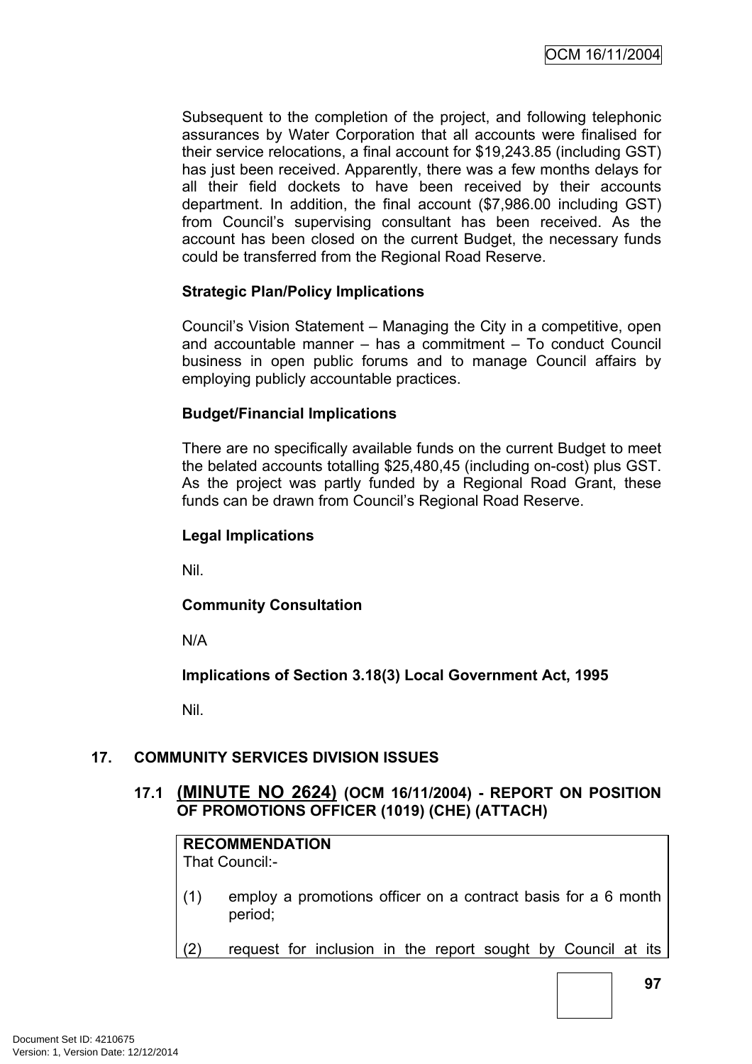Subsequent to the completion of the project, and following telephonic assurances by Water Corporation that all accounts were finalised for their service relocations, a final account for $19,243.85 (including GST) has just been received. Apparently, there was a few months delays for all their field dockets to have been received by their accounts department. In addition, the final account ($7,986.00 including GST) from Council's supervising consultant has been received. As the account has been closed on the current Budget, the necessary funds could be transferred from the Regional Road Reserve.

**Strategic Plan/Policy Implications**

Council's Vision Statement – Managing the City in a competitive, open and accountable manner – has a commitment – To conduct Council business in open public forums and to manage Council affairs by employing publicly accountable practices.

**Budget/Financial Implications**

There are no specifically available funds on the current Budget to meet the belated accounts totalling $25,480,45 (including on-cost) plus GST. As the project was partly funded by a Regional Road Grant, these funds can be drawn from Council's Regional Road Reserve.

**Legal Implications**

Nil.

**Community Consultation**

N/A

**Implications of Section 3.18(3) Local Government Act, 1995**

Nil.

## 17. COMMUNITY SERVICES DIVISION ISSUES

### 17.1 (MINUTE NO 2624) (OCM 16/11/2004) - REPORT ON POSITION OF PROMOTIONS OFFICER (1019) (CHE) (ATTACH)

**RECOMMENDATION**
That Council:-

(1) employ a promotions officer on a contract basis for a 6 month period;

(2) request for inclusion in the report sought by Council at its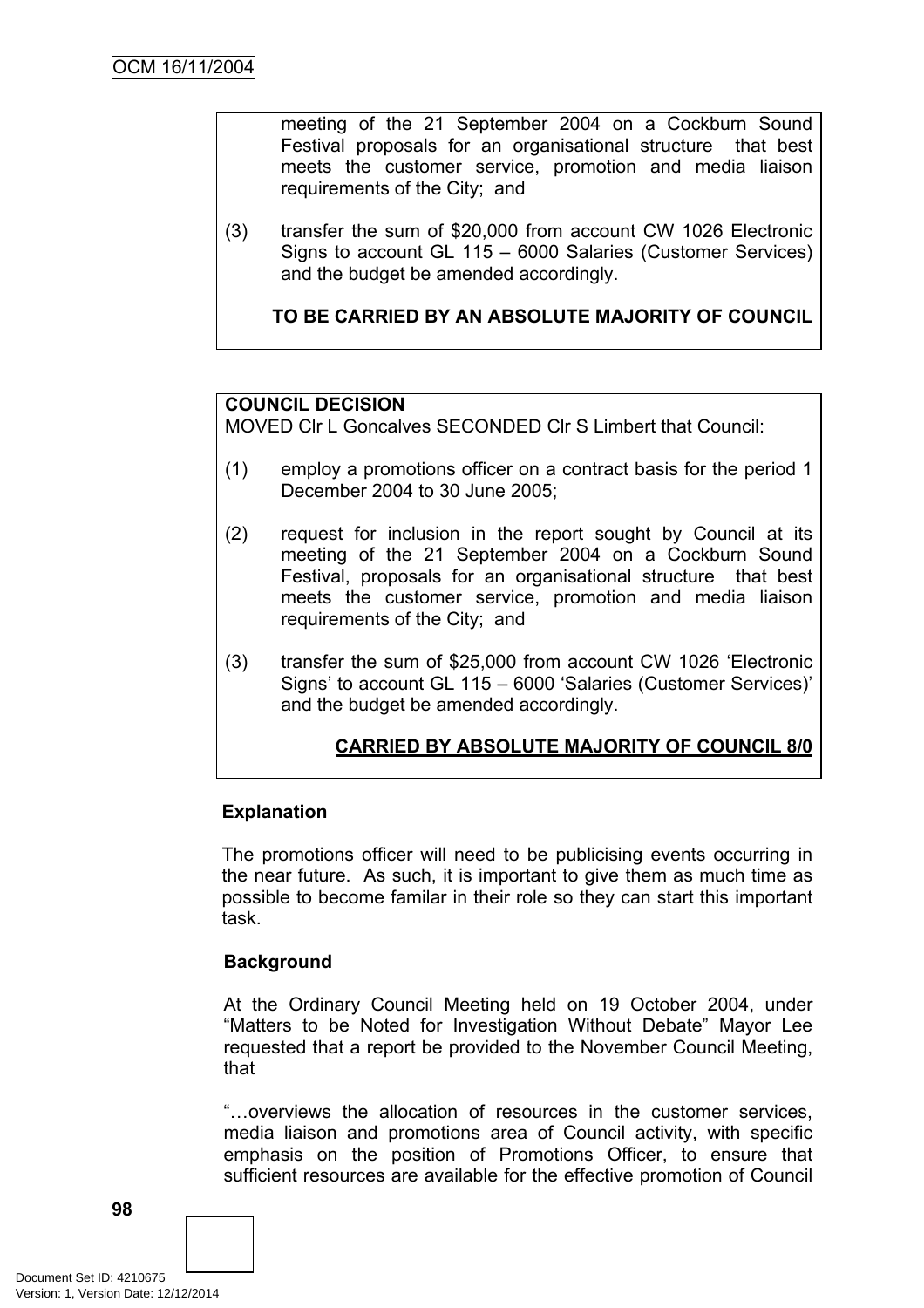meeting of the 21 September 2004 on a Cockburn Sound Festival proposals for an organisational structure that best meets the customer service, promotion and media liaison requirements of the City; and

(3) transfer the sum of $20,000 from account CW 1026 Electronic Signs to account GL 115 – 6000 Salaries (Customer Services) and the budget be amended accordingly.

**TO BE CARRIED BY AN ABSOLUTE MAJORITY OF COUNCIL**

**COUNCIL DECISION**
MOVED Clr L Goncalves SECONDED Clr S Limbert that Council:

(1) employ a promotions officer on a contract basis for the period 1 December 2004 to 30 June 2005;

(2) request for inclusion in the report sought by Council at its meeting of the 21 September 2004 on a Cockburn Sound Festival, proposals for an organisational structure that best meets the customer service, promotion and media liaison requirements of the City; and

(3) transfer the sum of $25,000 from account CW 1026 'Electronic Signs' to account GL 115 – 6000 'Salaries (Customer Services)' and the budget be amended accordingly.

**CARRIED BY ABSOLUTE MAJORITY OF COUNCIL 8/0**

**Explanation**

The promotions officer will need to be publicising events occurring in the near future. As such, it is important to give them as much time as possible to become familar in their role so they can start this important task.

**Background**

At the Ordinary Council Meeting held on 19 October 2004, under "Matters to be Noted for Investigation Without Debate" Mayor Lee requested that a report be provided to the November Council Meeting, that

"…overviews the allocation of resources in the customer services, media liaison and promotions area of Council activity, with specific emphasis on the position of Promotions Officer, to ensure that sufficient resources are available for the effective promotion of Council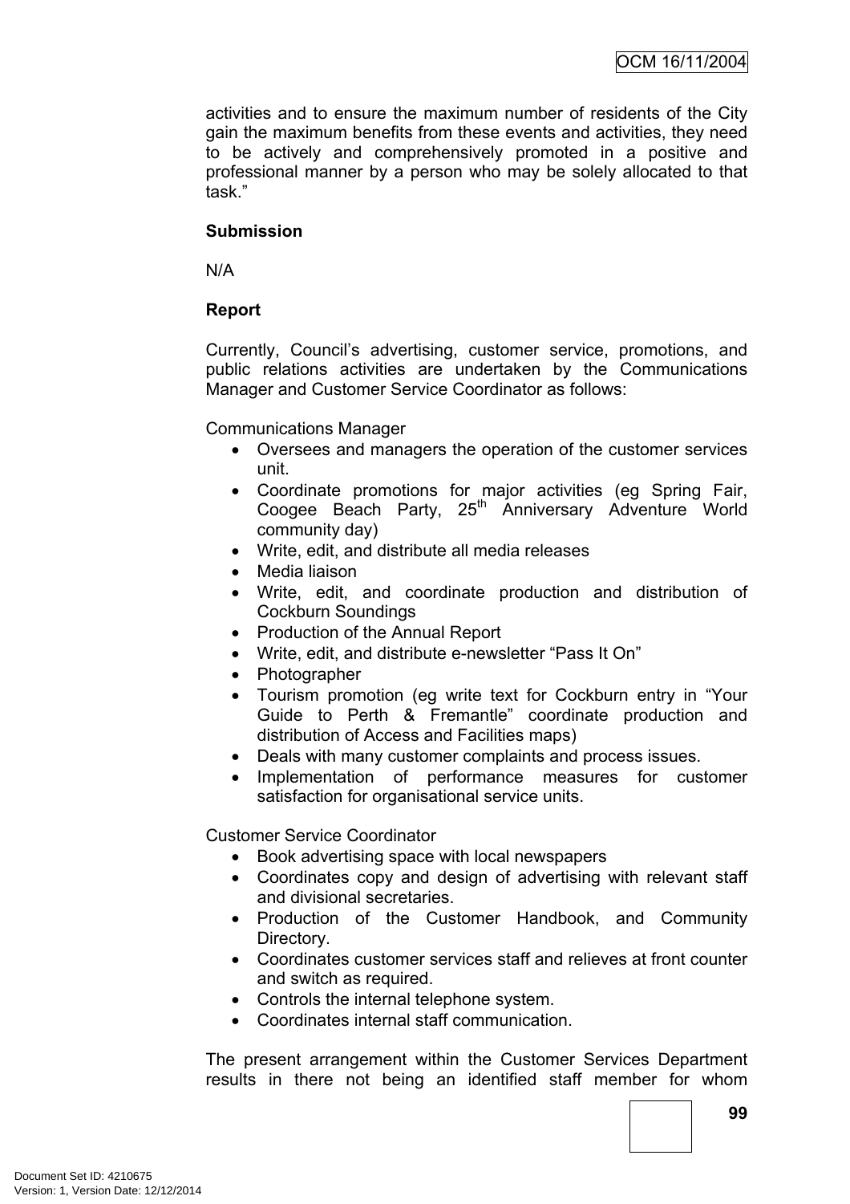activities and to ensure the maximum number of residents of the City gain the maximum benefits from these events and activities, they need to be actively and comprehensively promoted in a positive and professional manner by a person who may be solely allocated to that task."

**Submission**

N/A

**Report**

Currently, Council's advertising, customer service, promotions, and public relations activities are undertaken by the Communications Manager and Customer Service Coordinator as follows:

Communications Manager

- Oversees and managers the operation of the customer services unit.
- Coordinate promotions for major activities (eg Spring Fair, Coogee Beach Party, 25th Anniversary Adventure World community day)
- Write, edit, and distribute all media releases
- Media liaison
- Write, edit, and coordinate production and distribution of Cockburn Soundings
- Production of the Annual Report
- Write, edit, and distribute e-newsletter "Pass It On"
- Photographer
- Tourism promotion (eg write text for Cockburn entry in "Your Guide to Perth & Fremantle" coordinate production and distribution of Access and Facilities maps)
- Deals with many customer complaints and process issues.
- Implementation of performance measures for customer satisfaction for organisational service units.

Customer Service Coordinator

- Book advertising space with local newspapers
- Coordinates copy and design of advertising with relevant staff and divisional secretaries.
- Production of the Customer Handbook, and Community Directory.
- Coordinates customer services staff and relieves at front counter and switch as required.
- Controls the internal telephone system.
- Coordinates internal staff communication.

The present arrangement within the Customer Services Department results in there not being an identified staff member for whom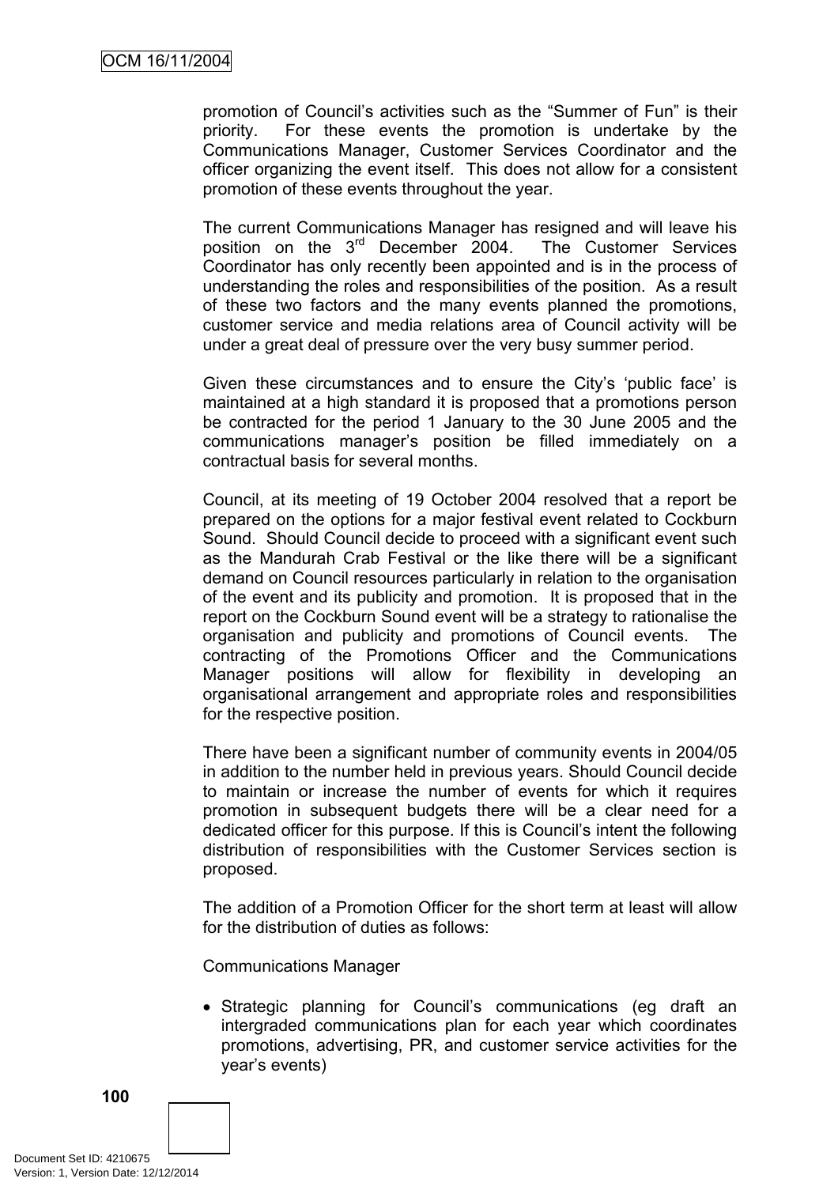promotion of Council's activities such as the "Summer of Fun" is their priority. For these events the promotion is undertake by the Communications Manager, Customer Services Coordinator and the officer organizing the event itself. This does not allow for a consistent promotion of these events throughout the year.

The current Communications Manager has resigned and will leave his position on the 3rd December 2004. The Customer Services Coordinator has only recently been appointed and is in the process of understanding the roles and responsibilities of the position. As a result of these two factors and the many events planned the promotions, customer service and media relations area of Council activity will be under a great deal of pressure over the very busy summer period.

Given these circumstances and to ensure the City's 'public face' is maintained at a high standard it is proposed that a promotions person be contracted for the period 1 January to the 30 June 2005 and the communications manager's position be filled immediately on a contractual basis for several months.

Council, at its meeting of 19 October 2004 resolved that a report be prepared on the options for a major festival event related to Cockburn Sound. Should Council decide to proceed with a significant event such as the Mandurah Crab Festival or the like there will be a significant demand on Council resources particularly in relation to the organisation of the event and its publicity and promotion. It is proposed that in the report on the Cockburn Sound event will be a strategy to rationalise the organisation and publicity and promotions of Council events. The contracting of the Promotions Officer and the Communications Manager positions will allow for flexibility in developing an organisational arrangement and appropriate roles and responsibilities for the respective position.

There have been a significant number of community events in 2004/05 in addition to the number held in previous years. Should Council decide to maintain or increase the number of events for which it requires promotion in subsequent budgets there will be a clear need for a dedicated officer for this purpose. If this is Council's intent the following distribution of responsibilities with the Customer Services section is proposed.

The addition of a Promotion Officer for the short term at least will allow for the distribution of duties as follows:

Communications Manager

- Strategic planning for Council's communications (eg draft an intergraded communications plan for each year which coordinates promotions, advertising, PR, and customer service activities for the year's events)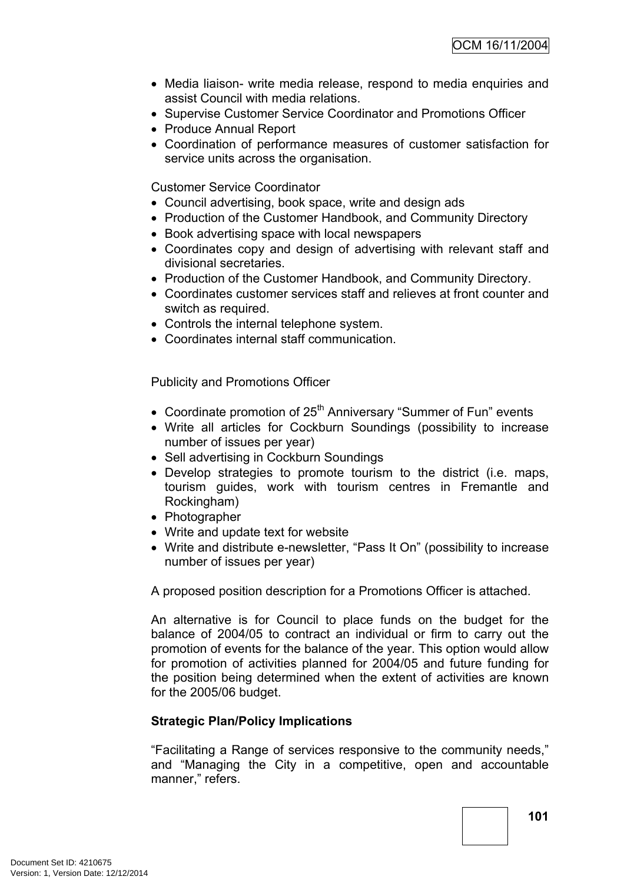- Media liaison- write media release, respond to media enquiries and assist Council with media relations.
- Supervise Customer Service Coordinator and Promotions Officer
- Produce Annual Report
- Coordination of performance measures of customer satisfaction for service units across the organisation.

Customer Service Coordinator

- Council advertising, book space, write and design ads
- Production of the Customer Handbook, and Community Directory
- Book advertising space with local newspapers
- Coordinates copy and design of advertising with relevant staff and divisional secretaries.
- Production of the Customer Handbook, and Community Directory.
- Coordinates customer services staff and relieves at front counter and switch as required.
- Controls the internal telephone system.
- Coordinates internal staff communication.

Publicity and Promotions Officer

- Coordinate promotion of 25th Anniversary “Summer of Fun” events
- Write all articles for Cockburn Soundings (possibility to increase number of issues per year)
- Sell advertising in Cockburn Soundings
- Develop strategies to promote tourism to the district (i.e. maps, tourism guides, work with tourism centres in Fremantle and Rockingham)
- Photographer
- Write and update text for website
- Write and distribute e-newsletter, “Pass It On” (possibility to increase number of issues per year)

A proposed position description for a Promotions Officer is attached.

An alternative is for Council to place funds on the budget for the balance of 2004/05 to contract an individual or firm to carry out the promotion of events for the balance of the year. This option would allow for promotion of activities planned for 2004/05 and future funding for the position being determined when the extent of activities are known for the 2005/06 budget.

**Strategic Plan/Policy Implications**

“Facilitating a Range of services responsive to the community needs,” and “Managing the City in a competitive, open and accountable manner,” refers.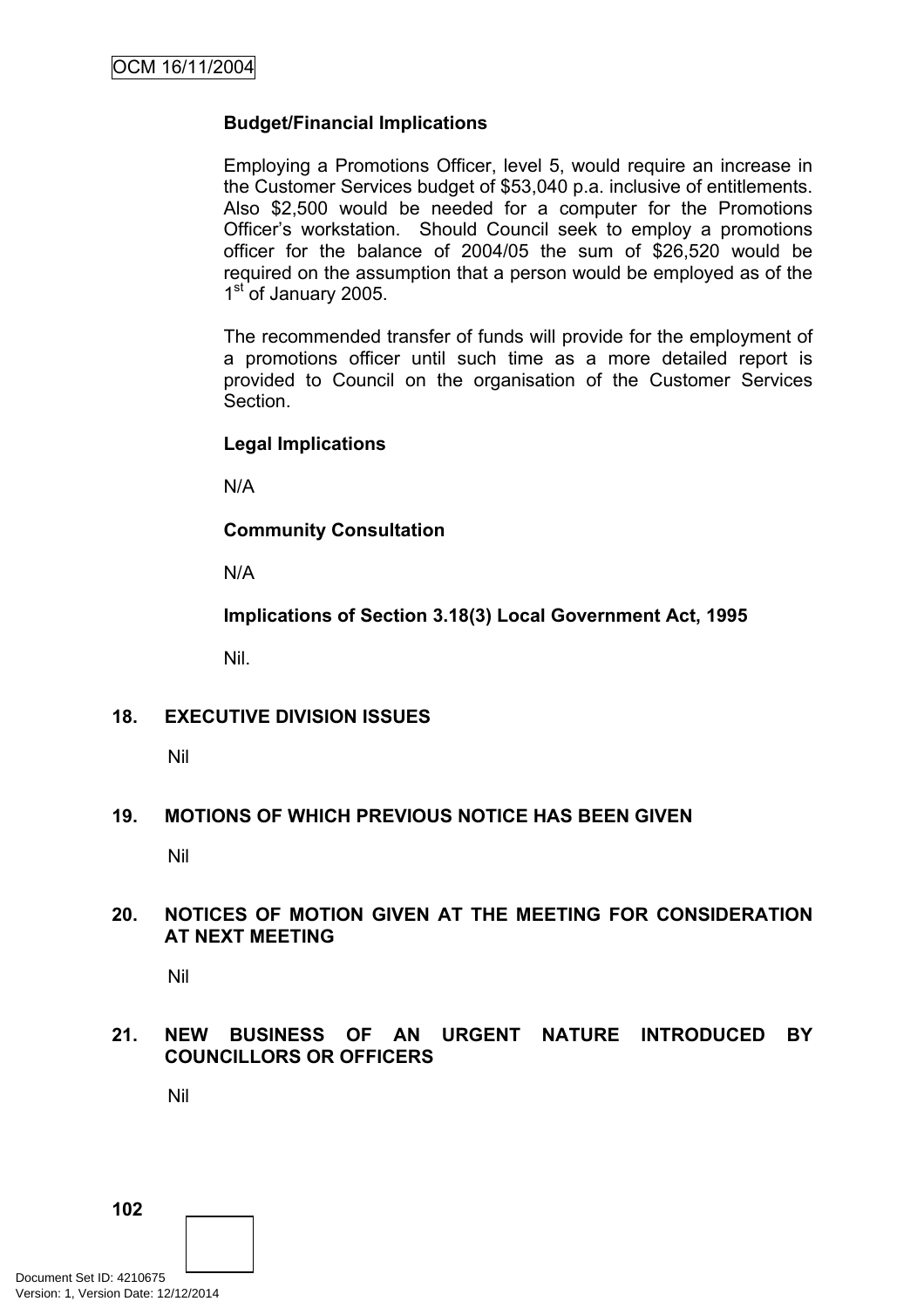**Budget/Financial Implications**

Employing a Promotions Officer, level 5, would require an increase in the Customer Services budget of $53,040 p.a. inclusive of entitlements. Also $2,500 would be needed for a computer for the Promotions Officer's workstation. Should Council seek to employ a promotions officer for the balance of 2004/05 the sum of $26,520 would be required on the assumption that a person would be employed as of the 1st of January 2005.

The recommended transfer of funds will provide for the employment of a promotions officer until such time as a more detailed report is provided to Council on the organisation of the Customer Services Section.

**Legal Implications**

N/A

**Community Consultation**

N/A

**Implications of Section 3.18(3) Local Government Act, 1995**

Nil.

## 18. EXECUTIVE DIVISION ISSUES

Nil

## 19. MOTIONS OF WHICH PREVIOUS NOTICE HAS BEEN GIVEN

Nil

## 20. NOTICES OF MOTION GIVEN AT THE MEETING FOR CONSIDERATION AT NEXT MEETING

Nil

## 21. NEW BUSINESS OF AN URGENT NATURE INTRODUCED BY COUNCILLORS OR OFFICERS

Nil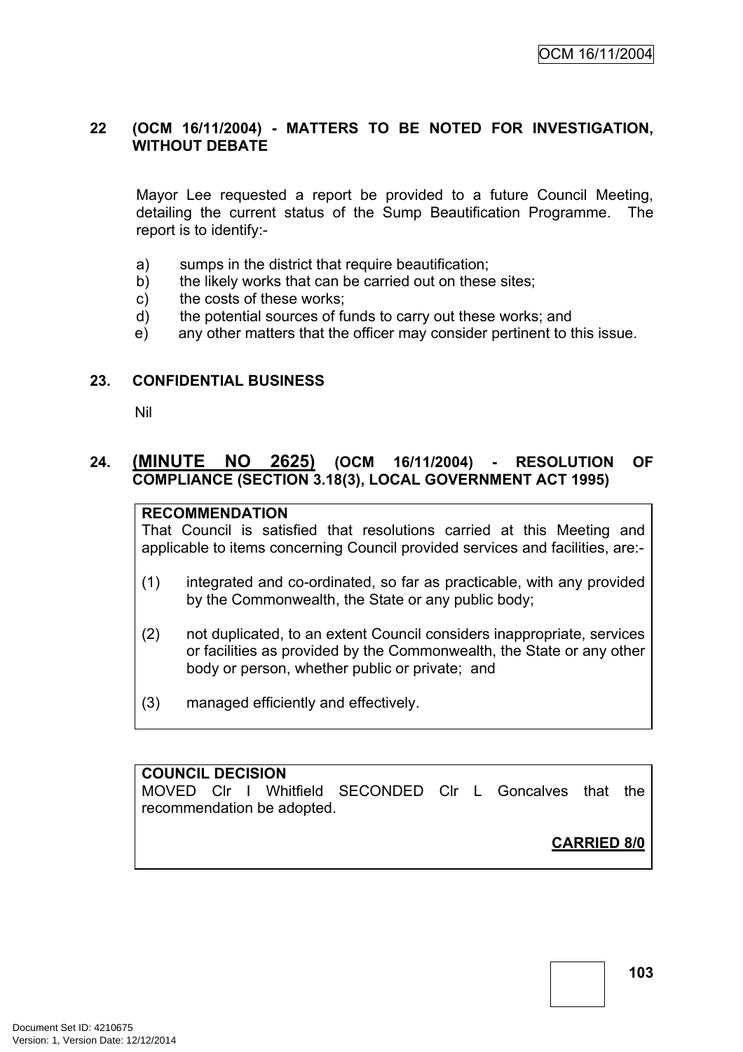## 22 (OCM 16/11/2004) - MATTERS TO BE NOTED FOR INVESTIGATION, WITHOUT DEBATE

Mayor Lee requested a report be provided to a future Council Meeting, detailing the current status of the Sump Beautification Programme. The report is to identify:-

a) sumps in the district that require beautification;
b) the likely works that can be carried out on these sites;
c) the costs of these works;
d) the potential sources of funds to carry out these works; and
e) any other matters that the officer may consider pertinent to this issue.

## 23. CONFIDENTIAL BUSINESS

Nil

## 24. (MINUTE NO 2625) (OCM 16/11/2004) - RESOLUTION OF COMPLIANCE (SECTION 3.18(3), LOCAL GOVERNMENT ACT 1995)

**RECOMMENDATION**
That Council is satisfied that resolutions carried at this Meeting and applicable to items concerning Council provided services and facilities, are:-

(1) integrated and co-ordinated, so far as practicable, with any provided by the Commonwealth, the State or any public body;

(2) not duplicated, to an extent Council considers inappropriate, services or facilities as provided by the Commonwealth, the State or any other body or person, whether public or private; and

(3) managed efficiently and effectively.

**COUNCIL DECISION**
MOVED Clr I Whitfield SECONDED Clr L Goncalves that the recommendation be adopted.

**CARRIED 8/0**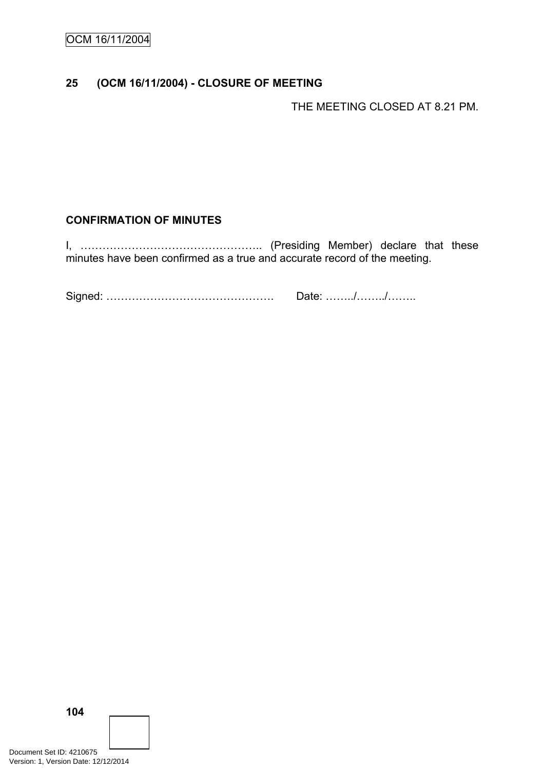## 25 (OCM 16/11/2004) - CLOSURE OF MEETING

THE MEETING CLOSED AT 8.21 PM.

## CONFIRMATION OF MINUTES

I, ………………………………………….. (Presiding Member) declare that these minutes have been confirmed as a true and accurate record of the meeting.

Signed: ……………………………………… Date: ……../……../……..